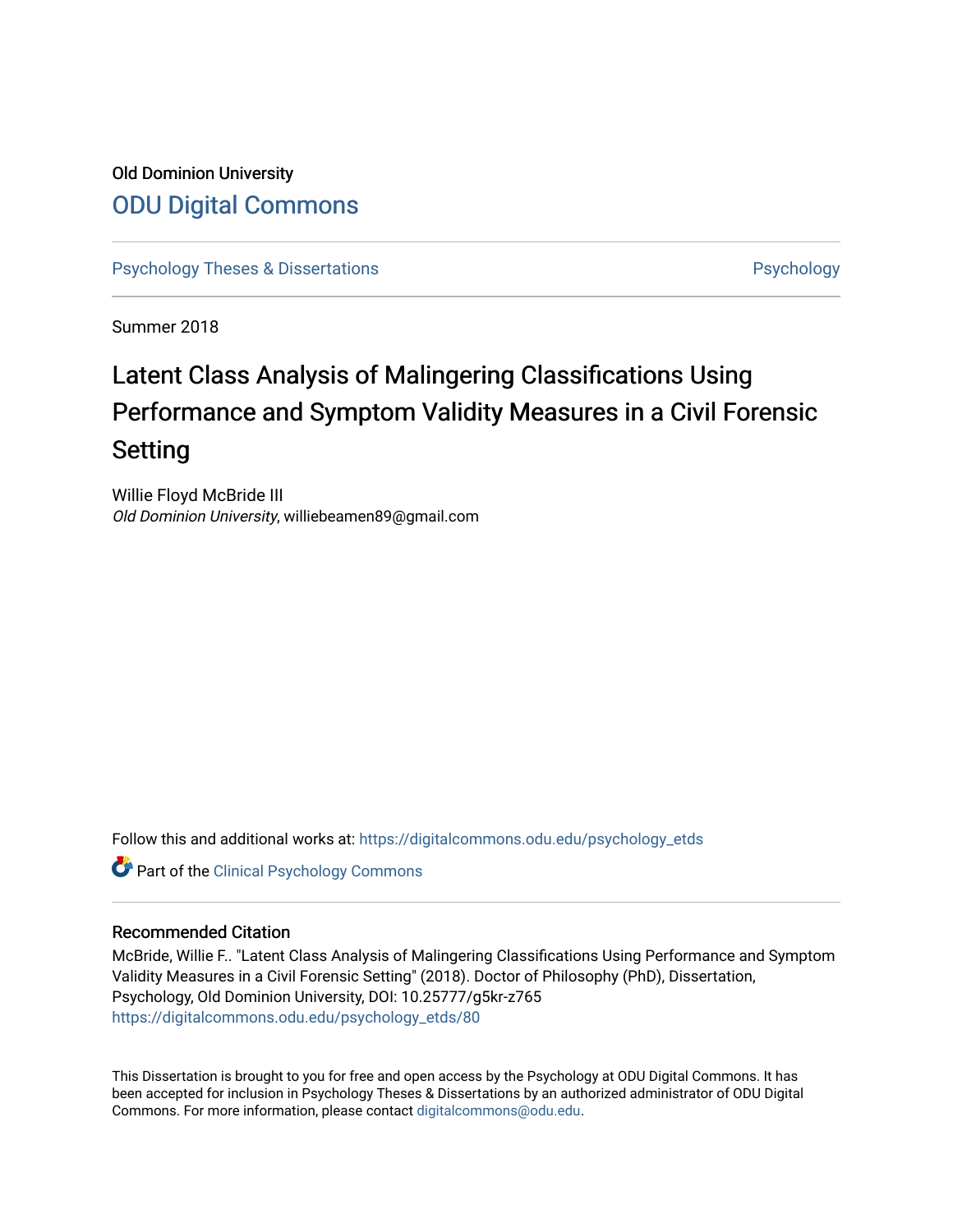Old Dominion University

## ODU Digital Commons

Psychology Theses & Dissertations

Psychology

Summer 2018

# Latent Class Analysis of Malingering Classifications Using Performance and Symptom Validity Measures in a Civil Forensic Setting

Willie Floyd McBride III
*Old Dominion University*, williebeamen89@gmail.com

Follow this and additional works at: https://digitalcommons.odu.edu/psychology_etds

Part of the Clinical Psychology Commons

### Recommended Citation

McBride, Willie F.. "Latent Class Analysis of Malingering Classifications Using Performance and Symptom Validity Measures in a Civil Forensic Setting" (2018). Doctor of Philosophy (PhD), Dissertation, Psychology, Old Dominion University, DOI: 10.25777/g5kr-z765
https://digitalcommons.odu.edu/psychology_etds/80

This Dissertation is brought to you for free and open access by the Psychology at ODU Digital Commons. It has been accepted for inclusion in Psychology Theses & Dissertations by an authorized administrator of ODU Digital Commons. For more information, please contact digitalcommons@odu.edu.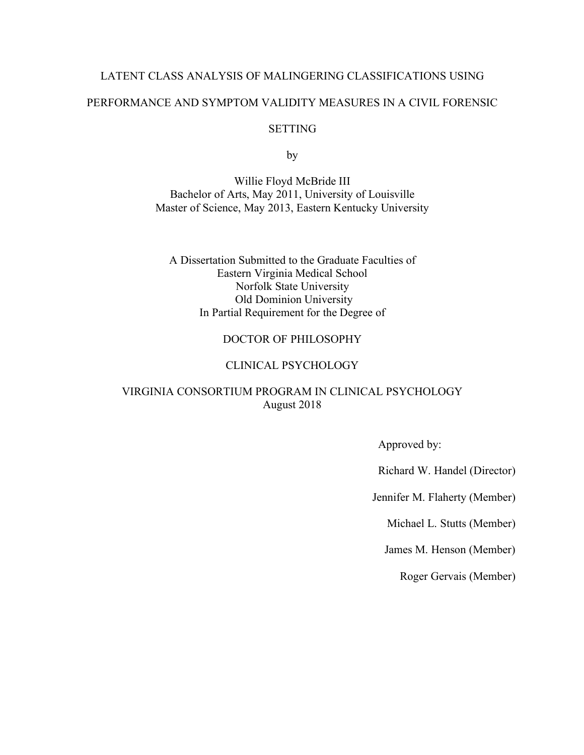# LATENT CLASS ANALYSIS OF MALINGERING CLASSIFICATIONS USING PERFORMANCE AND SYMPTOM VALIDITY MEASURES IN A CIVIL FORENSIC SETTING

by

Willie Floyd McBride III
Bachelor of Arts, May 2011, University of Louisville
Master of Science, May 2013, Eastern Kentucky University

A Dissertation Submitted to the Graduate Faculties of
Eastern Virginia Medical School
Norfolk State University
Old Dominion University
In Partial Requirement for the Degree of

DOCTOR OF PHILOSOPHY

CLINICAL PSYCHOLOGY

VIRGINIA CONSORTIUM PROGRAM IN CLINICAL PSYCHOLOGY
August 2018

Approved by:

Richard W. Handel (Director)

Jennifer M. Flaherty (Member)

Michael L. Stutts (Member)

James M. Henson (Member)

Roger Gervais (Member)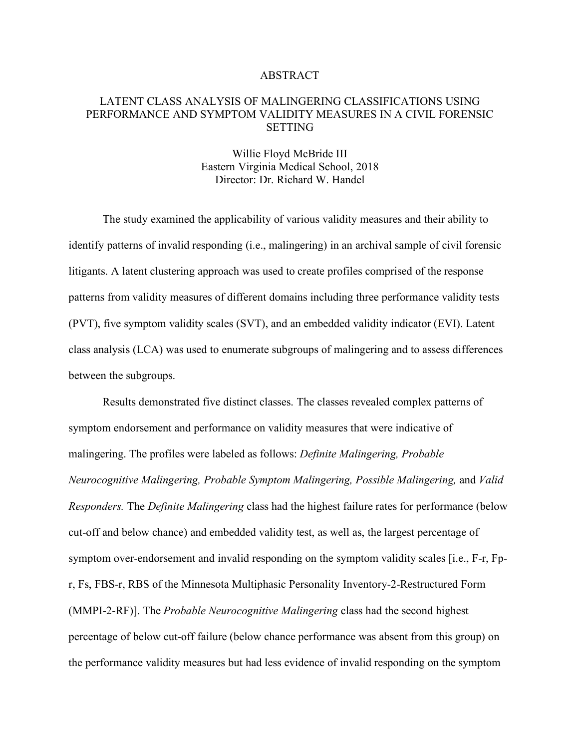# ABSTRACT

## LATENT CLASS ANALYSIS OF MALINGERING CLASSIFICATIONS USING PERFORMANCE AND SYMPTOM VALIDITY MEASURES IN A CIVIL FORENSIC SETTING

Willie Floyd McBride III
Eastern Virginia Medical School, 2018
Director: Dr. Richard W. Handel

The study examined the applicability of various validity measures and their ability to identify patterns of invalid responding (i.e., malingering) in an archival sample of civil forensic litigants. A latent clustering approach was used to create profiles comprised of the response patterns from validity measures of different domains including three performance validity tests (PVT), five symptom validity scales (SVT), and an embedded validity indicator (EVI). Latent class analysis (LCA) was used to enumerate subgroups of malingering and to assess differences between the subgroups.

Results demonstrated five distinct classes. The classes revealed complex patterns of symptom endorsement and performance on validity measures that were indicative of malingering. The profiles were labeled as follows: *Definite Malingering, Probable Neurocognitive Malingering, Probable Symptom Malingering, Possible Malingering,* and *Valid Responders.* The *Definite Malingering* class had the highest failure rates for performance (below cut-off and below chance) and embedded validity test, as well as, the largest percentage of symptom over-endorsement and invalid responding on the symptom validity scales [i.e., F-r, Fp-r, Fs, FBS-r, RBS of the Minnesota Multiphasic Personality Inventory-2-Restructured Form (MMPI-2-RF)]. The *Probable Neurocognitive Malingering* class had the second highest percentage of below cut-off failure (below chance performance was absent from this group) on the performance validity measures but had less evidence of invalid responding on the symptom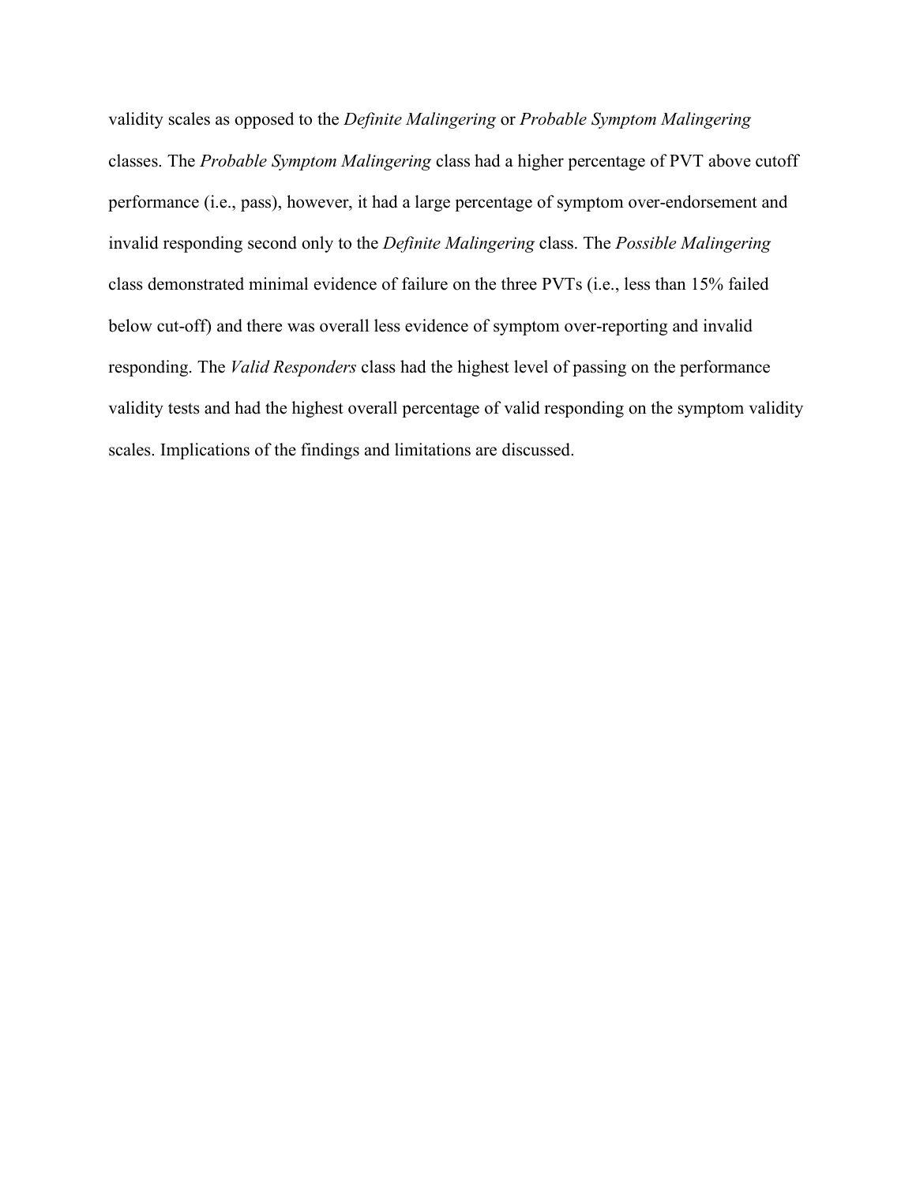validity scales as opposed to the *Definite Malingering* or *Probable Symptom Malingering* classes. The *Probable Symptom Malingering* class had a higher percentage of PVT above cutoff performance (i.e., pass), however, it had a large percentage of symptom over-endorsement and invalid responding second only to the *Definite Malingering* class. The *Possible Malingering* class demonstrated minimal evidence of failure on the three PVTs (i.e., less than 15% failed below cut-off) and there was overall less evidence of symptom over-reporting and invalid responding. The *Valid Responders* class had the highest level of passing on the performance validity tests and had the highest overall percentage of valid responding on the symptom validity scales. Implications of the findings and limitations are discussed.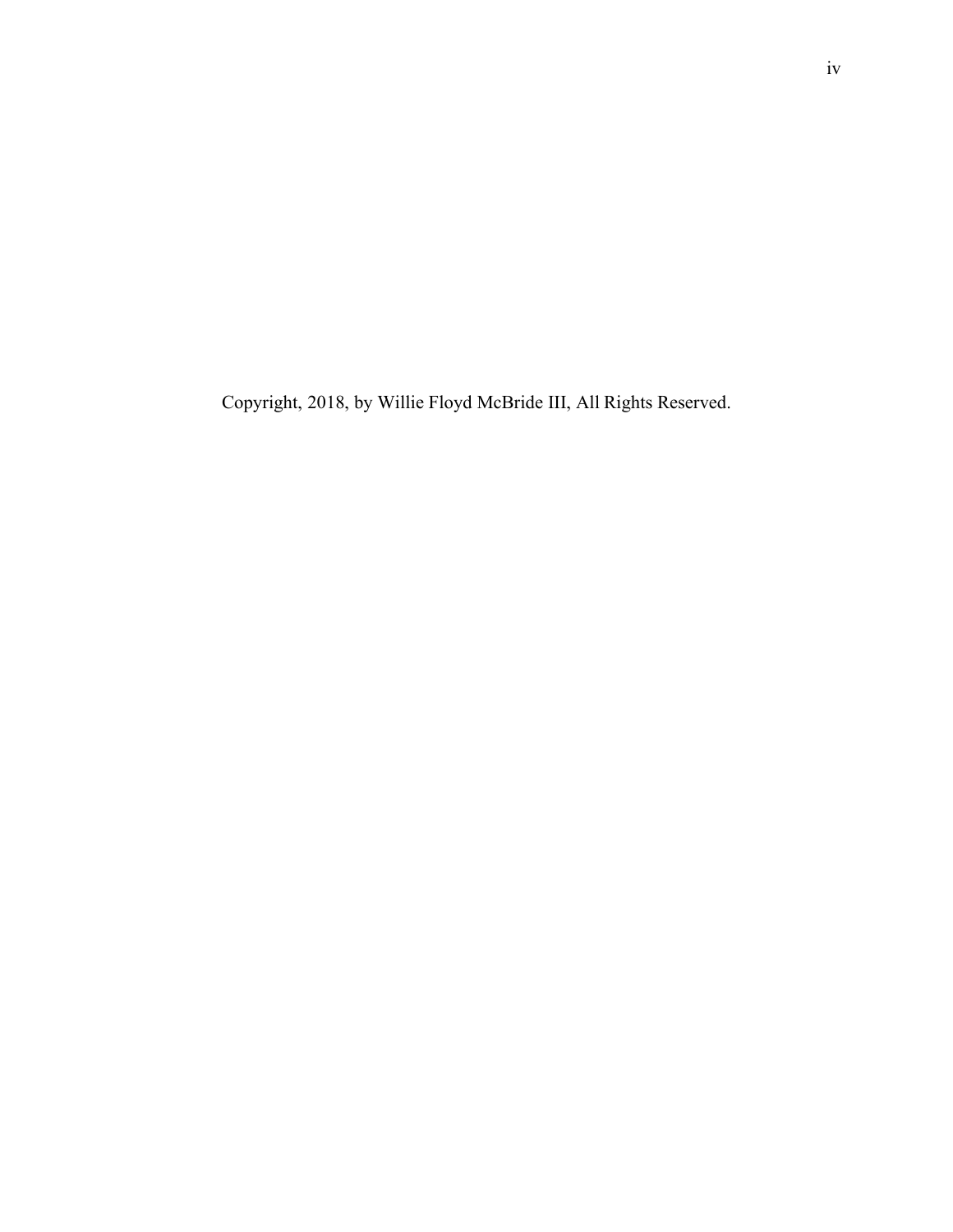Copyright, 2018, by Willie Floyd McBride III, All Rights Reserved.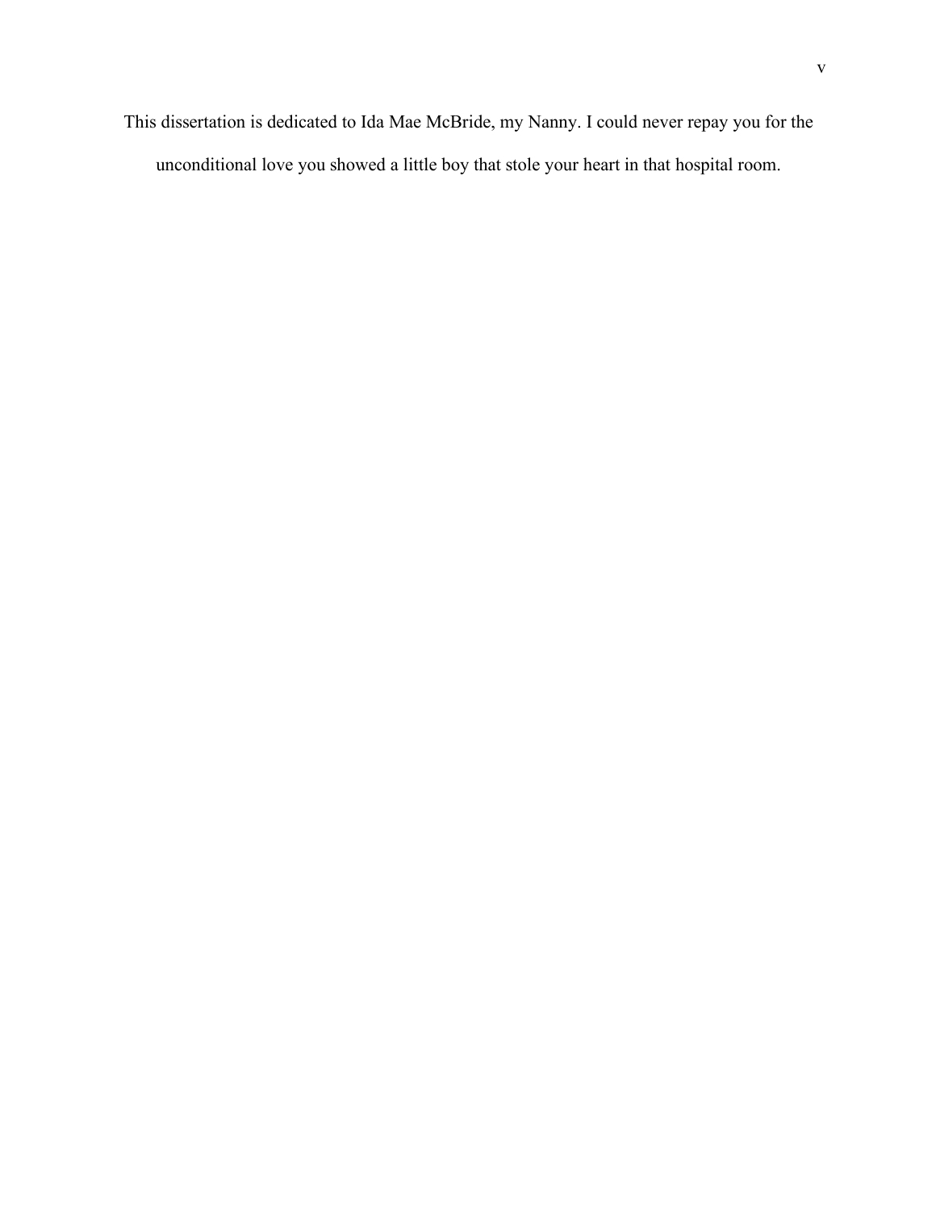This dissertation is dedicated to Ida Mae McBride, my Nanny. I could never repay you for the unconditional love you showed a little boy that stole your heart in that hospital room.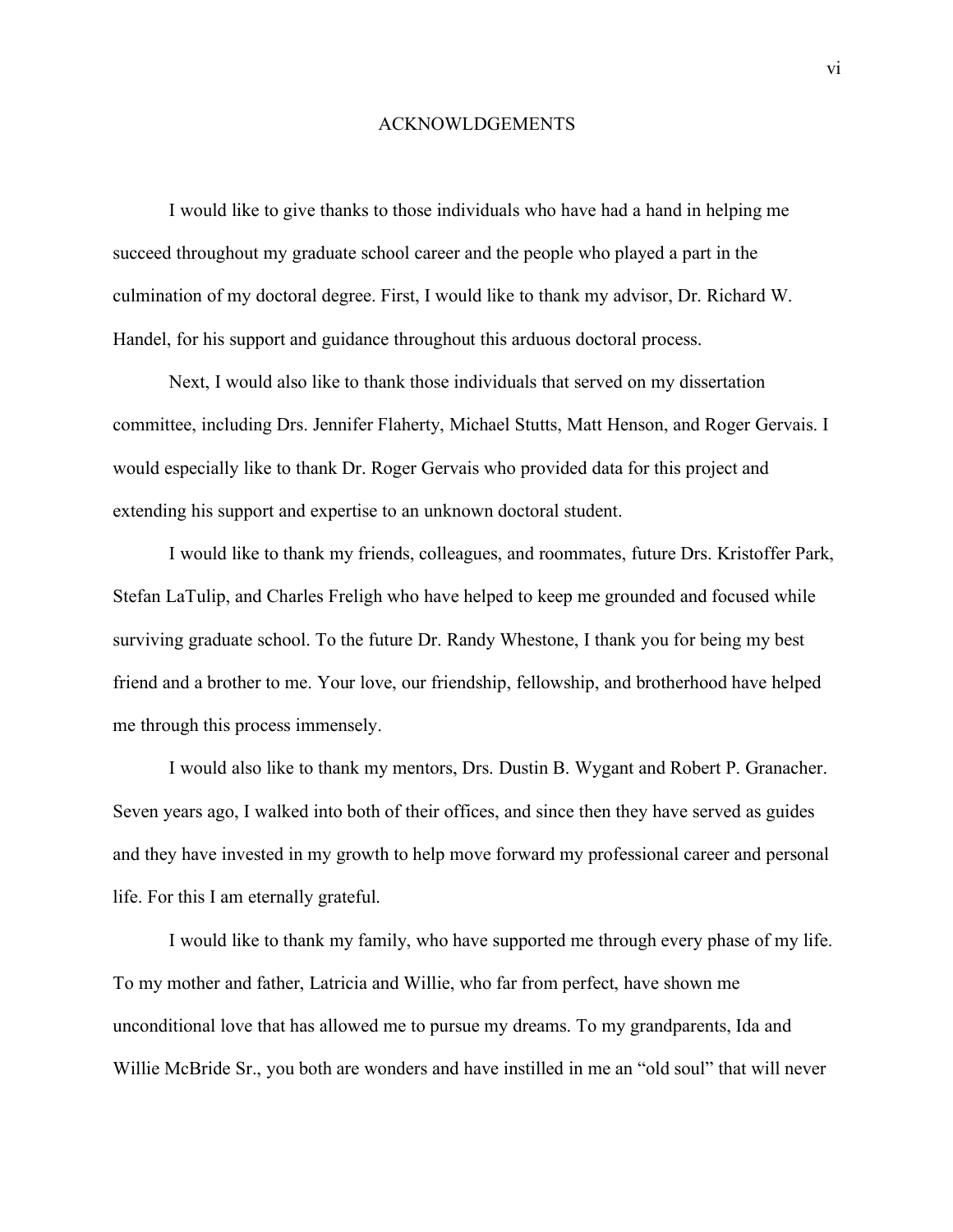# ACKNOWLDGEMENTS

I would like to give thanks to those individuals who have had a hand in helping me succeed throughout my graduate school career and the people who played a part in the culmination of my doctoral degree. First, I would like to thank my advisor, Dr. Richard W. Handel, for his support and guidance throughout this arduous doctoral process.

Next, I would also like to thank those individuals that served on my dissertation committee, including Drs. Jennifer Flaherty, Michael Stutts, Matt Henson, and Roger Gervais. I would especially like to thank Dr. Roger Gervais who provided data for this project and extending his support and expertise to an unknown doctoral student.

I would like to thank my friends, colleagues, and roommates, future Drs. Kristoffer Park, Stefan LaTulip, and Charles Freligh who have helped to keep me grounded and focused while surviving graduate school. To the future Dr. Randy Whestone, I thank you for being my best friend and a brother to me. Your love, our friendship, fellowship, and brotherhood have helped me through this process immensely.

I would also like to thank my mentors, Drs. Dustin B. Wygant and Robert P. Granacher. Seven years ago, I walked into both of their offices, and since then they have served as guides and they have invested in my growth to help move forward my professional career and personal life. For this I am eternally grateful.

I would like to thank my family, who have supported me through every phase of my life. To my mother and father, Latricia and Willie, who far from perfect, have shown me unconditional love that has allowed me to pursue my dreams. To my grandparents, Ida and Willie McBride Sr., you both are wonders and have instilled in me an "old soul" that will never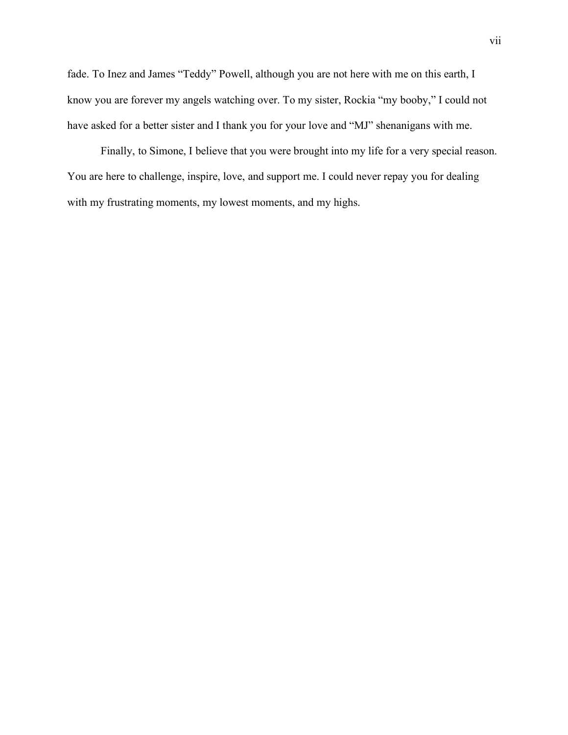fade. To Inez and James “Teddy” Powell, although you are not here with me on this earth, I know you are forever my angels watching over. To my sister, Rockia “my booby,” I could not have asked for a better sister and I thank you for your love and “MJ” shenanigans with me.

Finally, to Simone, I believe that you were brought into my life for a very special reason. You are here to challenge, inspire, love, and support me. I could never repay you for dealing with my frustrating moments, my lowest moments, and my highs.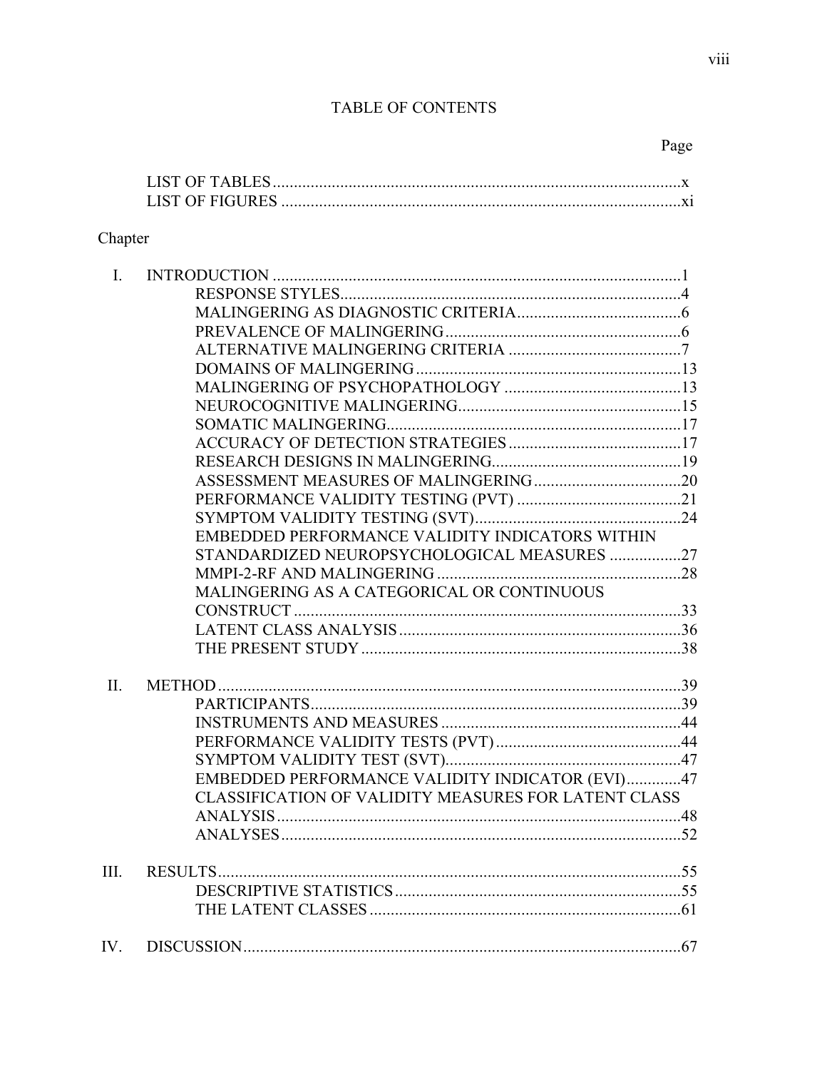# TABLE OF CONTENTS

| | Page |
|---|---|
| LIST OF TABLES | x |
| LIST OF FIGURES | xi |

Chapter

I. INTRODUCTION .......... 1
- RESPONSE STYLES .......... 4
- MALINGERING AS DIAGNOSTIC CRITERIA .......... 6
- PREVALENCE OF MALINGERING .......... 6
- ALTERNATIVE MALINGERING CRITERIA .......... 7
- DOMAINS OF MALINGERING .......... 13
- MALINGERING OF PSYCHOPATHOLOGY .......... 13
- NEUROCOGNITIVE MALINGERING .......... 15
- SOMATIC MALINGERING .......... 17
- ACCURACY OF DETECTION STRATEGIES .......... 17
- RESEARCH DESIGNS IN MALINGERING .......... 19
- ASSESSMENT MEASURES OF MALINGERING .......... 20
- PERFORMANCE VALIDITY TESTING (PVT) .......... 21
- SYMPTOM VALIDITY TESTING (SVT) .......... 24
- EMBEDDED PERFORMANCE VALIDITY INDICATORS WITHIN STANDARDIZED NEUROPSYCHOLOGICAL MEASURES .......... 27
- MMPI-2-RF AND MALINGERING .......... 28
- MALINGERING AS A CATEGORICAL OR CONTINUOUS CONSTRUCT .......... 33
- LATENT CLASS ANALYSIS .......... 36
- THE PRESENT STUDY .......... 38

II. METHOD .......... 39
- PARTICIPANTS .......... 39
- INSTRUMENTS AND MEASURES .......... 44
- PERFORMANCE VALIDITY TESTS (PVT) .......... 44
- SYMPTOM VALIDITY TEST (SVT) .......... 47
- EMBEDDED PERFORMANCE VALIDITY INDICATOR (EVI) .......... 47
- CLASSIFICATION OF VALIDITY MEASURES FOR LATENT CLASS ANALYSIS .......... 48
- ANALYSES .......... 52

III. RESULTS .......... 55
- DESCRIPTIVE STATISTICS .......... 55
- THE LATENT CLASSES .......... 61

IV. DISCUSSION .......... 67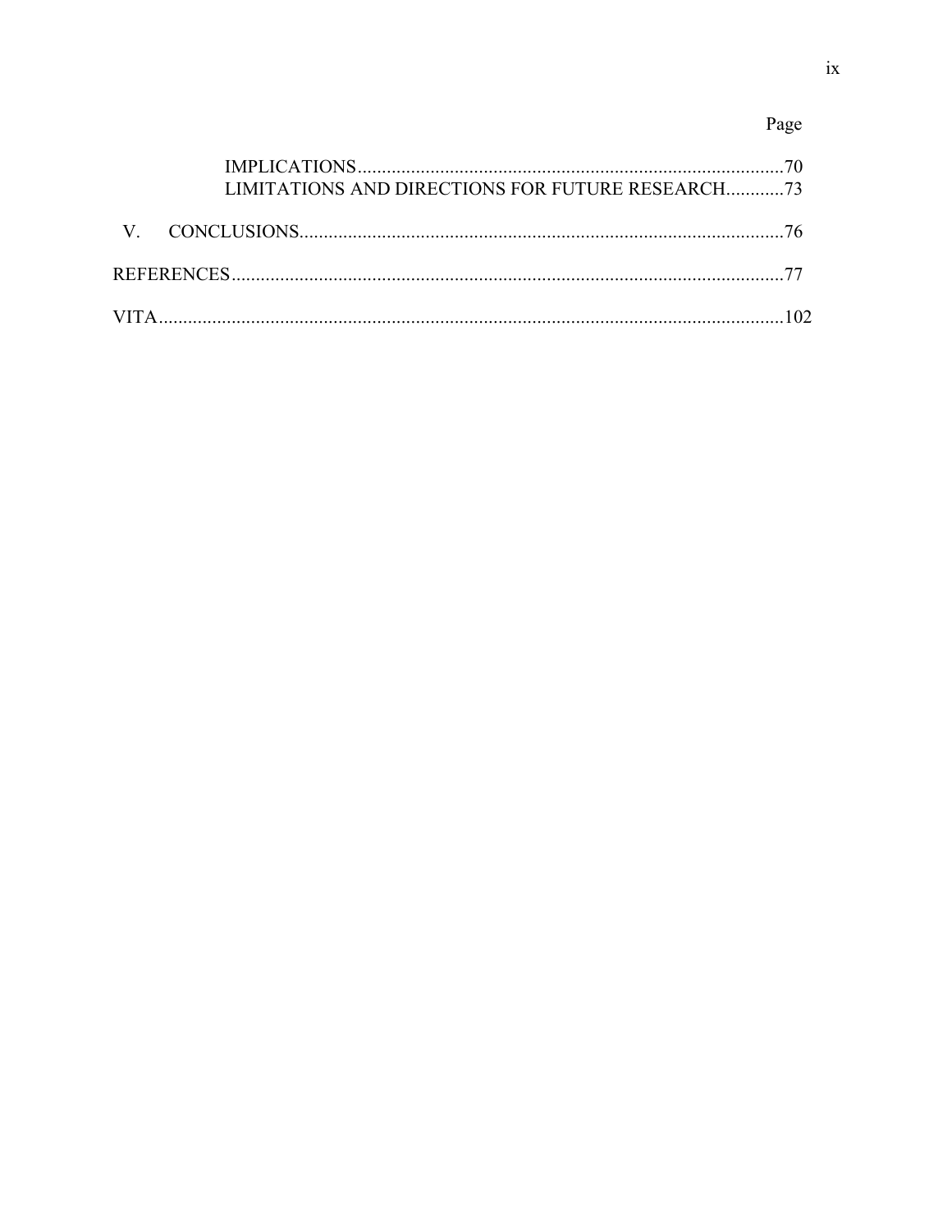| | Page |
|---|---|
| IMPLICATIONS | 70 |
| LIMITATIONS AND DIRECTIONS FOR FUTURE RESEARCH | 73 |
| V. CONCLUSIONS | 76 |
| REFERENCES | 77 |
| VITA | 102 |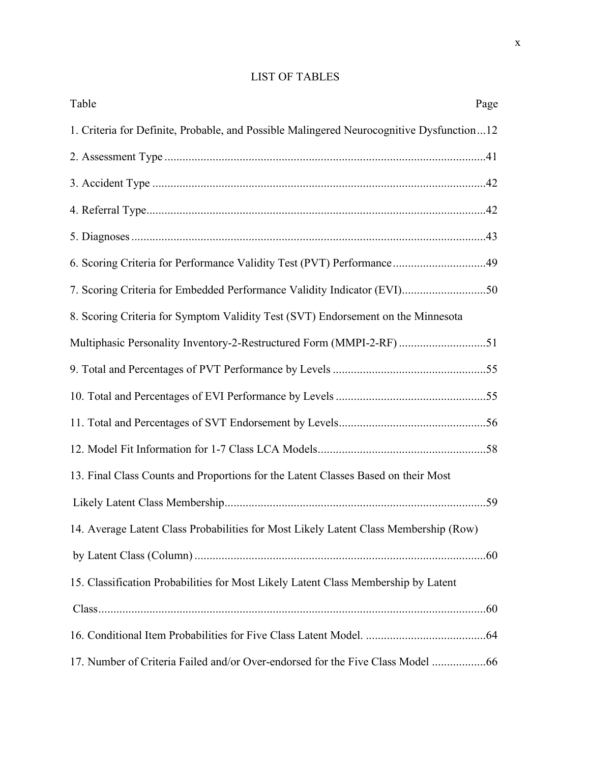# LIST OF TABLES

| Table | Page |
|---|---|
| 1. Criteria for Definite, Probable, and Possible Malingered Neurocognitive Dysfunction | 12 |
| 2. Assessment Type | 41 |
| 3. Accident Type | 42 |
| 4. Referral Type | 42 |
| 5. Diagnoses | 43 |
| 6. Scoring Criteria for Performance Validity Test (PVT) Performance | 49 |
| 7. Scoring Criteria for Embedded Performance Validity Indicator (EVI) | 50 |
| 8. Scoring Criteria for Symptom Validity Test (SVT) Endorsement on the Minnesota Multiphasic Personality Inventory-2-Restructured Form (MMPI-2-RF) | 51 |
| 9. Total and Percentages of PVT Performance by Levels | 55 |
| 10. Total and Percentages of EVI Performance by Levels | 55 |
| 11. Total and Percentages of SVT Endorsement by Levels | 56 |
| 12. Model Fit Information for 1-7 Class LCA Models | 58 |
| 13. Final Class Counts and Proportions for the Latent Classes Based on their Most Likely Latent Class Membership | 59 |
| 14. Average Latent Class Probabilities for Most Likely Latent Class Membership (Row) by Latent Class (Column) | 60 |
| 15. Classification Probabilities for Most Likely Latent Class Membership by Latent Class | 60 |
| 16. Conditional Item Probabilities for Five Class Latent Model. | 64 |
| 17. Number of Criteria Failed and/or Over-endorsed for the Five Class Model | 66 |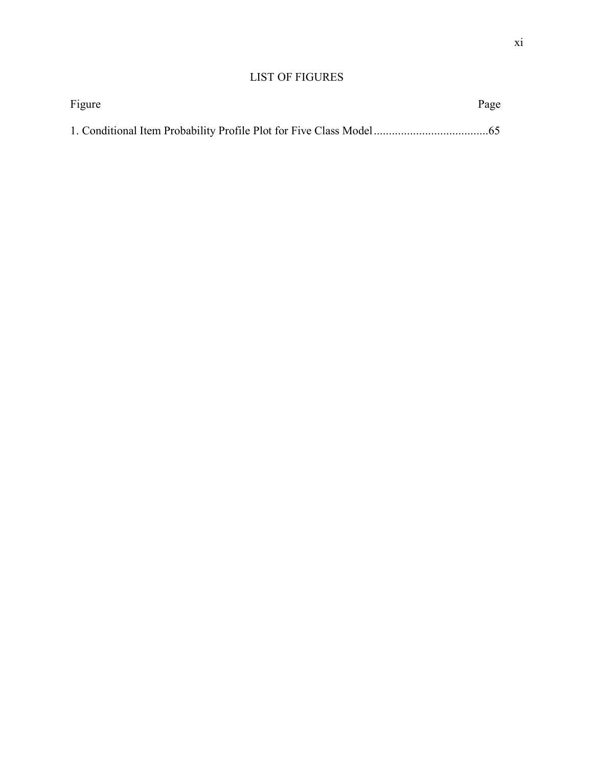# LIST OF FIGURES

| Figure | Page |
|---|---|
| 1. Conditional Item Probability Profile Plot for Five Class Model | 65 |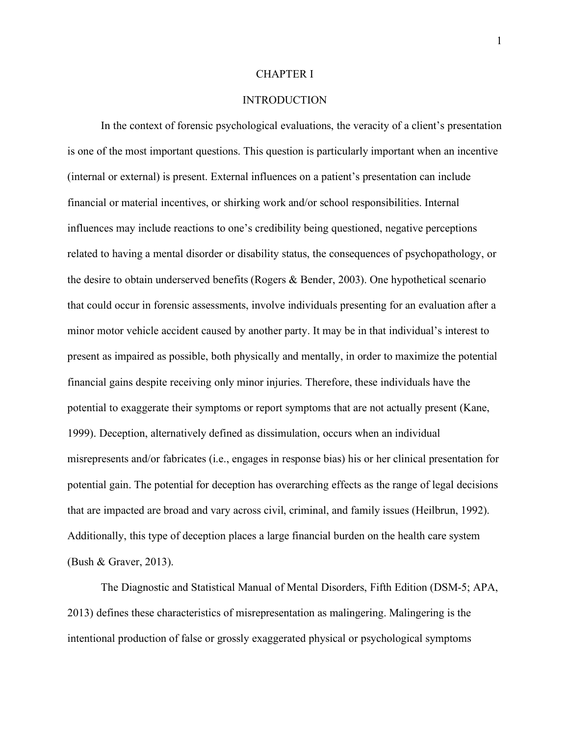# CHAPTER I

## INTRODUCTION

In the context of forensic psychological evaluations, the veracity of a client's presentation is one of the most important questions. This question is particularly important when an incentive (internal or external) is present. External influences on a patient's presentation can include financial or material incentives, or shirking work and/or school responsibilities. Internal influences may include reactions to one's credibility being questioned, negative perceptions related to having a mental disorder or disability status, the consequences of psychopathology, or the desire to obtain underserved benefits (Rogers & Bender, 2003). One hypothetical scenario that could occur in forensic assessments, involve individuals presenting for an evaluation after a minor motor vehicle accident caused by another party. It may be in that individual's interest to present as impaired as possible, both physically and mentally, in order to maximize the potential financial gains despite receiving only minor injuries. Therefore, these individuals have the potential to exaggerate their symptoms or report symptoms that are not actually present (Kane, 1999). Deception, alternatively defined as dissimulation, occurs when an individual misrepresents and/or fabricates (i.e., engages in response bias) his or her clinical presentation for potential gain. The potential for deception has overarching effects as the range of legal decisions that are impacted are broad and vary across civil, criminal, and family issues (Heilbrun, 1992). Additionally, this type of deception places a large financial burden on the health care system (Bush & Graver, 2013).

The Diagnostic and Statistical Manual of Mental Disorders, Fifth Edition (DSM-5; APA, 2013) defines these characteristics of misrepresentation as malingering. Malingering is the intentional production of false or grossly exaggerated physical or psychological symptoms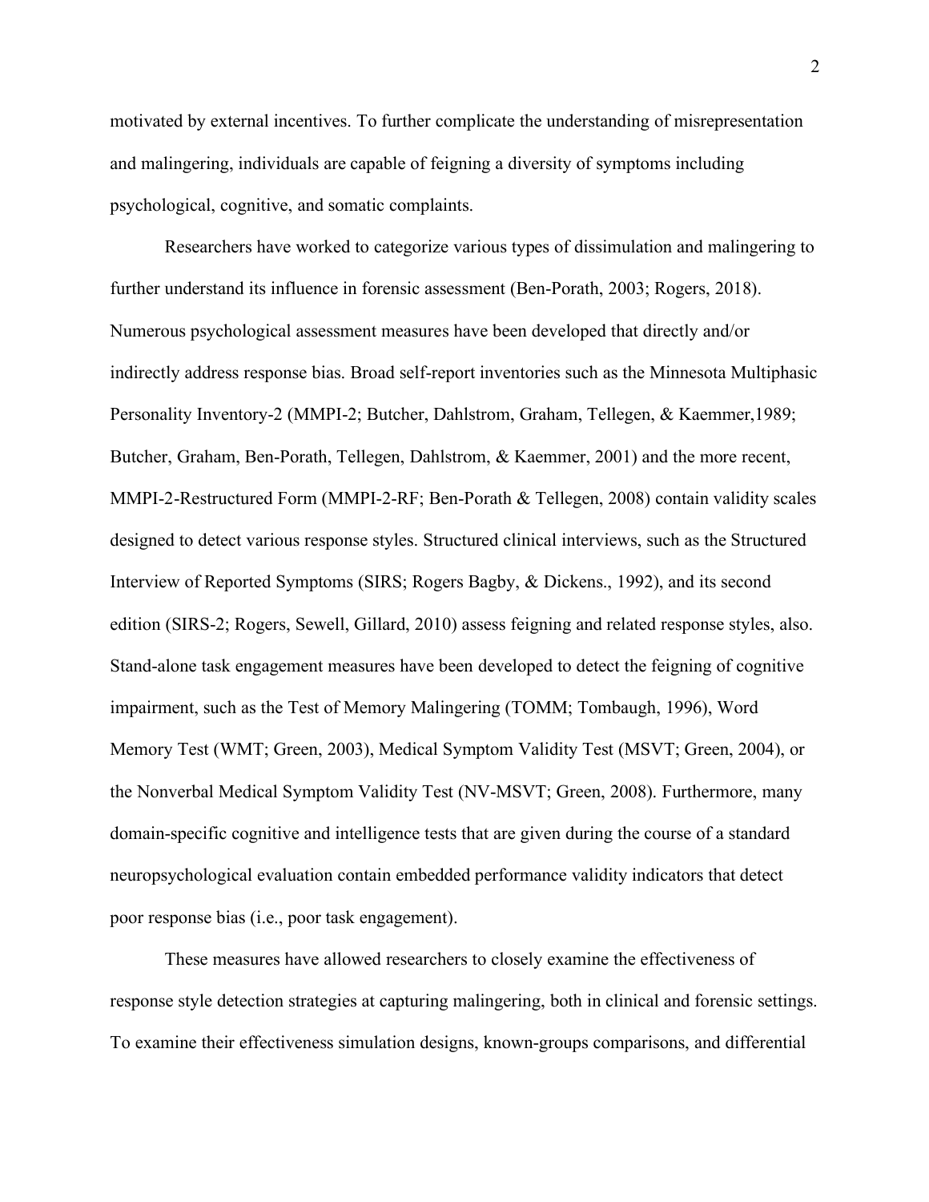motivated by external incentives. To further complicate the understanding of misrepresentation and malingering, individuals are capable of feigning a diversity of symptoms including psychological, cognitive, and somatic complaints.

Researchers have worked to categorize various types of dissimulation and malingering to further understand its influence in forensic assessment (Ben-Porath, 2003; Rogers, 2018). Numerous psychological assessment measures have been developed that directly and/or indirectly address response bias. Broad self-report inventories such as the Minnesota Multiphasic Personality Inventory-2 (MMPI-2; Butcher, Dahlstrom, Graham, Tellegen, & Kaemmer,1989; Butcher, Graham, Ben-Porath, Tellegen, Dahlstrom, & Kaemmer, 2001) and the more recent, MMPI-2-Restructured Form (MMPI-2-RF; Ben-Porath & Tellegen, 2008) contain validity scales designed to detect various response styles. Structured clinical interviews, such as the Structured Interview of Reported Symptoms (SIRS; Rogers Bagby, & Dickens., 1992), and its second edition (SIRS-2; Rogers, Sewell, Gillard, 2010) assess feigning and related response styles, also. Stand-alone task engagement measures have been developed to detect the feigning of cognitive impairment, such as the Test of Memory Malingering (TOMM; Tombaugh, 1996), Word Memory Test (WMT; Green, 2003), Medical Symptom Validity Test (MSVT; Green, 2004), or the Nonverbal Medical Symptom Validity Test (NV-MSVT; Green, 2008). Furthermore, many domain-specific cognitive and intelligence tests that are given during the course of a standard neuropsychological evaluation contain embedded performance validity indicators that detect poor response bias (i.e., poor task engagement).

These measures have allowed researchers to closely examine the effectiveness of response style detection strategies at capturing malingering, both in clinical and forensic settings. To examine their effectiveness simulation designs, known-groups comparisons, and differential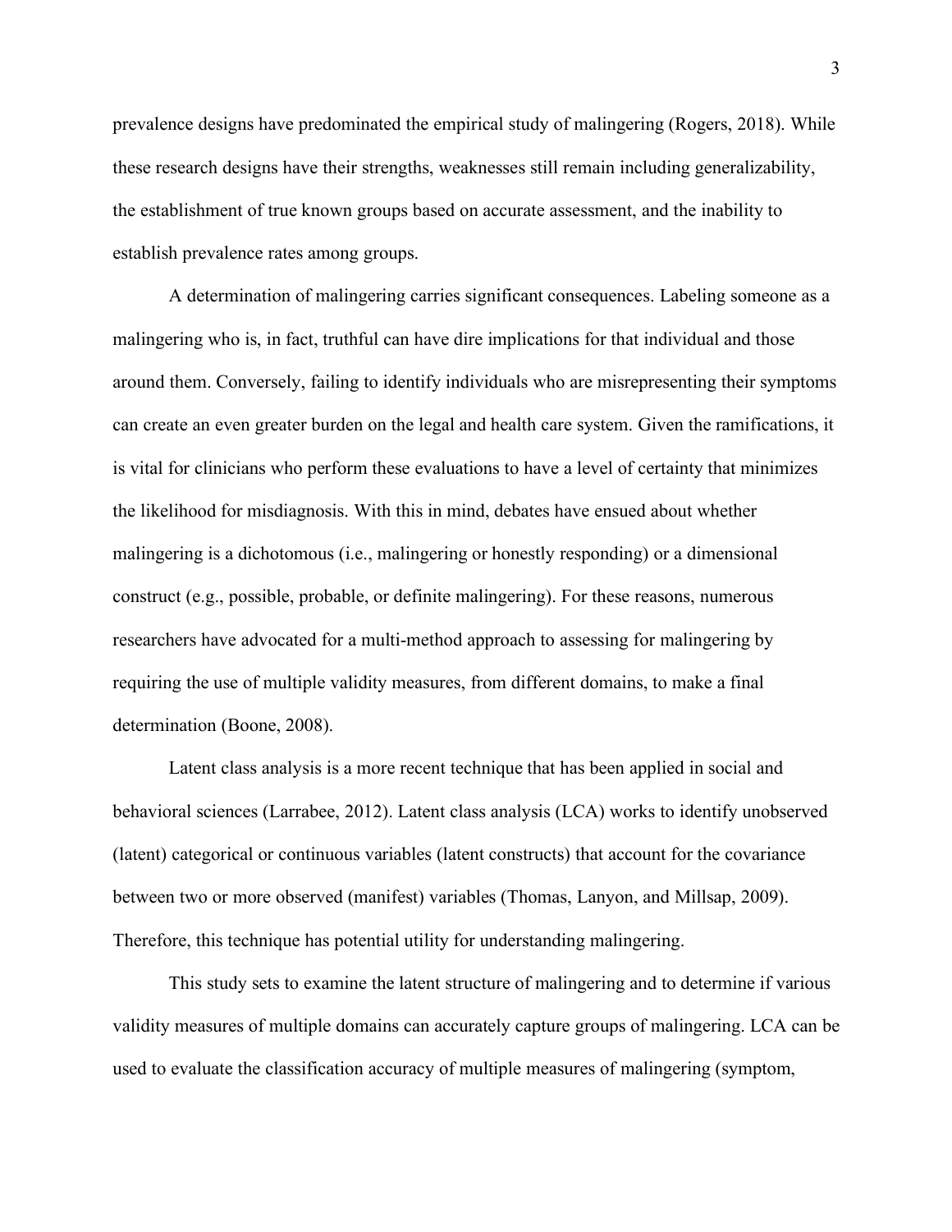prevalence designs have predominated the empirical study of malingering (Rogers, 2018). While these research designs have their strengths, weaknesses still remain including generalizability, the establishment of true known groups based on accurate assessment, and the inability to establish prevalence rates among groups.

A determination of malingering carries significant consequences. Labeling someone as a malingering who is, in fact, truthful can have dire implications for that individual and those around them. Conversely, failing to identify individuals who are misrepresenting their symptoms can create an even greater burden on the legal and health care system. Given the ramifications, it is vital for clinicians who perform these evaluations to have a level of certainty that minimizes the likelihood for misdiagnosis. With this in mind, debates have ensued about whether malingering is a dichotomous (i.e., malingering or honestly responding) or a dimensional construct (e.g., possible, probable, or definite malingering). For these reasons, numerous researchers have advocated for a multi-method approach to assessing for malingering by requiring the use of multiple validity measures, from different domains, to make a final determination (Boone, 2008).

Latent class analysis is a more recent technique that has been applied in social and behavioral sciences (Larrabee, 2012). Latent class analysis (LCA) works to identify unobserved (latent) categorical or continuous variables (latent constructs) that account for the covariance between two or more observed (manifest) variables (Thomas, Lanyon, and Millsap, 2009). Therefore, this technique has potential utility for understanding malingering.

This study sets to examine the latent structure of malingering and to determine if various validity measures of multiple domains can accurately capture groups of malingering. LCA can be used to evaluate the classification accuracy of multiple measures of malingering (symptom,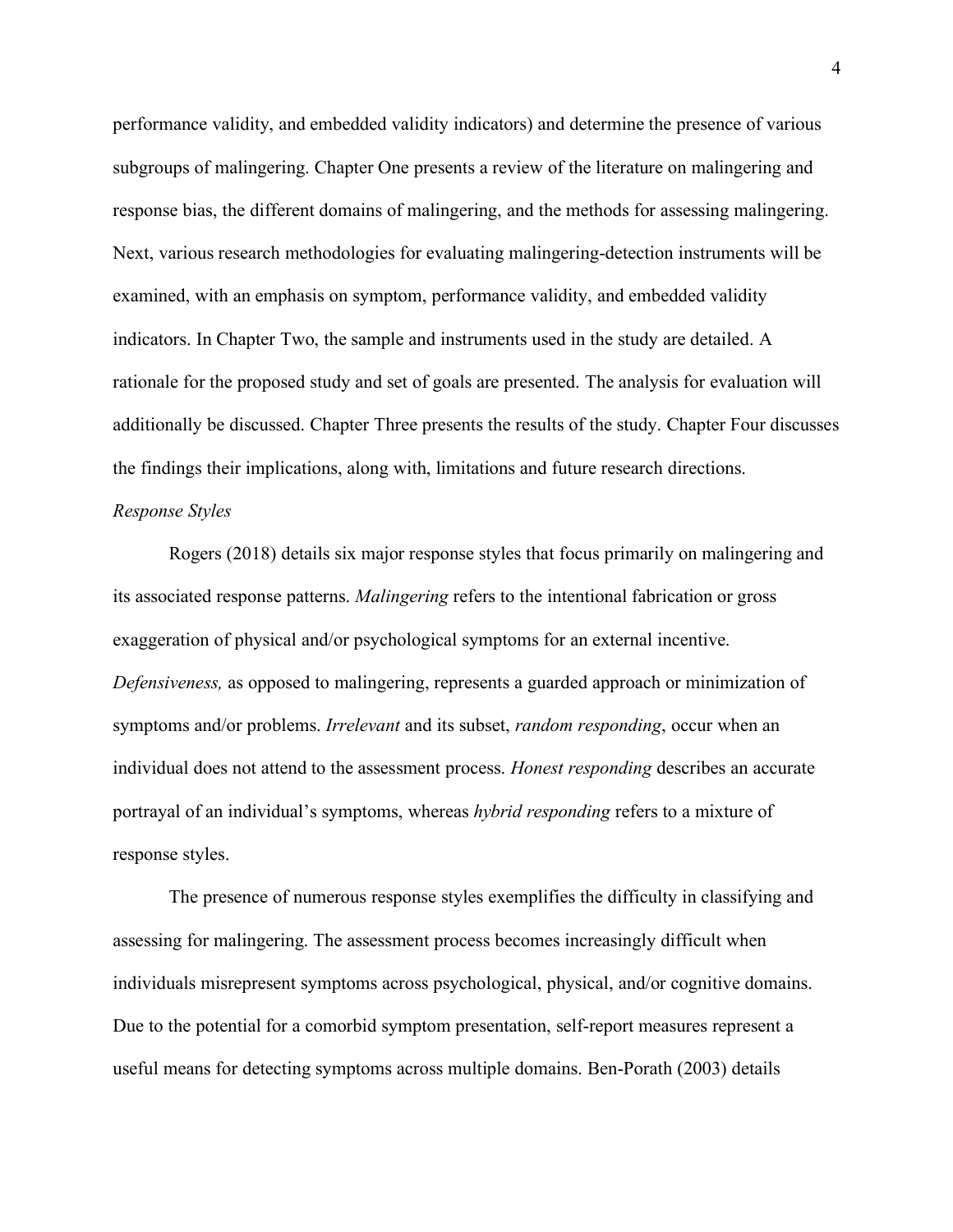performance validity, and embedded validity indicators) and determine the presence of various subgroups of malingering. Chapter One presents a review of the literature on malingering and response bias, the different domains of malingering, and the methods for assessing malingering. Next, various research methodologies for evaluating malingering-detection instruments will be examined, with an emphasis on symptom, performance validity, and embedded validity indicators. In Chapter Two, the sample and instruments used in the study are detailed. A rationale for the proposed study and set of goals are presented. The analysis for evaluation will additionally be discussed. Chapter Three presents the results of the study. Chapter Four discusses the findings their implications, along with, limitations and future research directions.

*Response Styles*

Rogers (2018) details six major response styles that focus primarily on malingering and its associated response patterns. *Malingering* refers to the intentional fabrication or gross exaggeration of physical and/or psychological symptoms for an external incentive. *Defensiveness,* as opposed to malingering, represents a guarded approach or minimization of symptoms and/or problems. *Irrelevant* and its subset, *random responding*, occur when an individual does not attend to the assessment process. *Honest responding* describes an accurate portrayal of an individual's symptoms, whereas *hybrid responding* refers to a mixture of response styles.

The presence of numerous response styles exemplifies the difficulty in classifying and assessing for malingering. The assessment process becomes increasingly difficult when individuals misrepresent symptoms across psychological, physical, and/or cognitive domains. Due to the potential for a comorbid symptom presentation, self-report measures represent a useful means for detecting symptoms across multiple domains. Ben-Porath (2003) details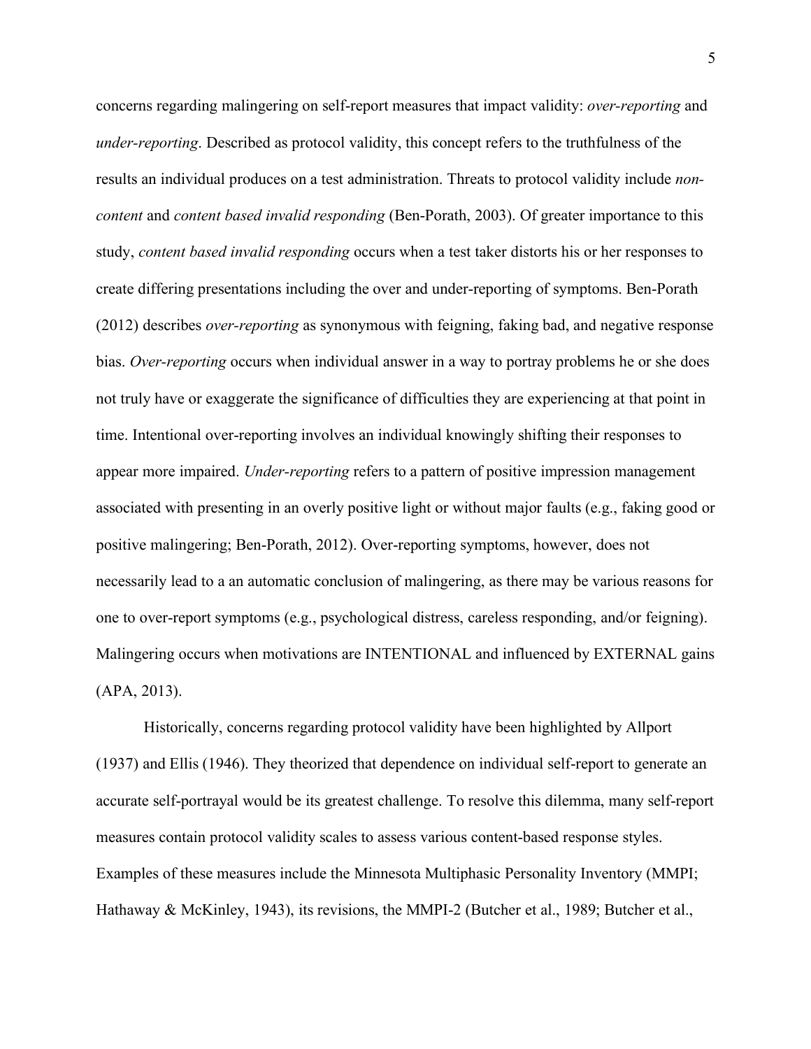concerns regarding malingering on self-report measures that impact validity: *over-reporting* and *under-reporting*. Described as protocol validity, this concept refers to the truthfulness of the results an individual produces on a test administration. Threats to protocol validity include *non-content* and *content based invalid responding* (Ben-Porath, 2003). Of greater importance to this study, *content based invalid responding* occurs when a test taker distorts his or her responses to create differing presentations including the over and under-reporting of symptoms. Ben-Porath (2012) describes *over-reporting* as synonymous with feigning, faking bad, and negative response bias. *Over-reporting* occurs when individual answer in a way to portray problems he or she does not truly have or exaggerate the significance of difficulties they are experiencing at that point in time. Intentional over-reporting involves an individual knowingly shifting their responses to appear more impaired. *Under-reporting* refers to a pattern of positive impression management associated with presenting in an overly positive light or without major faults (e.g., faking good or positive malingering; Ben-Porath, 2012). Over-reporting symptoms, however, does not necessarily lead to a an automatic conclusion of malingering, as there may be various reasons for one to over-report symptoms (e.g., psychological distress, careless responding, and/or feigning). Malingering occurs when motivations are INTENTIONAL and influenced by EXTERNAL gains (APA, 2013).

Historically, concerns regarding protocol validity have been highlighted by Allport (1937) and Ellis (1946). They theorized that dependence on individual self-report to generate an accurate self-portrayal would be its greatest challenge. To resolve this dilemma, many self-report measures contain protocol validity scales to assess various content-based response styles. Examples of these measures include the Minnesota Multiphasic Personality Inventory (MMPI; Hathaway & McKinley, 1943), its revisions, the MMPI-2 (Butcher et al., 1989; Butcher et al.,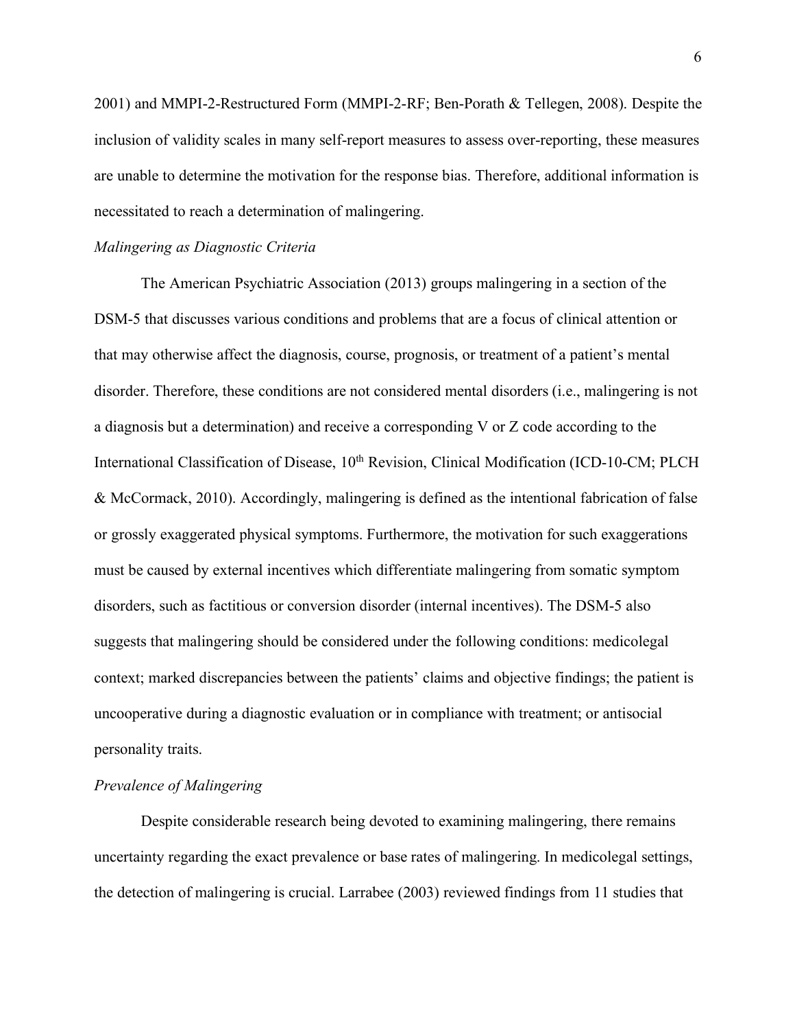2001) and MMPI-2-Restructured Form (MMPI-2-RF; Ben-Porath & Tellegen, 2008). Despite the inclusion of validity scales in many self-report measures to assess over-reporting, these measures are unable to determine the motivation for the response bias. Therefore, additional information is necessitated to reach a determination of malingering.

*Malingering as Diagnostic Criteria*

The American Psychiatric Association (2013) groups malingering in a section of the DSM-5 that discusses various conditions and problems that are a focus of clinical attention or that may otherwise affect the diagnosis, course, prognosis, or treatment of a patient's mental disorder. Therefore, these conditions are not considered mental disorders (i.e., malingering is not a diagnosis but a determination) and receive a corresponding V or Z code according to the International Classification of Disease, 10th Revision, Clinical Modification (ICD-10-CM; PLCH & McCormack, 2010). Accordingly, malingering is defined as the intentional fabrication of false or grossly exaggerated physical symptoms. Furthermore, the motivation for such exaggerations must be caused by external incentives which differentiate malingering from somatic symptom disorders, such as factitious or conversion disorder (internal incentives). The DSM-5 also suggests that malingering should be considered under the following conditions: medicolegal context; marked discrepancies between the patients' claims and objective findings; the patient is uncooperative during a diagnostic evaluation or in compliance with treatment; or antisocial personality traits.

*Prevalence of Malingering*

Despite considerable research being devoted to examining malingering, there remains uncertainty regarding the exact prevalence or base rates of malingering. In medicolegal settings, the detection of malingering is crucial. Larrabee (2003) reviewed findings from 11 studies that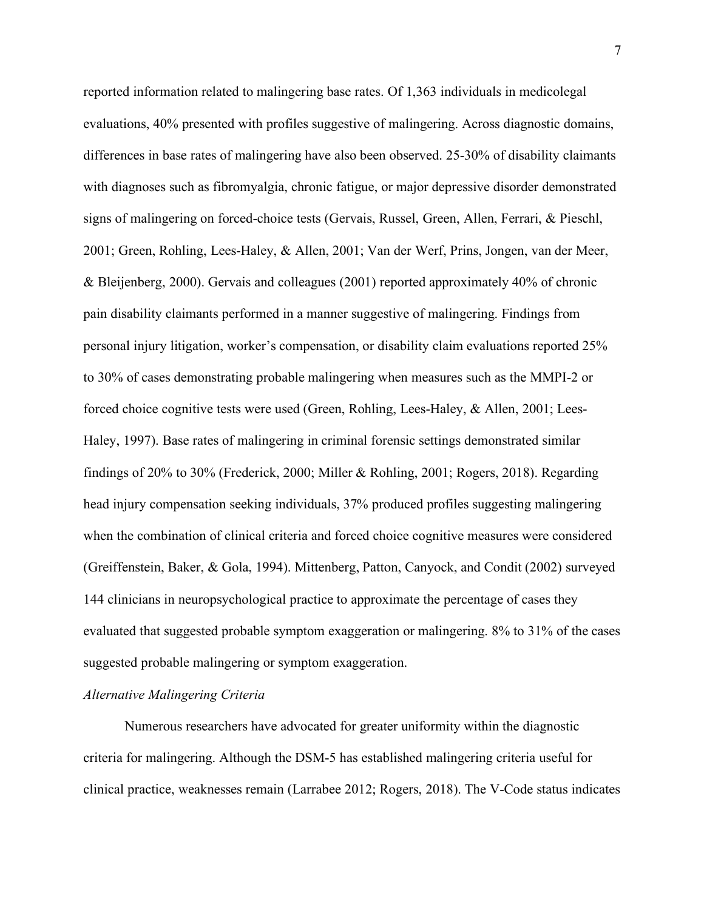reported information related to malingering base rates. Of 1,363 individuals in medicolegal evaluations, 40% presented with profiles suggestive of malingering. Across diagnostic domains, differences in base rates of malingering have also been observed. 25-30% of disability claimants with diagnoses such as fibromyalgia, chronic fatigue, or major depressive disorder demonstrated signs of malingering on forced-choice tests (Gervais, Russel, Green, Allen, Ferrari, & Pieschl, 2001; Green, Rohling, Lees-Haley, & Allen, 2001; Van der Werf, Prins, Jongen, van der Meer, & Bleijenberg, 2000). Gervais and colleagues (2001) reported approximately 40% of chronic pain disability claimants performed in a manner suggestive of malingering. Findings from personal injury litigation, worker's compensation, or disability claim evaluations reported 25% to 30% of cases demonstrating probable malingering when measures such as the MMPI-2 or forced choice cognitive tests were used (Green, Rohling, Lees-Haley, & Allen, 2001; Lees-Haley, 1997). Base rates of malingering in criminal forensic settings demonstrated similar findings of 20% to 30% (Frederick, 2000; Miller & Rohling, 2001; Rogers, 2018). Regarding head injury compensation seeking individuals, 37% produced profiles suggesting malingering when the combination of clinical criteria and forced choice cognitive measures were considered (Greiffenstein, Baker, & Gola, 1994). Mittenberg, Patton, Canyock, and Condit (2002) surveyed 144 clinicians in neuropsychological practice to approximate the percentage of cases they evaluated that suggested probable symptom exaggeration or malingering. 8% to 31% of the cases suggested probable malingering or symptom exaggeration.

### *Alternative Malingering Criteria*

Numerous researchers have advocated for greater uniformity within the diagnostic criteria for malingering. Although the DSM-5 has established malingering criteria useful for clinical practice, weaknesses remain (Larrabee 2012; Rogers, 2018). The V-Code status indicates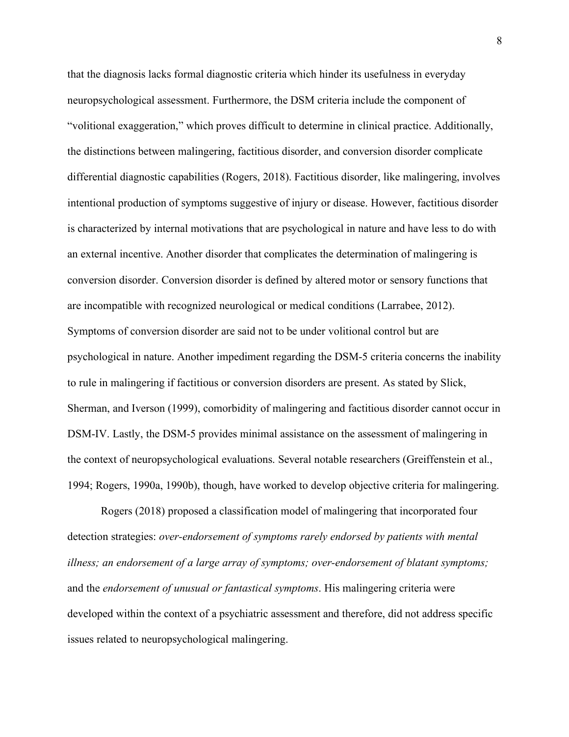that the diagnosis lacks formal diagnostic criteria which hinder its usefulness in everyday neuropsychological assessment. Furthermore, the DSM criteria include the component of "volitional exaggeration," which proves difficult to determine in clinical practice. Additionally, the distinctions between malingering, factitious disorder, and conversion disorder complicate differential diagnostic capabilities (Rogers, 2018). Factitious disorder, like malingering, involves intentional production of symptoms suggestive of injury or disease. However, factitious disorder is characterized by internal motivations that are psychological in nature and have less to do with an external incentive. Another disorder that complicates the determination of malingering is conversion disorder. Conversion disorder is defined by altered motor or sensory functions that are incompatible with recognized neurological or medical conditions (Larrabee, 2012). Symptoms of conversion disorder are said not to be under volitional control but are psychological in nature. Another impediment regarding the DSM-5 criteria concerns the inability to rule in malingering if factitious or conversion disorders are present. As stated by Slick, Sherman, and Iverson (1999), comorbidity of malingering and factitious disorder cannot occur in DSM-IV. Lastly, the DSM-5 provides minimal assistance on the assessment of malingering in the context of neuropsychological evaluations. Several notable researchers (Greiffenstein et al., 1994; Rogers, 1990a, 1990b), though, have worked to develop objective criteria for malingering.

Rogers (2018) proposed a classification model of malingering that incorporated four detection strategies: *over-endorsement of symptoms rarely endorsed by patients with mental illness; an endorsement of a large array of symptoms; over-endorsement of blatant symptoms;* and the *endorsement of unusual or fantastical symptoms*. His malingering criteria were developed within the context of a psychiatric assessment and therefore, did not address specific issues related to neuropsychological malingering.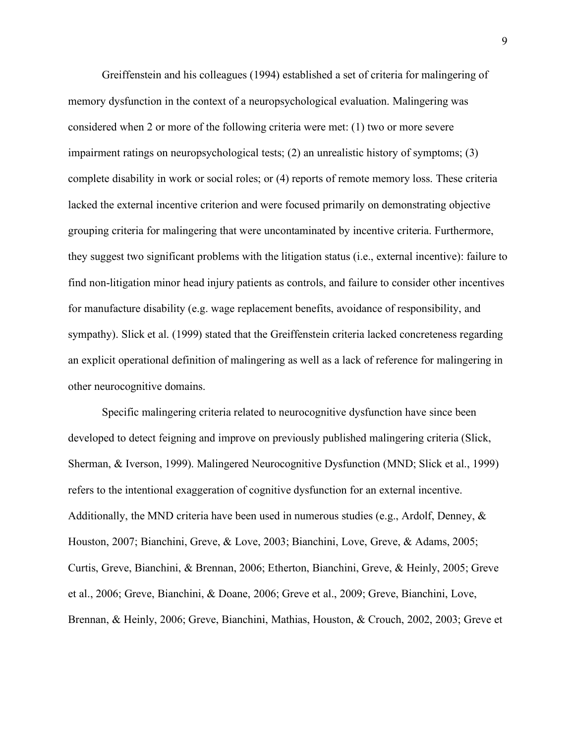Greiffenstein and his colleagues (1994) established a set of criteria for malingering of memory dysfunction in the context of a neuropsychological evaluation. Malingering was considered when 2 or more of the following criteria were met: (1) two or more severe impairment ratings on neuropsychological tests; (2) an unrealistic history of symptoms; (3) complete disability in work or social roles; or (4) reports of remote memory loss. These criteria lacked the external incentive criterion and were focused primarily on demonstrating objective grouping criteria for malingering that were uncontaminated by incentive criteria. Furthermore, they suggest two significant problems with the litigation status (i.e., external incentive): failure to find non-litigation minor head injury patients as controls, and failure to consider other incentives for manufacture disability (e.g. wage replacement benefits, avoidance of responsibility, and sympathy). Slick et al. (1999) stated that the Greiffenstein criteria lacked concreteness regarding an explicit operational definition of malingering as well as a lack of reference for malingering in other neurocognitive domains.

Specific malingering criteria related to neurocognitive dysfunction have since been developed to detect feigning and improve on previously published malingering criteria (Slick, Sherman, & Iverson, 1999). Malingered Neurocognitive Dysfunction (MND; Slick et al., 1999) refers to the intentional exaggeration of cognitive dysfunction for an external incentive. Additionally, the MND criteria have been used in numerous studies (e.g., Ardolf, Denney, & Houston, 2007; Bianchini, Greve, & Love, 2003; Bianchini, Love, Greve, & Adams, 2005; Curtis, Greve, Bianchini, & Brennan, 2006; Etherton, Bianchini, Greve, & Heinly, 2005; Greve et al., 2006; Greve, Bianchini, & Doane, 2006; Greve et al., 2009; Greve, Bianchini, Love, Brennan, & Heinly, 2006; Greve, Bianchini, Mathias, Houston, & Crouch, 2002, 2003; Greve et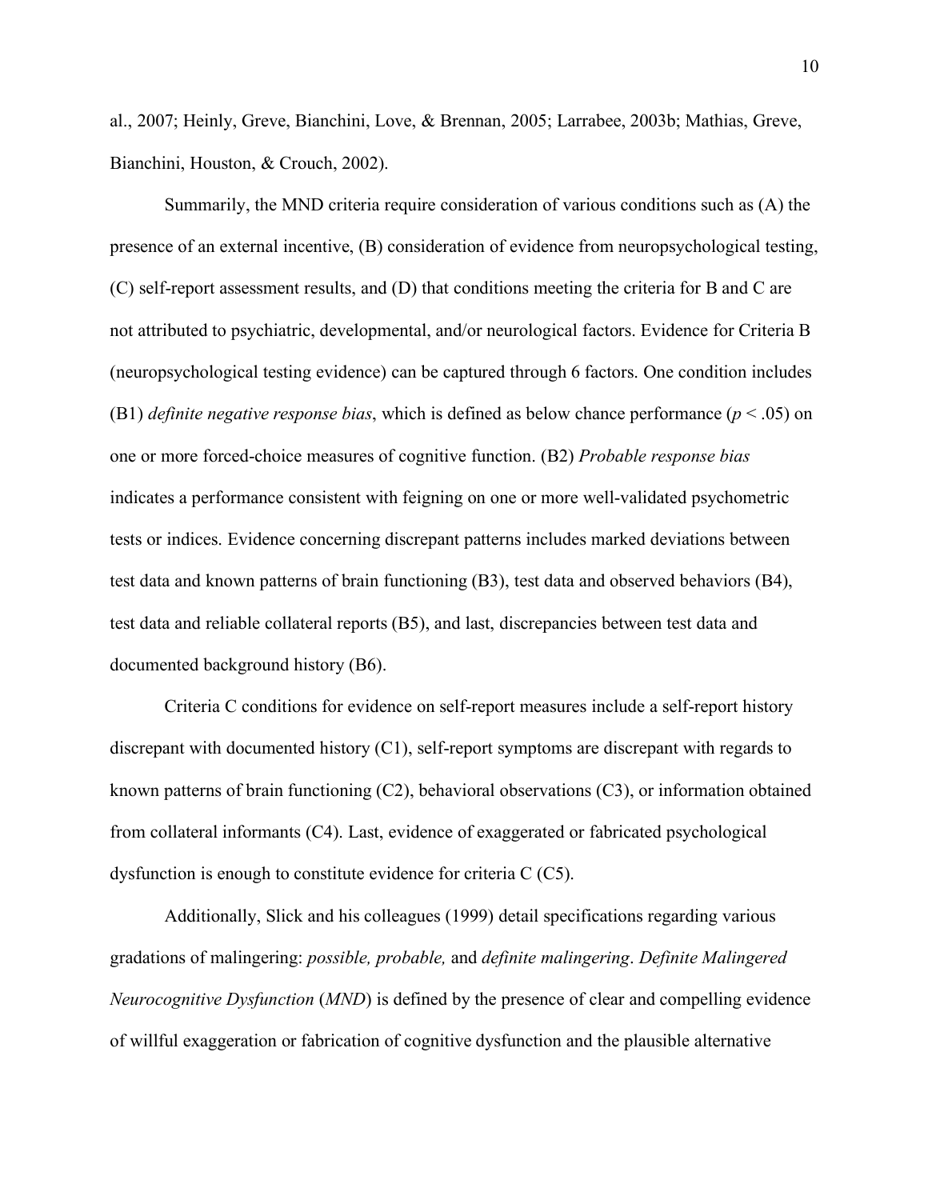al., 2007; Heinly, Greve, Bianchini, Love, & Brennan, 2005; Larrabee, 2003b; Mathias, Greve, Bianchini, Houston, & Crouch, 2002).

Summarily, the MND criteria require consideration of various conditions such as (A) the presence of an external incentive, (B) consideration of evidence from neuropsychological testing, (C) self-report assessment results, and (D) that conditions meeting the criteria for B and C are not attributed to psychiatric, developmental, and/or neurological factors. Evidence for Criteria B (neuropsychological testing evidence) can be captured through 6 factors. One condition includes (B1) *definite negative response bias*, which is defined as below chance performance ($p < .05$) on one or more forced-choice measures of cognitive function. (B2) *Probable response bias* indicates a performance consistent with feigning on one or more well-validated psychometric tests or indices. Evidence concerning discrepant patterns includes marked deviations between test data and known patterns of brain functioning (B3), test data and observed behaviors (B4), test data and reliable collateral reports (B5), and last, discrepancies between test data and documented background history (B6).

Criteria C conditions for evidence on self-report measures include a self-report history discrepant with documented history (C1), self-report symptoms are discrepant with regards to known patterns of brain functioning (C2), behavioral observations (C3), or information obtained from collateral informants (C4). Last, evidence of exaggerated or fabricated psychological dysfunction is enough to constitute evidence for criteria C (C5).

Additionally, Slick and his colleagues (1999) detail specifications regarding various gradations of malingering: *possible, probable,* and *definite malingering*. *Definite Malingered Neurocognitive Dysfunction* (*MND*) is defined by the presence of clear and compelling evidence of willful exaggeration or fabrication of cognitive dysfunction and the plausible alternative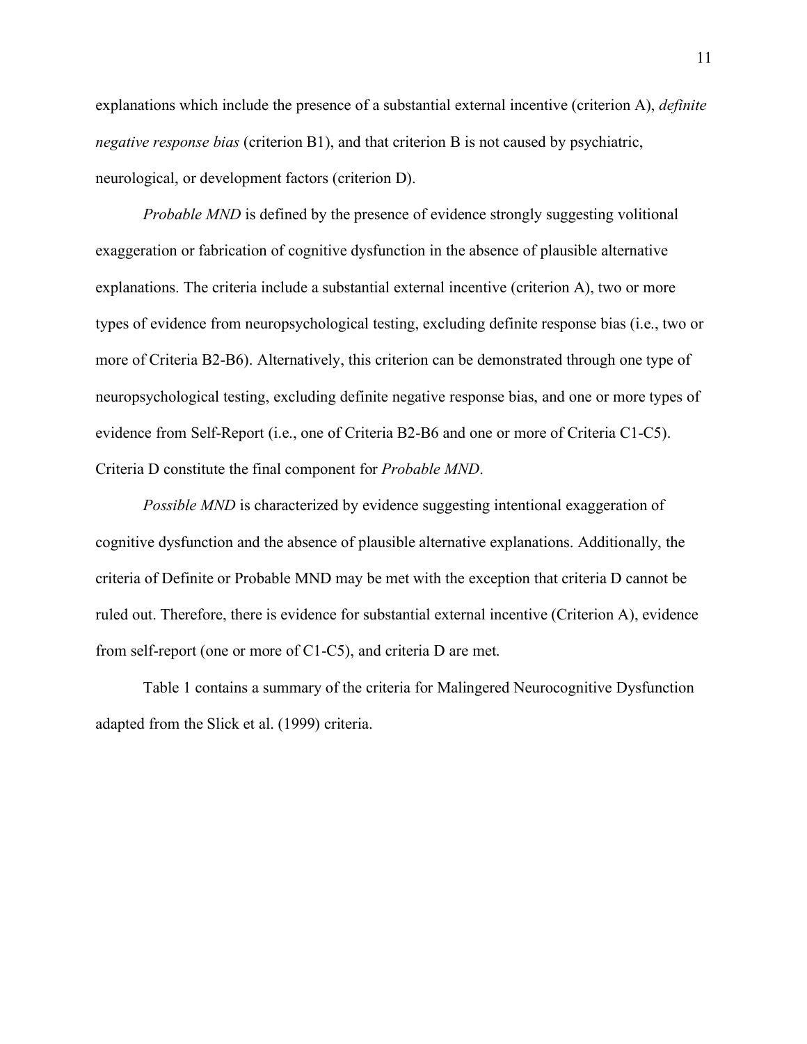explanations which include the presence of a substantial external incentive (criterion A), *definite negative response bias* (criterion B1), and that criterion B is not caused by psychiatric, neurological, or development factors (criterion D).

*Probable MND* is defined by the presence of evidence strongly suggesting volitional exaggeration or fabrication of cognitive dysfunction in the absence of plausible alternative explanations. The criteria include a substantial external incentive (criterion A), two or more types of evidence from neuropsychological testing, excluding definite response bias (i.e., two or more of Criteria B2-B6). Alternatively, this criterion can be demonstrated through one type of neuropsychological testing, excluding definite negative response bias, and one or more types of evidence from Self-Report (i.e., one of Criteria B2-B6 and one or more of Criteria C1-C5). Criteria D constitute the final component for *Probable MND*.

*Possible MND* is characterized by evidence suggesting intentional exaggeration of cognitive dysfunction and the absence of plausible alternative explanations. Additionally, the criteria of Definite or Probable MND may be met with the exception that criteria D cannot be ruled out. Therefore, there is evidence for substantial external incentive (Criterion A), evidence from self-report (one or more of C1-C5), and criteria D are met.

Table 1 contains a summary of the criteria for Malingered Neurocognitive Dysfunction adapted from the Slick et al. (1999) criteria.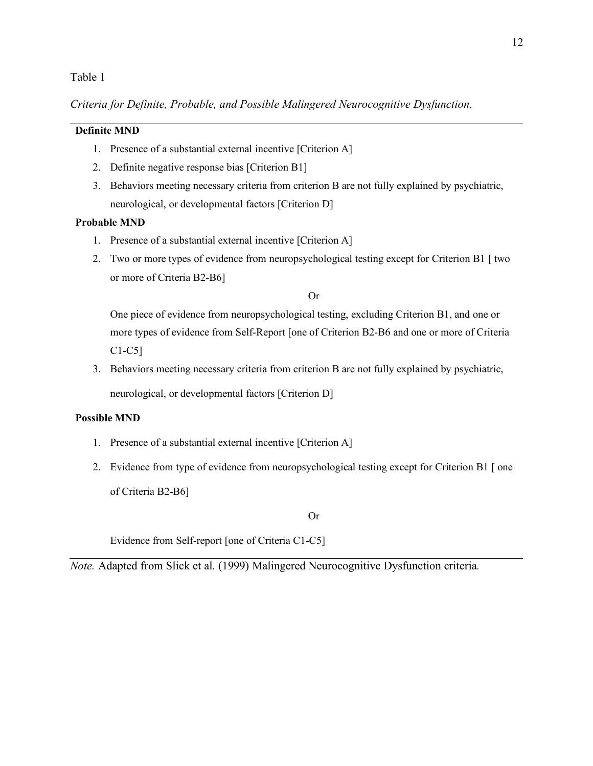Table 1

*Criteria for Definite, Probable, and Possible Malingered Neurocognitive Dysfunction.*

**Definite MND**

1. Presence of a substantial external incentive [Criterion A]
2. Definite negative response bias [Criterion B1]
3. Behaviors meeting necessary criteria from criterion B are not fully explained by psychiatric, neurological, or developmental factors [Criterion D]

**Probable MND**

1. Presence of a substantial external incentive [Criterion A]
2. Two or more types of evidence from neuropsychological testing except for Criterion B1 [ two or more of Criteria B2-B6]

   Or

   One piece of evidence from neuropsychological testing, excluding Criterion B1, and one or more types of evidence from Self-Report [one of Criterion B2-B6 and one or more of Criteria C1-C5]
3. Behaviors meeting necessary criteria from criterion B are not fully explained by psychiatric, neurological, or developmental factors [Criterion D]

**Possible MND**

1. Presence of a substantial external incentive [Criterion A]
2. Evidence from type of evidence from neuropsychological testing except for Criterion B1 [ one of Criteria B2-B6]

   Or

   Evidence from Self-report [one of Criteria C1-C5]

*Note.* Adapted from Slick et al. (1999) Malingered Neurocognitive Dysfunction criteria.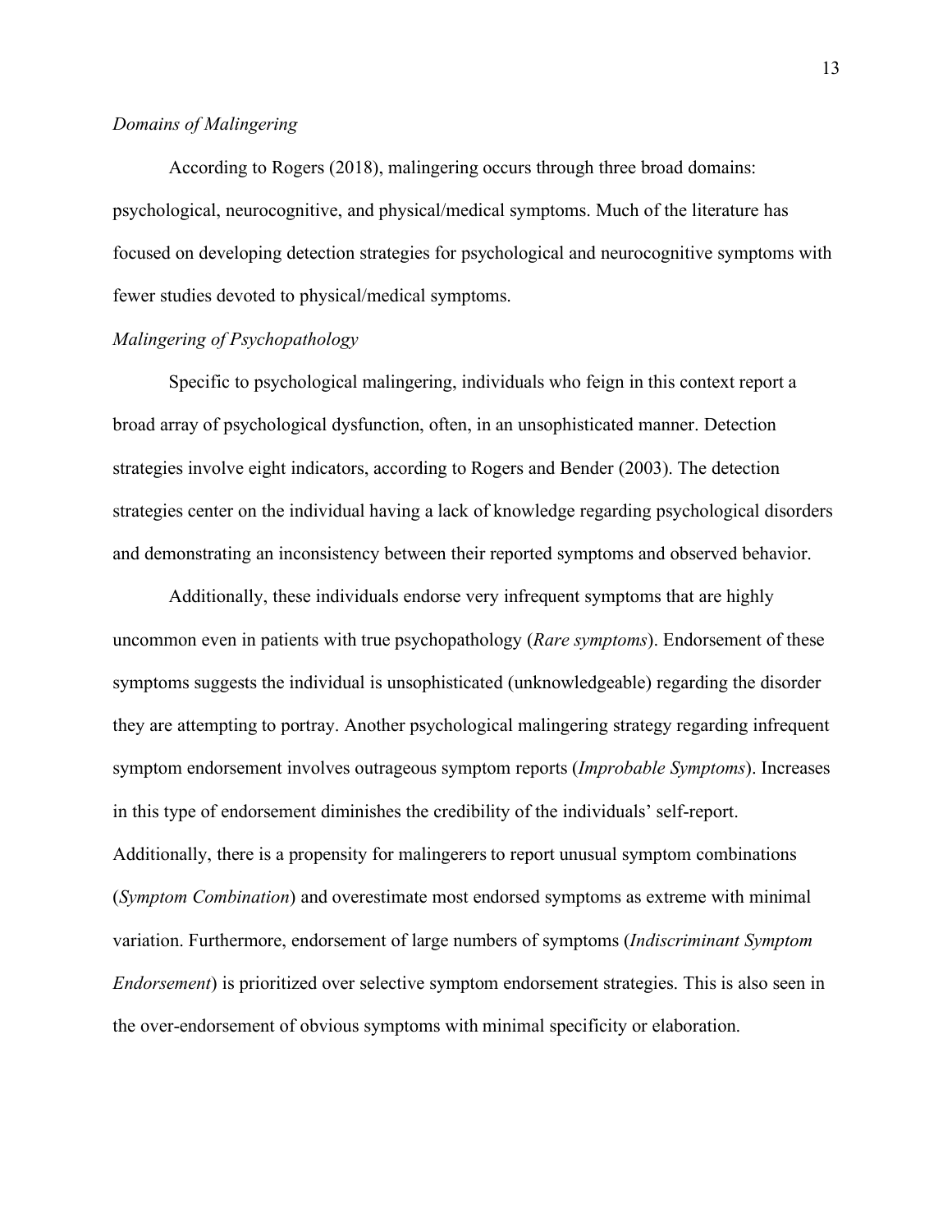*Domains of Malingering*

According to Rogers (2018), malingering occurs through three broad domains: psychological, neurocognitive, and physical/medical symptoms. Much of the literature has focused on developing detection strategies for psychological and neurocognitive symptoms with fewer studies devoted to physical/medical symptoms.

*Malingering of Psychopathology*

Specific to psychological malingering, individuals who feign in this context report a broad array of psychological dysfunction, often, in an unsophisticated manner. Detection strategies involve eight indicators, according to Rogers and Bender (2003). The detection strategies center on the individual having a lack of knowledge regarding psychological disorders and demonstrating an inconsistency between their reported symptoms and observed behavior.

Additionally, these individuals endorse very infrequent symptoms that are highly uncommon even in patients with true psychopathology (*Rare symptoms*). Endorsement of these symptoms suggests the individual is unsophisticated (unknowledgeable) regarding the disorder they are attempting to portray. Another psychological malingering strategy regarding infrequent symptom endorsement involves outrageous symptom reports (*Improbable Symptoms*). Increases in this type of endorsement diminishes the credibility of the individuals' self-report. Additionally, there is a propensity for malingerers to report unusual symptom combinations (*Symptom Combination*) and overestimate most endorsed symptoms as extreme with minimal variation. Furthermore, endorsement of large numbers of symptoms (*Indiscriminant Symptom Endorsement*) is prioritized over selective symptom endorsement strategies. This is also seen in the over-endorsement of obvious symptoms with minimal specificity or elaboration.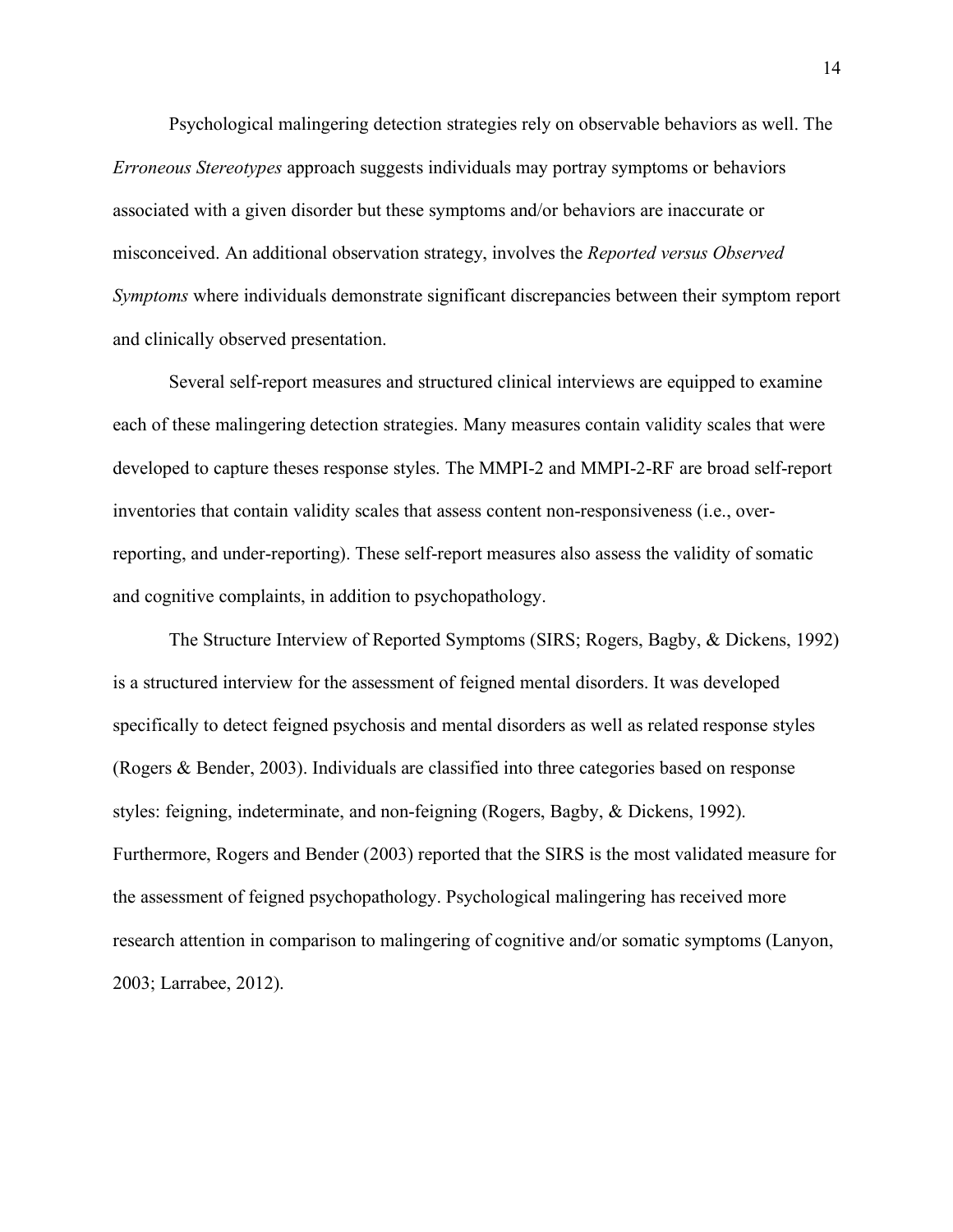Psychological malingering detection strategies rely on observable behaviors as well. The *Erroneous Stereotypes* approach suggests individuals may portray symptoms or behaviors associated with a given disorder but these symptoms and/or behaviors are inaccurate or misconceived. An additional observation strategy, involves the *Reported versus Observed Symptoms* where individuals demonstrate significant discrepancies between their symptom report and clinically observed presentation.

Several self-report measures and structured clinical interviews are equipped to examine each of these malingering detection strategies. Many measures contain validity scales that were developed to capture theses response styles. The MMPI-2 and MMPI-2-RF are broad self-report inventories that contain validity scales that assess content non-responsiveness (i.e., over-reporting, and under-reporting). These self-report measures also assess the validity of somatic and cognitive complaints, in addition to psychopathology.

The Structure Interview of Reported Symptoms (SIRS; Rogers, Bagby, & Dickens, 1992) is a structured interview for the assessment of feigned mental disorders. It was developed specifically to detect feigned psychosis and mental disorders as well as related response styles (Rogers & Bender, 2003). Individuals are classified into three categories based on response styles: feigning, indeterminate, and non-feigning (Rogers, Bagby, & Dickens, 1992). Furthermore, Rogers and Bender (2003) reported that the SIRS is the most validated measure for the assessment of feigned psychopathology. Psychological malingering has received more research attention in comparison to malingering of cognitive and/or somatic symptoms (Lanyon, 2003; Larrabee, 2012).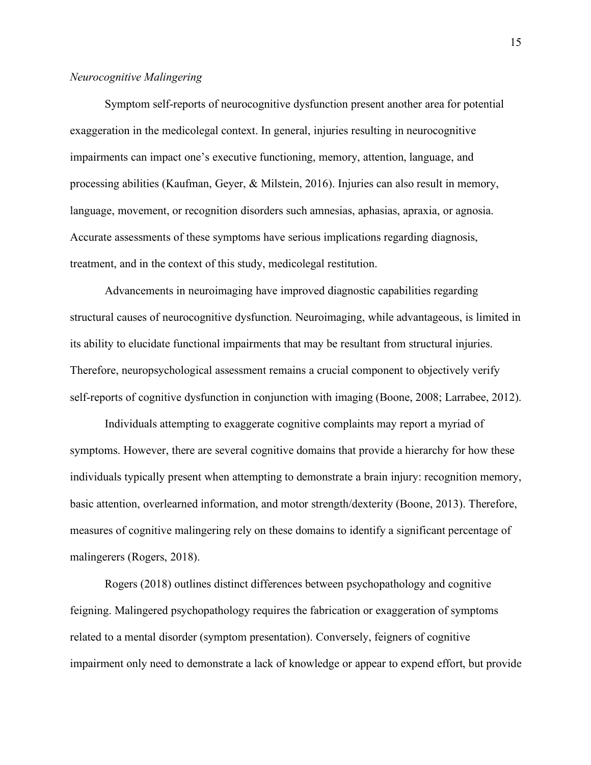*Neurocognitive Malingering*

Symptom self-reports of neurocognitive dysfunction present another area for potential exaggeration in the medicolegal context. In general, injuries resulting in neurocognitive impairments can impact one's executive functioning, memory, attention, language, and processing abilities (Kaufman, Geyer, & Milstein, 2016). Injuries can also result in memory, language, movement, or recognition disorders such amnesias, aphasias, apraxia, or agnosia. Accurate assessments of these symptoms have serious implications regarding diagnosis, treatment, and in the context of this study, medicolegal restitution.

Advancements in neuroimaging have improved diagnostic capabilities regarding structural causes of neurocognitive dysfunction. Neuroimaging, while advantageous, is limited in its ability to elucidate functional impairments that may be resultant from structural injuries. Therefore, neuropsychological assessment remains a crucial component to objectively verify self-reports of cognitive dysfunction in conjunction with imaging (Boone, 2008; Larrabee, 2012).

Individuals attempting to exaggerate cognitive complaints may report a myriad of symptoms. However, there are several cognitive domains that provide a hierarchy for how these individuals typically present when attempting to demonstrate a brain injury: recognition memory, basic attention, overlearned information, and motor strength/dexterity (Boone, 2013). Therefore, measures of cognitive malingering rely on these domains to identify a significant percentage of malingerers (Rogers, 2018).

Rogers (2018) outlines distinct differences between psychopathology and cognitive feigning. Malingered psychopathology requires the fabrication or exaggeration of symptoms related to a mental disorder (symptom presentation). Conversely, feigners of cognitive impairment only need to demonstrate a lack of knowledge or appear to expend effort, but provide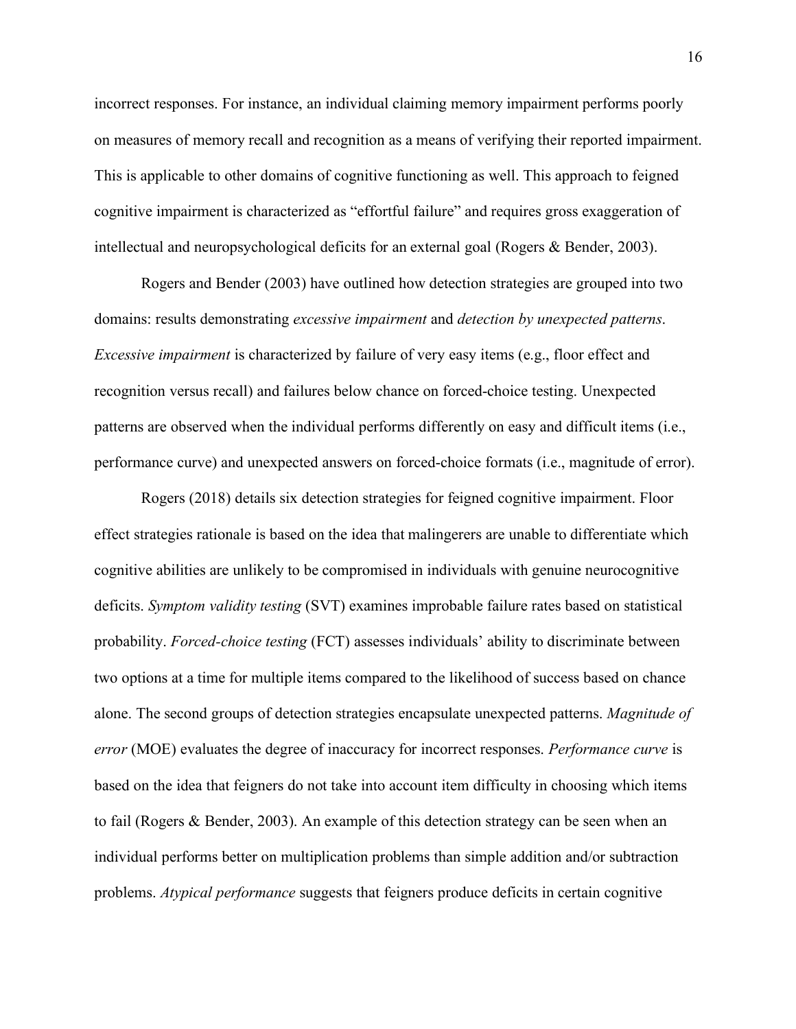incorrect responses. For instance, an individual claiming memory impairment performs poorly on measures of memory recall and recognition as a means of verifying their reported impairment. This is applicable to other domains of cognitive functioning as well. This approach to feigned cognitive impairment is characterized as "effortful failure" and requires gross exaggeration of intellectual and neuropsychological deficits for an external goal (Rogers & Bender, 2003).

Rogers and Bender (2003) have outlined how detection strategies are grouped into two domains: results demonstrating *excessive impairment* and *detection by unexpected patterns*. *Excessive impairment* is characterized by failure of very easy items (e.g., floor effect and recognition versus recall) and failures below chance on forced-choice testing. Unexpected patterns are observed when the individual performs differently on easy and difficult items (i.e., performance curve) and unexpected answers on forced-choice formats (i.e., magnitude of error).

Rogers (2018) details six detection strategies for feigned cognitive impairment. Floor effect strategies rationale is based on the idea that malingerers are unable to differentiate which cognitive abilities are unlikely to be compromised in individuals with genuine neurocognitive deficits. *Symptom validity testing* (SVT) examines improbable failure rates based on statistical probability. *Forced-choice testing* (FCT) assesses individuals' ability to discriminate between two options at a time for multiple items compared to the likelihood of success based on chance alone. The second groups of detection strategies encapsulate unexpected patterns. *Magnitude of error* (MOE) evaluates the degree of inaccuracy for incorrect responses. *Performance curve* is based on the idea that feigners do not take into account item difficulty in choosing which items to fail (Rogers & Bender, 2003). An example of this detection strategy can be seen when an individual performs better on multiplication problems than simple addition and/or subtraction problems. *Atypical performance* suggests that feigners produce deficits in certain cognitive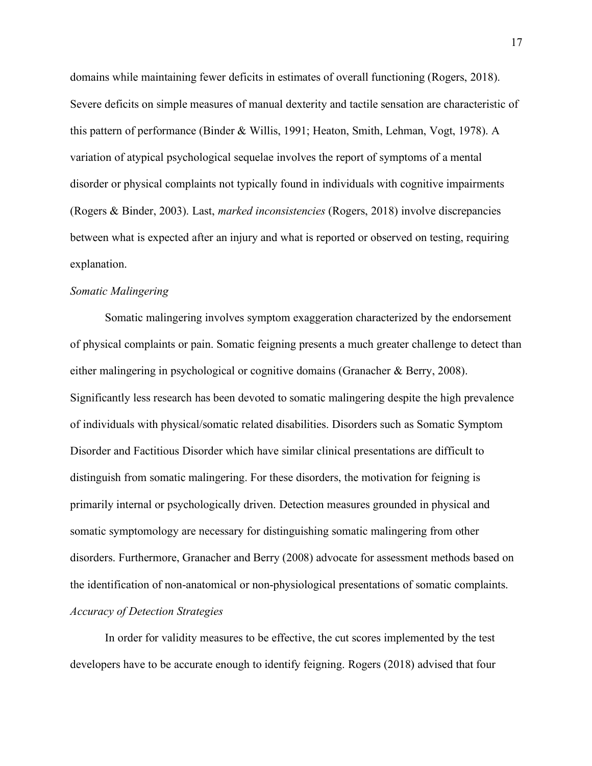domains while maintaining fewer deficits in estimates of overall functioning (Rogers, 2018). Severe deficits on simple measures of manual dexterity and tactile sensation are characteristic of this pattern of performance (Binder & Willis, 1991; Heaton, Smith, Lehman, Vogt, 1978). A variation of atypical psychological sequelae involves the report of symptoms of a mental disorder or physical complaints not typically found in individuals with cognitive impairments (Rogers & Binder, 2003). Last, *marked inconsistencies* (Rogers, 2018) involve discrepancies between what is expected after an injury and what is reported or observed on testing, requiring explanation.

*Somatic Malingering*

Somatic malingering involves symptom exaggeration characterized by the endorsement of physical complaints or pain. Somatic feigning presents a much greater challenge to detect than either malingering in psychological or cognitive domains (Granacher & Berry, 2008). Significantly less research has been devoted to somatic malingering despite the high prevalence of individuals with physical/somatic related disabilities. Disorders such as Somatic Symptom Disorder and Factitious Disorder which have similar clinical presentations are difficult to distinguish from somatic malingering. For these disorders, the motivation for feigning is primarily internal or psychologically driven. Detection measures grounded in physical and somatic symptomology are necessary for distinguishing somatic malingering from other disorders. Furthermore, Granacher and Berry (2008) advocate for assessment methods based on the identification of non-anatomical or non-physiological presentations of somatic complaints.

*Accuracy of Detection Strategies*

In order for validity measures to be effective, the cut scores implemented by the test developers have to be accurate enough to identify feigning. Rogers (2018) advised that four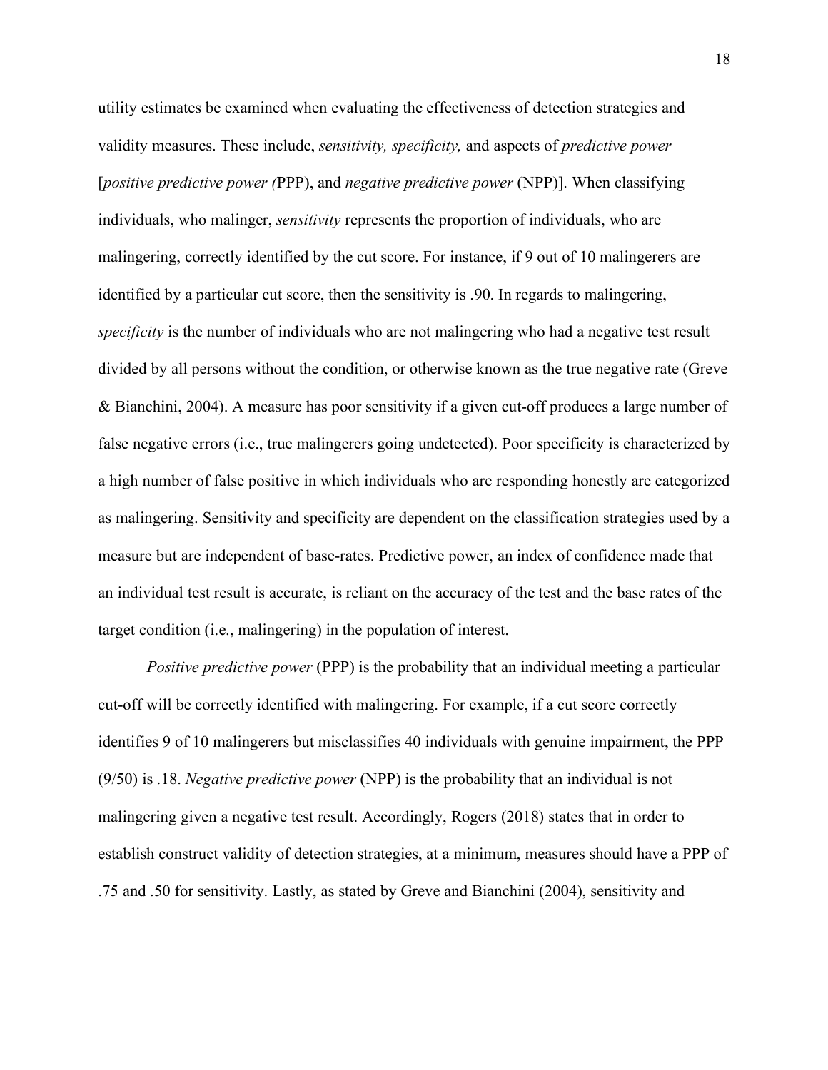utility estimates be examined when evaluating the effectiveness of detection strategies and validity measures. These include, *sensitivity, specificity,* and aspects of *predictive power* [*positive predictive power (*PPP), and *negative predictive power* (NPP)]. When classifying individuals, who malinger, *sensitivity* represents the proportion of individuals, who are malingering, correctly identified by the cut score. For instance, if 9 out of 10 malingerers are identified by a particular cut score, then the sensitivity is .90. In regards to malingering, *specificity* is the number of individuals who are not malingering who had a negative test result divided by all persons without the condition, or otherwise known as the true negative rate (Greve & Bianchini, 2004). A measure has poor sensitivity if a given cut-off produces a large number of false negative errors (i.e., true malingerers going undetected). Poor specificity is characterized by a high number of false positive in which individuals who are responding honestly are categorized as malingering. Sensitivity and specificity are dependent on the classification strategies used by a measure but are independent of base-rates. Predictive power, an index of confidence made that an individual test result is accurate, is reliant on the accuracy of the test and the base rates of the target condition (i.e., malingering) in the population of interest.

*Positive predictive power* (PPP) is the probability that an individual meeting a particular cut-off will be correctly identified with malingering. For example, if a cut score correctly identifies 9 of 10 malingerers but misclassifies 40 individuals with genuine impairment, the PPP (9/50) is .18. *Negative predictive power* (NPP) is the probability that an individual is not malingering given a negative test result. Accordingly, Rogers (2018) states that in order to establish construct validity of detection strategies, at a minimum, measures should have a PPP of .75 and .50 for sensitivity. Lastly, as stated by Greve and Bianchini (2004), sensitivity and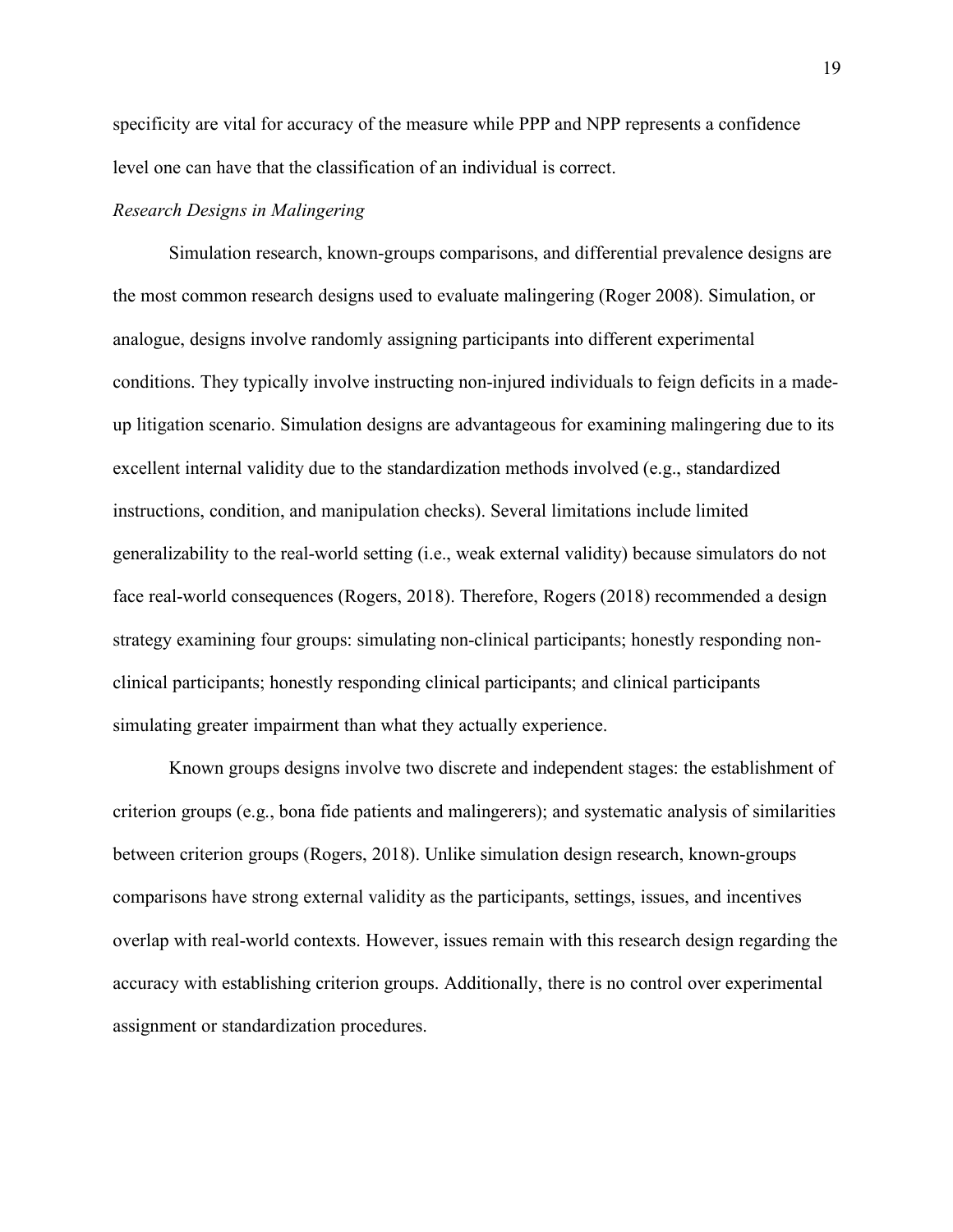specificity are vital for accuracy of the measure while PPP and NPP represents a confidence level one can have that the classification of an individual is correct.

*Research Designs in Malingering*

Simulation research, known-groups comparisons, and differential prevalence designs are the most common research designs used to evaluate malingering (Roger 2008). Simulation, or analogue, designs involve randomly assigning participants into different experimental conditions. They typically involve instructing non-injured individuals to feign deficits in a made-up litigation scenario. Simulation designs are advantageous for examining malingering due to its excellent internal validity due to the standardization methods involved (e.g., standardized instructions, condition, and manipulation checks). Several limitations include limited generalizability to the real-world setting (i.e., weak external validity) because simulators do not face real-world consequences (Rogers, 2018). Therefore, Rogers (2018) recommended a design strategy examining four groups: simulating non-clinical participants; honestly responding non-clinical participants; honestly responding clinical participants; and clinical participants simulating greater impairment than what they actually experience.

Known groups designs involve two discrete and independent stages: the establishment of criterion groups (e.g., bona fide patients and malingerers); and systematic analysis of similarities between criterion groups (Rogers, 2018). Unlike simulation design research, known-groups comparisons have strong external validity as the participants, settings, issues, and incentives overlap with real-world contexts. However, issues remain with this research design regarding the accuracy with establishing criterion groups. Additionally, there is no control over experimental assignment or standardization procedures.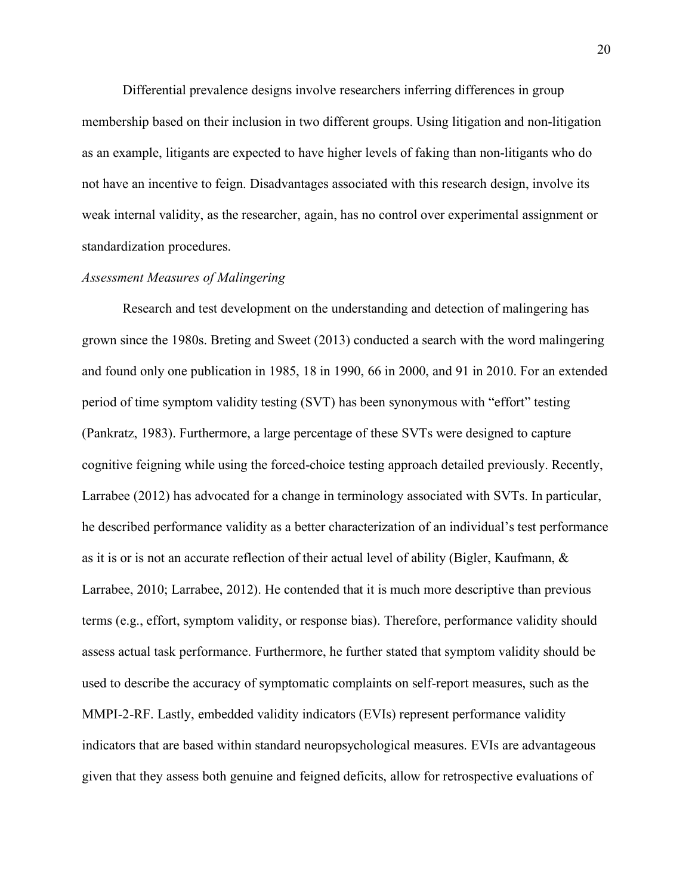Differential prevalence designs involve researchers inferring differences in group membership based on their inclusion in two different groups. Using litigation and non-litigation as an example, litigants are expected to have higher levels of faking than non-litigants who do not have an incentive to feign. Disadvantages associated with this research design, involve its weak internal validity, as the researcher, again, has no control over experimental assignment or standardization procedures.

*Assessment Measures of Malingering*

Research and test development on the understanding and detection of malingering has grown since the 1980s. Breting and Sweet (2013) conducted a search with the word malingering and found only one publication in 1985, 18 in 1990, 66 in 2000, and 91 in 2010. For an extended period of time symptom validity testing (SVT) has been synonymous with "effort" testing (Pankratz, 1983). Furthermore, a large percentage of these SVTs were designed to capture cognitive feigning while using the forced-choice testing approach detailed previously. Recently, Larrabee (2012) has advocated for a change in terminology associated with SVTs. In particular, he described performance validity as a better characterization of an individual's test performance as it is or is not an accurate reflection of their actual level of ability (Bigler, Kaufmann, & Larrabee, 2010; Larrabee, 2012). He contended that it is much more descriptive than previous terms (e.g., effort, symptom validity, or response bias). Therefore, performance validity should assess actual task performance. Furthermore, he further stated that symptom validity should be used to describe the accuracy of symptomatic complaints on self-report measures, such as the MMPI-2-RF. Lastly, embedded validity indicators (EVIs) represent performance validity indicators that are based within standard neuropsychological measures. EVIs are advantageous given that they assess both genuine and feigned deficits, allow for retrospective evaluations of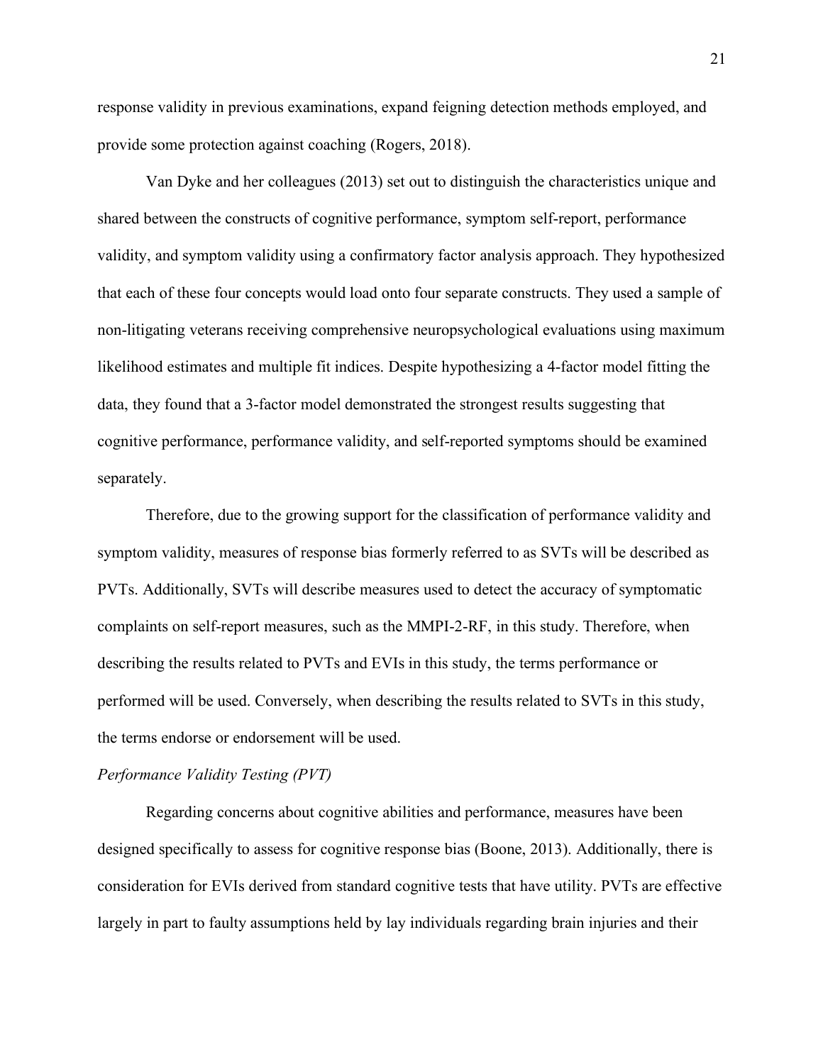response validity in previous examinations, expand feigning detection methods employed, and provide some protection against coaching (Rogers, 2018).

Van Dyke and her colleagues (2013) set out to distinguish the characteristics unique and shared between the constructs of cognitive performance, symptom self-report, performance validity, and symptom validity using a confirmatory factor analysis approach. They hypothesized that each of these four concepts would load onto four separate constructs. They used a sample of non-litigating veterans receiving comprehensive neuropsychological evaluations using maximum likelihood estimates and multiple fit indices. Despite hypothesizing a 4-factor model fitting the data, they found that a 3-factor model demonstrated the strongest results suggesting that cognitive performance, performance validity, and self-reported symptoms should be examined separately.

Therefore, due to the growing support for the classification of performance validity and symptom validity, measures of response bias formerly referred to as SVTs will be described as PVTs. Additionally, SVTs will describe measures used to detect the accuracy of symptomatic complaints on self-report measures, such as the MMPI-2-RF, in this study. Therefore, when describing the results related to PVTs and EVIs in this study, the terms performance or performed will be used. Conversely, when describing the results related to SVTs in this study, the terms endorse or endorsement will be used.

*Performance Validity Testing (PVT)*

Regarding concerns about cognitive abilities and performance, measures have been designed specifically to assess for cognitive response bias (Boone, 2013). Additionally, there is consideration for EVIs derived from standard cognitive tests that have utility. PVTs are effective largely in part to faulty assumptions held by lay individuals regarding brain injuries and their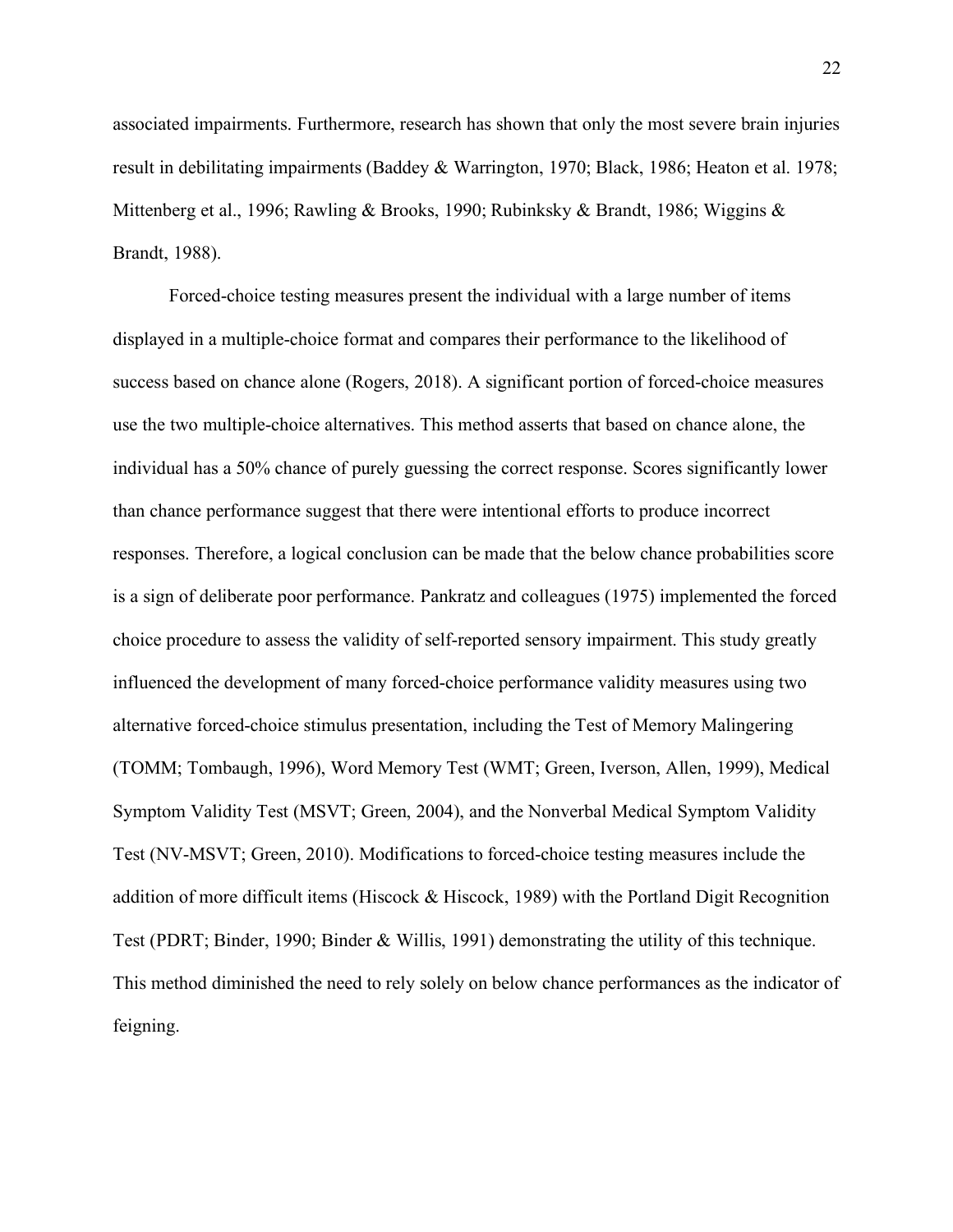associated impairments. Furthermore, research has shown that only the most severe brain injuries result in debilitating impairments (Baddey & Warrington, 1970; Black, 1986; Heaton et al. 1978; Mittenberg et al., 1996; Rawling & Brooks, 1990; Rubinksky & Brandt, 1986; Wiggins & Brandt, 1988).

Forced-choice testing measures present the individual with a large number of items displayed in a multiple-choice format and compares their performance to the likelihood of success based on chance alone (Rogers, 2018). A significant portion of forced-choice measures use the two multiple-choice alternatives. This method asserts that based on chance alone, the individual has a 50% chance of purely guessing the correct response. Scores significantly lower than chance performance suggest that there were intentional efforts to produce incorrect responses. Therefore, a logical conclusion can be made that the below chance probabilities score is a sign of deliberate poor performance. Pankratz and colleagues (1975) implemented the forced choice procedure to assess the validity of self-reported sensory impairment. This study greatly influenced the development of many forced-choice performance validity measures using two alternative forced-choice stimulus presentation, including the Test of Memory Malingering (TOMM; Tombaugh, 1996), Word Memory Test (WMT; Green, Iverson, Allen, 1999), Medical Symptom Validity Test (MSVT; Green, 2004), and the Nonverbal Medical Symptom Validity Test (NV-MSVT; Green, 2010). Modifications to forced-choice testing measures include the addition of more difficult items (Hiscock & Hiscock, 1989) with the Portland Digit Recognition Test (PDRT; Binder, 1990; Binder & Willis, 1991) demonstrating the utility of this technique. This method diminished the need to rely solely on below chance performances as the indicator of feigning.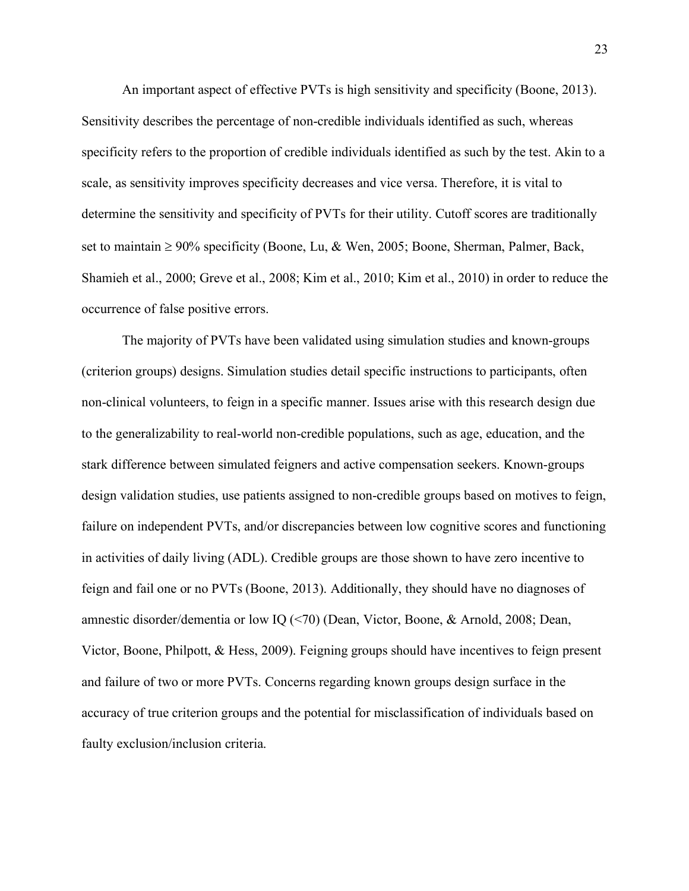An important aspect of effective PVTs is high sensitivity and specificity (Boone, 2013). Sensitivity describes the percentage of non-credible individuals identified as such, whereas specificity refers to the proportion of credible individuals identified as such by the test. Akin to a scale, as sensitivity improves specificity decreases and vice versa. Therefore, it is vital to determine the sensitivity and specificity of PVTs for their utility. Cutoff scores are traditionally set to maintain ≥ 90% specificity (Boone, Lu, & Wen, 2005; Boone, Sherman, Palmer, Back, Shamieh et al., 2000; Greve et al., 2008; Kim et al., 2010; Kim et al., 2010) in order to reduce the occurrence of false positive errors.

The majority of PVTs have been validated using simulation studies and known-groups (criterion groups) designs. Simulation studies detail specific instructions to participants, often non-clinical volunteers, to feign in a specific manner. Issues arise with this research design due to the generalizability to real-world non-credible populations, such as age, education, and the stark difference between simulated feigners and active compensation seekers. Known-groups design validation studies, use patients assigned to non-credible groups based on motives to feign, failure on independent PVTs, and/or discrepancies between low cognitive scores and functioning in activities of daily living (ADL). Credible groups are those shown to have zero incentive to feign and fail one or no PVTs (Boone, 2013). Additionally, they should have no diagnoses of amnestic disorder/dementia or low IQ (<70) (Dean, Victor, Boone, & Arnold, 2008; Dean, Victor, Boone, Philpott, & Hess, 2009). Feigning groups should have incentives to feign present and failure of two or more PVTs. Concerns regarding known groups design surface in the accuracy of true criterion groups and the potential for misclassification of individuals based on faulty exclusion/inclusion criteria.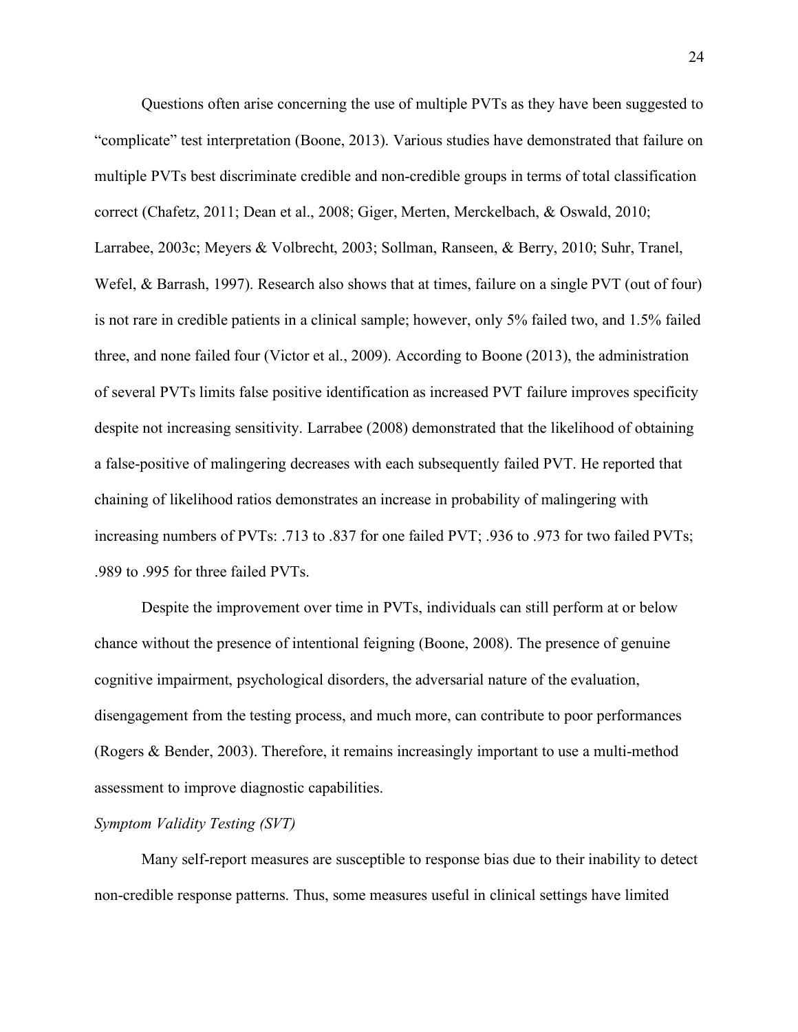Questions often arise concerning the use of multiple PVTs as they have been suggested to "complicate" test interpretation (Boone, 2013). Various studies have demonstrated that failure on multiple PVTs best discriminate credible and non-credible groups in terms of total classification correct (Chafetz, 2011; Dean et al., 2008; Giger, Merten, Merckelbach, & Oswald, 2010; Larrabee, 2003c; Meyers & Volbrecht, 2003; Sollman, Ranseen, & Berry, 2010; Suhr, Tranel, Wefel, & Barrash, 1997). Research also shows that at times, failure on a single PVT (out of four) is not rare in credible patients in a clinical sample; however, only 5% failed two, and 1.5% failed three, and none failed four (Victor et al., 2009). According to Boone (2013), the administration of several PVTs limits false positive identification as increased PVT failure improves specificity despite not increasing sensitivity. Larrabee (2008) demonstrated that the likelihood of obtaining a false-positive of malingering decreases with each subsequently failed PVT. He reported that chaining of likelihood ratios demonstrates an increase in probability of malingering with increasing numbers of PVTs: .713 to .837 for one failed PVT; .936 to .973 for two failed PVTs; .989 to .995 for three failed PVTs.

Despite the improvement over time in PVTs, individuals can still perform at or below chance without the presence of intentional feigning (Boone, 2008). The presence of genuine cognitive impairment, psychological disorders, the adversarial nature of the evaluation, disengagement from the testing process, and much more, can contribute to poor performances (Rogers & Bender, 2003). Therefore, it remains increasingly important to use a multi-method assessment to improve diagnostic capabilities.

*Symptom Validity Testing (SVT)*

Many self-report measures are susceptible to response bias due to their inability to detect non-credible response patterns. Thus, some measures useful in clinical settings have limited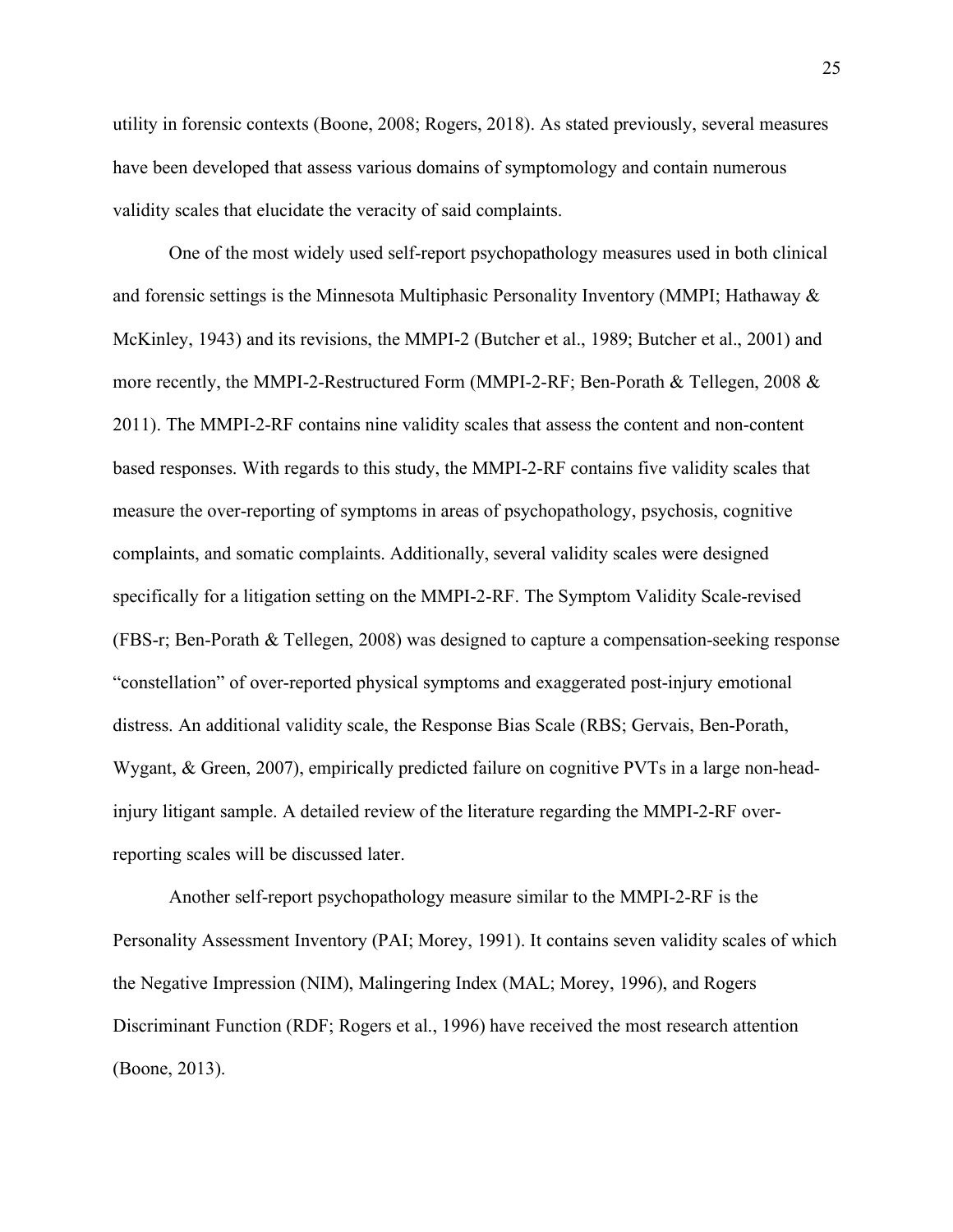utility in forensic contexts (Boone, 2008; Rogers, 2018). As stated previously, several measures have been developed that assess various domains of symptomology and contain numerous validity scales that elucidate the veracity of said complaints.

One of the most widely used self-report psychopathology measures used in both clinical and forensic settings is the Minnesota Multiphasic Personality Inventory (MMPI; Hathaway & McKinley, 1943) and its revisions, the MMPI-2 (Butcher et al., 1989; Butcher et al., 2001) and more recently, the MMPI-2-Restructured Form (MMPI-2-RF; Ben-Porath & Tellegen, 2008 & 2011). The MMPI-2-RF contains nine validity scales that assess the content and non-content based responses. With regards to this study, the MMPI-2-RF contains five validity scales that measure the over-reporting of symptoms in areas of psychopathology, psychosis, cognitive complaints, and somatic complaints. Additionally, several validity scales were designed specifically for a litigation setting on the MMPI-2-RF. The Symptom Validity Scale-revised (FBS-r; Ben-Porath & Tellegen, 2008) was designed to capture a compensation-seeking response "constellation" of over-reported physical symptoms and exaggerated post-injury emotional distress. An additional validity scale, the Response Bias Scale (RBS; Gervais, Ben-Porath, Wygant, & Green, 2007), empirically predicted failure on cognitive PVTs in a large non-head-injury litigant sample. A detailed review of the literature regarding the MMPI-2-RF over-reporting scales will be discussed later.

Another self-report psychopathology measure similar to the MMPI-2-RF is the Personality Assessment Inventory (PAI; Morey, 1991). It contains seven validity scales of which the Negative Impression (NIM), Malingering Index (MAL; Morey, 1996), and Rogers Discriminant Function (RDF; Rogers et al., 1996) have received the most research attention (Boone, 2013).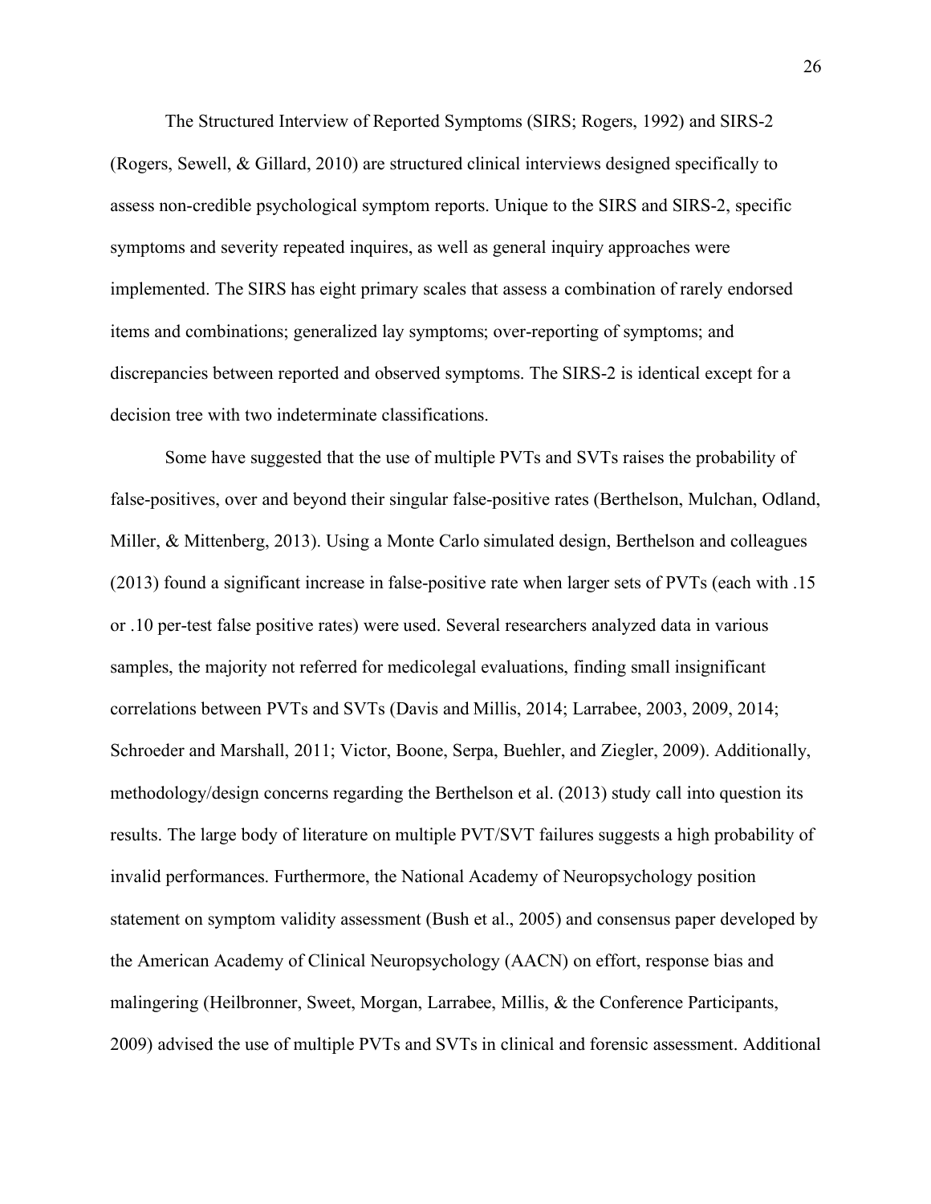The Structured Interview of Reported Symptoms (SIRS; Rogers, 1992) and SIRS-2 (Rogers, Sewell, & Gillard, 2010) are structured clinical interviews designed specifically to assess non-credible psychological symptom reports. Unique to the SIRS and SIRS-2, specific symptoms and severity repeated inquires, as well as general inquiry approaches were implemented. The SIRS has eight primary scales that assess a combination of rarely endorsed items and combinations; generalized lay symptoms; over-reporting of symptoms; and discrepancies between reported and observed symptoms. The SIRS-2 is identical except for a decision tree with two indeterminate classifications.

Some have suggested that the use of multiple PVTs and SVTs raises the probability of false-positives, over and beyond their singular false-positive rates (Berthelson, Mulchan, Odland, Miller, & Mittenberg, 2013). Using a Monte Carlo simulated design, Berthelson and colleagues (2013) found a significant increase in false-positive rate when larger sets of PVTs (each with .15 or .10 per-test false positive rates) were used. Several researchers analyzed data in various samples, the majority not referred for medicolegal evaluations, finding small insignificant correlations between PVTs and SVTs (Davis and Millis, 2014; Larrabee, 2003, 2009, 2014; Schroeder and Marshall, 2011; Victor, Boone, Serpa, Buehler, and Ziegler, 2009). Additionally, methodology/design concerns regarding the Berthelson et al. (2013) study call into question its results. The large body of literature on multiple PVT/SVT failures suggests a high probability of invalid performances. Furthermore, the National Academy of Neuropsychology position statement on symptom validity assessment (Bush et al., 2005) and consensus paper developed by the American Academy of Clinical Neuropsychology (AACN) on effort, response bias and malingering (Heilbronner, Sweet, Morgan, Larrabee, Millis, & the Conference Participants, 2009) advised the use of multiple PVTs and SVTs in clinical and forensic assessment. Additional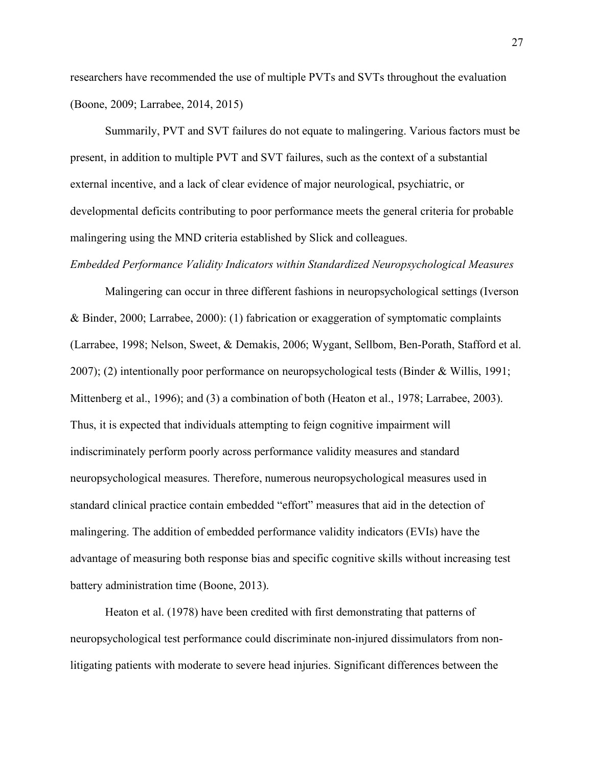researchers have recommended the use of multiple PVTs and SVTs throughout the evaluation (Boone, 2009; Larrabee, 2014, 2015)

Summarily, PVT and SVT failures do not equate to malingering. Various factors must be present, in addition to multiple PVT and SVT failures, such as the context of a substantial external incentive, and a lack of clear evidence of major neurological, psychiatric, or developmental deficits contributing to poor performance meets the general criteria for probable malingering using the MND criteria established by Slick and colleagues.

*Embedded Performance Validity Indicators within Standardized Neuropsychological Measures*

Malingering can occur in three different fashions in neuropsychological settings (Iverson & Binder, 2000; Larrabee, 2000): (1) fabrication or exaggeration of symptomatic complaints (Larrabee, 1998; Nelson, Sweet, & Demakis, 2006; Wygant, Sellbom, Ben-Porath, Stafford et al. 2007); (2) intentionally poor performance on neuropsychological tests (Binder & Willis, 1991; Mittenberg et al., 1996); and (3) a combination of both (Heaton et al., 1978; Larrabee, 2003). Thus, it is expected that individuals attempting to feign cognitive impairment will indiscriminately perform poorly across performance validity measures and standard neuropsychological measures. Therefore, numerous neuropsychological measures used in standard clinical practice contain embedded "effort" measures that aid in the detection of malingering. The addition of embedded performance validity indicators (EVIs) have the advantage of measuring both response bias and specific cognitive skills without increasing test battery administration time (Boone, 2013).

Heaton et al. (1978) have been credited with first demonstrating that patterns of neuropsychological test performance could discriminate non-injured dissimulators from non-litigating patients with moderate to severe head injuries. Significant differences between the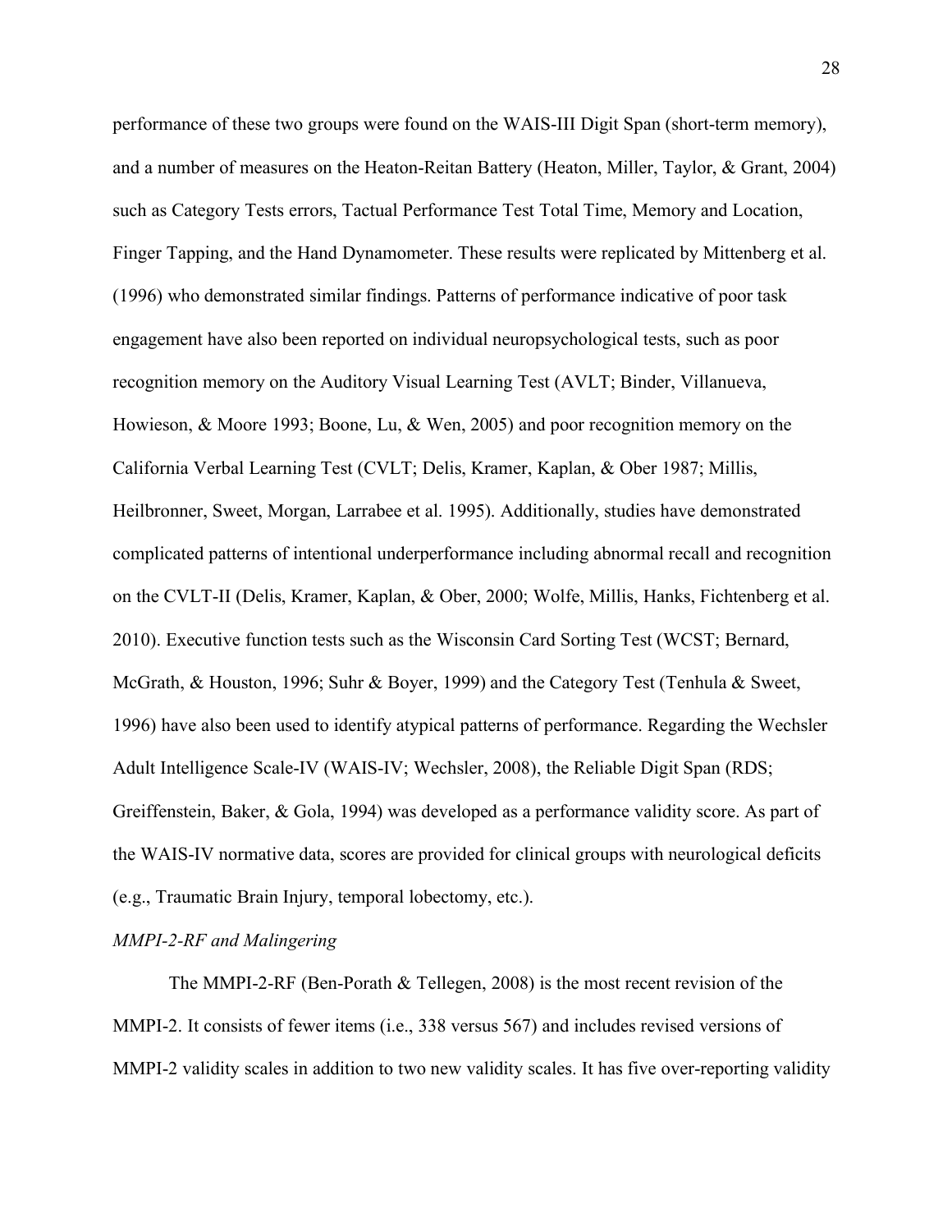performance of these two groups were found on the WAIS-III Digit Span (short-term memory), and a number of measures on the Heaton-Reitan Battery (Heaton, Miller, Taylor, & Grant, 2004) such as Category Tests errors, Tactual Performance Test Total Time, Memory and Location, Finger Tapping, and the Hand Dynamometer. These results were replicated by Mittenberg et al. (1996) who demonstrated similar findings. Patterns of performance indicative of poor task engagement have also been reported on individual neuropsychological tests, such as poor recognition memory on the Auditory Visual Learning Test (AVLT; Binder, Villanueva, Howieson, & Moore 1993; Boone, Lu, & Wen, 2005) and poor recognition memory on the California Verbal Learning Test (CVLT; Delis, Kramer, Kaplan, & Ober 1987; Millis, Heilbronner, Sweet, Morgan, Larrabee et al. 1995). Additionally, studies have demonstrated complicated patterns of intentional underperformance including abnormal recall and recognition on the CVLT-II (Delis, Kramer, Kaplan, & Ober, 2000; Wolfe, Millis, Hanks, Fichtenberg et al. 2010). Executive function tests such as the Wisconsin Card Sorting Test (WCST; Bernard, McGrath, & Houston, 1996; Suhr & Boyer, 1999) and the Category Test (Tenhula & Sweet, 1996) have also been used to identify atypical patterns of performance. Regarding the Wechsler Adult Intelligence Scale-IV (WAIS-IV; Wechsler, 2008), the Reliable Digit Span (RDS; Greiffenstein, Baker, & Gola, 1994) was developed as a performance validity score. As part of the WAIS-IV normative data, scores are provided for clinical groups with neurological deficits (e.g., Traumatic Brain Injury, temporal lobectomy, etc.).

*MMPI-2-RF and Malingering*

The MMPI-2-RF (Ben-Porath & Tellegen, 2008) is the most recent revision of the MMPI-2. It consists of fewer items (i.e., 338 versus 567) and includes revised versions of MMPI-2 validity scales in addition to two new validity scales. It has five over-reporting validity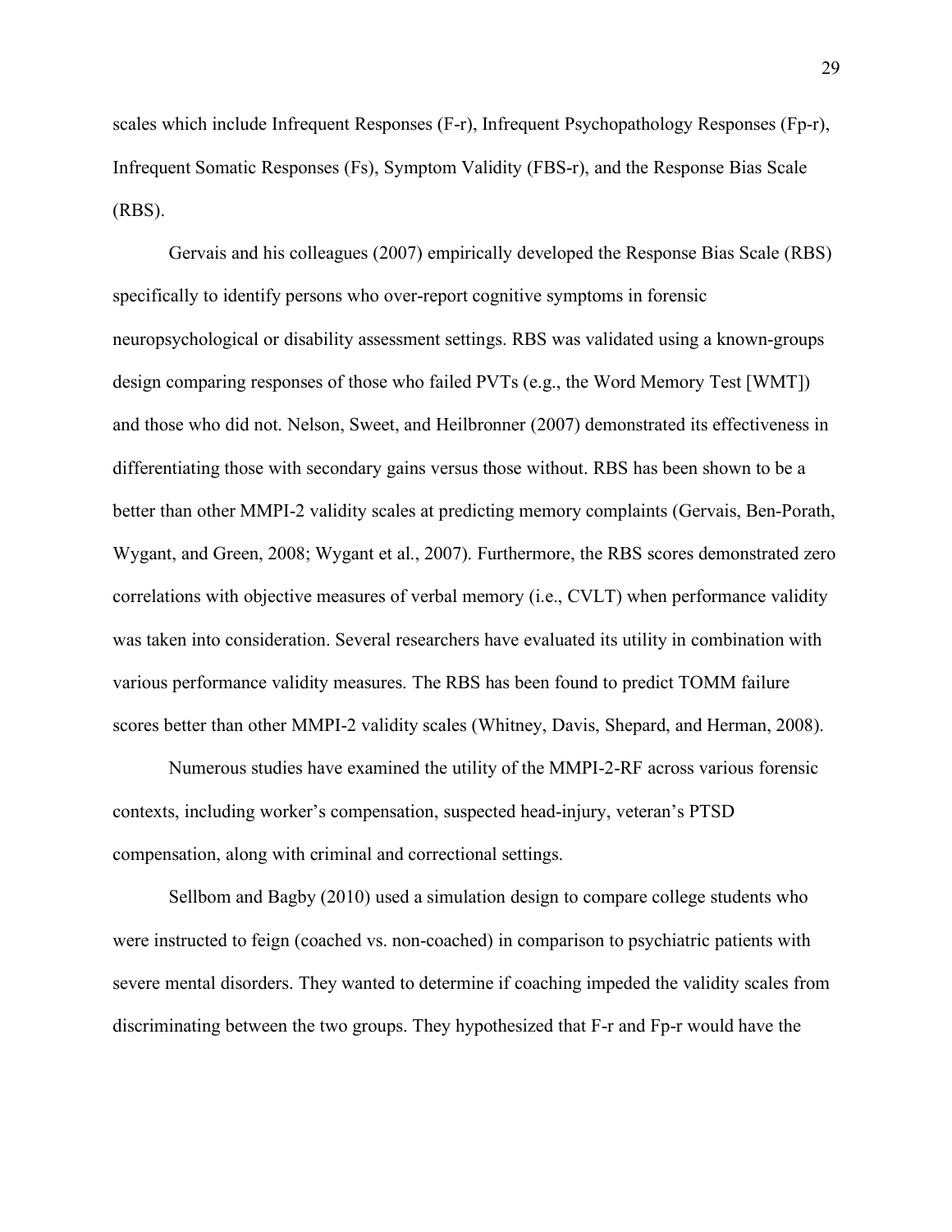scales which include Infrequent Responses (F-r), Infrequent Psychopathology Responses (Fp-r), Infrequent Somatic Responses (Fs), Symptom Validity (FBS-r), and the Response Bias Scale (RBS).

Gervais and his colleagues (2007) empirically developed the Response Bias Scale (RBS) specifically to identify persons who over-report cognitive symptoms in forensic neuropsychological or disability assessment settings. RBS was validated using a known-groups design comparing responses of those who failed PVTs (e.g., the Word Memory Test [WMT]) and those who did not. Nelson, Sweet, and Heilbronner (2007) demonstrated its effectiveness in differentiating those with secondary gains versus those without. RBS has been shown to be a better than other MMPI-2 validity scales at predicting memory complaints (Gervais, Ben-Porath, Wygant, and Green, 2008; Wygant et al., 2007). Furthermore, the RBS scores demonstrated zero correlations with objective measures of verbal memory (i.e., CVLT) when performance validity was taken into consideration. Several researchers have evaluated its utility in combination with various performance validity measures. The RBS has been found to predict TOMM failure scores better than other MMPI-2 validity scales (Whitney, Davis, Shepard, and Herman, 2008).

Numerous studies have examined the utility of the MMPI-2-RF across various forensic contexts, including worker's compensation, suspected head-injury, veteran's PTSD compensation, along with criminal and correctional settings.

Sellbom and Bagby (2010) used a simulation design to compare college students who were instructed to feign (coached vs. non-coached) in comparison to psychiatric patients with severe mental disorders. They wanted to determine if coaching impeded the validity scales from discriminating between the two groups. They hypothesized that F-r and Fp-r would have the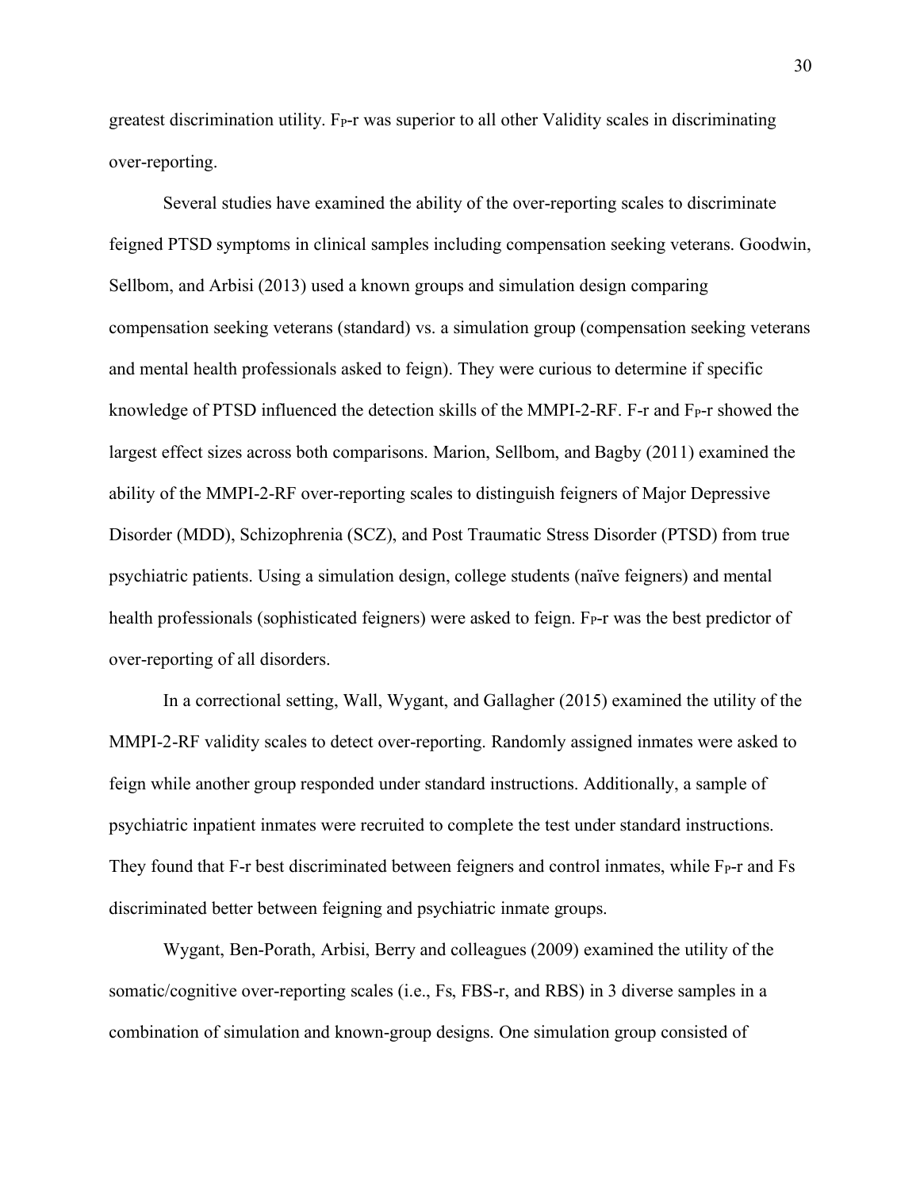greatest discrimination utility. $F_P$-r was superior to all other Validity scales in discriminating over-reporting.

Several studies have examined the ability of the over-reporting scales to discriminate feigned PTSD symptoms in clinical samples including compensation seeking veterans. Goodwin, Sellbom, and Arbisi (2013) used a known groups and simulation design comparing compensation seeking veterans (standard) vs. a simulation group (compensation seeking veterans and mental health professionals asked to feign). They were curious to determine if specific knowledge of PTSD influenced the detection skills of the MMPI-2-RF. F-r and $F_P$-r showed the largest effect sizes across both comparisons. Marion, Sellbom, and Bagby (2011) examined the ability of the MMPI-2-RF over-reporting scales to distinguish feigners of Major Depressive Disorder (MDD), Schizophrenia (SCZ), and Post Traumatic Stress Disorder (PTSD) from true psychiatric patients. Using a simulation design, college students (naïve feigners) and mental health professionals (sophisticated feigners) were asked to feign. $F_P$-r was the best predictor of over-reporting of all disorders.

In a correctional setting, Wall, Wygant, and Gallagher (2015) examined the utility of the MMPI-2-RF validity scales to detect over-reporting. Randomly assigned inmates were asked to feign while another group responded under standard instructions. Additionally, a sample of psychiatric inpatient inmates were recruited to complete the test under standard instructions. They found that F-r best discriminated between feigners and control inmates, while $F_P$-r and Fs discriminated better between feigning and psychiatric inmate groups.

Wygant, Ben-Porath, Arbisi, Berry and colleagues (2009) examined the utility of the somatic/cognitive over-reporting scales (i.e., Fs, FBS-r, and RBS) in 3 diverse samples in a combination of simulation and known-group designs. One simulation group consisted of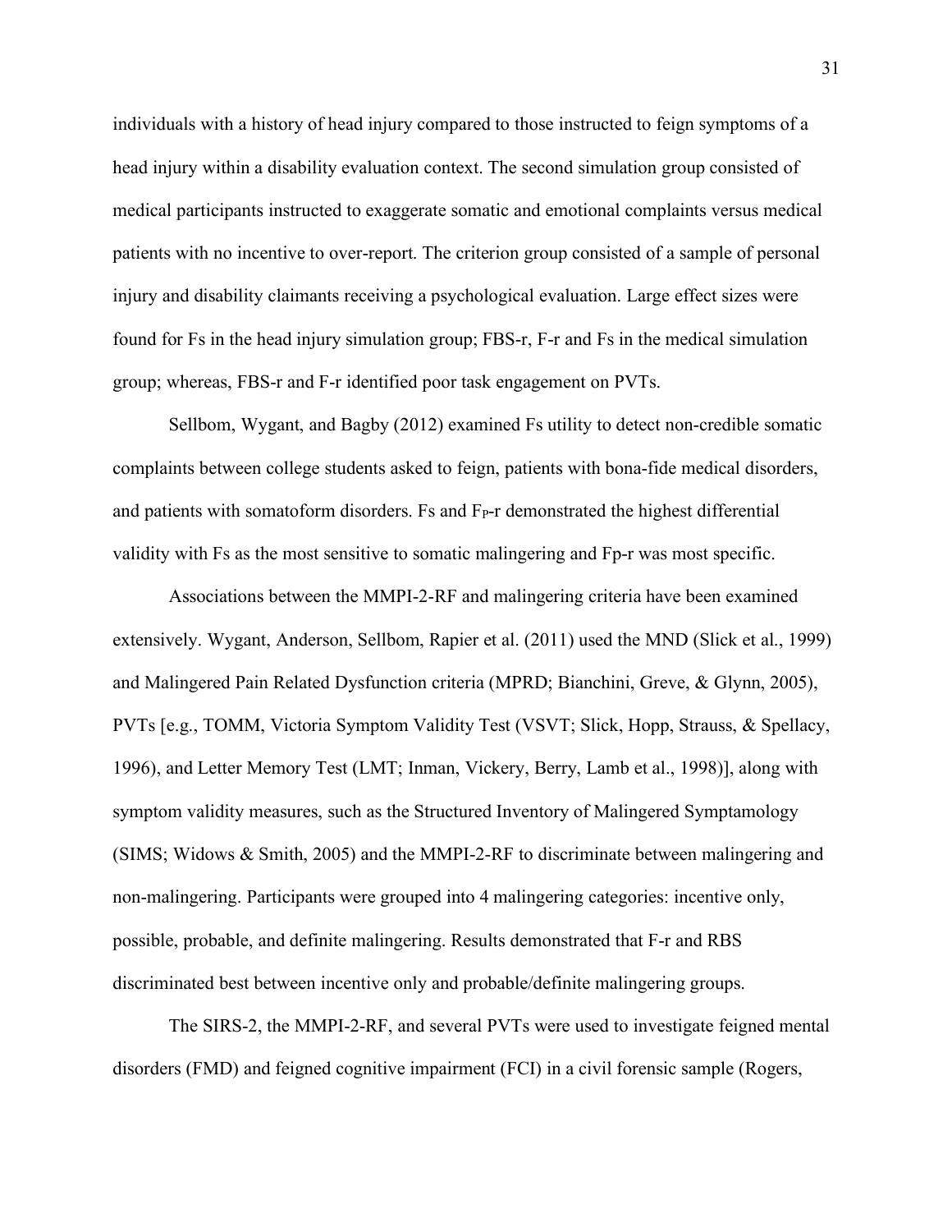individuals with a history of head injury compared to those instructed to feign symptoms of a head injury within a disability evaluation context. The second simulation group consisted of medical participants instructed to exaggerate somatic and emotional complaints versus medical patients with no incentive to over-report. The criterion group consisted of a sample of personal injury and disability claimants receiving a psychological evaluation. Large effect sizes were found for Fs in the head injury simulation group; FBS-r, F-r and Fs in the medical simulation group; whereas, FBS-r and F-r identified poor task engagement on PVTs.

Sellbom, Wygant, and Bagby (2012) examined Fs utility to detect non-credible somatic complaints between college students asked to feign, patients with bona-fide medical disorders, and patients with somatoform disorders. Fs and $F_P$-r demonstrated the highest differential validity with Fs as the most sensitive to somatic malingering and Fp-r was most specific.

Associations between the MMPI-2-RF and malingering criteria have been examined extensively. Wygant, Anderson, Sellbom, Rapier et al. (2011) used the MND (Slick et al., 1999) and Malingered Pain Related Dysfunction criteria (MPRD; Bianchini, Greve, & Glynn, 2005), PVTs [e.g., TOMM, Victoria Symptom Validity Test (VSVT; Slick, Hopp, Strauss, & Spellacy, 1996), and Letter Memory Test (LMT; Inman, Vickery, Berry, Lamb et al., 1998)], along with symptom validity measures, such as the Structured Inventory of Malingered Symptamology (SIMS; Widows & Smith, 2005) and the MMPI-2-RF to discriminate between malingering and non-malingering. Participants were grouped into 4 malingering categories: incentive only, possible, probable, and definite malingering. Results demonstrated that F-r and RBS discriminated best between incentive only and probable/definite malingering groups.

The SIRS-2, the MMPI-2-RF, and several PVTs were used to investigate feigned mental disorders (FMD) and feigned cognitive impairment (FCI) in a civil forensic sample (Rogers,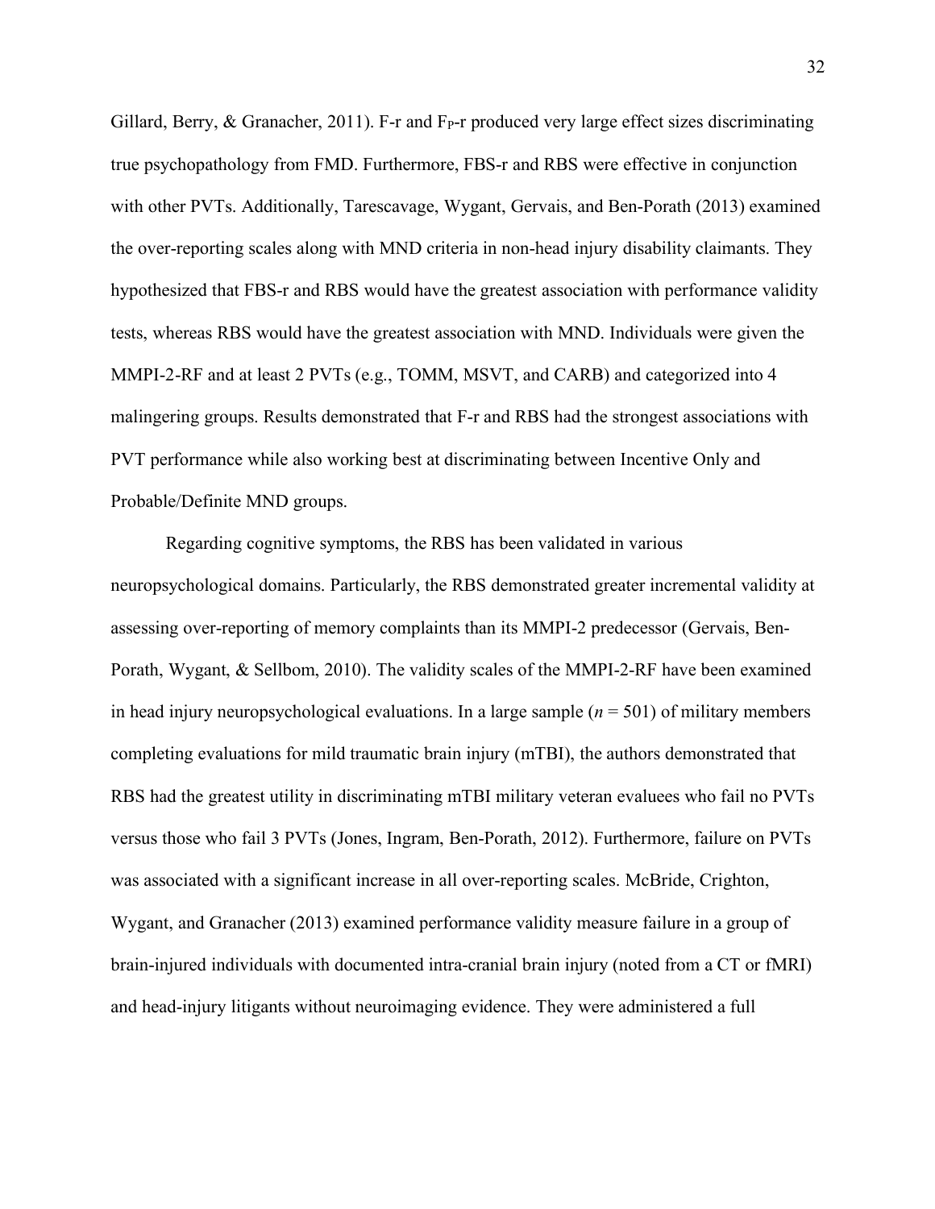Gillard, Berry, & Granacher, 2011). F-r and $F_P$-r produced very large effect sizes discriminating true psychopathology from FMD. Furthermore, FBS-r and RBS were effective in conjunction with other PVTs. Additionally, Tarescavage, Wygant, Gervais, and Ben-Porath (2013) examined the over-reporting scales along with MND criteria in non-head injury disability claimants. They hypothesized that FBS-r and RBS would have the greatest association with performance validity tests, whereas RBS would have the greatest association with MND. Individuals were given the MMPI-2-RF and at least 2 PVTs (e.g., TOMM, MSVT, and CARB) and categorized into 4 malingering groups. Results demonstrated that F-r and RBS had the strongest associations with PVT performance while also working best at discriminating between Incentive Only and Probable/Definite MND groups.

Regarding cognitive symptoms, the RBS has been validated in various neuropsychological domains. Particularly, the RBS demonstrated greater incremental validity at assessing over-reporting of memory complaints than its MMPI-2 predecessor (Gervais, Ben-Porath, Wygant, & Sellbom, 2010). The validity scales of the MMPI-2-RF have been examined in head injury neuropsychological evaluations. In a large sample ($n$ = 501) of military members completing evaluations for mild traumatic brain injury (mTBI), the authors demonstrated that RBS had the greatest utility in discriminating mTBI military veteran evaluees who fail no PVTs versus those who fail 3 PVTs (Jones, Ingram, Ben-Porath, 2012). Furthermore, failure on PVTs was associated with a significant increase in all over-reporting scales. McBride, Crighton, Wygant, and Granacher (2013) examined performance validity measure failure in a group of brain-injured individuals with documented intra-cranial brain injury (noted from a CT or fMRI) and head-injury litigants without neuroimaging evidence. They were administered a full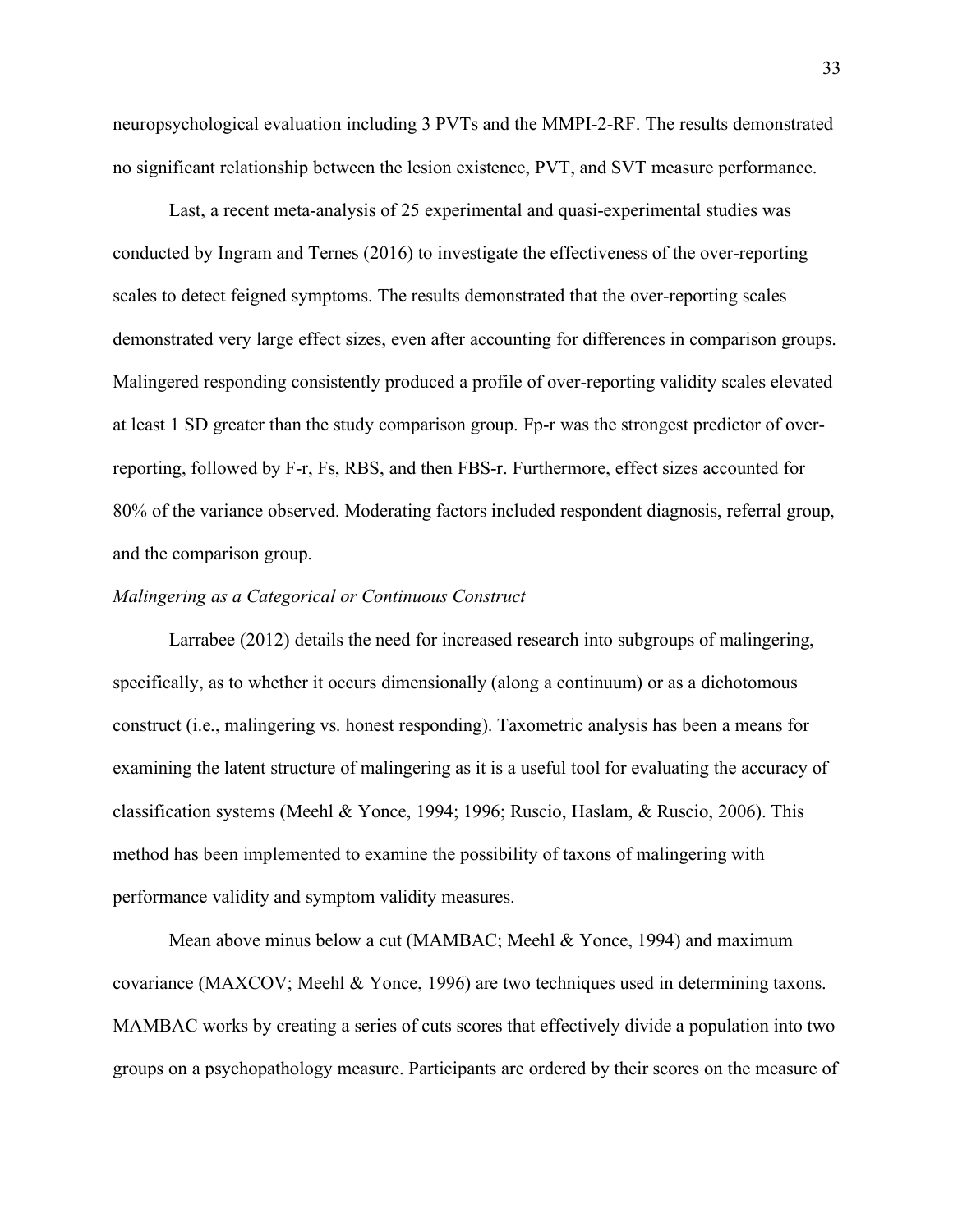neuropsychological evaluation including 3 PVTs and the MMPI-2-RF. The results demonstrated no significant relationship between the lesion existence, PVT, and SVT measure performance.

Last, a recent meta-analysis of 25 experimental and quasi-experimental studies was conducted by Ingram and Ternes (2016) to investigate the effectiveness of the over-reporting scales to detect feigned symptoms. The results demonstrated that the over-reporting scales demonstrated very large effect sizes, even after accounting for differences in comparison groups. Malingered responding consistently produced a profile of over-reporting validity scales elevated at least 1 SD greater than the study comparison group. Fp-r was the strongest predictor of over-reporting, followed by F-r, Fs, RBS, and then FBS-r. Furthermore, effect sizes accounted for 80% of the variance observed. Moderating factors included respondent diagnosis, referral group, and the comparison group.

*Malingering as a Categorical or Continuous Construct*

Larrabee (2012) details the need for increased research into subgroups of malingering, specifically, as to whether it occurs dimensionally (along a continuum) or as a dichotomous construct (i.e., malingering vs. honest responding). Taxometric analysis has been a means for examining the latent structure of malingering as it is a useful tool for evaluating the accuracy of classification systems (Meehl & Yonce, 1994; 1996; Ruscio, Haslam, & Ruscio, 2006). This method has been implemented to examine the possibility of taxons of malingering with performance validity and symptom validity measures.

Mean above minus below a cut (MAMBAC; Meehl & Yonce, 1994) and maximum covariance (MAXCOV; Meehl & Yonce, 1996) are two techniques used in determining taxons. MAMBAC works by creating a series of cuts scores that effectively divide a population into two groups on a psychopathology measure. Participants are ordered by their scores on the measure of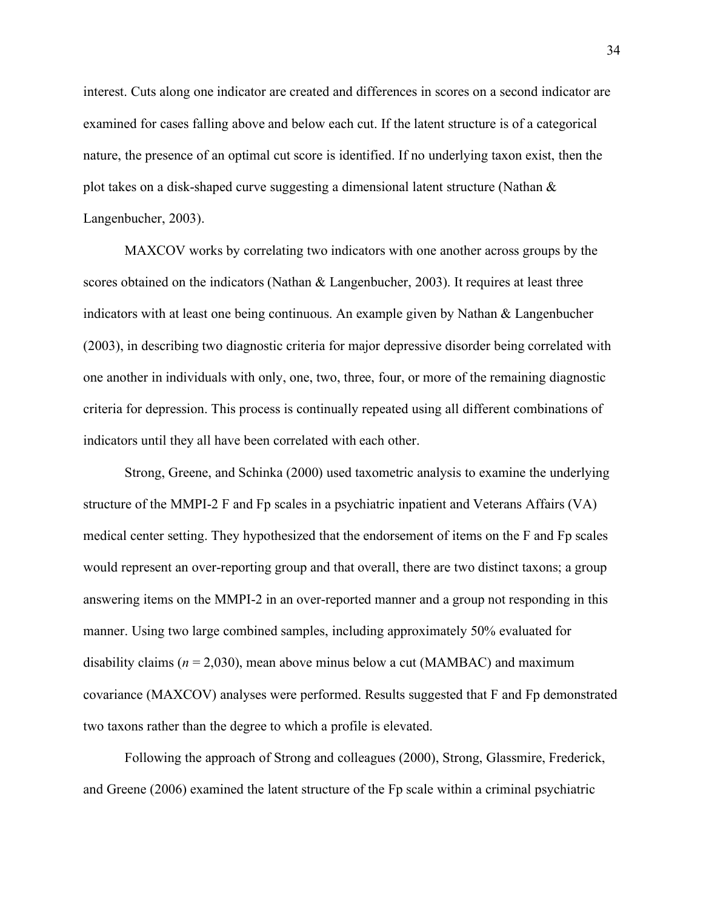interest. Cuts along one indicator are created and differences in scores on a second indicator are examined for cases falling above and below each cut. If the latent structure is of a categorical nature, the presence of an optimal cut score is identified. If no underlying taxon exist, then the plot takes on a disk-shaped curve suggesting a dimensional latent structure (Nathan & Langenbucher, 2003).

MAXCOV works by correlating two indicators with one another across groups by the scores obtained on the indicators (Nathan & Langenbucher, 2003). It requires at least three indicators with at least one being continuous. An example given by Nathan & Langenbucher (2003), in describing two diagnostic criteria for major depressive disorder being correlated with one another in individuals with only, one, two, three, four, or more of the remaining diagnostic criteria for depression. This process is continually repeated using all different combinations of indicators until they all have been correlated with each other.

Strong, Greene, and Schinka (2000) used taxometric analysis to examine the underlying structure of the MMPI-2 F and Fp scales in a psychiatric inpatient and Veterans Affairs (VA) medical center setting. They hypothesized that the endorsement of items on the F and Fp scales would represent an over-reporting group and that overall, there are two distinct taxons; a group answering items on the MMPI-2 in an over-reported manner and a group not responding in this manner. Using two large combined samples, including approximately 50% evaluated for disability claims (*n* = 2,030), mean above minus below a cut (MAMBAC) and maximum covariance (MAXCOV) analyses were performed. Results suggested that F and Fp demonstrated two taxons rather than the degree to which a profile is elevated.

Following the approach of Strong and colleagues (2000), Strong, Glassmire, Frederick, and Greene (2006) examined the latent structure of the Fp scale within a criminal psychiatric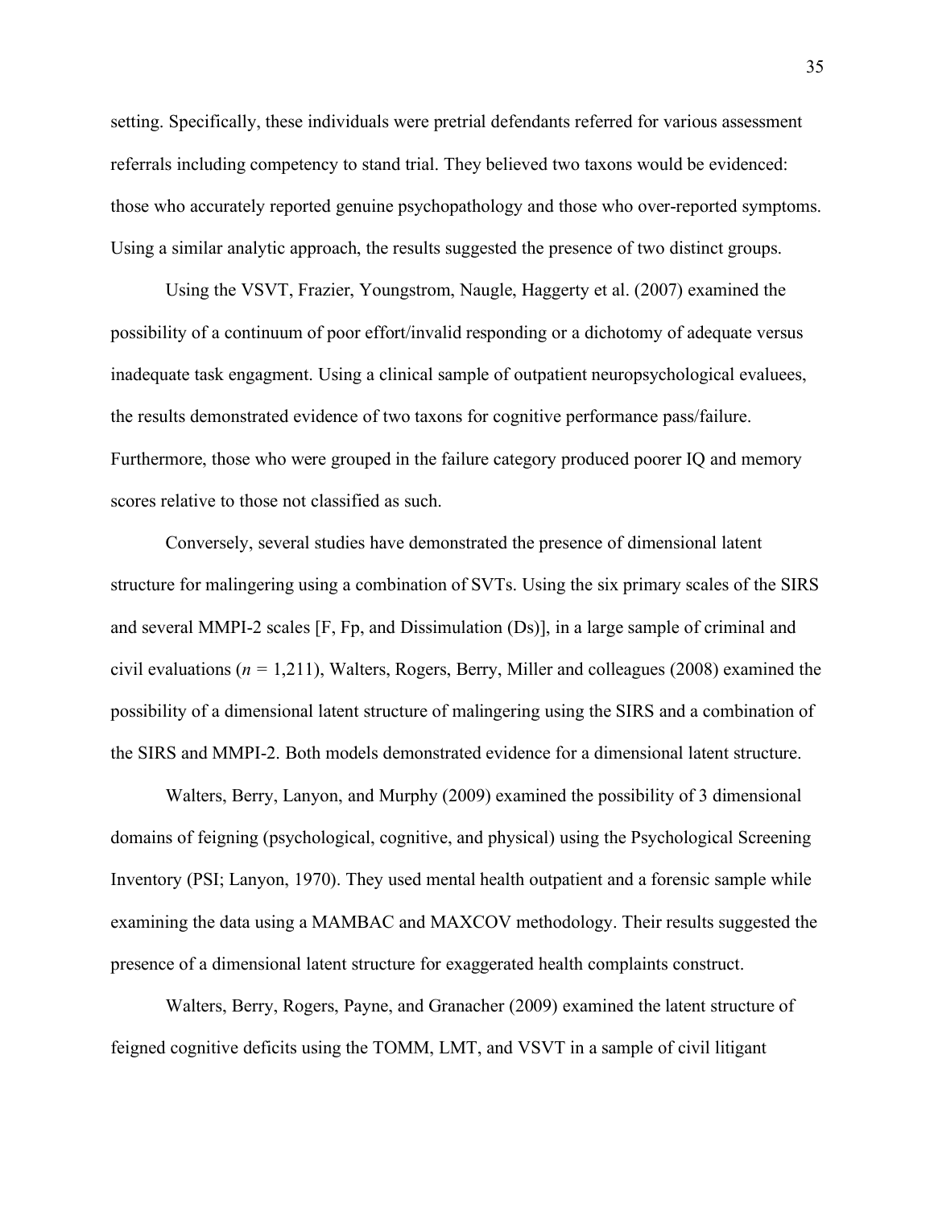setting. Specifically, these individuals were pretrial defendants referred for various assessment referrals including competency to stand trial. They believed two taxons would be evidenced: those who accurately reported genuine psychopathology and those who over-reported symptoms. Using a similar analytic approach, the results suggested the presence of two distinct groups.

Using the VSVT, Frazier, Youngstrom, Naugle, Haggerty et al. (2007) examined the possibility of a continuum of poor effort/invalid responding or a dichotomy of adequate versus inadequate task engagment. Using a clinical sample of outpatient neuropsychological evaluees, the results demonstrated evidence of two taxons for cognitive performance pass/failure. Furthermore, those who were grouped in the failure category produced poorer IQ and memory scores relative to those not classified as such.

Conversely, several studies have demonstrated the presence of dimensional latent structure for malingering using a combination of SVTs. Using the six primary scales of the SIRS and several MMPI-2 scales [F, Fp, and Dissimulation (Ds)], in a large sample of criminal and civil evaluations (*n* = 1,211), Walters, Rogers, Berry, Miller and colleagues (2008) examined the possibility of a dimensional latent structure of malingering using the SIRS and a combination of the SIRS and MMPI-2. Both models demonstrated evidence for a dimensional latent structure.

Walters, Berry, Lanyon, and Murphy (2009) examined the possibility of 3 dimensional domains of feigning (psychological, cognitive, and physical) using the Psychological Screening Inventory (PSI; Lanyon, 1970). They used mental health outpatient and a forensic sample while examining the data using a MAMBAC and MAXCOV methodology. Their results suggested the presence of a dimensional latent structure for exaggerated health complaints construct.

Walters, Berry, Rogers, Payne, and Granacher (2009) examined the latent structure of feigned cognitive deficits using the TOMM, LMT, and VSVT in a sample of civil litigant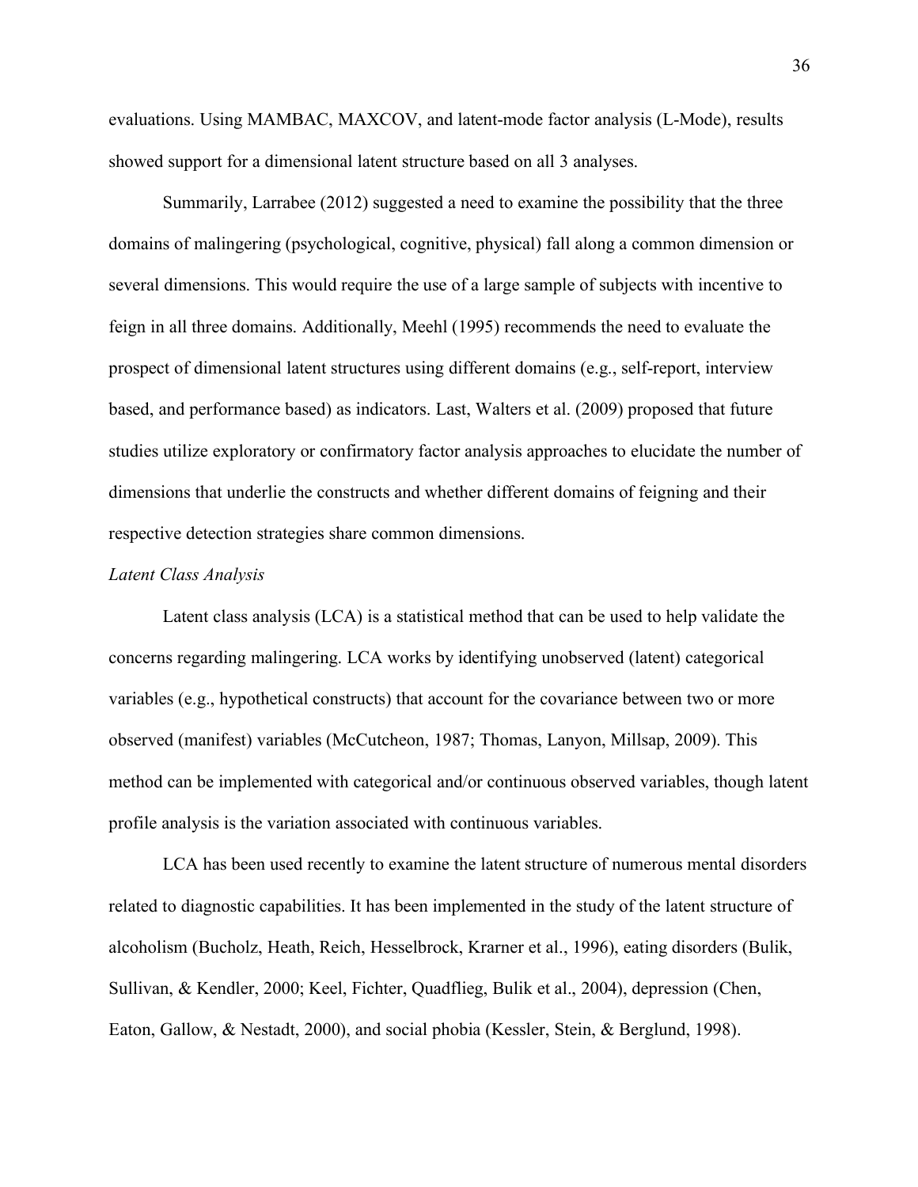evaluations. Using MAMBAC, MAXCOV, and latent-mode factor analysis (L-Mode), results showed support for a dimensional latent structure based on all 3 analyses.

Summarily, Larrabee (2012) suggested a need to examine the possibility that the three domains of malingering (psychological, cognitive, physical) fall along a common dimension or several dimensions. This would require the use of a large sample of subjects with incentive to feign in all three domains. Additionally, Meehl (1995) recommends the need to evaluate the prospect of dimensional latent structures using different domains (e.g., self-report, interview based, and performance based) as indicators. Last, Walters et al. (2009) proposed that future studies utilize exploratory or confirmatory factor analysis approaches to elucidate the number of dimensions that underlie the constructs and whether different domains of feigning and their respective detection strategies share common dimensions.

*Latent Class Analysis*

Latent class analysis (LCA) is a statistical method that can be used to help validate the concerns regarding malingering. LCA works by identifying unobserved (latent) categorical variables (e.g., hypothetical constructs) that account for the covariance between two or more observed (manifest) variables (McCutcheon, 1987; Thomas, Lanyon, Millsap, 2009). This method can be implemented with categorical and/or continuous observed variables, though latent profile analysis is the variation associated with continuous variables.

LCA has been used recently to examine the latent structure of numerous mental disorders related to diagnostic capabilities. It has been implemented in the study of the latent structure of alcoholism (Bucholz, Heath, Reich, Hesselbrock, Krarner et al., 1996), eating disorders (Bulik, Sullivan, & Kendler, 2000; Keel, Fichter, Quadflieg, Bulik et al., 2004), depression (Chen, Eaton, Gallow, & Nestadt, 2000), and social phobia (Kessler, Stein, & Berglund, 1998).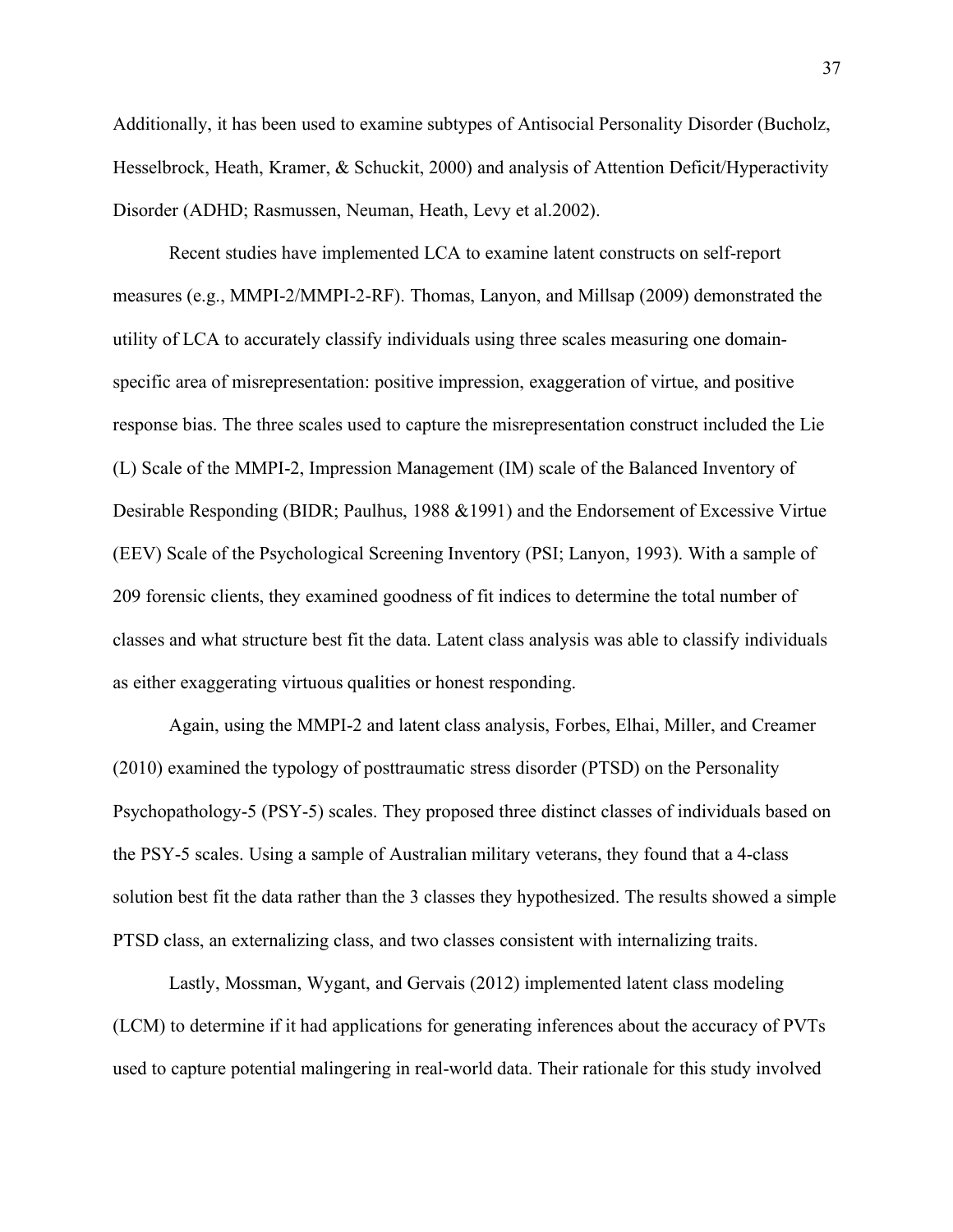Additionally, it has been used to examine subtypes of Antisocial Personality Disorder (Bucholz, Hesselbrock, Heath, Kramer, & Schuckit, 2000) and analysis of Attention Deficit/Hyperactivity Disorder (ADHD; Rasmussen, Neuman, Heath, Levy et al.2002).

Recent studies have implemented LCA to examine latent constructs on self-report measures (e.g., MMPI-2/MMPI-2-RF). Thomas, Lanyon, and Millsap (2009) demonstrated the utility of LCA to accurately classify individuals using three scales measuring one domain-specific area of misrepresentation: positive impression, exaggeration of virtue, and positive response bias. The three scales used to capture the misrepresentation construct included the Lie (L) Scale of the MMPI-2, Impression Management (IM) scale of the Balanced Inventory of Desirable Responding (BIDR; Paulhus, 1988 &1991) and the Endorsement of Excessive Virtue (EEV) Scale of the Psychological Screening Inventory (PSI; Lanyon, 1993). With a sample of 209 forensic clients, they examined goodness of fit indices to determine the total number of classes and what structure best fit the data. Latent class analysis was able to classify individuals as either exaggerating virtuous qualities or honest responding.

Again, using the MMPI-2 and latent class analysis, Forbes, Elhai, Miller, and Creamer (2010) examined the typology of posttraumatic stress disorder (PTSD) on the Personality Psychopathology-5 (PSY-5) scales. They proposed three distinct classes of individuals based on the PSY-5 scales. Using a sample of Australian military veterans, they found that a 4-class solution best fit the data rather than the 3 classes they hypothesized. The results showed a simple PTSD class, an externalizing class, and two classes consistent with internalizing traits.

Lastly, Mossman, Wygant, and Gervais (2012) implemented latent class modeling (LCM) to determine if it had applications for generating inferences about the accuracy of PVTs used to capture potential malingering in real-world data. Their rationale for this study involved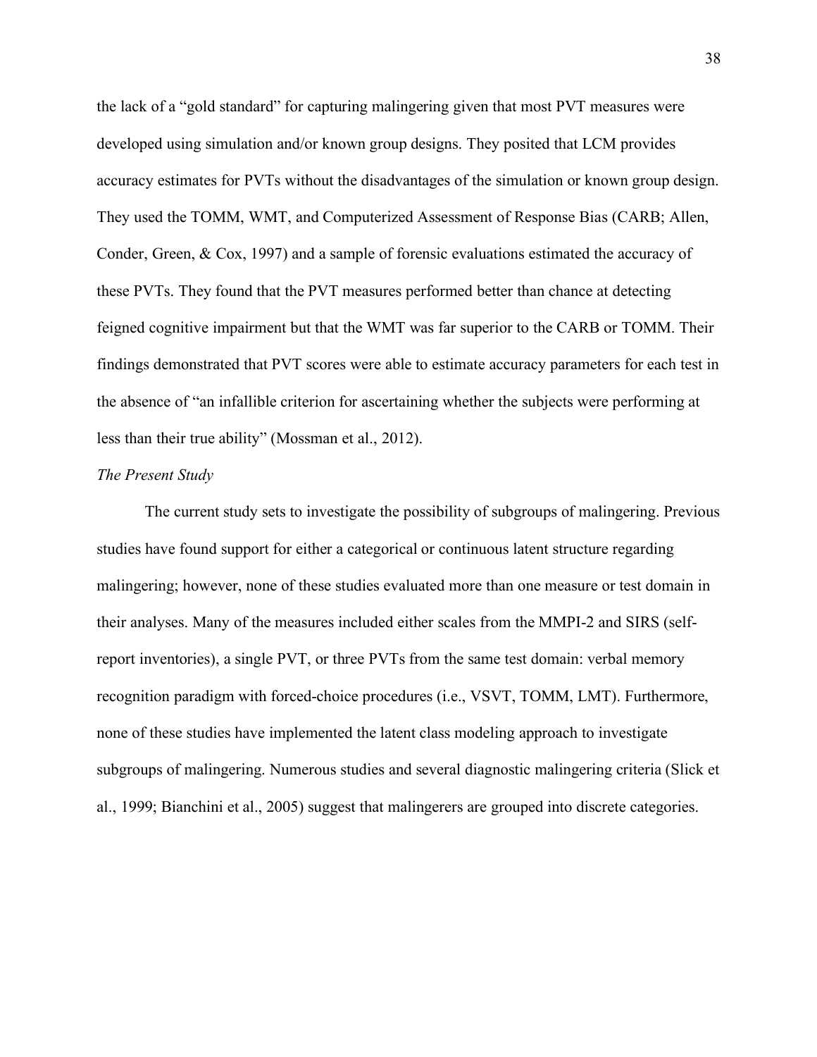the lack of a "gold standard" for capturing malingering given that most PVT measures were developed using simulation and/or known group designs. They posited that LCM provides accuracy estimates for PVTs without the disadvantages of the simulation or known group design. They used the TOMM, WMT, and Computerized Assessment of Response Bias (CARB; Allen, Conder, Green, & Cox, 1997) and a sample of forensic evaluations estimated the accuracy of these PVTs. They found that the PVT measures performed better than chance at detecting feigned cognitive impairment but that the WMT was far superior to the CARB or TOMM. Their findings demonstrated that PVT scores were able to estimate accuracy parameters for each test in the absence of "an infallible criterion for ascertaining whether the subjects were performing at less than their true ability" (Mossman et al., 2012).

### *The Present Study*

The current study sets to investigate the possibility of subgroups of malingering. Previous studies have found support for either a categorical or continuous latent structure regarding malingering; however, none of these studies evaluated more than one measure or test domain in their analyses. Many of the measures included either scales from the MMPI-2 and SIRS (self-report inventories), a single PVT, or three PVTs from the same test domain: verbal memory recognition paradigm with forced-choice procedures (i.e., VSVT, TOMM, LMT). Furthermore, none of these studies have implemented the latent class modeling approach to investigate subgroups of malingering. Numerous studies and several diagnostic malingering criteria (Slick et al., 1999; Bianchini et al., 2005) suggest that malingerers are grouped into discrete categories.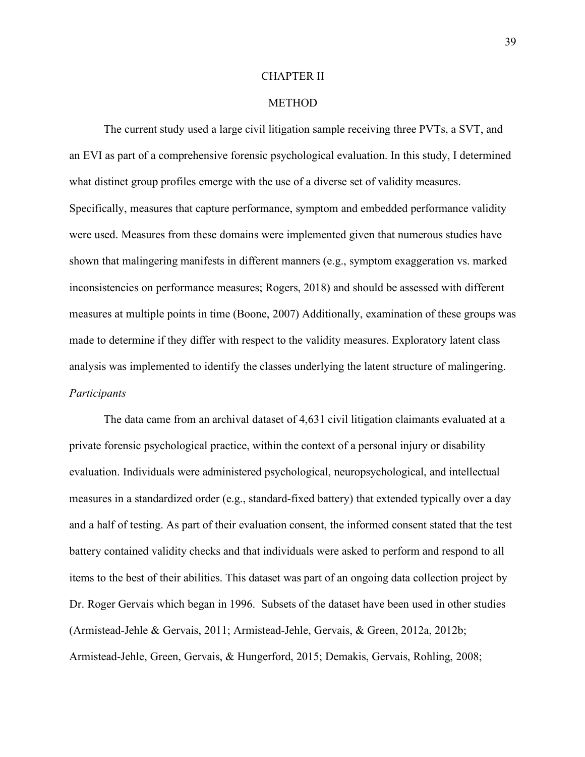# CHAPTER II

# METHOD

The current study used a large civil litigation sample receiving three PVTs, a SVT, and an EVI as part of a comprehensive forensic psychological evaluation. In this study, I determined what distinct group profiles emerge with the use of a diverse set of validity measures. Specifically, measures that capture performance, symptom and embedded performance validity were used. Measures from these domains were implemented given that numerous studies have shown that malingering manifests in different manners (e.g., symptom exaggeration vs. marked inconsistencies on performance measures; Rogers, 2018) and should be assessed with different measures at multiple points in time (Boone, 2007) Additionally, examination of these groups was made to determine if they differ with respect to the validity measures. Exploratory latent class analysis was implemented to identify the classes underlying the latent structure of malingering.

*Participants*

The data came from an archival dataset of 4,631 civil litigation claimants evaluated at a private forensic psychological practice, within the context of a personal injury or disability evaluation. Individuals were administered psychological, neuropsychological, and intellectual measures in a standardized order (e.g., standard-fixed battery) that extended typically over a day and a half of testing. As part of their evaluation consent, the informed consent stated that the test battery contained validity checks and that individuals were asked to perform and respond to all items to the best of their abilities. This dataset was part of an ongoing data collection project by Dr. Roger Gervais which began in 1996. Subsets of the dataset have been used in other studies (Armistead-Jehle & Gervais, 2011; Armistead-Jehle, Gervais, & Green, 2012a, 2012b; Armistead-Jehle, Green, Gervais, & Hungerford, 2015; Demakis, Gervais, Rohling, 2008;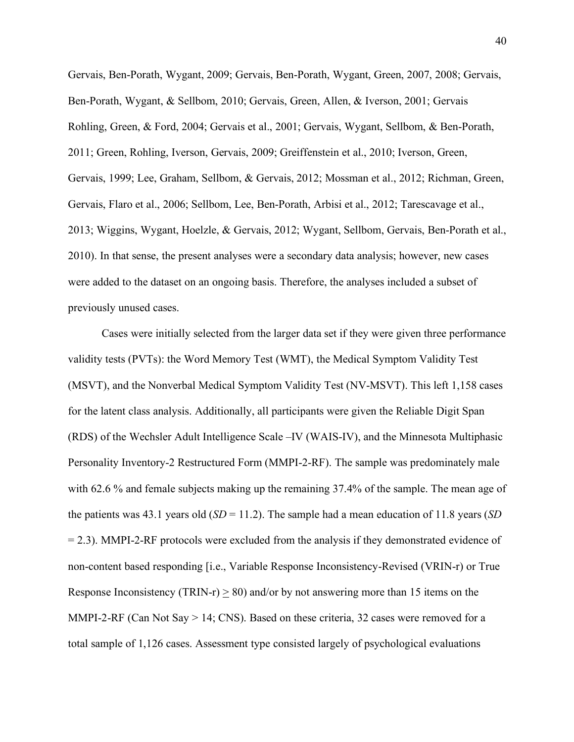Gervais, Ben-Porath, Wygant, 2009; Gervais, Ben-Porath, Wygant, Green, 2007, 2008; Gervais, Ben-Porath, Wygant, & Sellbom, 2010; Gervais, Green, Allen, & Iverson, 2001; Gervais Rohling, Green, & Ford, 2004; Gervais et al., 2001; Gervais, Wygant, Sellbom, & Ben-Porath, 2011; Green, Rohling, Iverson, Gervais, 2009; Greiffenstein et al., 2010; Iverson, Green, Gervais, 1999; Lee, Graham, Sellbom, & Gervais, 2012; Mossman et al., 2012; Richman, Green, Gervais, Flaro et al., 2006; Sellbom, Lee, Ben-Porath, Arbisi et al., 2012; Tarescavage et al., 2013; Wiggins, Wygant, Hoelzle, & Gervais, 2012; Wygant, Sellbom, Gervais, Ben-Porath et al., 2010). In that sense, the present analyses were a secondary data analysis; however, new cases were added to the dataset on an ongoing basis. Therefore, the analyses included a subset of previously unused cases.

Cases were initially selected from the larger data set if they were given three performance validity tests (PVTs): the Word Memory Test (WMT), the Medical Symptom Validity Test (MSVT), and the Nonverbal Medical Symptom Validity Test (NV-MSVT). This left 1,158 cases for the latent class analysis. Additionally, all participants were given the Reliable Digit Span (RDS) of the Wechsler Adult Intelligence Scale –IV (WAIS-IV), and the Minnesota Multiphasic Personality Inventory-2 Restructured Form (MMPI-2-RF). The sample was predominately male with 62.6 % and female subjects making up the remaining 37.4% of the sample. The mean age of the patients was 43.1 years old (*SD* = 11.2). The sample had a mean education of 11.8 years (*SD* = 2.3). MMPI-2-RF protocols were excluded from the analysis if they demonstrated evidence of non-content based responding [i.e., Variable Response Inconsistency-Revised (VRIN-r) or True Response Inconsistency (TRIN-r) $\geq$ 80) and/or by not answering more than 15 items on the MMPI-2-RF (Can Not Say > 14; CNS). Based on these criteria, 32 cases were removed for a total sample of 1,126 cases. Assessment type consisted largely of psychological evaluations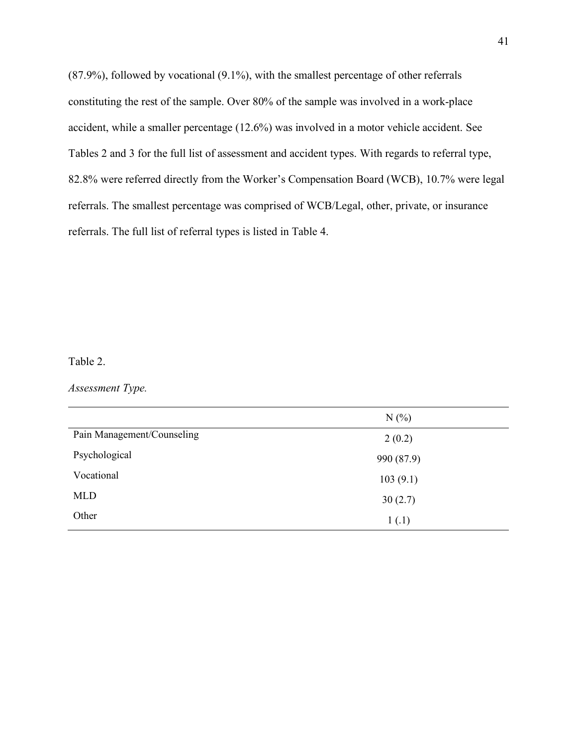(87.9%), followed by vocational (9.1%), with the smallest percentage of other referrals constituting the rest of the sample. Over 80% of the sample was involved in a work-place accident, while a smaller percentage (12.6%) was involved in a motor vehicle accident. See Tables 2 and 3 for the full list of assessment and accident types. With regards to referral type, 82.8% were referred directly from the Worker's Compensation Board (WCB), 10.7% were legal referrals. The smallest percentage was comprised of WCB/Legal, other, private, or insurance referrals. The full list of referral types is listed in Table 4.

Table 2.

*Assessment Type.*

| | N (%) |
|---|---|
| Pain Management/Counseling | 2 (0.2) |
| Psychological | 990 (87.9) |
| Vocational | 103 (9.1) |
| MLD | 30 (2.7) |
| Other | 1 (.1) |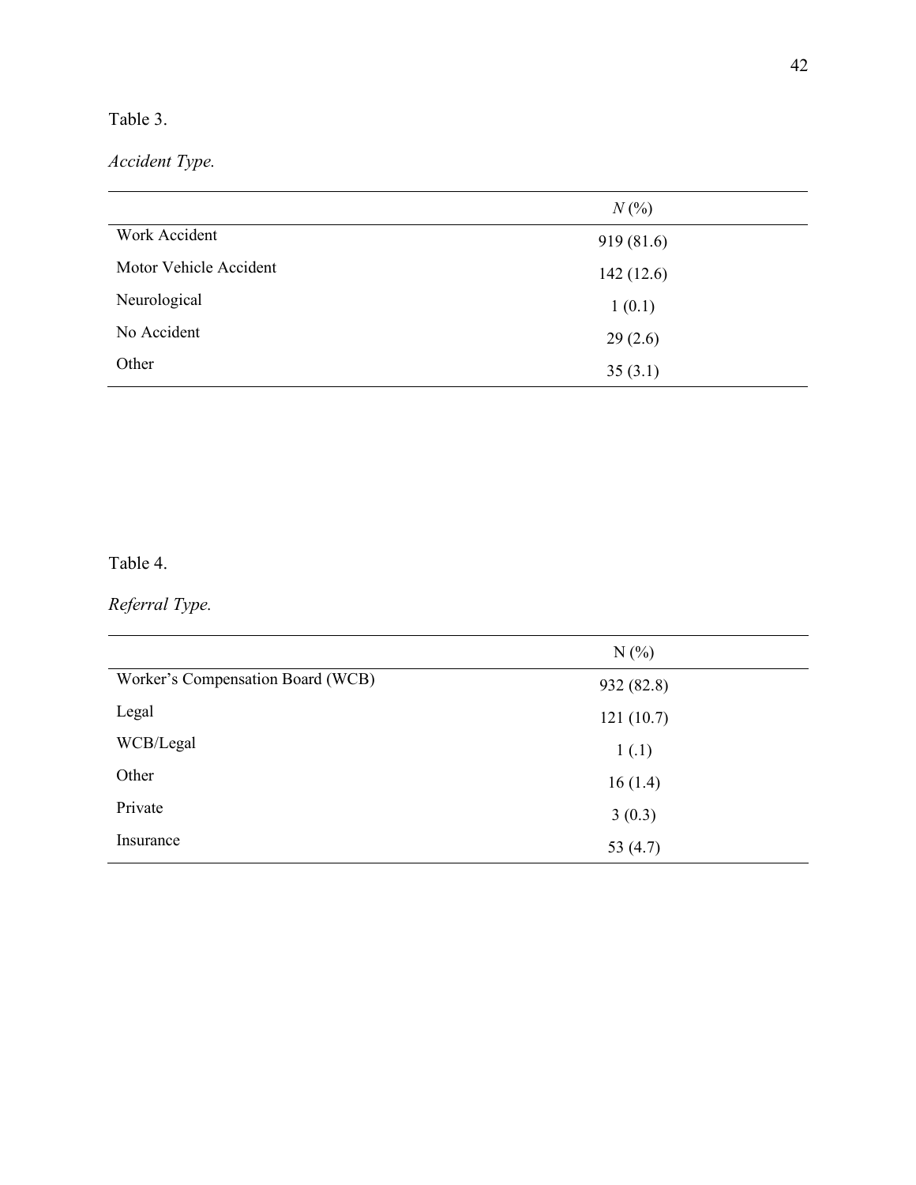Table 3.

*Accident Type.*

| | *N* (%) |
|---|---|
| Work Accident | 919 (81.6) |
| Motor Vehicle Accident | 142 (12.6) |
| Neurological | 1 (0.1) |
| No Accident | 29 (2.6) |
| Other | 35 (3.1) |

Table 4.

*Referral Type.*

| | N (%) |
|---|---|
| Worker's Compensation Board (WCB) | 932 (82.8) |
| Legal | 121 (10.7) |
| WCB/Legal | 1 (.1) |
| Other | 16 (1.4) |
| Private | 3 (0.3) |
| Insurance | 53 (4.7) |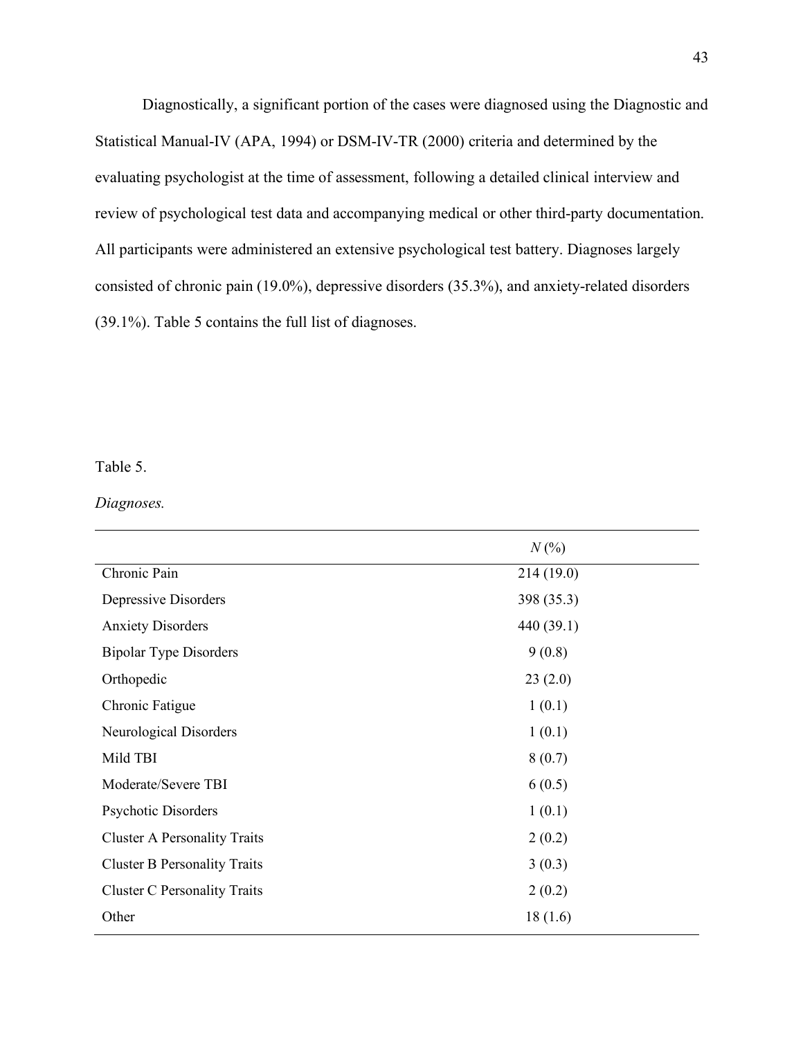Diagnostically, a significant portion of the cases were diagnosed using the Diagnostic and Statistical Manual-IV (APA, 1994) or DSM-IV-TR (2000) criteria and determined by the evaluating psychologist at the time of assessment, following a detailed clinical interview and review of psychological test data and accompanying medical or other third-party documentation. All participants were administered an extensive psychological test battery. Diagnoses largely consisted of chronic pain (19.0%), depressive disorders (35.3%), and anxiety-related disorders (39.1%). Table 5 contains the full list of diagnoses.

Table 5.

*Diagnoses.*

| | *N* (%) |
|---|---|
| Chronic Pain | 214 (19.0) |
| Depressive Disorders | 398 (35.3) |
| Anxiety Disorders | 440 (39.1) |
| Bipolar Type Disorders | 9 (0.8) |
| Orthopedic | 23 (2.0) |
| Chronic Fatigue | 1 (0.1) |
| Neurological Disorders | 1 (0.1) |
| Mild TBI | 8 (0.7) |
| Moderate/Severe TBI | 6 (0.5) |
| Psychotic Disorders | 1 (0.1) |
| Cluster A Personality Traits | 2 (0.2) |
| Cluster B Personality Traits | 3 (0.3) |
| Cluster C Personality Traits | 2 (0.2) |
| Other | 18 (1.6) |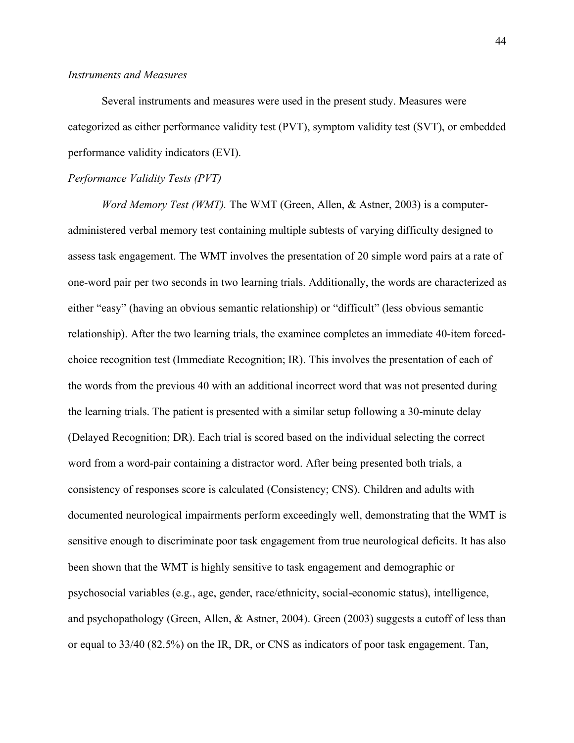*Instruments and Measures*

Several instruments and measures were used in the present study. Measures were categorized as either performance validity test (PVT), symptom validity test (SVT), or embedded performance validity indicators (EVI).

*Performance Validity Tests (PVT)*

*Word Memory Test (WMT).* The WMT (Green, Allen, & Astner, 2003) is a computer-administered verbal memory test containing multiple subtests of varying difficulty designed to assess task engagement. The WMT involves the presentation of 20 simple word pairs at a rate of one-word pair per two seconds in two learning trials. Additionally, the words are characterized as either "easy" (having an obvious semantic relationship) or "difficult" (less obvious semantic relationship). After the two learning trials, the examinee completes an immediate 40-item forced-choice recognition test (Immediate Recognition; IR). This involves the presentation of each of the words from the previous 40 with an additional incorrect word that was not presented during the learning trials. The patient is presented with a similar setup following a 30-minute delay (Delayed Recognition; DR). Each trial is scored based on the individual selecting the correct word from a word-pair containing a distractor word. After being presented both trials, a consistency of responses score is calculated (Consistency; CNS). Children and adults with documented neurological impairments perform exceedingly well, demonstrating that the WMT is sensitive enough to discriminate poor task engagement from true neurological deficits. It has also been shown that the WMT is highly sensitive to task engagement and demographic or psychosocial variables (e.g., age, gender, race/ethnicity, social-economic status), intelligence, and psychopathology (Green, Allen, & Astner, 2004). Green (2003) suggests a cutoff of less than or equal to 33/40 (82.5%) on the IR, DR, or CNS as indicators of poor task engagement. Tan,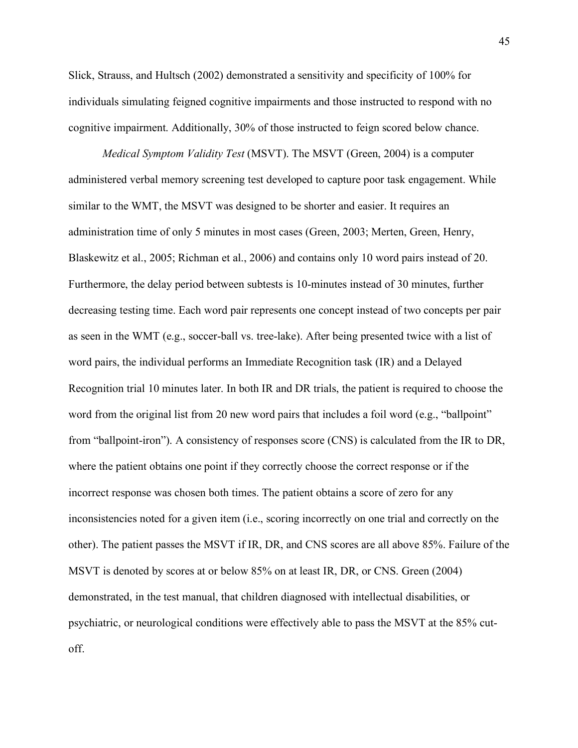Slick, Strauss, and Hultsch (2002) demonstrated a sensitivity and specificity of 100% for individuals simulating feigned cognitive impairments and those instructed to respond with no cognitive impairment. Additionally, 30% of those instructed to feign scored below chance.

*Medical Symptom Validity Test* (MSVT). The MSVT (Green, 2004) is a computer administered verbal memory screening test developed to capture poor task engagement. While similar to the WMT, the MSVT was designed to be shorter and easier. It requires an administration time of only 5 minutes in most cases (Green, 2003; Merten, Green, Henry, Blaskewitz et al., 2005; Richman et al., 2006) and contains only 10 word pairs instead of 20. Furthermore, the delay period between subtests is 10-minutes instead of 30 minutes, further decreasing testing time. Each word pair represents one concept instead of two concepts per pair as seen in the WMT (e.g., soccer-ball vs. tree-lake). After being presented twice with a list of word pairs, the individual performs an Immediate Recognition task (IR) and a Delayed Recognition trial 10 minutes later. In both IR and DR trials, the patient is required to choose the word from the original list from 20 new word pairs that includes a foil word (e.g., "ballpoint" from "ballpoint-iron"). A consistency of responses score (CNS) is calculated from the IR to DR, where the patient obtains one point if they correctly choose the correct response or if the incorrect response was chosen both times. The patient obtains a score of zero for any inconsistencies noted for a given item (i.e., scoring incorrectly on one trial and correctly on the other). The patient passes the MSVT if IR, DR, and CNS scores are all above 85%. Failure of the MSVT is denoted by scores at or below 85% on at least IR, DR, or CNS. Green (2004) demonstrated, in the test manual, that children diagnosed with intellectual disabilities, or psychiatric, or neurological conditions were effectively able to pass the MSVT at the 85% cut-off.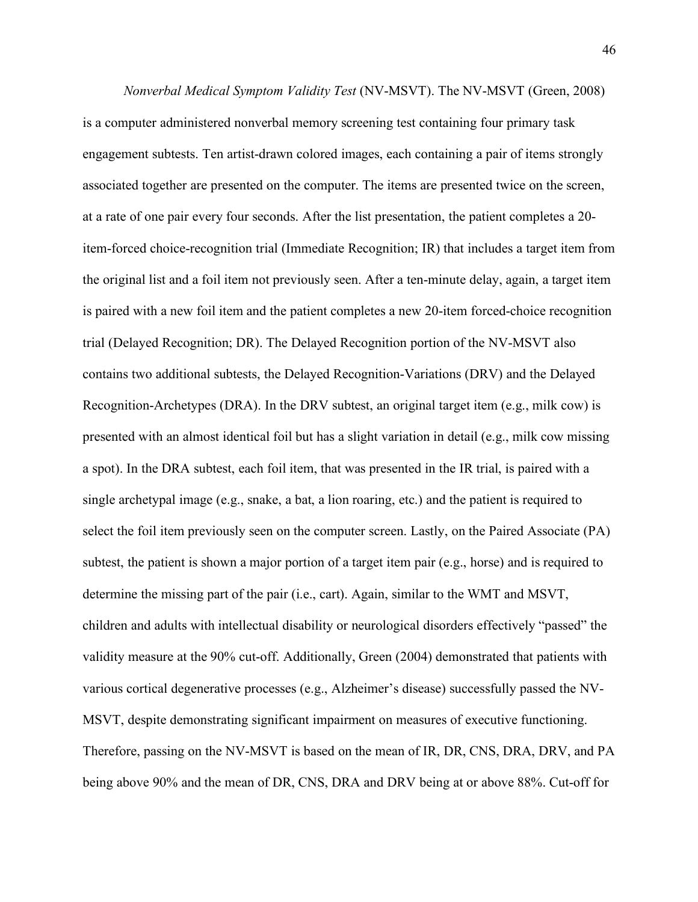*Nonverbal Medical Symptom Validity Test* (NV-MSVT). The NV-MSVT (Green, 2008) is a computer administered nonverbal memory screening test containing four primary task engagement subtests. Ten artist-drawn colored images, each containing a pair of items strongly associated together are presented on the computer. The items are presented twice on the screen, at a rate of one pair every four seconds. After the list presentation, the patient completes a 20-item-forced choice-recognition trial (Immediate Recognition; IR) that includes a target item from the original list and a foil item not previously seen. After a ten-minute delay, again, a target item is paired with a new foil item and the patient completes a new 20-item forced-choice recognition trial (Delayed Recognition; DR). The Delayed Recognition portion of the NV-MSVT also contains two additional subtests, the Delayed Recognition-Variations (DRV) and the Delayed Recognition-Archetypes (DRA). In the DRV subtest, an original target item (e.g., milk cow) is presented with an almost identical foil but has a slight variation in detail (e.g., milk cow missing a spot). In the DRA subtest, each foil item, that was presented in the IR trial, is paired with a single archetypal image (e.g., snake, a bat, a lion roaring, etc.) and the patient is required to select the foil item previously seen on the computer screen. Lastly, on the Paired Associate (PA) subtest, the patient is shown a major portion of a target item pair (e.g., horse) and is required to determine the missing part of the pair (i.e., cart). Again, similar to the WMT and MSVT, children and adults with intellectual disability or neurological disorders effectively "passed" the validity measure at the 90% cut-off. Additionally, Green (2004) demonstrated that patients with various cortical degenerative processes (e.g., Alzheimer's disease) successfully passed the NV-MSVT, despite demonstrating significant impairment on measures of executive functioning. Therefore, passing on the NV-MSVT is based on the mean of IR, DR, CNS, DRA, DRV, and PA being above 90% and the mean of DR, CNS, DRA and DRV being at or above 88%. Cut-off for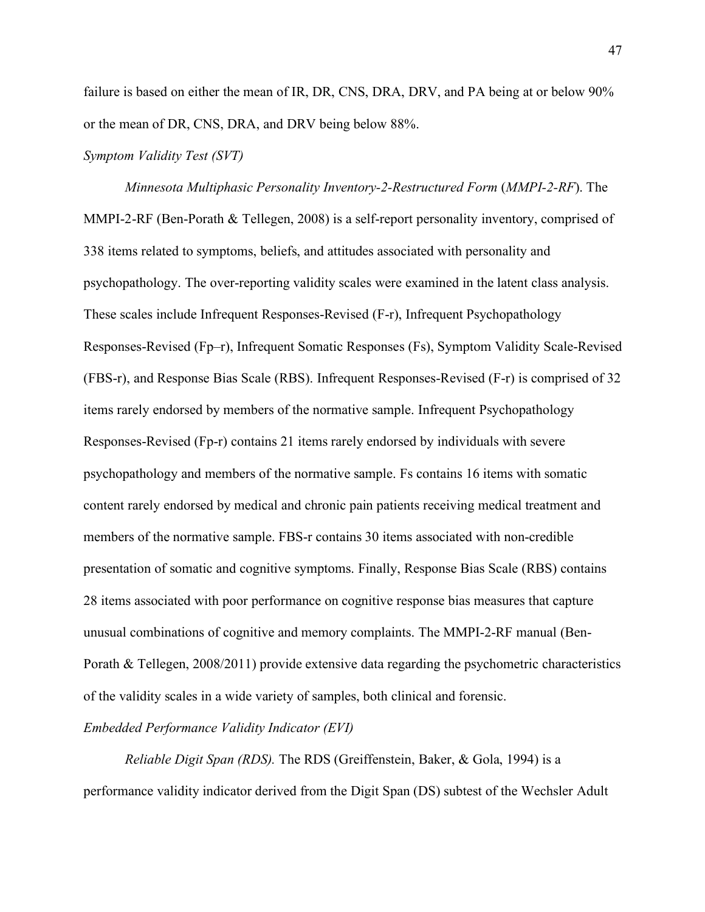failure is based on either the mean of IR, DR, CNS, DRA, DRV, and PA being at or below 90% or the mean of DR, CNS, DRA, and DRV being below 88%.

### *Symptom Validity Test (SVT)*

*Minnesota Multiphasic Personality Inventory-2-Restructured Form* (*MMPI-2-RF*). The MMPI-2-RF (Ben-Porath & Tellegen, 2008) is a self-report personality inventory, comprised of 338 items related to symptoms, beliefs, and attitudes associated with personality and psychopathology. The over-reporting validity scales were examined in the latent class analysis. These scales include Infrequent Responses-Revised (F-r), Infrequent Psychopathology Responses-Revised (Fp–r), Infrequent Somatic Responses (Fs), Symptom Validity Scale-Revised (FBS-r), and Response Bias Scale (RBS). Infrequent Responses-Revised (F-r) is comprised of 32 items rarely endorsed by members of the normative sample. Infrequent Psychopathology Responses-Revised (Fp-r) contains 21 items rarely endorsed by individuals with severe psychopathology and members of the normative sample. Fs contains 16 items with somatic content rarely endorsed by medical and chronic pain patients receiving medical treatment and members of the normative sample. FBS-r contains 30 items associated with non-credible presentation of somatic and cognitive symptoms. Finally, Response Bias Scale (RBS) contains 28 items associated with poor performance on cognitive response bias measures that capture unusual combinations of cognitive and memory complaints. The MMPI-2-RF manual (Ben-Porath & Tellegen, 2008/2011) provide extensive data regarding the psychometric characteristics of the validity scales in a wide variety of samples, both clinical and forensic.

### *Embedded Performance Validity Indicator (EVI)*

*Reliable Digit Span (RDS).* The RDS (Greiffenstein, Baker, & Gola, 1994) is a performance validity indicator derived from the Digit Span (DS) subtest of the Wechsler Adult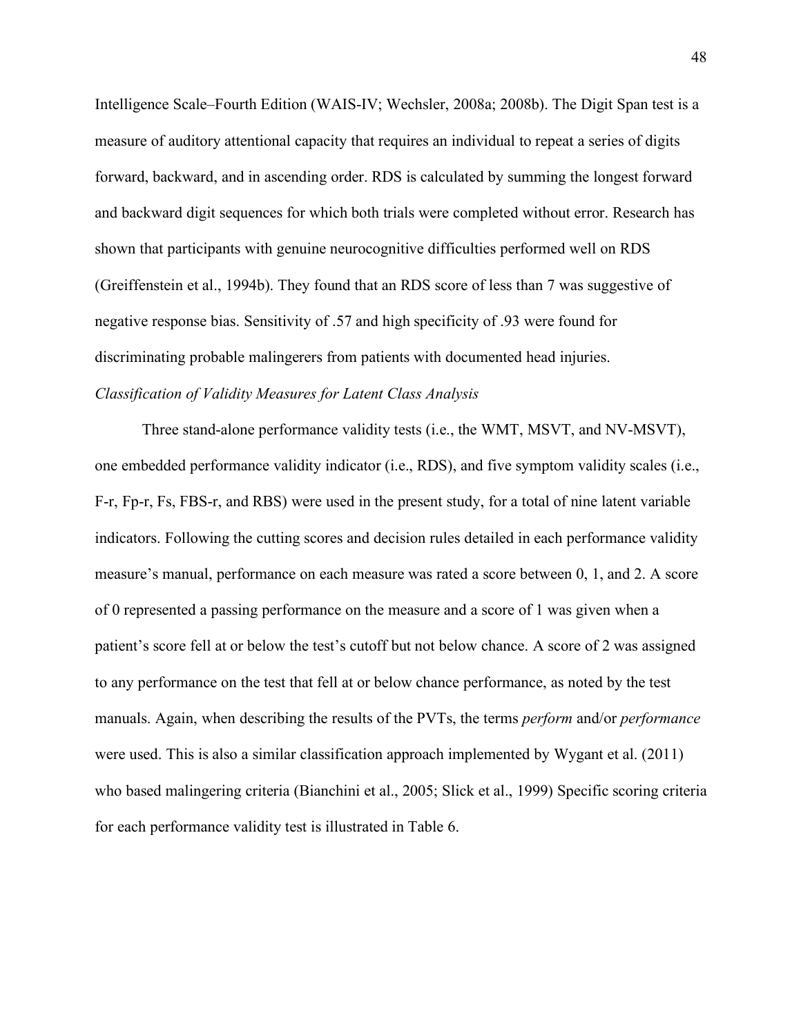Intelligence Scale–Fourth Edition (WAIS-IV; Wechsler, 2008a; 2008b). The Digit Span test is a measure of auditory attentional capacity that requires an individual to repeat a series of digits forward, backward, and in ascending order. RDS is calculated by summing the longest forward and backward digit sequences for which both trials were completed without error. Research has shown that participants with genuine neurocognitive difficulties performed well on RDS (Greiffenstein et al., 1994b). They found that an RDS score of less than 7 was suggestive of negative response bias. Sensitivity of .57 and high specificity of .93 were found for discriminating probable malingerers from patients with documented head injuries.

*Classification of Validity Measures for Latent Class Analysis*

Three stand-alone performance validity tests (i.e., the WMT, MSVT, and NV-MSVT), one embedded performance validity indicator (i.e., RDS), and five symptom validity scales (i.e., F-r, Fp-r, Fs, FBS-r, and RBS) were used in the present study, for a total of nine latent variable indicators. Following the cutting scores and decision rules detailed in each performance validity measure's manual, performance on each measure was rated a score between 0, 1, and 2. A score of 0 represented a passing performance on the measure and a score of 1 was given when a patient's score fell at or below the test's cutoff but not below chance. A score of 2 was assigned to any performance on the test that fell at or below chance performance, as noted by the test manuals. Again, when describing the results of the PVTs, the terms *perform* and/or *performance* were used. This is also a similar classification approach implemented by Wygant et al. (2011) who based malingering criteria (Bianchini et al., 2005; Slick et al., 1999) Specific scoring criteria for each performance validity test is illustrated in Table 6.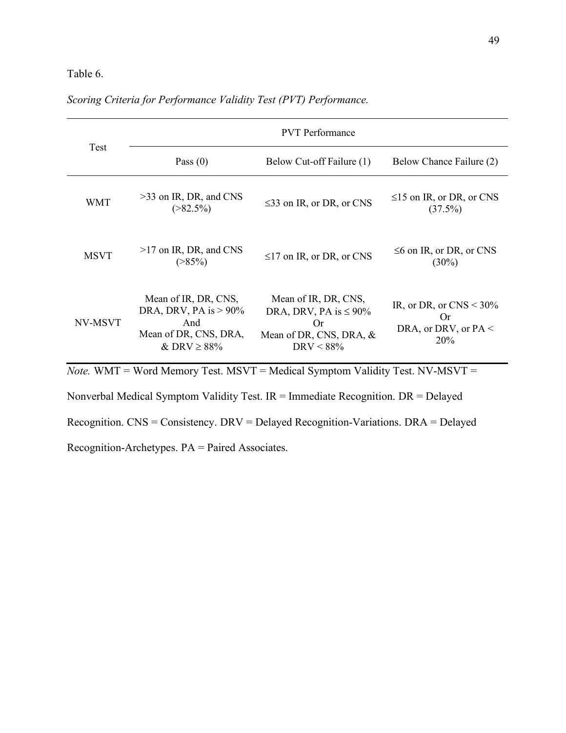Table 6.

*Scoring Criteria for Performance Validity Test (PVT) Performance.*

| Test | PVT Performance | | |
|---|---|---|---|
| | Pass (0) | Below Cut-off Failure (1) | Below Chance Failure (2) |
| WMT | >33 on IR, DR, and CNS (>82.5%) | ≤33 on IR, or DR, or CNS | ≤15 on IR, or DR, or CNS (37.5%) |
| MSVT | >17 on IR, DR, and CNS (>85%) | ≤17 on IR, or DR, or CNS | ≤6 on IR, or DR, or CNS (30%) |
| NV-MSVT | Mean of IR, DR, CNS, DRA, DRV, PA is > 90% And Mean of DR, CNS, DRA, & DRV ≥ 88% | Mean of IR, DR, CNS, DRA, DRV, PA is ≤ 90% Or Mean of DR, CNS, DRA, & DRV < 88% | IR, or DR, or CNS < 30% Or DRA, or DRV, or PA < 20% |

*Note.* WMT = Word Memory Test. MSVT = Medical Symptom Validity Test. NV-MSVT = Nonverbal Medical Symptom Validity Test. IR = Immediate Recognition. DR = Delayed Recognition. CNS = Consistency. DRV = Delayed Recognition-Variations. DRA = Delayed Recognition-Archetypes. PA = Paired Associates.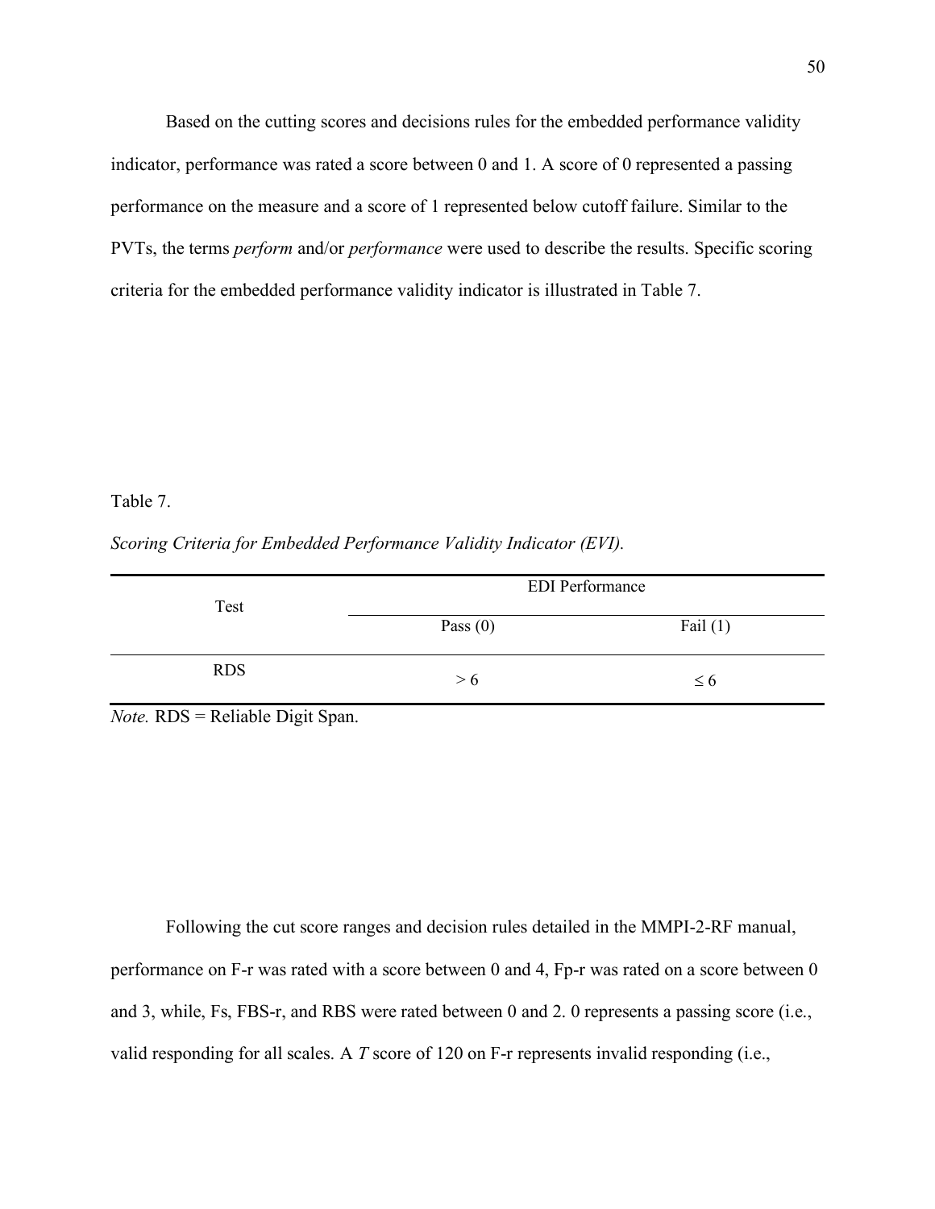Based on the cutting scores and decisions rules for the embedded performance validity indicator, performance was rated a score between 0 and 1. A score of 0 represented a passing performance on the measure and a score of 1 represented below cutoff failure. Similar to the PVTs, the terms *perform* and/or *performance* were used to describe the results. Specific scoring criteria for the embedded performance validity indicator is illustrated in Table 7.

Table 7.

*Scoring Criteria for Embedded Performance Validity Indicator (EVI).*

| Test | EDI Performance | |
|---|---|---|
| | Pass (0) | Fail (1) |
| RDS | > 6 | ≤ 6 |

*Note.* RDS = Reliable Digit Span.

Following the cut score ranges and decision rules detailed in the MMPI-2-RF manual, performance on F-r was rated with a score between 0 and 4, Fp-r was rated on a score between 0 and 3, while, Fs, FBS-r, and RBS were rated between 0 and 2. 0 represents a passing score (i.e., valid responding for all scales. A *T* score of 120 on F-r represents invalid responding (i.e.,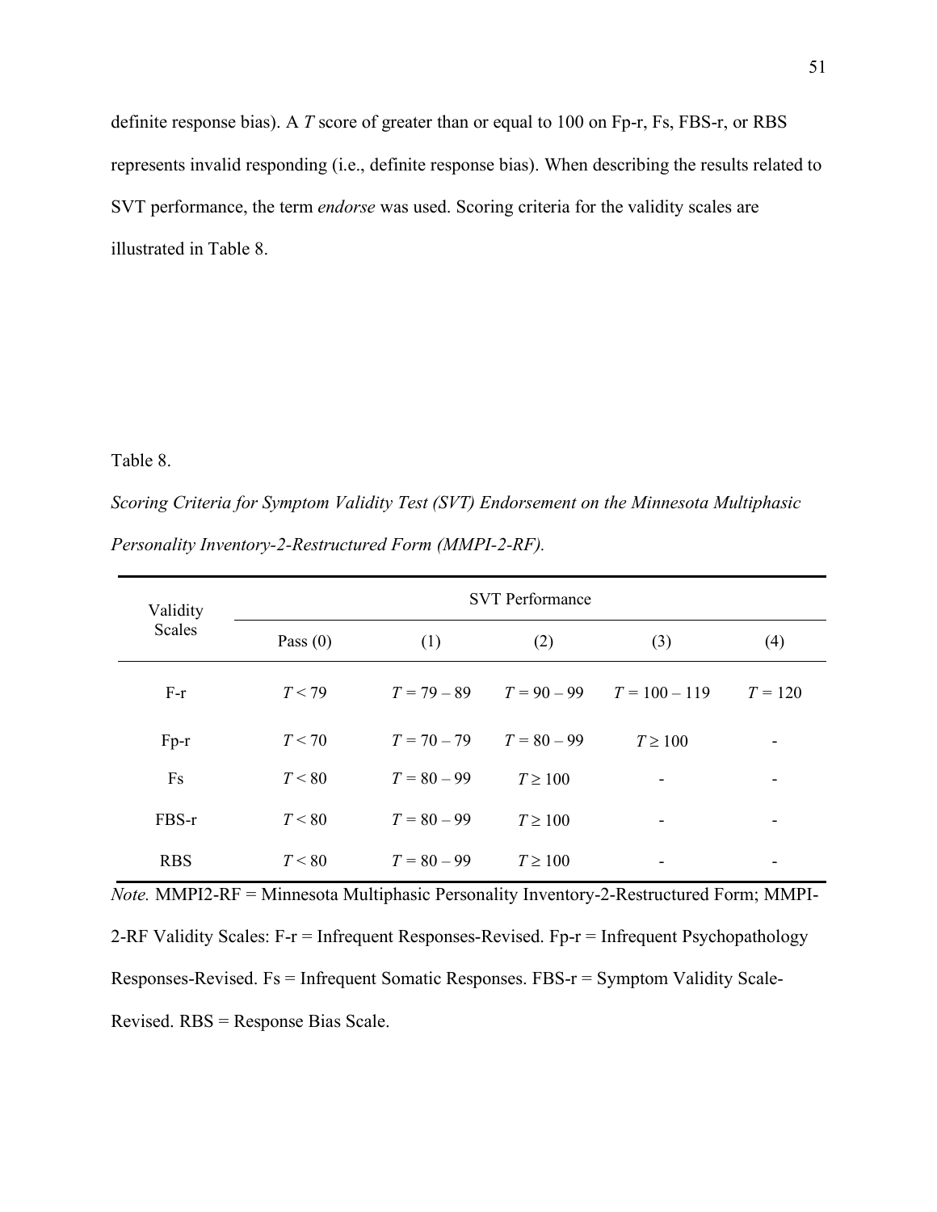definite response bias). A *T* score of greater than or equal to 100 on Fp-r, Fs, FBS-r, or RBS represents invalid responding (i.e., definite response bias). When describing the results related to SVT performance, the term *endorse* was used. Scoring criteria for the validity scales are illustrated in Table 8.

Table 8.

*Scoring Criteria for Symptom Validity Test (SVT) Endorsement on the Minnesota Multiphasic Personality Inventory-2-Restructured Form (MMPI-2-RF).*

| Validity Scales | SVT Performance | | | | |
|---|---|---|---|---|---|
| | Pass (0) | (1) | (2) | (3) | (4) |
| F-r | $T < 79$ | $T = 79 – 89$ | $T = 90 – 99$ | $T = 100 – 119$ | $T = 120$ |
| Fp-r | $T < 70$ | $T = 70 – 79$ | $T = 80 – 99$ | $T \geq 100$ | - |
| Fs | $T < 80$ | $T = 80 – 99$ | $T \geq 100$ | - | - |
| FBS-r | $T < 80$ | $T = 80 – 99$ | $T \geq 100$ | - | - |
| RBS | $T < 80$ | $T = 80 – 99$ | $T \geq 100$ | - | - |

*Note.* MMPI2-RF = Minnesota Multiphasic Personality Inventory-2-Restructured Form; MMPI-2-RF Validity Scales: F-r = Infrequent Responses-Revised. Fp-r = Infrequent Psychopathology Responses-Revised. Fs = Infrequent Somatic Responses. FBS-r = Symptom Validity Scale-Revised. RBS = Response Bias Scale.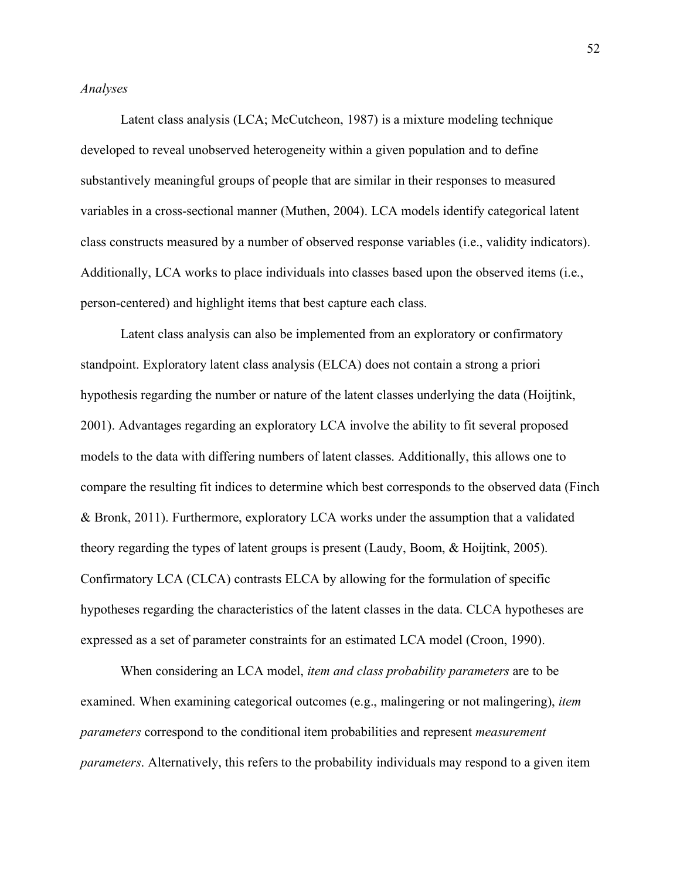*Analyses*

Latent class analysis (LCA; McCutcheon, 1987) is a mixture modeling technique developed to reveal unobserved heterogeneity within a given population and to define substantively meaningful groups of people that are similar in their responses to measured variables in a cross-sectional manner (Muthen, 2004). LCA models identify categorical latent class constructs measured by a number of observed response variables (i.e., validity indicators). Additionally, LCA works to place individuals into classes based upon the observed items (i.e., person-centered) and highlight items that best capture each class.

Latent class analysis can also be implemented from an exploratory or confirmatory standpoint. Exploratory latent class analysis (ELCA) does not contain a strong a priori hypothesis regarding the number or nature of the latent classes underlying the data (Hoijtink, 2001). Advantages regarding an exploratory LCA involve the ability to fit several proposed models to the data with differing numbers of latent classes. Additionally, this allows one to compare the resulting fit indices to determine which best corresponds to the observed data (Finch & Bronk, 2011). Furthermore, exploratory LCA works under the assumption that a validated theory regarding the types of latent groups is present (Laudy, Boom, & Hoijtink, 2005). Confirmatory LCA (CLCA) contrasts ELCA by allowing for the formulation of specific hypotheses regarding the characteristics of the latent classes in the data. CLCA hypotheses are expressed as a set of parameter constraints for an estimated LCA model (Croon, 1990).

When considering an LCA model, *item and class probability parameters* are to be examined. When examining categorical outcomes (e.g., malingering or not malingering), *item parameters* correspond to the conditional item probabilities and represent *measurement parameters*. Alternatively, this refers to the probability individuals may respond to a given item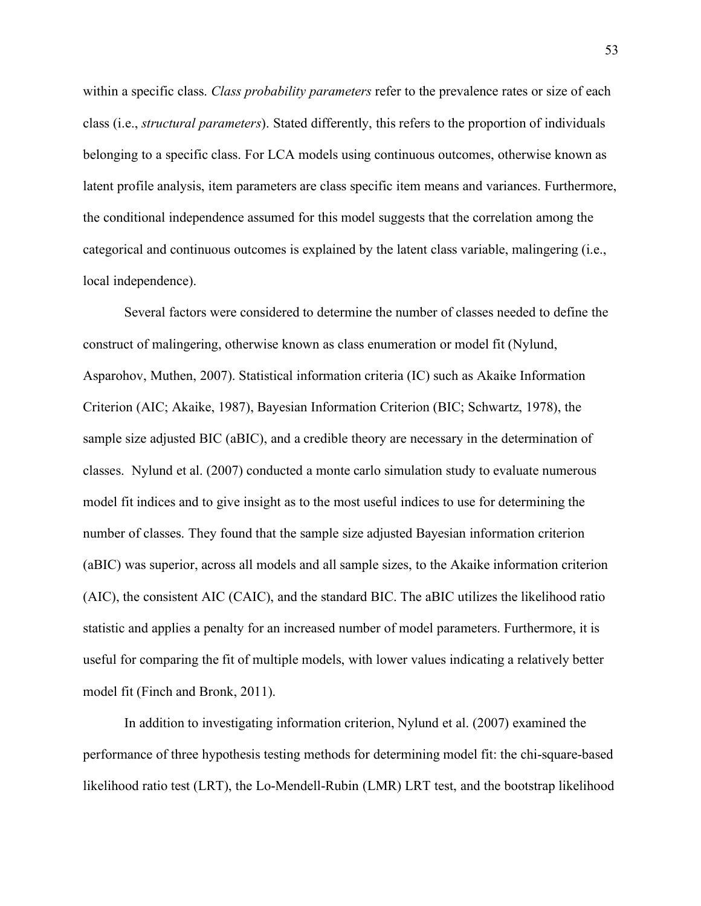within a specific class. *Class probability parameters* refer to the prevalence rates or size of each class (i.e., *structural parameters*). Stated differently, this refers to the proportion of individuals belonging to a specific class. For LCA models using continuous outcomes, otherwise known as latent profile analysis, item parameters are class specific item means and variances. Furthermore, the conditional independence assumed for this model suggests that the correlation among the categorical and continuous outcomes is explained by the latent class variable, malingering (i.e., local independence).

Several factors were considered to determine the number of classes needed to define the construct of malingering, otherwise known as class enumeration or model fit (Nylund, Asparohov, Muthen, 2007). Statistical information criteria (IC) such as Akaike Information Criterion (AIC; Akaike, 1987), Bayesian Information Criterion (BIC; Schwartz, 1978), the sample size adjusted BIC (aBIC), and a credible theory are necessary in the determination of classes. Nylund et al. (2007) conducted a monte carlo simulation study to evaluate numerous model fit indices and to give insight as to the most useful indices to use for determining the number of classes. They found that the sample size adjusted Bayesian information criterion (aBIC) was superior, across all models and all sample sizes, to the Akaike information criterion (AIC), the consistent AIC (CAIC), and the standard BIC. The aBIC utilizes the likelihood ratio statistic and applies a penalty for an increased number of model parameters. Furthermore, it is useful for comparing the fit of multiple models, with lower values indicating a relatively better model fit (Finch and Bronk, 2011).

In addition to investigating information criterion, Nylund et al. (2007) examined the performance of three hypothesis testing methods for determining model fit: the chi-square-based likelihood ratio test (LRT), the Lo-Mendell-Rubin (LMR) LRT test, and the bootstrap likelihood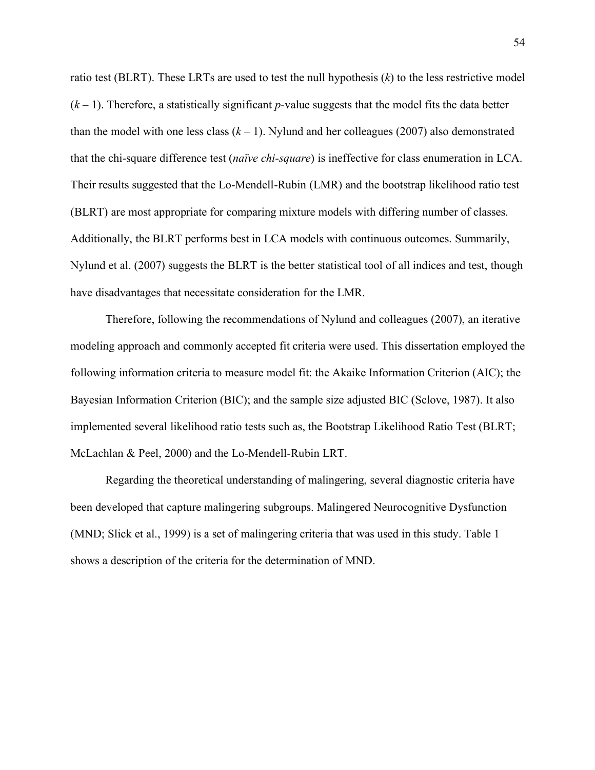ratio test (BLRT). These LRTs are used to test the null hypothesis ($k$) to the less restrictive model ($k - 1$). Therefore, a statistically significant $p$-value suggests that the model fits the data better than the model with one less class ($k - 1$). Nylund and her colleagues (2007) also demonstrated that the chi-square difference test (*naïve chi-square*) is ineffective for class enumeration in LCA. Their results suggested that the Lo-Mendell-Rubin (LMR) and the bootstrap likelihood ratio test (BLRT) are most appropriate for comparing mixture models with differing number of classes. Additionally, the BLRT performs best in LCA models with continuous outcomes. Summarily, Nylund et al. (2007) suggests the BLRT is the better statistical tool of all indices and test, though have disadvantages that necessitate consideration for the LMR.

Therefore, following the recommendations of Nylund and colleagues (2007), an iterative modeling approach and commonly accepted fit criteria were used. This dissertation employed the following information criteria to measure model fit: the Akaike Information Criterion (AIC); the Bayesian Information Criterion (BIC); and the sample size adjusted BIC (Sclove, 1987). It also implemented several likelihood ratio tests such as, the Bootstrap Likelihood Ratio Test (BLRT; McLachlan & Peel, 2000) and the Lo-Mendell-Rubin LRT.

Regarding the theoretical understanding of malingering, several diagnostic criteria have been developed that capture malingering subgroups. Malingered Neurocognitive Dysfunction (MND; Slick et al., 1999) is a set of malingering criteria that was used in this study. Table 1 shows a description of the criteria for the determination of MND.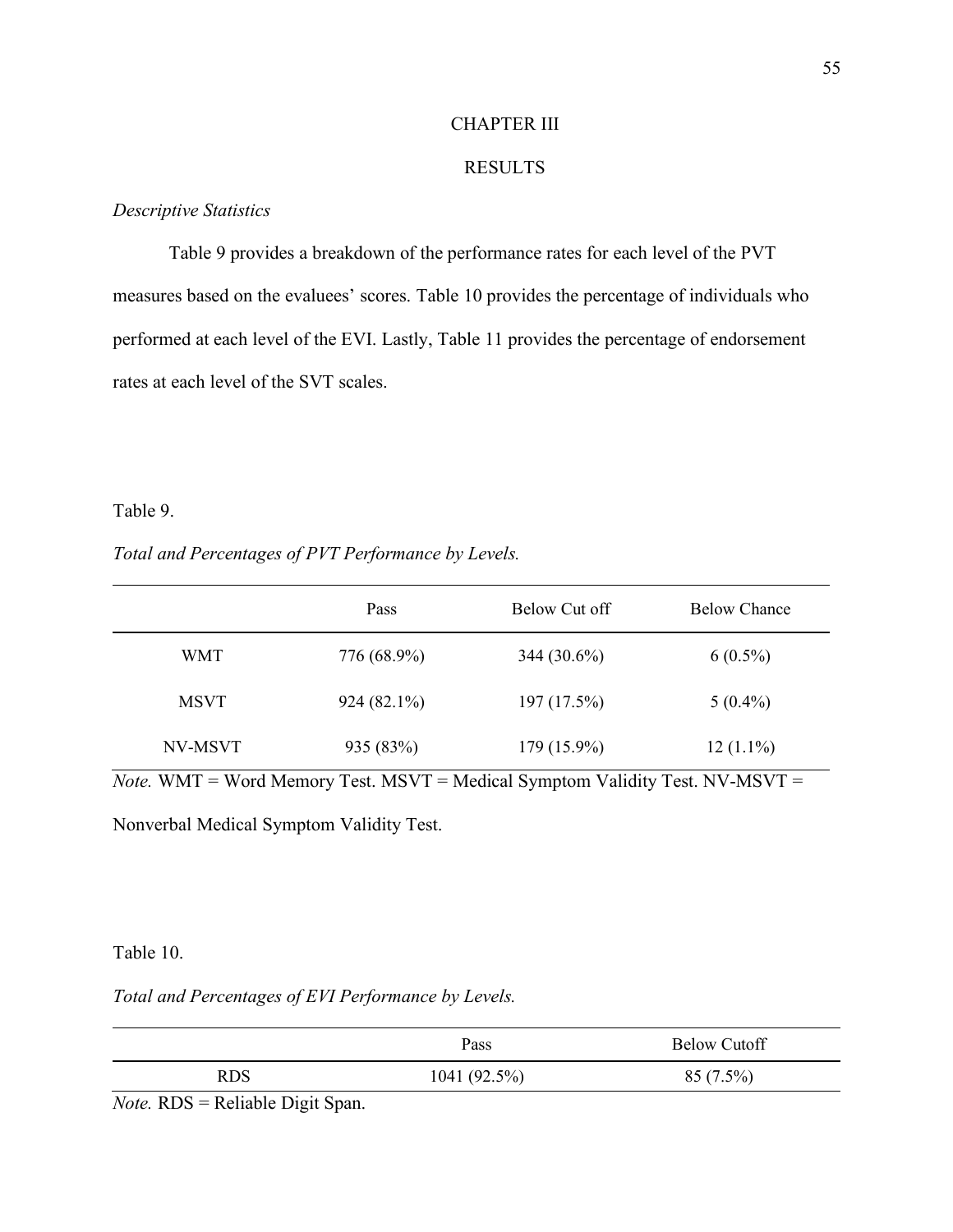# CHAPTER III

# RESULTS

### *Descriptive Statistics*

Table 9 provides a breakdown of the performance rates for each level of the PVT measures based on the evaluees' scores. Table 10 provides the percentage of individuals who performed at each level of the EVI. Lastly, Table 11 provides the percentage of endorsement rates at each level of the SVT scales.

Table 9.

*Total and Percentages of PVT Performance by Levels.*

| | Pass | Below Cut off | Below Chance |
|---|---|---|---|
| WMT | 776 (68.9%) | 344 (30.6%) | 6 (0.5%) |
| MSVT | 924 (82.1%) | 197 (17.5%) | 5 (0.4%) |
| NV-MSVT | 935 (83%) | 179 (15.9%) | 12 (1.1%) |

*Note.* WMT = Word Memory Test. MSVT = Medical Symptom Validity Test. NV-MSVT = Nonverbal Medical Symptom Validity Test.

Table 10.

*Total and Percentages of EVI Performance by Levels.*

| | Pass | Below Cutoff |
|---|---|---|
| RDS | 1041 (92.5%) | 85 (7.5%) |

*Note.* RDS = Reliable Digit Span.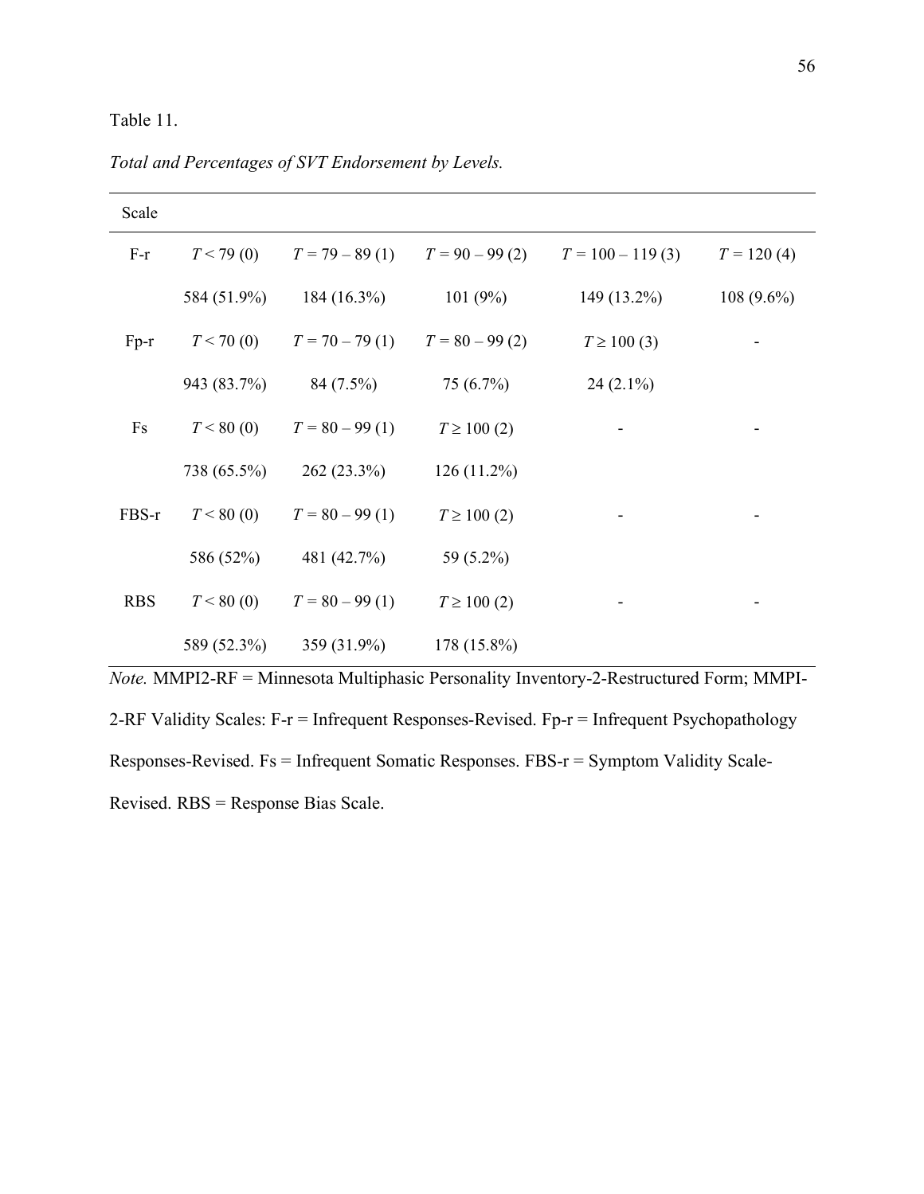Table 11.

*Total and Percentages of SVT Endorsement by Levels.*

| Scale | | | | | |
|---|---|---|---|---|---|
| F-r | *T* < 79 (0) | *T* = 79 – 89 (1) | *T* = 90 – 99 (2) | *T* = 100 – 119 (3) | *T* = 120 (4) |
| | 584 (51.9%) | 184 (16.3%) | 101 (9%) | 149 (13.2%) | 108 (9.6%) |
| Fp-r | *T* < 70 (0) | *T* = 70 – 79 (1) | *T* = 80 – 99 (2) | *T* ≥ 100 (3) | - |
| | 943 (83.7%) | 84 (7.5%) | 75 (6.7%) | 24 (2.1%) | |
| Fs | *T* < 80 (0) | *T* = 80 – 99 (1) | *T* ≥ 100 (2) | - | - |
| | 738 (65.5%) | 262 (23.3%) | 126 (11.2%) | | |
| FBS-r | *T* < 80 (0) | *T* = 80 – 99 (1) | *T* ≥ 100 (2) | - | - |
| | 586 (52%) | 481 (42.7%) | 59 (5.2%) | | |
| RBS | *T* < 80 (0) | *T* = 80 – 99 (1) | *T* ≥ 100 (2) | - | - |
| | 589 (52.3%) | 359 (31.9%) | 178 (15.8%) | | |

*Note.* MMPI2-RF = Minnesota Multiphasic Personality Inventory-2-Restructured Form; MMPI-2-RF Validity Scales: F-r = Infrequent Responses-Revised. Fp-r = Infrequent Psychopathology Responses-Revised. Fs = Infrequent Somatic Responses. FBS-r = Symptom Validity Scale-Revised. RBS = Response Bias Scale.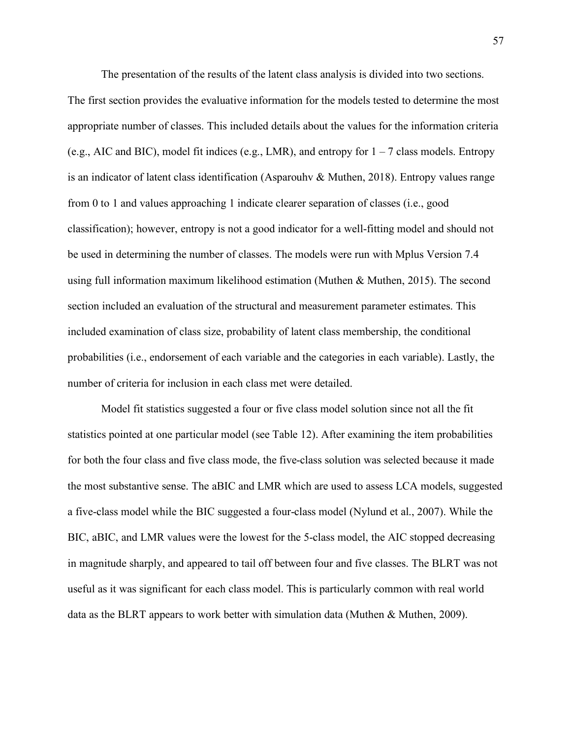The presentation of the results of the latent class analysis is divided into two sections. The first section provides the evaluative information for the models tested to determine the most appropriate number of classes. This included details about the values for the information criteria (e.g., AIC and BIC), model fit indices (e.g., LMR), and entropy for 1 – 7 class models. Entropy is an indicator of latent class identification (Asparouhv & Muthen, 2018). Entropy values range from 0 to 1 and values approaching 1 indicate clearer separation of classes (i.e., good classification); however, entropy is not a good indicator for a well-fitting model and should not be used in determining the number of classes. The models were run with Mplus Version 7.4 using full information maximum likelihood estimation (Muthen & Muthen, 2015). The second section included an evaluation of the structural and measurement parameter estimates. This included examination of class size, probability of latent class membership, the conditional probabilities (i.e., endorsement of each variable and the categories in each variable). Lastly, the number of criteria for inclusion in each class met were detailed.

Model fit statistics suggested a four or five class model solution since not all the fit statistics pointed at one particular model (see Table 12). After examining the item probabilities for both the four class and five class mode, the five-class solution was selected because it made the most substantive sense. The aBIC and LMR which are used to assess LCA models, suggested a five-class model while the BIC suggested a four-class model (Nylund et al., 2007). While the BIC, aBIC, and LMR values were the lowest for the 5-class model, the AIC stopped decreasing in magnitude sharply, and appeared to tail off between four and five classes. The BLRT was not useful as it was significant for each class model. This is particularly common with real world data as the BLRT appears to work better with simulation data (Muthen & Muthen, 2009).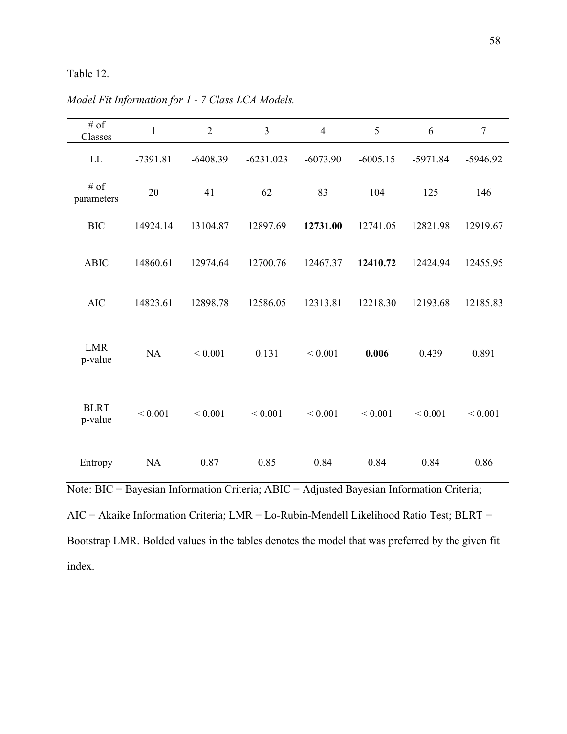Table 12.

*Model Fit Information for 1 - 7 Class LCA Models.*

| # of Classes | 1 | 2 | 3 | 4 | 5 | 6 | 7 |
|---|---|---|---|---|---|---|---|
| LL | -7391.81 | -6408.39 | -6231.023 | -6073.90 | -6005.15 | -5971.84 | -5946.92 |
| # of parameters | 20 | 41 | 62 | 83 | 104 | 125 | 146 |
| BIC | 14924.14 | 13104.87 | 12897.69 | **12731.00** | 12741.05 | 12821.98 | 12919.67 |
| ABIC | 14860.61 | 12974.64 | 12700.76 | 12467.37 | **12410.72** | 12424.94 | 12455.95 |
| AIC | 14823.61 | 12898.78 | 12586.05 | 12313.81 | 12218.30 | 12193.68 | 12185.83 |
| LMR p-value | NA | < 0.001 | 0.131 | < 0.001 | **0.006** | 0.439 | 0.891 |
| BLRT p-value | < 0.001 | < 0.001 | < 0.001 | < 0.001 | < 0.001 | < 0.001 | < 0.001 |
| Entropy | NA | 0.87 | 0.85 | 0.84 | 0.84 | 0.84 | 0.86 |

Note: BIC = Bayesian Information Criteria; ABIC = Adjusted Bayesian Information Criteria; AIC = Akaike Information Criteria; LMR = Lo-Rubin-Mendell Likelihood Ratio Test; BLRT = Bootstrap LMR. Bolded values in the tables denotes the model that was preferred by the given fit index.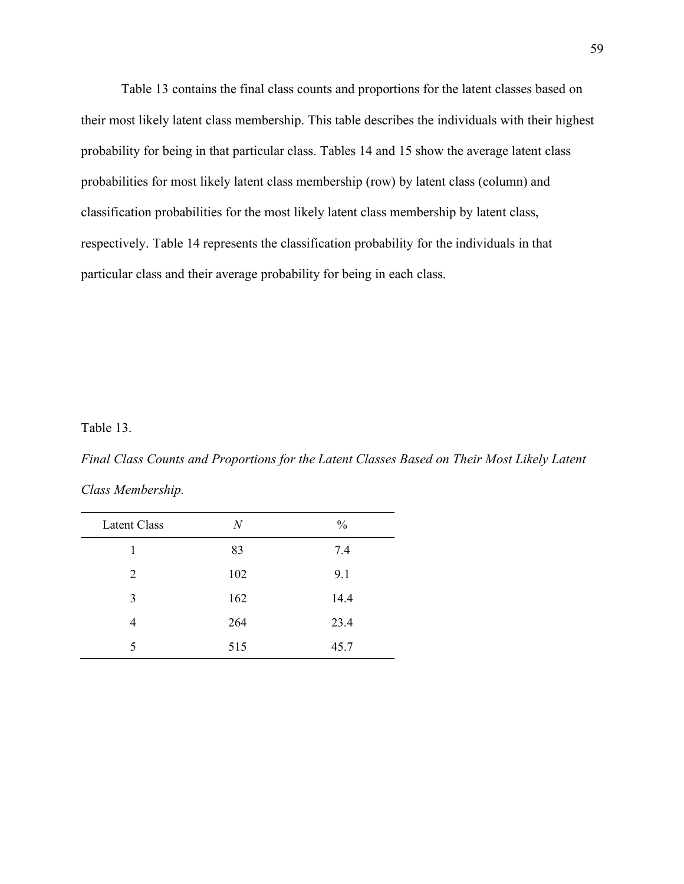Table 13 contains the final class counts and proportions for the latent classes based on their most likely latent class membership. This table describes the individuals with their highest probability for being in that particular class. Tables 14 and 15 show the average latent class probabilities for most likely latent class membership (row) by latent class (column) and classification probabilities for the most likely latent class membership by latent class, respectively. Table 14 represents the classification probability for the individuals in that particular class and their average probability for being in each class.

Table 13.

*Final Class Counts and Proportions for the Latent Classes Based on Their Most Likely Latent Class Membership.*

| Latent Class | *N* | % |
|---|---|---|
| 1 | 83 | 7.4 |
| 2 | 102 | 9.1 |
| 3 | 162 | 14.4 |
| 4 | 264 | 23.4 |
| 5 | 515 | 45.7 |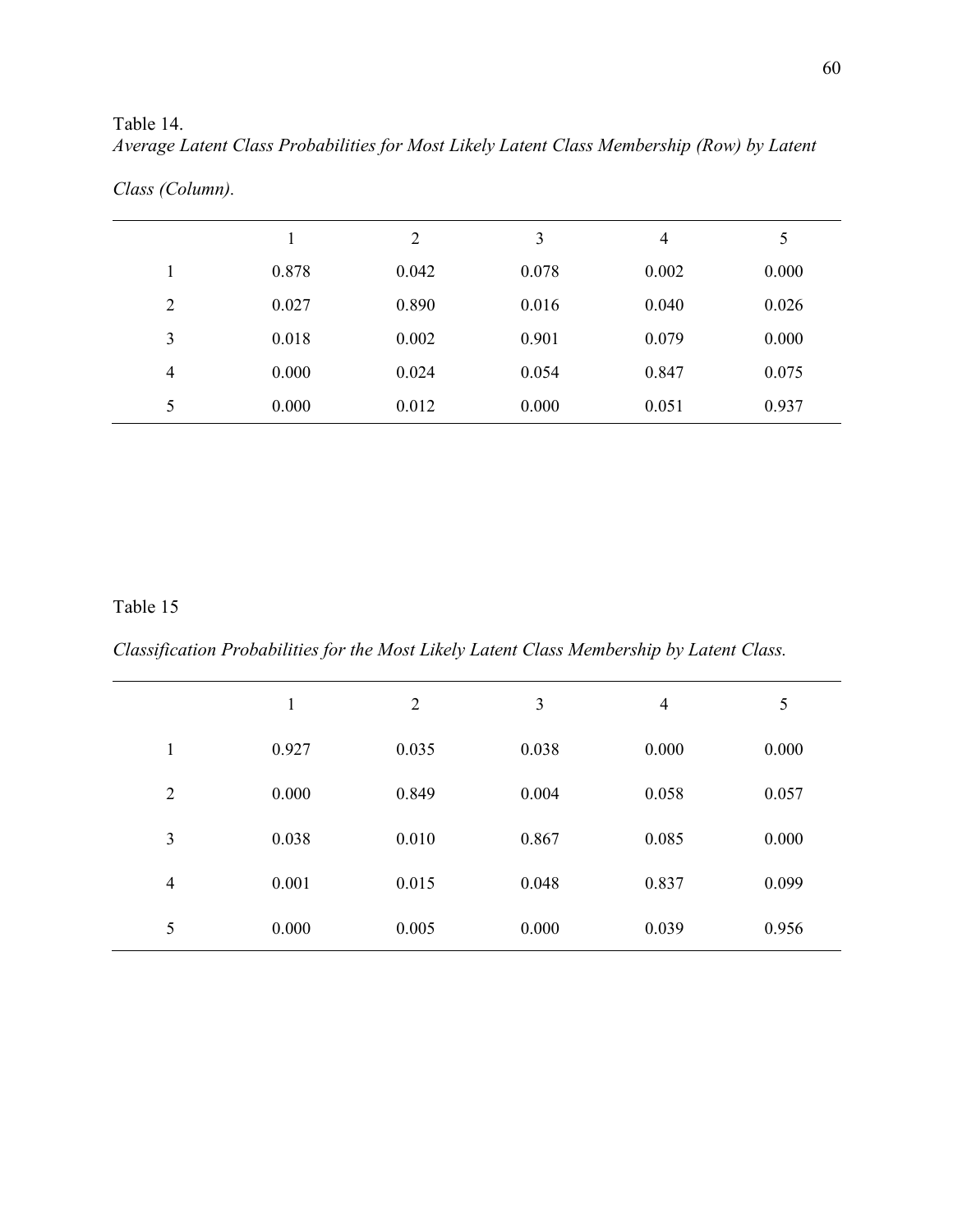Table 14.

*Average Latent Class Probabilities for Most Likely Latent Class Membership (Row) by Latent Class (Column).*

| | 1 | 2 | 3 | 4 | 5 |
|---|---|---|---|---|---|
| 1 | 0.878 | 0.042 | 0.078 | 0.002 | 0.000 |
| 2 | 0.027 | 0.890 | 0.016 | 0.040 | 0.026 |
| 3 | 0.018 | 0.002 | 0.901 | 0.079 | 0.000 |
| 4 | 0.000 | 0.024 | 0.054 | 0.847 | 0.075 |
| 5 | 0.000 | 0.012 | 0.000 | 0.051 | 0.937 |

Table 15

*Classification Probabilities for the Most Likely Latent Class Membership by Latent Class.*

| | 1 | 2 | 3 | 4 | 5 |
|---|---|---|---|---|---|
| 1 | 0.927 | 0.035 | 0.038 | 0.000 | 0.000 |
| 2 | 0.000 | 0.849 | 0.004 | 0.058 | 0.057 |
| 3 | 0.038 | 0.010 | 0.867 | 0.085 | 0.000 |
| 4 | 0.001 | 0.015 | 0.048 | 0.837 | 0.099 |
| 5 | 0.000 | 0.005 | 0.000 | 0.039 | 0.956 |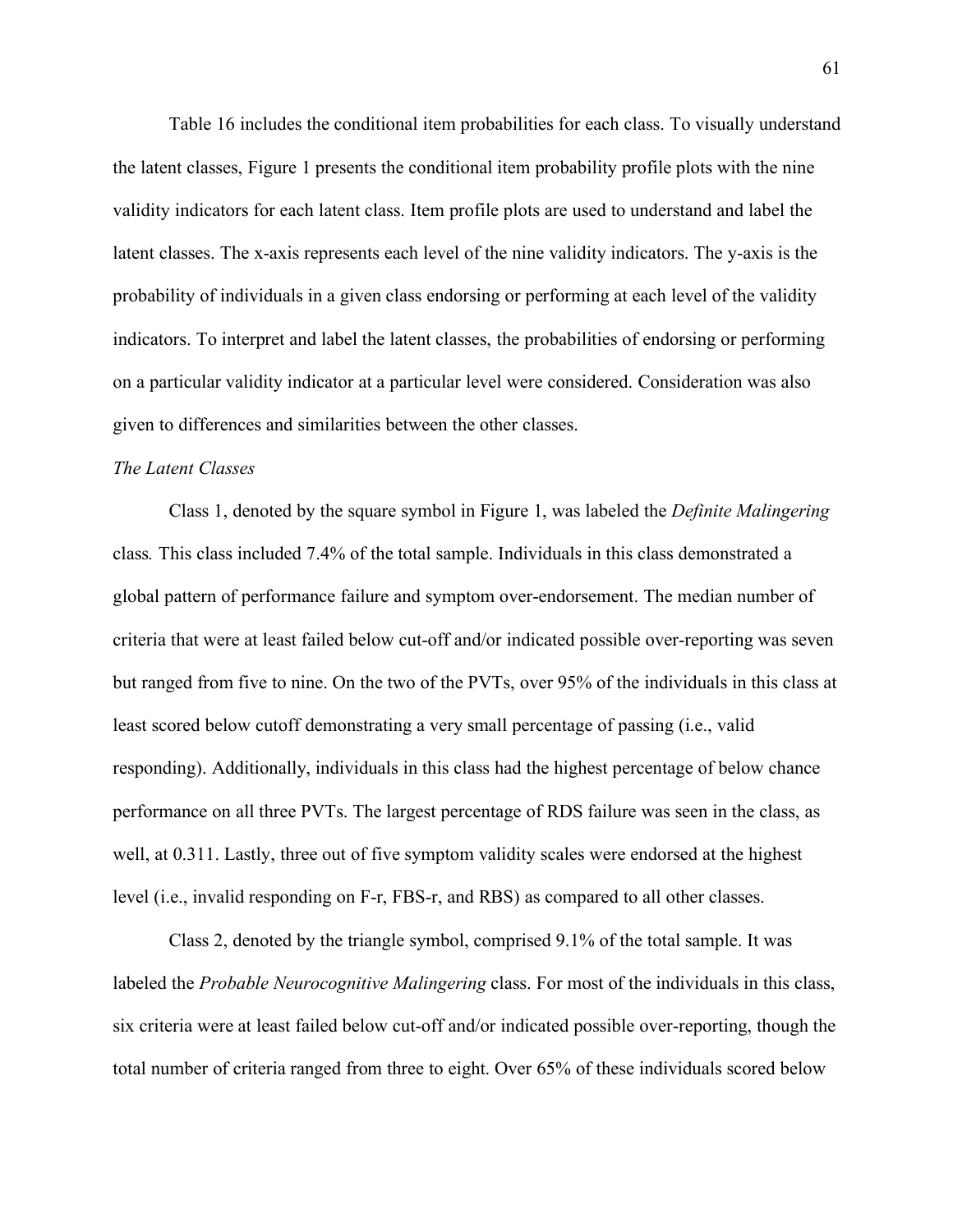Table 16 includes the conditional item probabilities for each class. To visually understand the latent classes, Figure 1 presents the conditional item probability profile plots with the nine validity indicators for each latent class. Item profile plots are used to understand and label the latent classes. The x-axis represents each level of the nine validity indicators. The y-axis is the probability of individuals in a given class endorsing or performing at each level of the validity indicators. To interpret and label the latent classes, the probabilities of endorsing or performing on a particular validity indicator at a particular level were considered. Consideration was also given to differences and similarities between the other classes.

*The Latent Classes*

Class 1, denoted by the square symbol in Figure 1, was labeled the *Definite Malingering* class*.* This class included 7.4% of the total sample. Individuals in this class demonstrated a global pattern of performance failure and symptom over-endorsement. The median number of criteria that were at least failed below cut-off and/or indicated possible over-reporting was seven but ranged from five to nine. On the two of the PVTs, over 95% of the individuals in this class at least scored below cutoff demonstrating a very small percentage of passing (i.e., valid responding). Additionally, individuals in this class had the highest percentage of below chance performance on all three PVTs. The largest percentage of RDS failure was seen in the class, as well, at 0.311. Lastly, three out of five symptom validity scales were endorsed at the highest level (i.e., invalid responding on F-r, FBS-r, and RBS) as compared to all other classes.

Class 2, denoted by the triangle symbol, comprised 9.1% of the total sample. It was labeled the *Probable Neurocognitive Malingering* class. For most of the individuals in this class, six criteria were at least failed below cut-off and/or indicated possible over-reporting, though the total number of criteria ranged from three to eight. Over 65% of these individuals scored below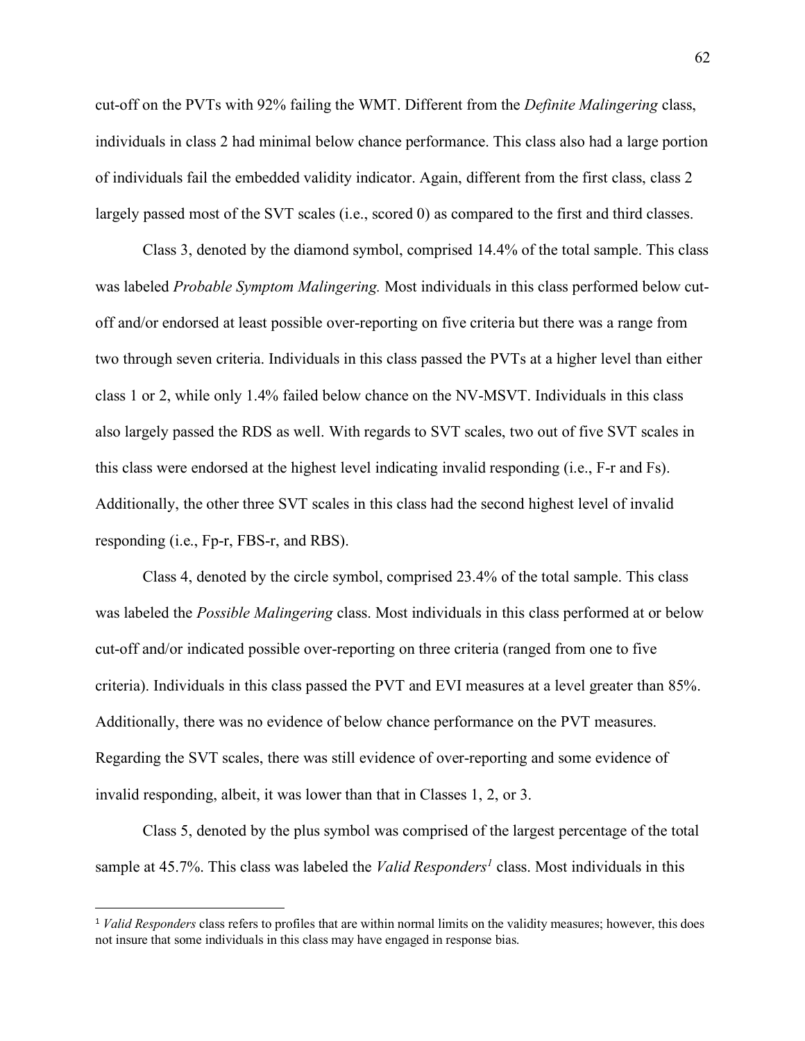cut-off on the PVTs with 92% failing the WMT. Different from the *Definite Malingering* class, individuals in class 2 had minimal below chance performance. This class also had a large portion of individuals fail the embedded validity indicator. Again, different from the first class, class 2 largely passed most of the SVT scales (i.e., scored 0) as compared to the first and third classes.

Class 3, denoted by the diamond symbol, comprised 14.4% of the total sample. This class was labeled *Probable Symptom Malingering.* Most individuals in this class performed below cut-off and/or endorsed at least possible over-reporting on five criteria but there was a range from two through seven criteria. Individuals in this class passed the PVTs at a higher level than either class 1 or 2, while only 1.4% failed below chance on the NV-MSVT. Individuals in this class also largely passed the RDS as well. With regards to SVT scales, two out of five SVT scales in this class were endorsed at the highest level indicating invalid responding (i.e., F-r and Fs). Additionally, the other three SVT scales in this class had the second highest level of invalid responding (i.e., Fp-r, FBS-r, and RBS).

Class 4, denoted by the circle symbol, comprised 23.4% of the total sample. This class was labeled the *Possible Malingering* class. Most individuals in this class performed at or below cut-off and/or indicated possible over-reporting on three criteria (ranged from one to five criteria). Individuals in this class passed the PVT and EVI measures at a level greater than 85%. Additionally, there was no evidence of below chance performance on the PVT measures. Regarding the SVT scales, there was still evidence of over-reporting and some evidence of invalid responding, albeit, it was lower than that in Classes 1, 2, or 3.

Class 5, denoted by the plus symbol was comprised of the largest percentage of the total sample at 45.7%. This class was labeled the *Valid Responders*[1] class. Most individuals in this

[1] *Valid Responders* class refers to profiles that are within normal limits on the validity measures; however, this does not insure that some individuals in this class may have engaged in response bias.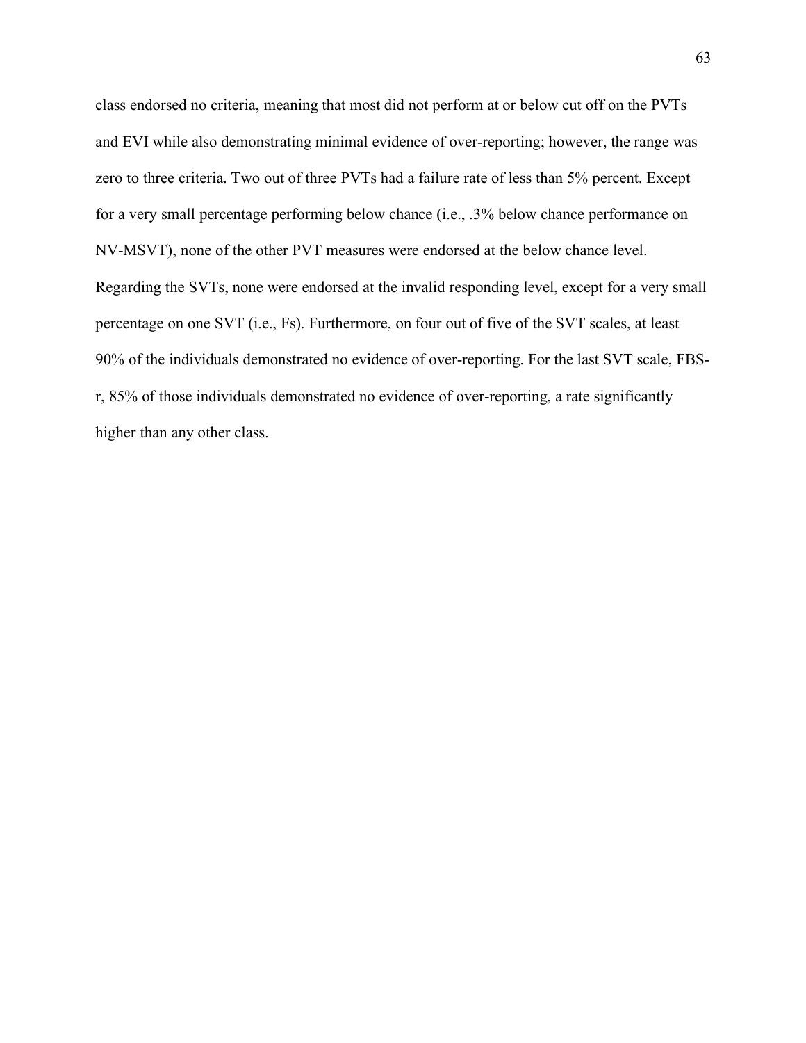class endorsed no criteria, meaning that most did not perform at or below cut off on the PVTs and EVI while also demonstrating minimal evidence of over-reporting; however, the range was zero to three criteria. Two out of three PVTs had a failure rate of less than 5% percent. Except for a very small percentage performing below chance (i.e., .3% below chance performance on NV-MSVT), none of the other PVT measures were endorsed at the below chance level. Regarding the SVTs, none were endorsed at the invalid responding level, except for a very small percentage on one SVT (i.e., Fs). Furthermore, on four out of five of the SVT scales, at least 90% of the individuals demonstrated no evidence of over-reporting. For the last SVT scale, FBS-r, 85% of those individuals demonstrated no evidence of over-reporting, a rate significantly higher than any other class.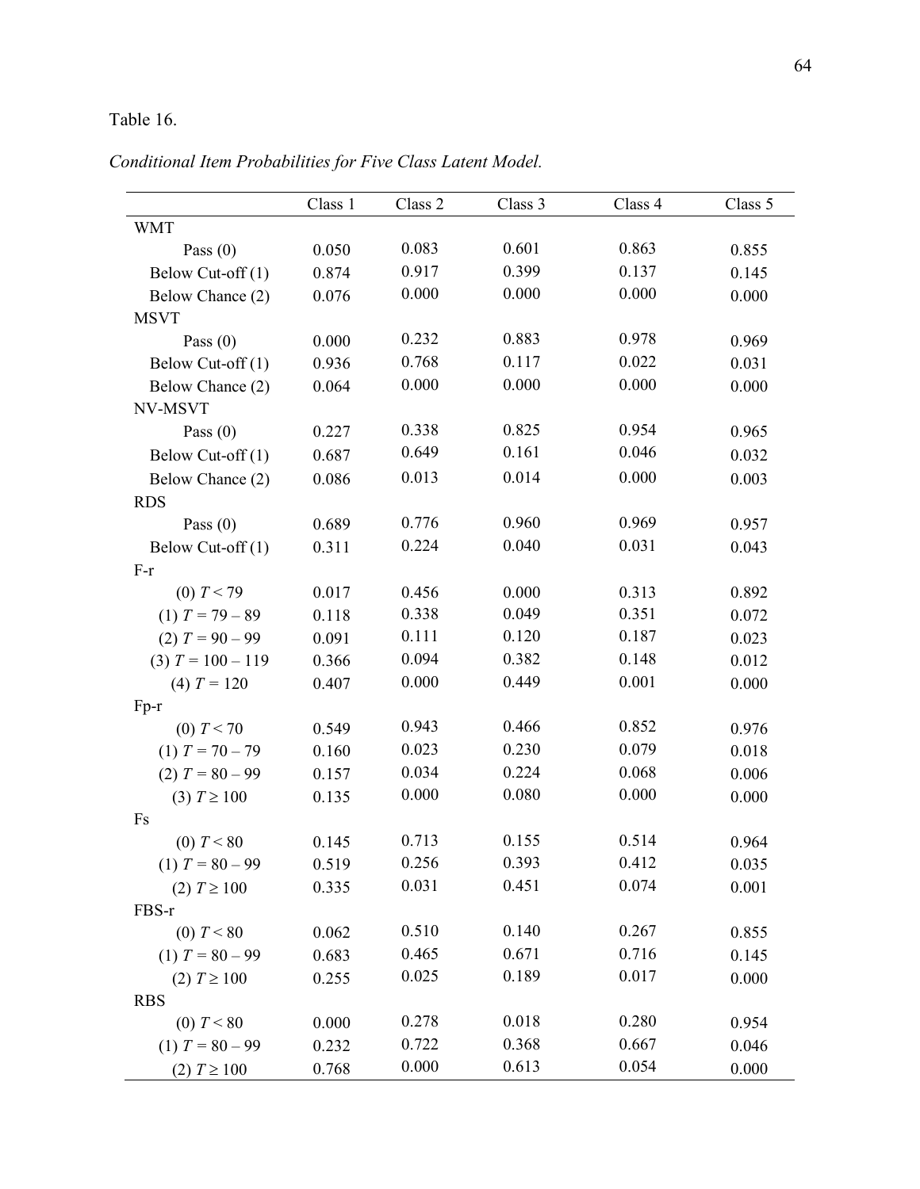Table 16.

*Conditional Item Probabilities for Five Class Latent Model.*

| | Class 1 | Class 2 | Class 3 | Class 4 | Class 5 |
|---|---|---|---|---|---|
| WMT | | | | | |
| Pass (0) | 0.050 | 0.083 | 0.601 | 0.863 | 0.855 |
| Below Cut-off (1) | 0.874 | 0.917 | 0.399 | 0.137 | 0.145 |
| Below Chance (2) | 0.076 | 0.000 | 0.000 | 0.000 | 0.000 |
| MSVT | | | | | |
| Pass (0) | 0.000 | 0.232 | 0.883 | 0.978 | 0.969 |
| Below Cut-off (1) | 0.936 | 0.768 | 0.117 | 0.022 | 0.031 |
| Below Chance (2) | 0.064 | 0.000 | 0.000 | 0.000 | 0.000 |
| NV-MSVT | | | | | |
| Pass (0) | 0.227 | 0.338 | 0.825 | 0.954 | 0.965 |
| Below Cut-off (1) | 0.687 | 0.649 | 0.161 | 0.046 | 0.032 |
| Below Chance (2) | 0.086 | 0.013 | 0.014 | 0.000 | 0.003 |
| RDS | | | | | |
| Pass (0) | 0.689 | 0.776 | 0.960 | 0.969 | 0.957 |
| Below Cut-off (1) | 0.311 | 0.224 | 0.040 | 0.031 | 0.043 |
| F-r | | | | | |
| (0) $T < 79$ | 0.017 | 0.456 | 0.000 | 0.313 | 0.892 |
| (1) $T = 79 – 89$ | 0.118 | 0.338 | 0.049 | 0.351 | 0.072 |
| (2) $T = 90 – 99$ | 0.091 | 0.111 | 0.120 | 0.187 | 0.023 |
| (3) $T = 100 – 119$ | 0.366 | 0.094 | 0.382 | 0.148 | 0.012 |
| (4) $T = 120$ | 0.407 | 0.000 | 0.449 | 0.001 | 0.000 |
| Fp-r | | | | | |
| (0) $T < 70$ | 0.549 | 0.943 | 0.466 | 0.852 | 0.976 |
| (1) $T = 70 – 79$ | 0.160 | 0.023 | 0.230 | 0.079 | 0.018 |
| (2) $T = 80 – 99$ | 0.157 | 0.034 | 0.224 | 0.068 | 0.006 |
| (3) $T \geq 100$ | 0.135 | 0.000 | 0.080 | 0.000 | 0.000 |
| Fs | | | | | |
| (0) $T < 80$ | 0.145 | 0.713 | 0.155 | 0.514 | 0.964 |
| (1) $T = 80 – 99$ | 0.519 | 0.256 | 0.393 | 0.412 | 0.035 |
| (2) $T \geq 100$ | 0.335 | 0.031 | 0.451 | 0.074 | 0.001 |
| FBS-r | | | | | |
| (0) $T < 80$ | 0.062 | 0.510 | 0.140 | 0.267 | 0.855 |
| (1) $T = 80 – 99$ | 0.683 | 0.465 | 0.671 | 0.716 | 0.145 |
| (2) $T \geq 100$ | 0.255 | 0.025 | 0.189 | 0.017 | 0.000 |
| RBS | | | | | |
| (0) $T < 80$ | 0.000 | 0.278 | 0.018 | 0.280 | 0.954 |
| (1) $T = 80 – 99$ | 0.232 | 0.722 | 0.368 | 0.667 | 0.046 |
| (2) $T \geq 100$ | 0.768 | 0.000 | 0.613 | 0.054 | 0.000 |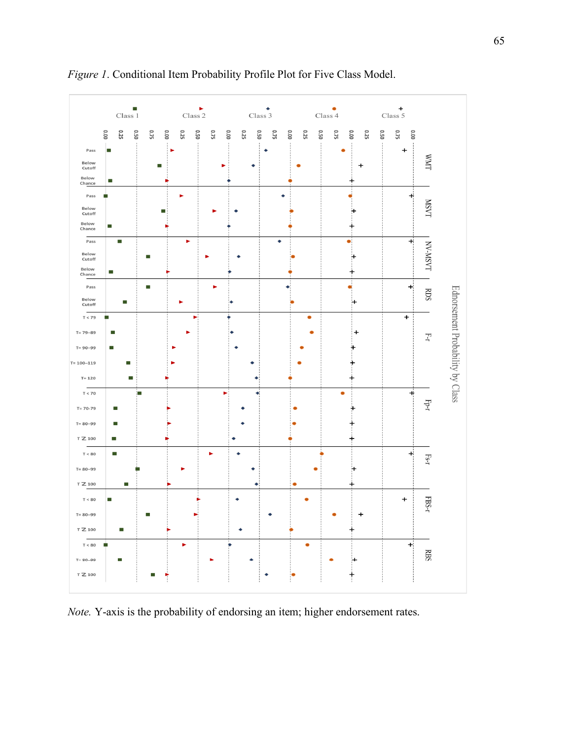*Figure 1*. Conditional Item Probability Profile Plot for Five Class Model.

*Note.* Y-axis is the probability of endorsing an item; higher endorsement rates.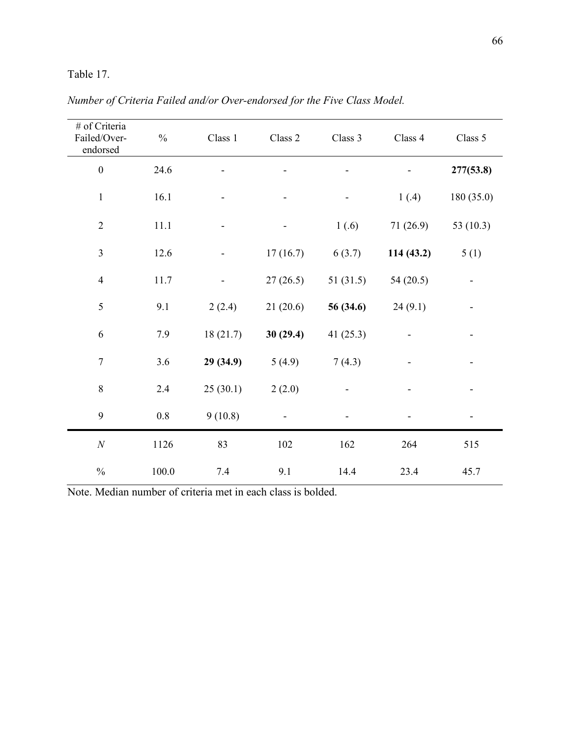Table 17.

*Number of Criteria Failed and/or Over-endorsed for the Five Class Model.*

| # of Criteria Failed/Over-endorsed | % | Class 1 | Class 2 | Class 3 | Class 4 | Class 5 |
|---|---|---|---|---|---|---|
| 0 | 24.6 | - | - | - | - | **277(53.8)** |
| 1 | 16.1 | - | - | - | 1 (.4) | 180 (35.0) |
| 2 | 11.1 | - | - | 1 (.6) | 71 (26.9) | 53 (10.3) |
| 3 | 12.6 | - | 17 (16.7) | 6 (3.7) | **114 (43.2)** | 5 (1) |
| 4 | 11.7 | - | 27 (26.5) | 51 (31.5) | 54 (20.5) | - |
| 5 | 9.1 | 2 (2.4) | 21 (20.6) | **56 (34.6)** | 24 (9.1) | - |
| 6 | 7.9 | 18 (21.7) | **30 (29.4)** | 41 (25.3) | - | - |
| 7 | 3.6 | **29 (34.9)** | 5 (4.9) | 7 (4.3) | - | - |
| 8 | 2.4 | 25 (30.1) | 2 (2.0) | - | - | - |
| 9 | 0.8 | 9 (10.8) | - | - | - | - |
| *N* | 1126 | 83 | 102 | 162 | 264 | 515 |
| % | 100.0 | 7.4 | 9.1 | 14.4 | 23.4 | 45.7 |

Note. Median number of criteria met in each class is bolded.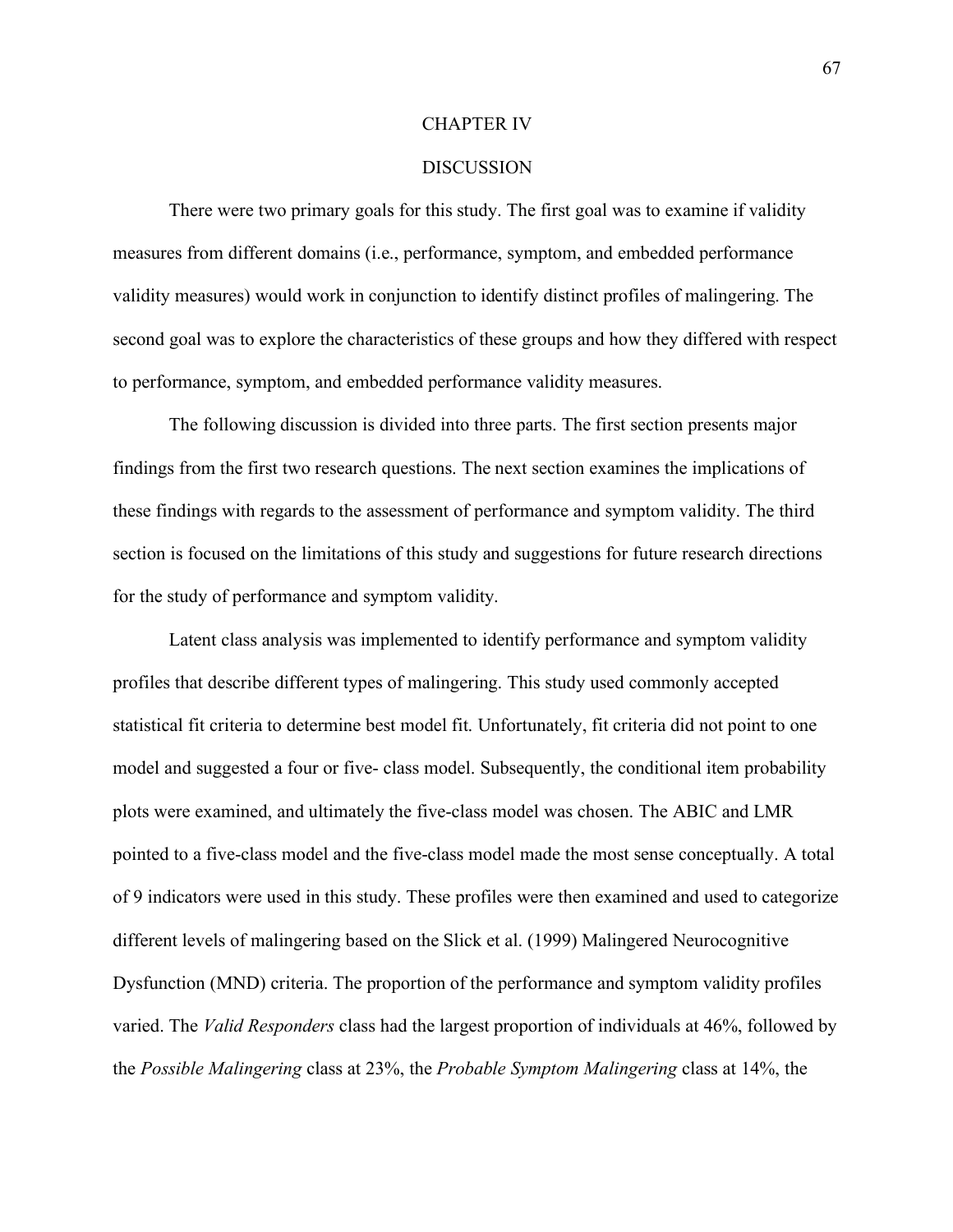# CHAPTER IV

# DISCUSSION

There were two primary goals for this study. The first goal was to examine if validity measures from different domains (i.e., performance, symptom, and embedded performance validity measures) would work in conjunction to identify distinct profiles of malingering. The second goal was to explore the characteristics of these groups and how they differed with respect to performance, symptom, and embedded performance validity measures.

The following discussion is divided into three parts. The first section presents major findings from the first two research questions. The next section examines the implications of these findings with regards to the assessment of performance and symptom validity. The third section is focused on the limitations of this study and suggestions for future research directions for the study of performance and symptom validity.

Latent class analysis was implemented to identify performance and symptom validity profiles that describe different types of malingering. This study used commonly accepted statistical fit criteria to determine best model fit. Unfortunately, fit criteria did not point to one model and suggested a four or five- class model. Subsequently, the conditional item probability plots were examined, and ultimately the five-class model was chosen. The ABIC and LMR pointed to a five-class model and the five-class model made the most sense conceptually. A total of 9 indicators were used in this study. These profiles were then examined and used to categorize different levels of malingering based on the Slick et al. (1999) Malingered Neurocognitive Dysfunction (MND) criteria. The proportion of the performance and symptom validity profiles varied. The *Valid Responders* class had the largest proportion of individuals at 46%, followed by the *Possible Malingering* class at 23%, the *Probable Symptom Malingering* class at 14%, the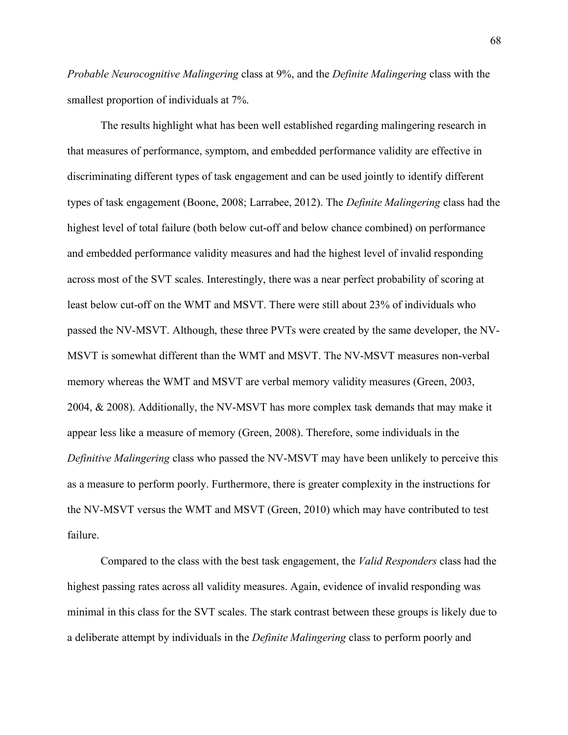*Probable Neurocognitive Malingering* class at 9%, and the *Definite Malingering* class with the smallest proportion of individuals at 7%.

The results highlight what has been well established regarding malingering research in that measures of performance, symptom, and embedded performance validity are effective in discriminating different types of task engagement and can be used jointly to identify different types of task engagement (Boone, 2008; Larrabee, 2012). The *Definite Malingering* class had the highest level of total failure (both below cut-off and below chance combined) on performance and embedded performance validity measures and had the highest level of invalid responding across most of the SVT scales. Interestingly, there was a near perfect probability of scoring at least below cut-off on the WMT and MSVT. There were still about 23% of individuals who passed the NV-MSVT. Although, these three PVTs were created by the same developer, the NV-MSVT is somewhat different than the WMT and MSVT. The NV-MSVT measures non-verbal memory whereas the WMT and MSVT are verbal memory validity measures (Green, 2003, 2004, & 2008). Additionally, the NV-MSVT has more complex task demands that may make it appear less like a measure of memory (Green, 2008). Therefore, some individuals in the *Definitive Malingering* class who passed the NV-MSVT may have been unlikely to perceive this as a measure to perform poorly. Furthermore, there is greater complexity in the instructions for the NV-MSVT versus the WMT and MSVT (Green, 2010) which may have contributed to test failure.

Compared to the class with the best task engagement, the *Valid Responders* class had the highest passing rates across all validity measures. Again, evidence of invalid responding was minimal in this class for the SVT scales. The stark contrast between these groups is likely due to a deliberate attempt by individuals in the *Definite Malingering* class to perform poorly and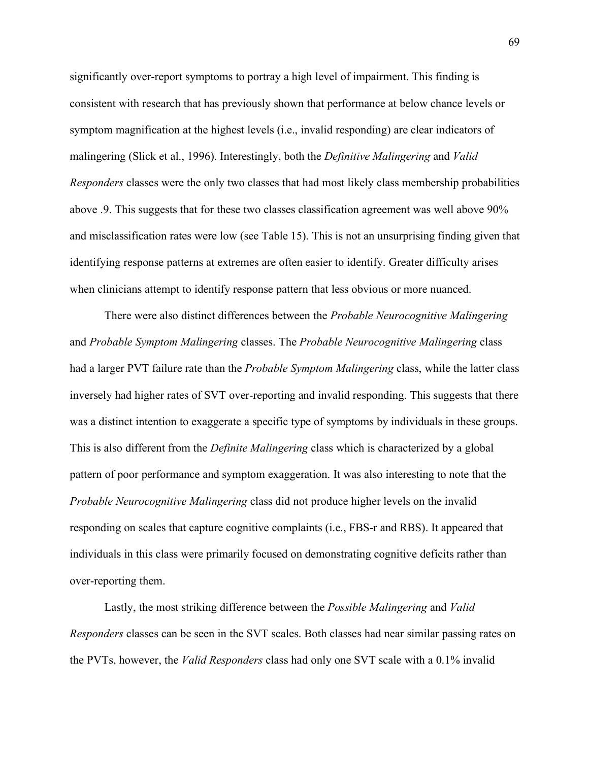significantly over-report symptoms to portray a high level of impairment. This finding is consistent with research that has previously shown that performance at below chance levels or symptom magnification at the highest levels (i.e., invalid responding) are clear indicators of malingering (Slick et al., 1996). Interestingly, both the *Definitive Malingering* and *Valid Responders* classes were the only two classes that had most likely class membership probabilities above .9. This suggests that for these two classes classification agreement was well above 90% and misclassification rates were low (see Table 15). This is not an unsurprising finding given that identifying response patterns at extremes are often easier to identify. Greater difficulty arises when clinicians attempt to identify response pattern that less obvious or more nuanced.

There were also distinct differences between the *Probable Neurocognitive Malingering* and *Probable Symptom Malingering* classes. The *Probable Neurocognitive Malingering* class had a larger PVT failure rate than the *Probable Symptom Malingering* class, while the latter class inversely had higher rates of SVT over-reporting and invalid responding. This suggests that there was a distinct intention to exaggerate a specific type of symptoms by individuals in these groups. This is also different from the *Definite Malingering* class which is characterized by a global pattern of poor performance and symptom exaggeration. It was also interesting to note that the *Probable Neurocognitive Malingering* class did not produce higher levels on the invalid responding on scales that capture cognitive complaints (i.e., FBS-r and RBS). It appeared that individuals in this class were primarily focused on demonstrating cognitive deficits rather than over-reporting them.

Lastly, the most striking difference between the *Possible Malingering* and *Valid Responders* classes can be seen in the SVT scales. Both classes had near similar passing rates on the PVTs, however, the *Valid Responders* class had only one SVT scale with a 0.1% invalid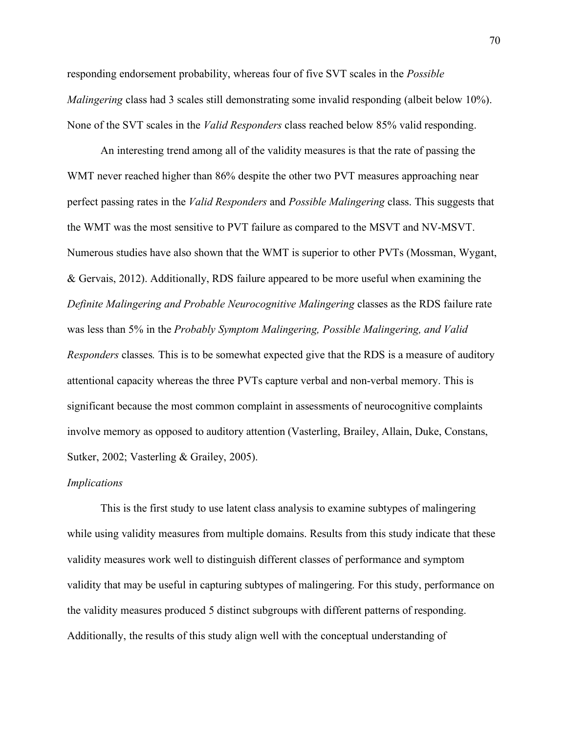responding endorsement probability, whereas four of five SVT scales in the *Possible Malingering* class had 3 scales still demonstrating some invalid responding (albeit below 10%). None of the SVT scales in the *Valid Responders* class reached below 85% valid responding.

An interesting trend among all of the validity measures is that the rate of passing the WMT never reached higher than 86% despite the other two PVT measures approaching near perfect passing rates in the *Valid Responders* and *Possible Malingering* class. This suggests that the WMT was the most sensitive to PVT failure as compared to the MSVT and NV-MSVT. Numerous studies have also shown that the WMT is superior to other PVTs (Mossman, Wygant, & Gervais, 2012). Additionally, RDS failure appeared to be more useful when examining the *Definite Malingering and Probable Neurocognitive Malingering* classes as the RDS failure rate was less than 5% in the *Probably Symptom Malingering, Possible Malingering, and Valid Responders* classes. This is to be somewhat expected give that the RDS is a measure of auditory attentional capacity whereas the three PVTs capture verbal and non-verbal memory. This is significant because the most common complaint in assessments of neurocognitive complaints involve memory as opposed to auditory attention (Vasterling, Brailey, Allain, Duke, Constans, Sutker, 2002; Vasterling & Grailey, 2005).

### *Implications*

This is the first study to use latent class analysis to examine subtypes of malingering while using validity measures from multiple domains. Results from this study indicate that these validity measures work well to distinguish different classes of performance and symptom validity that may be useful in capturing subtypes of malingering. For this study, performance on the validity measures produced 5 distinct subgroups with different patterns of responding. Additionally, the results of this study align well with the conceptual understanding of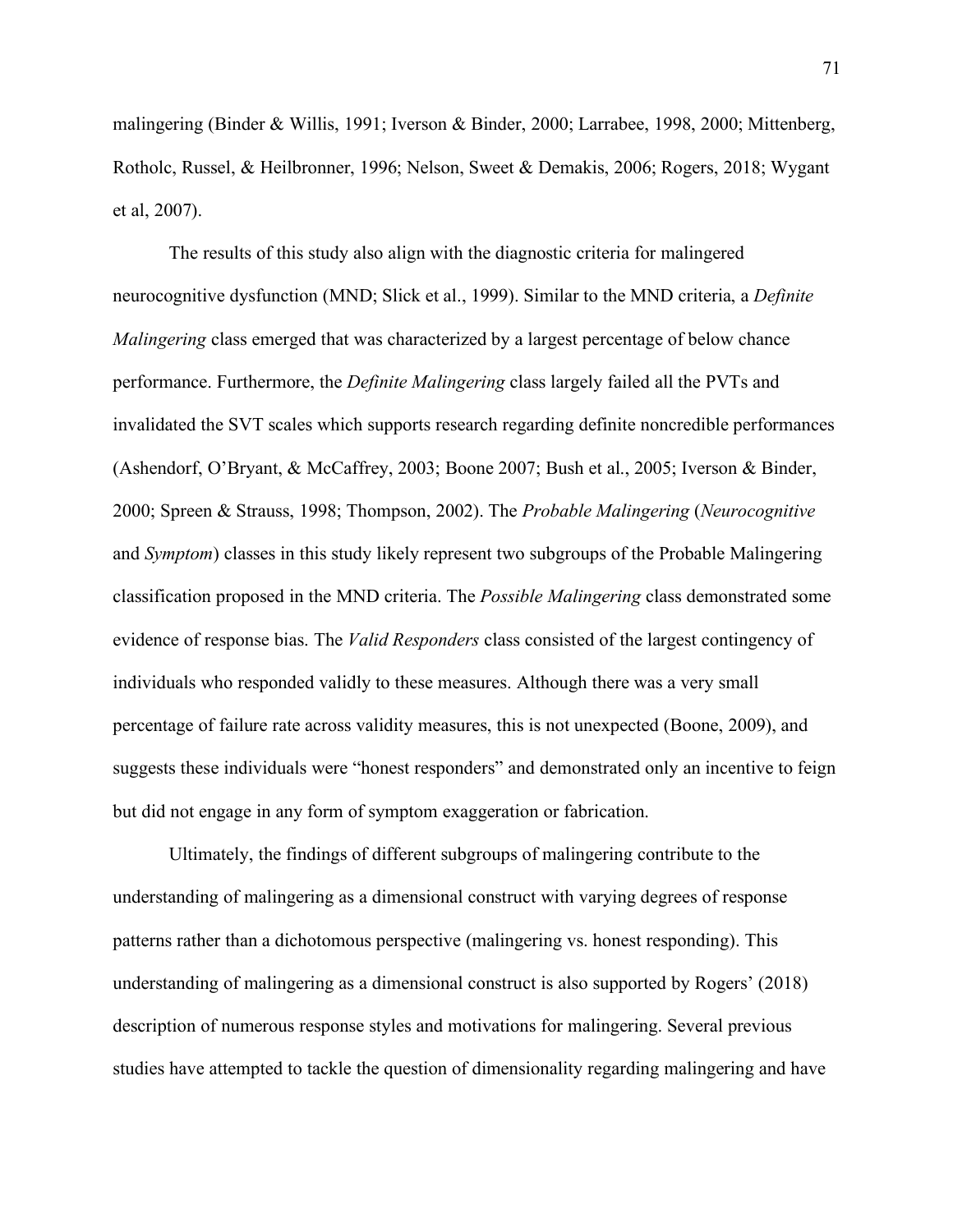malingering (Binder & Willis, 1991; Iverson & Binder, 2000; Larrabee, 1998, 2000; Mittenberg, Rotholc, Russel, & Heilbronner, 1996; Nelson, Sweet & Demakis, 2006; Rogers, 2018; Wygant et al, 2007).

The results of this study also align with the diagnostic criteria for malingered neurocognitive dysfunction (MND; Slick et al., 1999). Similar to the MND criteria, a *Definite Malingering* class emerged that was characterized by a largest percentage of below chance performance. Furthermore, the *Definite Malingering* class largely failed all the PVTs and invalidated the SVT scales which supports research regarding definite noncredible performances (Ashendorf, O'Bryant, & McCaffrey, 2003; Boone 2007; Bush et al., 2005; Iverson & Binder, 2000; Spreen & Strauss, 1998; Thompson, 2002). The *Probable Malingering* (*Neurocognitive* and *Symptom*) classes in this study likely represent two subgroups of the Probable Malingering classification proposed in the MND criteria. The *Possible Malingering* class demonstrated some evidence of response bias. The *Valid Responders* class consisted of the largest contingency of individuals who responded validly to these measures. Although there was a very small percentage of failure rate across validity measures, this is not unexpected (Boone, 2009), and suggests these individuals were "honest responders" and demonstrated only an incentive to feign but did not engage in any form of symptom exaggeration or fabrication.

Ultimately, the findings of different subgroups of malingering contribute to the understanding of malingering as a dimensional construct with varying degrees of response patterns rather than a dichotomous perspective (malingering vs. honest responding). This understanding of malingering as a dimensional construct is also supported by Rogers' (2018) description of numerous response styles and motivations for malingering. Several previous studies have attempted to tackle the question of dimensionality regarding malingering and have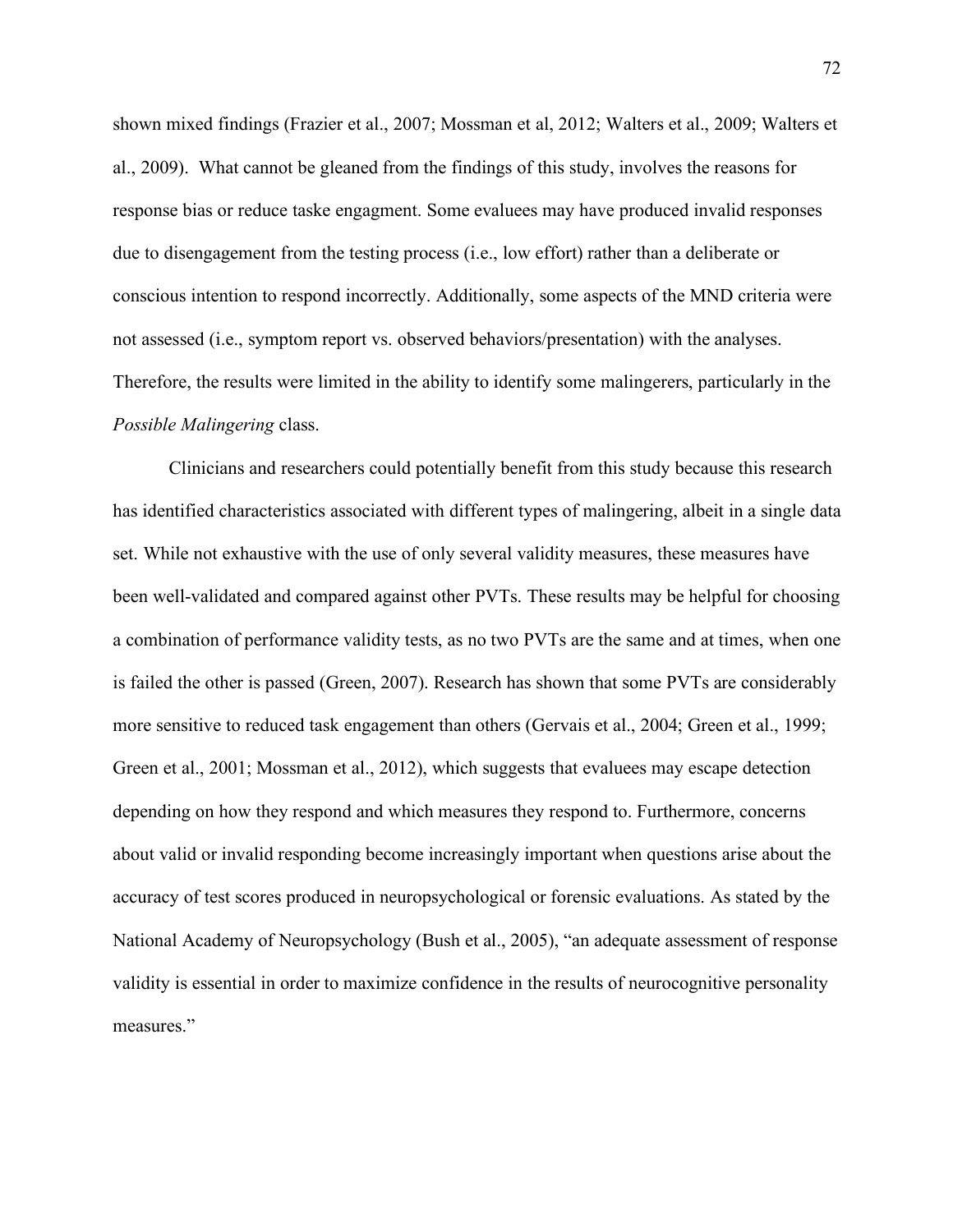shown mixed findings (Frazier et al., 2007; Mossman et al, 2012; Walters et al., 2009; Walters et al., 2009). What cannot be gleaned from the findings of this study, involves the reasons for response bias or reduce taske engagment. Some evaluees may have produced invalid responses due to disengagement from the testing process (i.e., low effort) rather than a deliberate or conscious intention to respond incorrectly. Additionally, some aspects of the MND criteria were not assessed (i.e., symptom report vs. observed behaviors/presentation) with the analyses. Therefore, the results were limited in the ability to identify some malingerers, particularly in the *Possible Malingering* class.

Clinicians and researchers could potentially benefit from this study because this research has identified characteristics associated with different types of malingering, albeit in a single data set. While not exhaustive with the use of only several validity measures, these measures have been well-validated and compared against other PVTs. These results may be helpful for choosing a combination of performance validity tests, as no two PVTs are the same and at times, when one is failed the other is passed (Green, 2007). Research has shown that some PVTs are considerably more sensitive to reduced task engagement than others (Gervais et al., 2004; Green et al., 1999; Green et al., 2001; Mossman et al., 2012), which suggests that evaluees may escape detection depending on how they respond and which measures they respond to. Furthermore, concerns about valid or invalid responding become increasingly important when questions arise about the accuracy of test scores produced in neuropsychological or forensic evaluations. As stated by the National Academy of Neuropsychology (Bush et al., 2005), "an adequate assessment of response validity is essential in order to maximize confidence in the results of neurocognitive personality measures."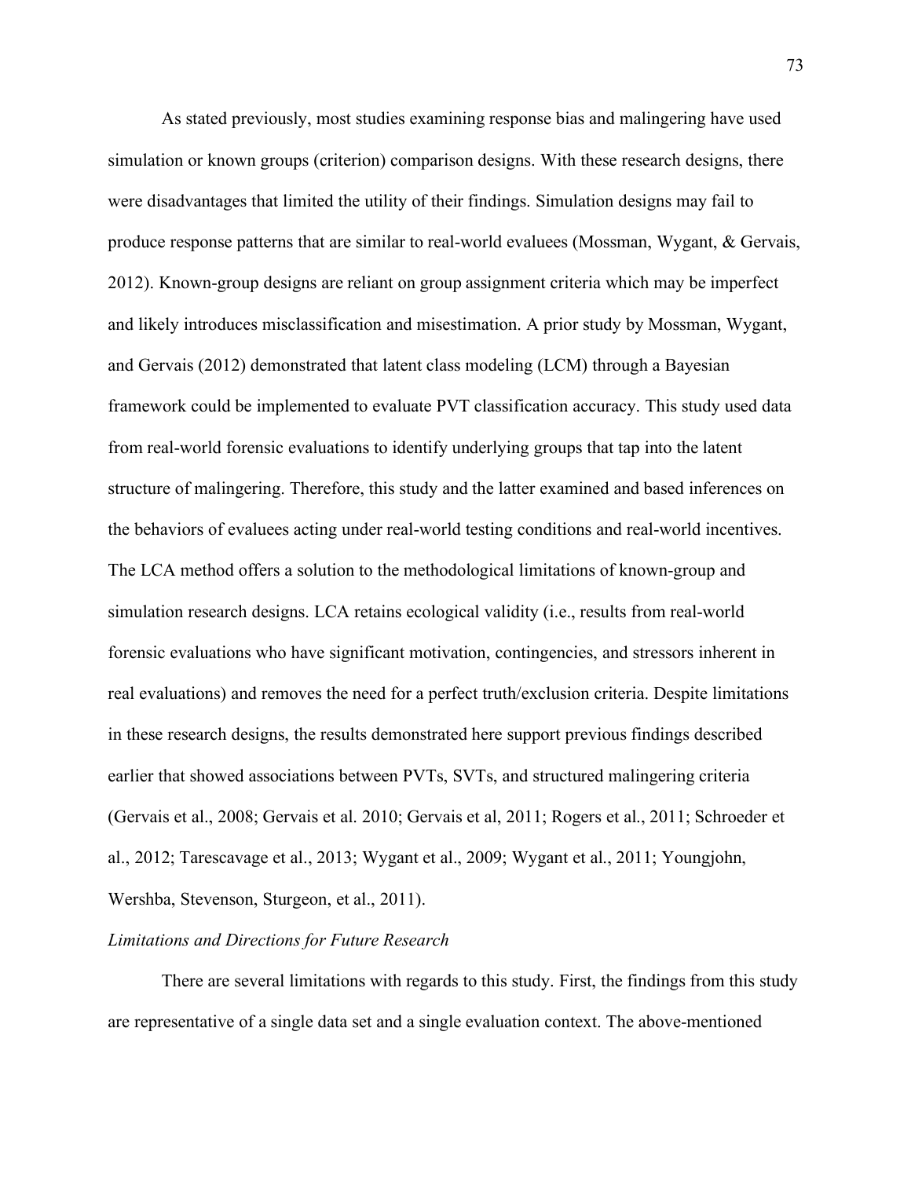As stated previously, most studies examining response bias and malingering have used simulation or known groups (criterion) comparison designs. With these research designs, there were disadvantages that limited the utility of their findings. Simulation designs may fail to produce response patterns that are similar to real-world evaluees (Mossman, Wygant, & Gervais, 2012). Known-group designs are reliant on group assignment criteria which may be imperfect and likely introduces misclassification and misestimation. A prior study by Mossman, Wygant, and Gervais (2012) demonstrated that latent class modeling (LCM) through a Bayesian framework could be implemented to evaluate PVT classification accuracy. This study used data from real-world forensic evaluations to identify underlying groups that tap into the latent structure of malingering. Therefore, this study and the latter examined and based inferences on the behaviors of evaluees acting under real-world testing conditions and real-world incentives. The LCA method offers a solution to the methodological limitations of known-group and simulation research designs. LCA retains ecological validity (i.e., results from real-world forensic evaluations who have significant motivation, contingencies, and stressors inherent in real evaluations) and removes the need for a perfect truth/exclusion criteria. Despite limitations in these research designs, the results demonstrated here support previous findings described earlier that showed associations between PVTs, SVTs, and structured malingering criteria (Gervais et al., 2008; Gervais et al. 2010; Gervais et al, 2011; Rogers et al., 2011; Schroeder et al., 2012; Tarescavage et al., 2013; Wygant et al., 2009; Wygant et al., 2011; Youngjohn, Wershba, Stevenson, Sturgeon, et al., 2011).

### *Limitations and Directions for Future Research*

There are several limitations with regards to this study. First, the findings from this study are representative of a single data set and a single evaluation context. The above-mentioned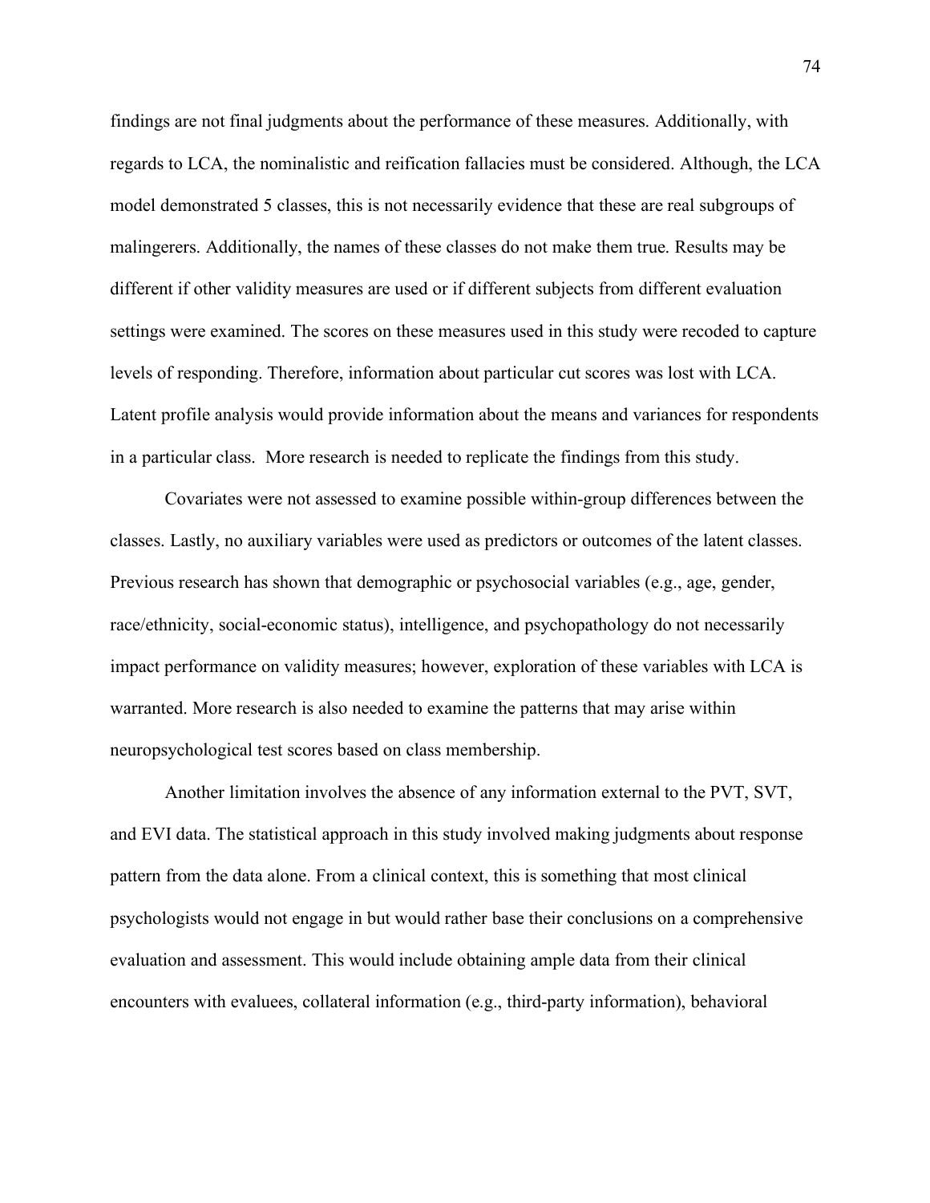findings are not final judgments about the performance of these measures. Additionally, with regards to LCA, the nominalistic and reification fallacies must be considered. Although, the LCA model demonstrated 5 classes, this is not necessarily evidence that these are real subgroups of malingerers. Additionally, the names of these classes do not make them true. Results may be different if other validity measures are used or if different subjects from different evaluation settings were examined. The scores on these measures used in this study were recoded to capture levels of responding. Therefore, information about particular cut scores was lost with LCA. Latent profile analysis would provide information about the means and variances for respondents in a particular class. More research is needed to replicate the findings from this study.

Covariates were not assessed to examine possible within-group differences between the classes. Lastly, no auxiliary variables were used as predictors or outcomes of the latent classes. Previous research has shown that demographic or psychosocial variables (e.g., age, gender, race/ethnicity, social-economic status), intelligence, and psychopathology do not necessarily impact performance on validity measures; however, exploration of these variables with LCA is warranted. More research is also needed to examine the patterns that may arise within neuropsychological test scores based on class membership.

Another limitation involves the absence of any information external to the PVT, SVT, and EVI data. The statistical approach in this study involved making judgments about response pattern from the data alone. From a clinical context, this is something that most clinical psychologists would not engage in but would rather base their conclusions on a comprehensive evaluation and assessment. This would include obtaining ample data from their clinical encounters with evaluees, collateral information (e.g., third-party information), behavioral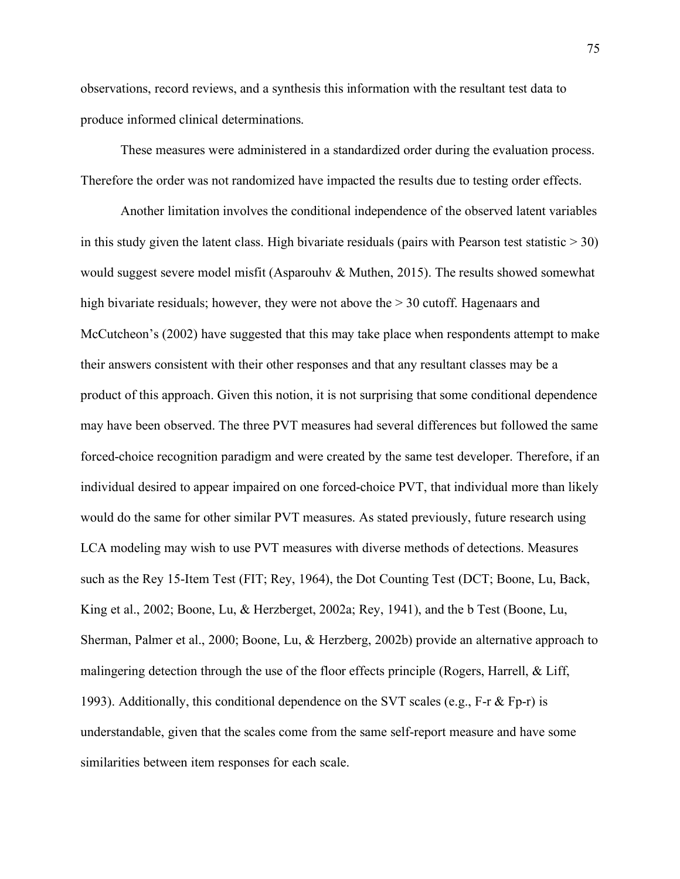observations, record reviews, and a synthesis this information with the resultant test data to produce informed clinical determinations.

These measures were administered in a standardized order during the evaluation process. Therefore the order was not randomized have impacted the results due to testing order effects.

Another limitation involves the conditional independence of the observed latent variables in this study given the latent class. High bivariate residuals (pairs with Pearson test statistic > 30) would suggest severe model misfit (Asparouhv & Muthen, 2015). The results showed somewhat high bivariate residuals; however, they were not above the > 30 cutoff. Hagenaars and McCutcheon's (2002) have suggested that this may take place when respondents attempt to make their answers consistent with their other responses and that any resultant classes may be a product of this approach. Given this notion, it is not surprising that some conditional dependence may have been observed. The three PVT measures had several differences but followed the same forced-choice recognition paradigm and were created by the same test developer. Therefore, if an individual desired to appear impaired on one forced-choice PVT, that individual more than likely would do the same for other similar PVT measures. As stated previously, future research using LCA modeling may wish to use PVT measures with diverse methods of detections. Measures such as the Rey 15-Item Test (FIT; Rey, 1964), the Dot Counting Test (DCT; Boone, Lu, Back, King et al., 2002; Boone, Lu, & Herzberget, 2002a; Rey, 1941), and the b Test (Boone, Lu, Sherman, Palmer et al., 2000; Boone, Lu, & Herzberg, 2002b) provide an alternative approach to malingering detection through the use of the floor effects principle (Rogers, Harrell, & Liff, 1993). Additionally, this conditional dependence on the SVT scales (e.g., F-r & Fp-r) is understandable, given that the scales come from the same self-report measure and have some similarities between item responses for each scale.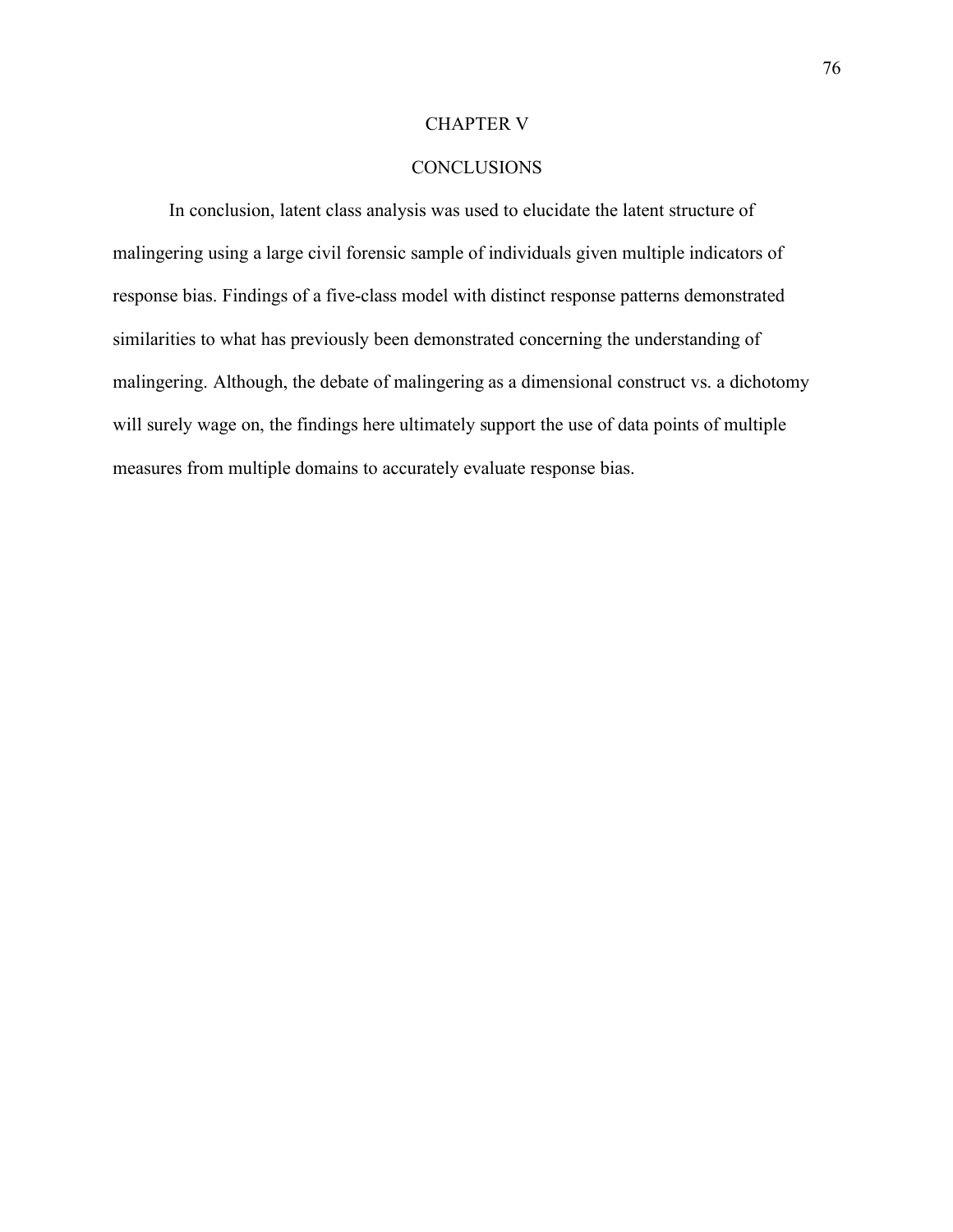# CHAPTER V

# CONCLUSIONS

In conclusion, latent class analysis was used to elucidate the latent structure of malingering using a large civil forensic sample of individuals given multiple indicators of response bias. Findings of a five-class model with distinct response patterns demonstrated similarities to what has previously been demonstrated concerning the understanding of malingering. Although, the debate of malingering as a dimensional construct vs. a dichotomy will surely wage on, the findings here ultimately support the use of data points of multiple measures from multiple domains to accurately evaluate response bias.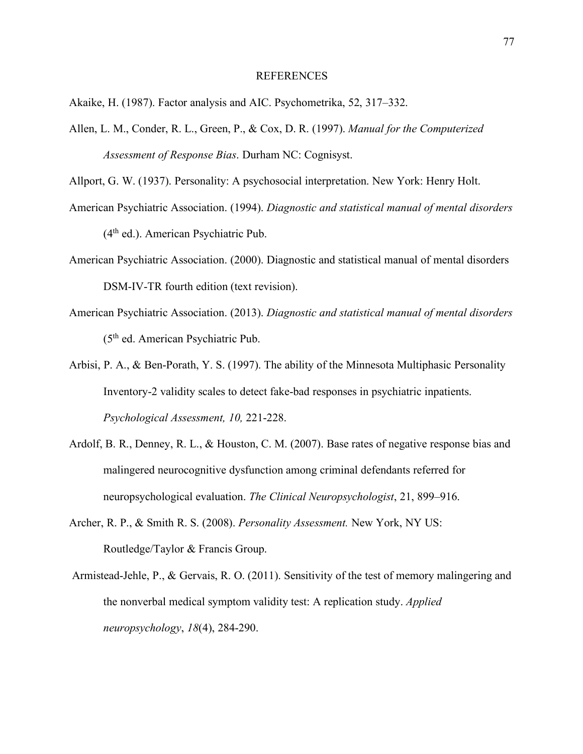# REFERENCES

Akaike, H. (1987). Factor analysis and AIC. Psychometrika, 52, 317–332.

Allen, L. M., Conder, R. L., Green, P., & Cox, D. R. (1997). *Manual for the Computerized Assessment of Response Bias*. Durham NC: Cognisyst.

Allport, G. W. (1937). Personality: A psychosocial interpretation. New York: Henry Holt.

American Psychiatric Association. (1994). *Diagnostic and statistical manual of mental disorders* (4th ed.). American Psychiatric Pub.

American Psychiatric Association. (2000). Diagnostic and statistical manual of mental disorders DSM-IV-TR fourth edition (text revision).

American Psychiatric Association. (2013). *Diagnostic and statistical manual of mental disorders* (5th ed. American Psychiatric Pub.

Arbisi, P. A., & Ben-Porath, Y. S. (1997). The ability of the Minnesota Multiphasic Personality Inventory-2 validity scales to detect fake-bad responses in psychiatric inpatients. *Psychological Assessment, 10,* 221-228.

Ardolf, B. R., Denney, R. L., & Houston, C. M. (2007). Base rates of negative response bias and malingered neurocognitive dysfunction among criminal defendants referred for neuropsychological evaluation. *The Clinical Neuropsychologist*, 21, 899–916.

Archer, R. P., & Smith R. S. (2008). *Personality Assessment.* New York, NY US: Routledge/Taylor & Francis Group.

Armistead-Jehle, P., & Gervais, R. O. (2011). Sensitivity of the test of memory malingering and the nonverbal medical symptom validity test: A replication study. *Applied neuropsychology*, *18*(4), 284-290.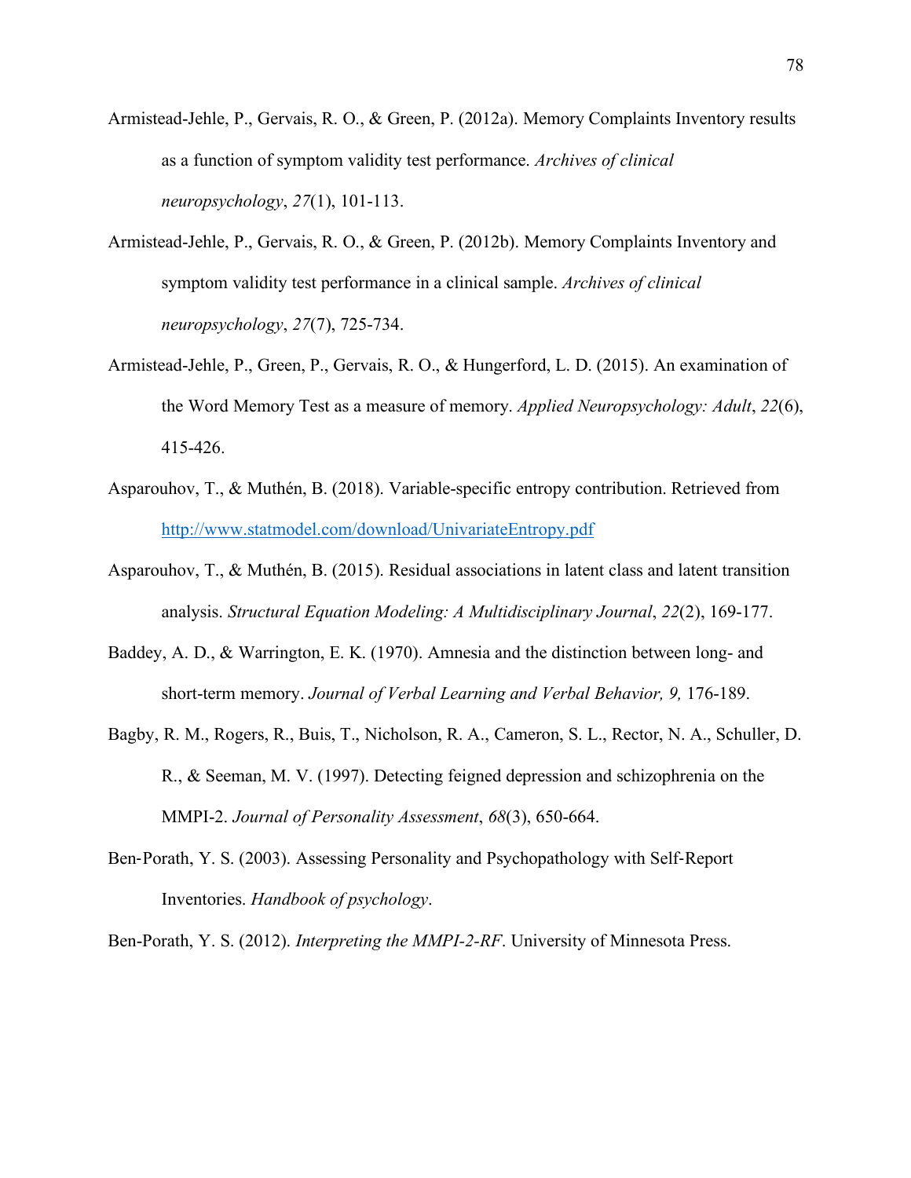Armistead-Jehle, P., Gervais, R. O., & Green, P. (2012a). Memory Complaints Inventory results as a function of symptom validity test performance. *Archives of clinical neuropsychology*, *27*(1), 101-113.

Armistead-Jehle, P., Gervais, R. O., & Green, P. (2012b). Memory Complaints Inventory and symptom validity test performance in a clinical sample. *Archives of clinical neuropsychology*, *27*(7), 725-734.

Armistead-Jehle, P., Green, P., Gervais, R. O., & Hungerford, L. D. (2015). An examination of the Word Memory Test as a measure of memory. *Applied Neuropsychology: Adult*, *22*(6), 415-426.

Asparouhov, T., & Muthén, B. (2018). Variable-specific entropy contribution. Retrieved from http://www.statmodel.com/download/UnivariateEntropy.pdf

Asparouhov, T., & Muthén, B. (2015). Residual associations in latent class and latent transition analysis. *Structural Equation Modeling: A Multidisciplinary Journal*, *22*(2), 169-177.

Baddey, A. D., & Warrington, E. K. (1970). Amnesia and the distinction between long- and short-term memory. *Journal of Verbal Learning and Verbal Behavior, 9,* 176-189.

Bagby, R. M., Rogers, R., Buis, T., Nicholson, R. A., Cameron, S. L., Rector, N. A., Schuller, D. R., & Seeman, M. V. (1997). Detecting feigned depression and schizophrenia on the MMPI-2. *Journal of Personality Assessment*, *68*(3), 650-664.

Ben-Porath, Y. S. (2003). Assessing Personality and Psychopathology with Self-Report Inventories. *Handbook of psychology*.

Ben-Porath, Y. S. (2012). *Interpreting the MMPI-2-RF*. University of Minnesota Press.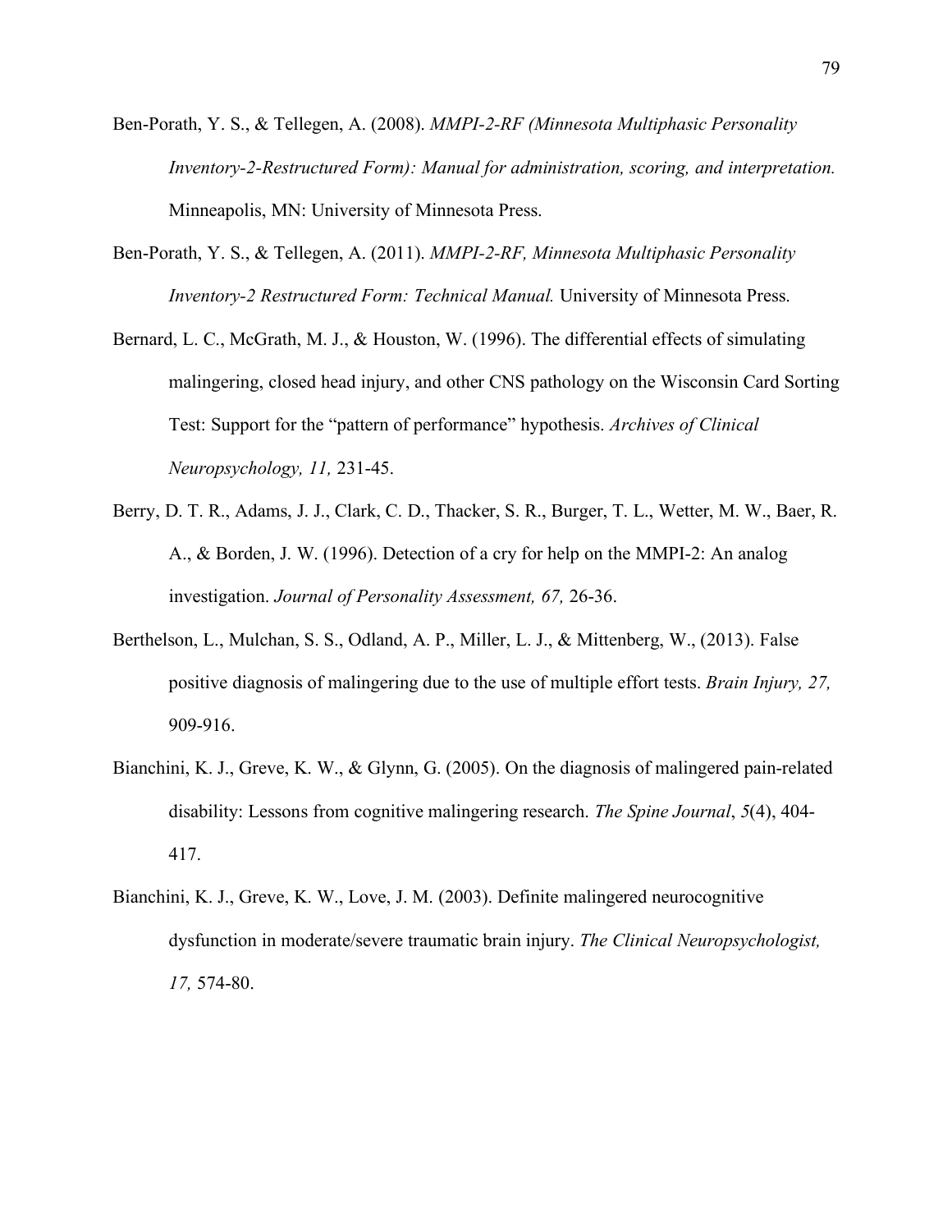Ben-Porath, Y. S., & Tellegen, A. (2008). *MMPI-2-RF (Minnesota Multiphasic Personality Inventory-2-Restructured Form): Manual for administration, scoring, and interpretation.* Minneapolis, MN: University of Minnesota Press.

Ben-Porath, Y. S., & Tellegen, A. (2011). *MMPI-2-RF, Minnesota Multiphasic Personality Inventory-2 Restructured Form: Technical Manual.* University of Minnesota Press.

Bernard, L. C., McGrath, M. J., & Houston, W. (1996). The differential effects of simulating malingering, closed head injury, and other CNS pathology on the Wisconsin Card Sorting Test: Support for the "pattern of performance" hypothesis. *Archives of Clinical Neuropsychology, 11,* 231-45.

Berry, D. T. R., Adams, J. J., Clark, C. D., Thacker, S. R., Burger, T. L., Wetter, M. W., Baer, R. A., & Borden, J. W. (1996). Detection of a cry for help on the MMPI-2: An analog investigation. *Journal of Personality Assessment, 67,* 26-36.

Berthelson, L., Mulchan, S. S., Odland, A. P., Miller, L. J., & Mittenberg, W., (2013). False positive diagnosis of malingering due to the use of multiple effort tests. *Brain Injury, 27,* 909-916.

Bianchini, K. J., Greve, K. W., & Glynn, G. (2005). On the diagnosis of malingered pain-related disability: Lessons from cognitive malingering research. *The Spine Journal*, *5*(4), 404-417.

Bianchini, K. J., Greve, K. W., Love, J. M. (2003). Definite malingered neurocognitive dysfunction in moderate/severe traumatic brain injury. *The Clinical Neuropsychologist, 17,* 574-80.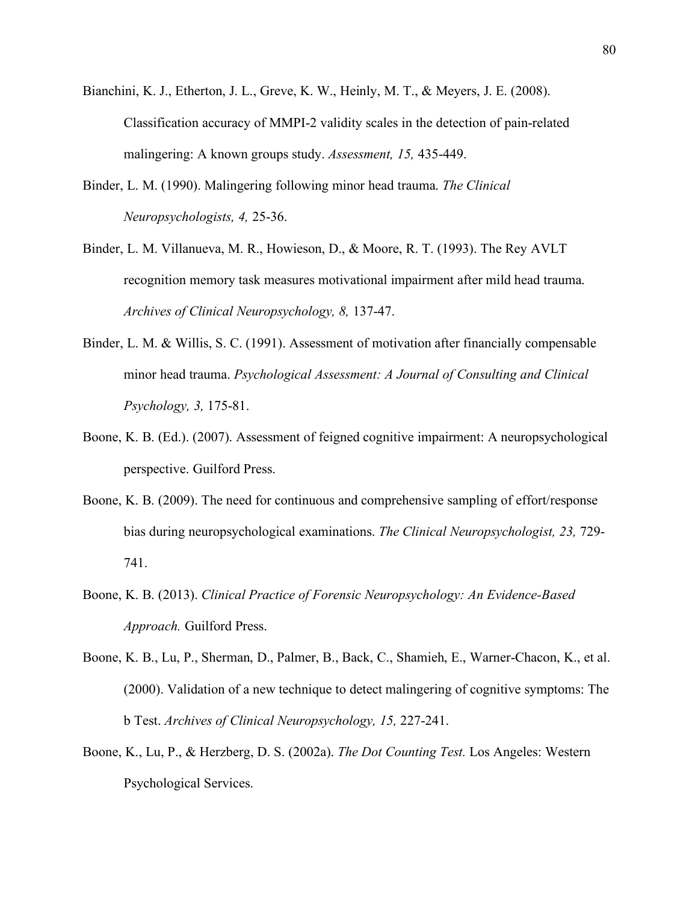Bianchini, K. J., Etherton, J. L., Greve, K. W., Heinly, M. T., & Meyers, J. E. (2008). Classification accuracy of MMPI-2 validity scales in the detection of pain-related malingering: A known groups study. *Assessment, 15,* 435-449.

Binder, L. M. (1990). Malingering following minor head trauma. *The Clinical Neuropsychologists, 4,* 25-36.

Binder, L. M. Villanueva, M. R., Howieson, D., & Moore, R. T. (1993). The Rey AVLT recognition memory task measures motivational impairment after mild head trauma. *Archives of Clinical Neuropsychology, 8,* 137-47.

Binder, L. M. & Willis, S. C. (1991). Assessment of motivation after financially compensable minor head trauma. *Psychological Assessment: A Journal of Consulting and Clinical Psychology, 3,* 175-81.

Boone, K. B. (Ed.). (2007). Assessment of feigned cognitive impairment: A neuropsychological perspective. Guilford Press.

Boone, K. B. (2009). The need for continuous and comprehensive sampling of effort/response bias during neuropsychological examinations. *The Clinical Neuropsychologist, 23,* 729-741.

Boone, K. B. (2013). *Clinical Practice of Forensic Neuropsychology: An Evidence-Based Approach.* Guilford Press.

Boone, K. B., Lu, P., Sherman, D., Palmer, B., Back, C., Shamieh, E., Warner-Chacon, K., et al. (2000). Validation of a new technique to detect malingering of cognitive symptoms: The b Test. *Archives of Clinical Neuropsychology, 15,* 227-241.

Boone, K., Lu, P., & Herzberg, D. S. (2002a). *The Dot Counting Test.* Los Angeles: Western Psychological Services.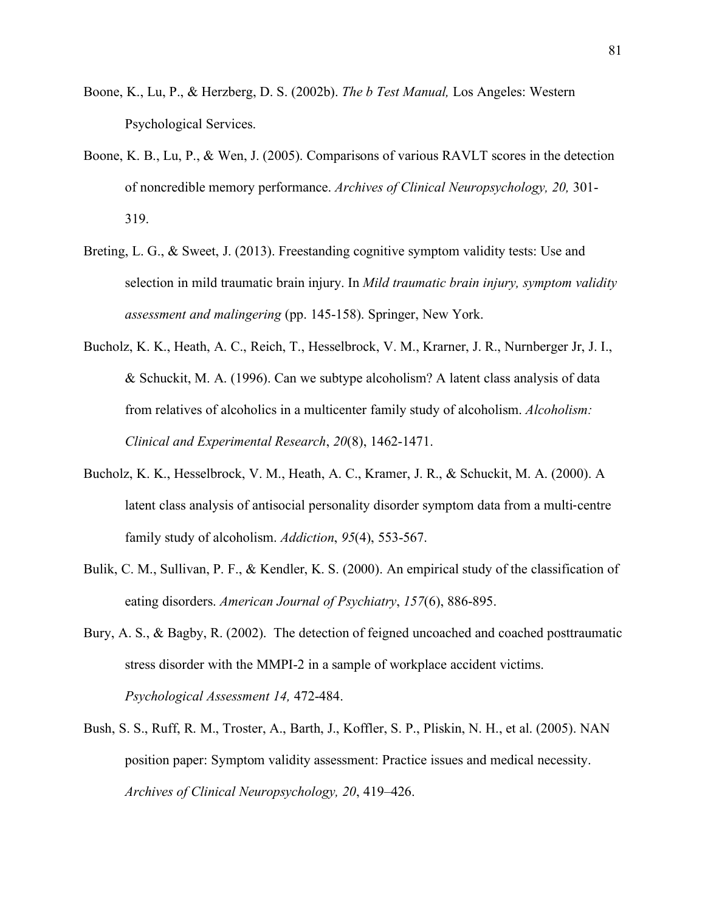Boone, K., Lu, P., & Herzberg, D. S. (2002b). *The b Test Manual,* Los Angeles: Western Psychological Services.

Boone, K. B., Lu, P., & Wen, J. (2005). Comparisons of various RAVLT scores in the detection of noncredible memory performance. *Archives of Clinical Neuropsychology, 20,* 301-319.

Breting, L. G., & Sweet, J. (2013). Freestanding cognitive symptom validity tests: Use and selection in mild traumatic brain injury. In *Mild traumatic brain injury, symptom validity assessment and malingering* (pp. 145-158). Springer, New York.

Bucholz, K. K., Heath, A. C., Reich, T., Hesselbrock, V. M., Krarner, J. R., Nurnberger Jr, J. I., & Schuckit, M. A. (1996). Can we subtype alcoholism? A latent class analysis of data from relatives of alcoholics in a multicenter family study of alcoholism. *Alcoholism: Clinical and Experimental Research*, *20*(8), 1462-1471.

Bucholz, K. K., Hesselbrock, V. M., Heath, A. C., Kramer, J. R., & Schuckit, M. A. (2000). A latent class analysis of antisocial personality disorder symptom data from a multi‐centre family study of alcoholism. *Addiction*, *95*(4), 553-567.

Bulik, C. M., Sullivan, P. F., & Kendler, K. S. (2000). An empirical study of the classification of eating disorders. *American Journal of Psychiatry*, *157*(6), 886-895.

Bury, A. S., & Bagby, R. (2002). The detection of feigned uncoached and coached posttraumatic stress disorder with the MMPI-2 in a sample of workplace accident victims. *Psychological Assessment 14,* 472-484.

Bush, S. S., Ruff, R. M., Troster, A., Barth, J., Koffler, S. P., Pliskin, N. H., et al. (2005). NAN position paper: Symptom validity assessment: Practice issues and medical necessity. *Archives of Clinical Neuropsychology, 20*, 419–426.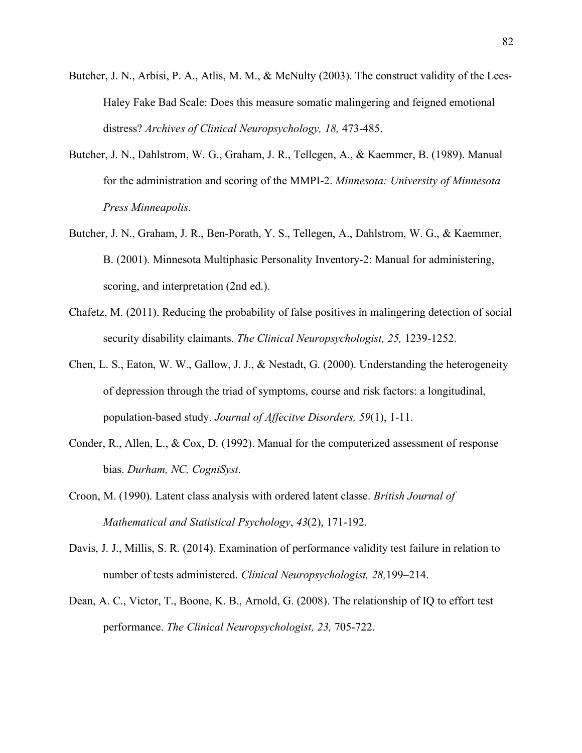Butcher, J. N., Arbisi, P. A., Atlis, M. M., & McNulty (2003). The construct validity of the Lees-Haley Fake Bad Scale: Does this measure somatic malingering and feigned emotional distress? *Archives of Clinical Neuropsychology, 18,* 473-485.

Butcher, J. N., Dahlstrom, W. G., Graham, J. R., Tellegen, A., & Kaemmer, B. (1989). Manual for the administration and scoring of the MMPI-2. *Minnesota: University of Minnesota Press Minneapolis*.

Butcher, J. N., Graham, J. R., Ben-Porath, Y. S., Tellegen, A., Dahlstrom, W. G., & Kaemmer, B. (2001). Minnesota Multiphasic Personality Inventory-2: Manual for administering, scoring, and interpretation (2nd ed.).

Chafetz, M. (2011). Reducing the probability of false positives in malingering detection of social security disability claimants. *The Clinical Neuropsychologist, 25,* 1239-1252.

Chen, L. S., Eaton, W. W., Gallow, J. J., & Nestadt, G. (2000). Understanding the heterogeneity of depression through the triad of symptoms, course and risk factors: a longitudinal, population-based study. *Journal of Affecitve Disorders, 59*(1), 1-11.

Conder, R., Allen, L., & Cox, D. (1992). Manual for the computerized assessment of response bias. *Durham, NC, CogniSyst*.

Croon, M. (1990). Latent class analysis with ordered latent classe. *British Journal of Mathematical and Statistical Psychology*, *43*(2), 171-192.

Davis, J. J., Millis, S. R. (2014). Examination of performance validity test failure in relation to number of tests administered. *Clinical Neuropsychologist, 28,*199–214.

Dean, A. C., Victor, T., Boone, K. B., Arnold, G. (2008). The relationship of IQ to effort test performance. *The Clinical Neuropsychologist, 23,* 705-722.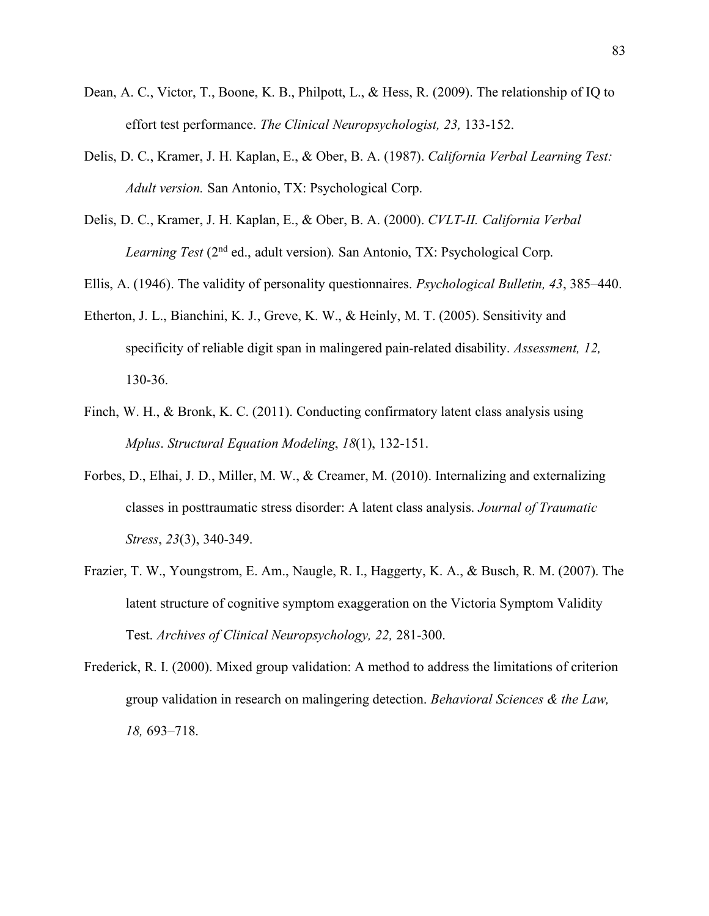Dean, A. C., Victor, T., Boone, K. B., Philpott, L., & Hess, R. (2009). The relationship of IQ to effort test performance. *The Clinical Neuropsychologist, 23,* 133-152.

Delis, D. C., Kramer, J. H. Kaplan, E., & Ober, B. A. (1987). *California Verbal Learning Test: Adult version.* San Antonio, TX: Psychological Corp.

Delis, D. C., Kramer, J. H. Kaplan, E., & Ober, B. A. (2000). *CVLT-II. California Verbal Learning Test* (2nd ed., adult version)*.* San Antonio, TX: Psychological Corp.

Ellis, A. (1946). The validity of personality questionnaires. *Psychological Bulletin, 43*, 385–440.

Etherton, J. L., Bianchini, K. J., Greve, K. W., & Heinly, M. T. (2005). Sensitivity and specificity of reliable digit span in malingered pain-related disability. *Assessment, 12,* 130-36.

Finch, W. H., & Bronk, K. C. (2011). Conducting confirmatory latent class analysis using *Mplus*. *Structural Equation Modeling*, *18*(1), 132-151.

Forbes, D., Elhai, J. D., Miller, M. W., & Creamer, M. (2010). Internalizing and externalizing classes in posttraumatic stress disorder: A latent class analysis. *Journal of Traumatic Stress*, *23*(3), 340-349.

Frazier, T. W., Youngstrom, E. Am., Naugle, R. I., Haggerty, K. A., & Busch, R. M. (2007). The latent structure of cognitive symptom exaggeration on the Victoria Symptom Validity Test. *Archives of Clinical Neuropsychology, 22,* 281-300.

Frederick, R. I. (2000). Mixed group validation: A method to address the limitations of criterion group validation in research on malingering detection. *Behavioral Sciences & the Law, 18,* 693–718.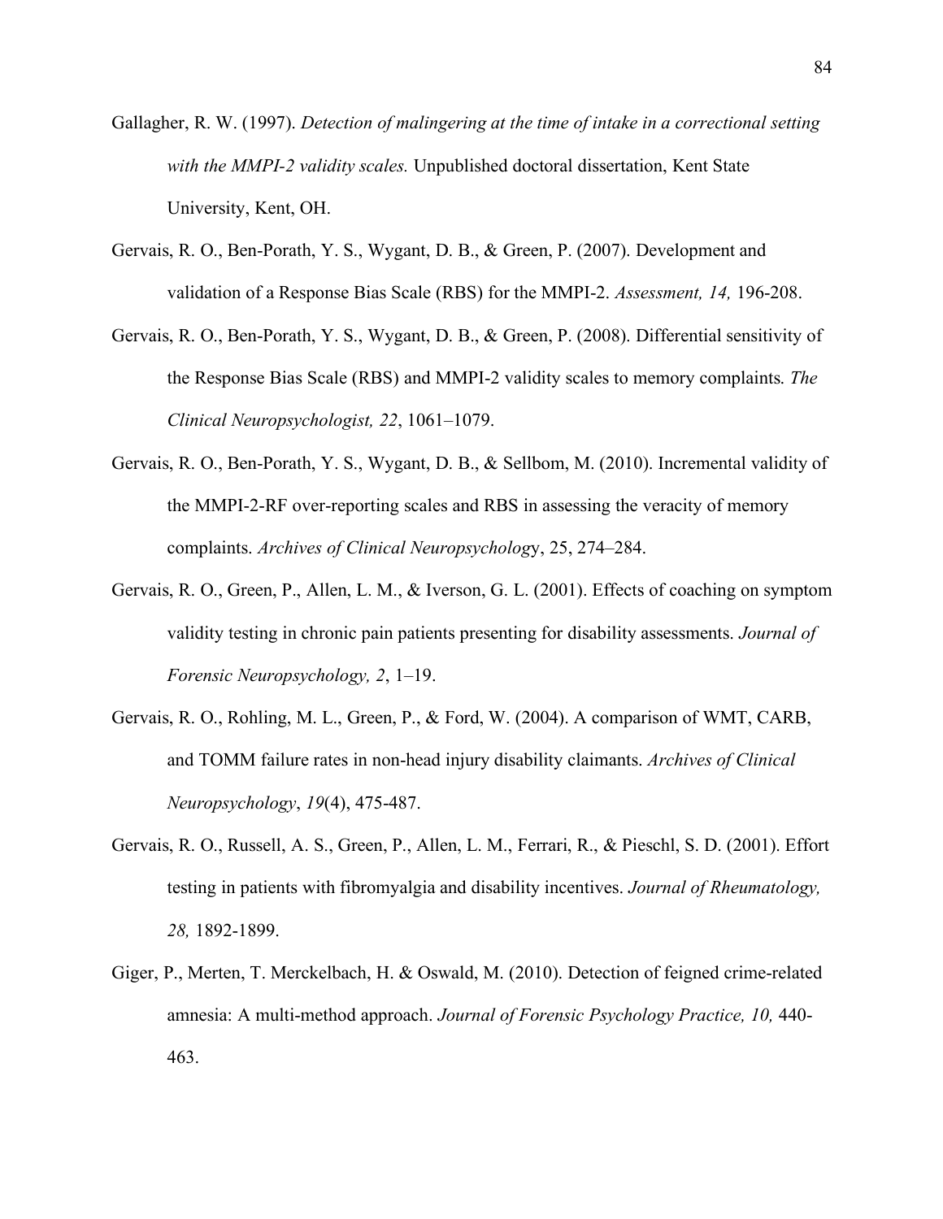Gallagher, R. W. (1997). *Detection of malingering at the time of intake in a correctional setting with the MMPI-2 validity scales.* Unpublished doctoral dissertation, Kent State University, Kent, OH.

Gervais, R. O., Ben-Porath, Y. S., Wygant, D. B., & Green, P. (2007). Development and validation of a Response Bias Scale (RBS) for the MMPI-2. *Assessment, 14,* 196-208.

Gervais, R. O., Ben-Porath, Y. S., Wygant, D. B., & Green, P. (2008). Differential sensitivity of the Response Bias Scale (RBS) and MMPI-2 validity scales to memory complaints. *The Clinical Neuropsychologist, 22*, 1061–1079.

Gervais, R. O., Ben-Porath, Y. S., Wygant, D. B., & Sellbom, M. (2010). Incremental validity of the MMPI-2-RF over-reporting scales and RBS in assessing the veracity of memory complaints. *Archives of Clinical Neuropsycholog*y, 25, 274–284.

Gervais, R. O., Green, P., Allen, L. M., & Iverson, G. L. (2001). Effects of coaching on symptom validity testing in chronic pain patients presenting for disability assessments. *Journal of Forensic Neuropsychology, 2*, 1–19.

Gervais, R. O., Rohling, M. L., Green, P., & Ford, W. (2004). A comparison of WMT, CARB, and TOMM failure rates in non-head injury disability claimants. *Archives of Clinical Neuropsychology*, *19*(4), 475-487.

Gervais, R. O., Russell, A. S., Green, P., Allen, L. M., Ferrari, R., & Pieschl, S. D. (2001). Effort testing in patients with fibromyalgia and disability incentives. *Journal of Rheumatology, 28,* 1892-1899.

Giger, P., Merten, T. Merckelbach, H. & Oswald, M. (2010). Detection of feigned crime-related amnesia: A multi-method approach. *Journal of Forensic Psychology Practice, 10,* 440-463.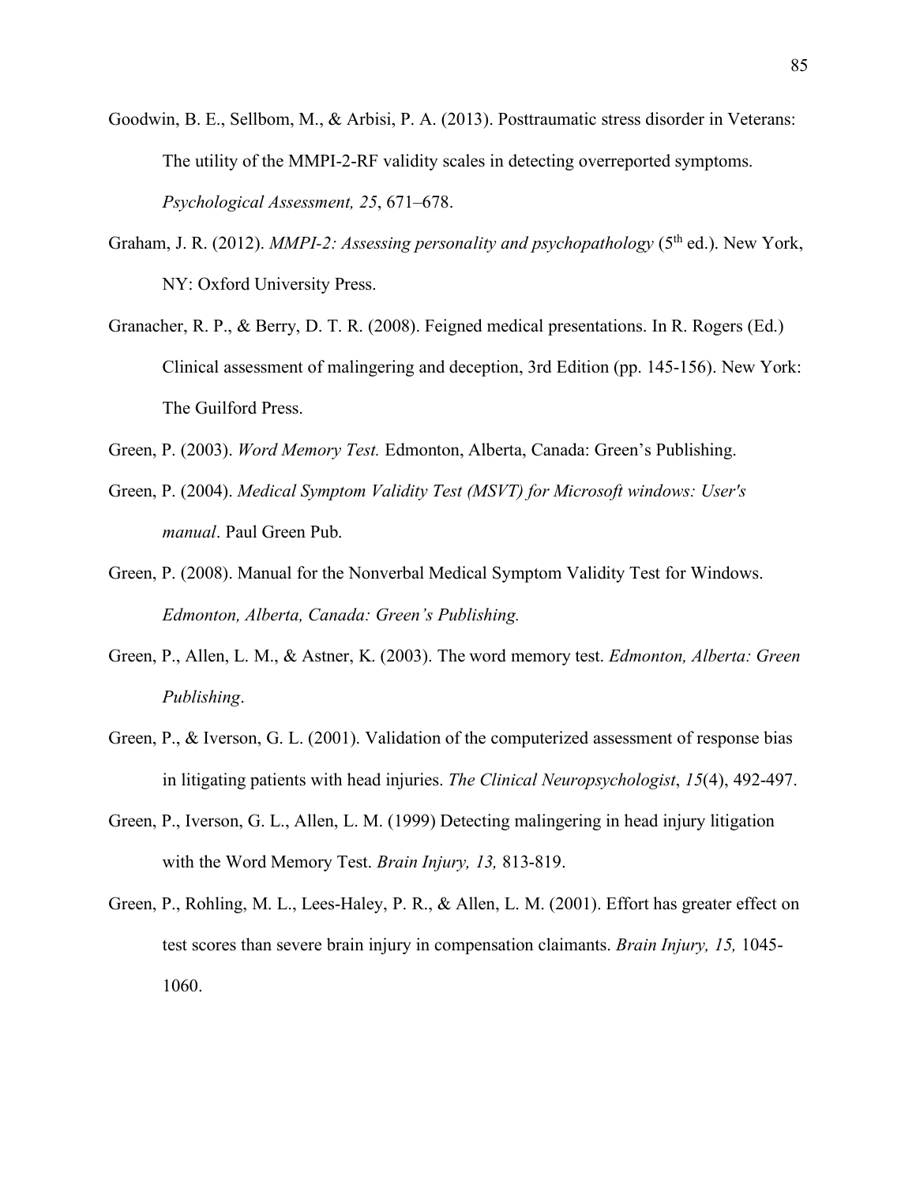Goodwin, B. E., Sellbom, M., & Arbisi, P. A. (2013). Posttraumatic stress disorder in Veterans: The utility of the MMPI-2-RF validity scales in detecting overreported symptoms. *Psychological Assessment, 25*, 671–678.

Graham, J. R. (2012). *MMPI-2: Assessing personality and psychopathology* (5th ed.). New York, NY: Oxford University Press.

Granacher, R. P., & Berry, D. T. R. (2008). Feigned medical presentations. In R. Rogers (Ed.) Clinical assessment of malingering and deception, 3rd Edition (pp. 145-156). New York: The Guilford Press.

Green, P. (2003). *Word Memory Test.* Edmonton, Alberta, Canada: Green's Publishing.

Green, P. (2004). *Medical Symptom Validity Test (MSVT) for Microsoft windows: User's manual*. Paul Green Pub.

Green, P. (2008). Manual for the Nonverbal Medical Symptom Validity Test for Windows. *Edmonton, Alberta, Canada: Green's Publishing.*

Green, P., Allen, L. M., & Astner, K. (2003). The word memory test. *Edmonton, Alberta: Green Publishing*.

Green, P., & Iverson, G. L. (2001). Validation of the computerized assessment of response bias in litigating patients with head injuries. *The Clinical Neuropsychologist*, *15*(4), 492-497.

Green, P., Iverson, G. L., Allen, L. M. (1999) Detecting malingering in head injury litigation with the Word Memory Test. *Brain Injury, 13,* 813-819.

Green, P., Rohling, M. L., Lees-Haley, P. R., & Allen, L. M. (2001). Effort has greater effect on test scores than severe brain injury in compensation claimants. *Brain Injury, 15,* 1045-1060.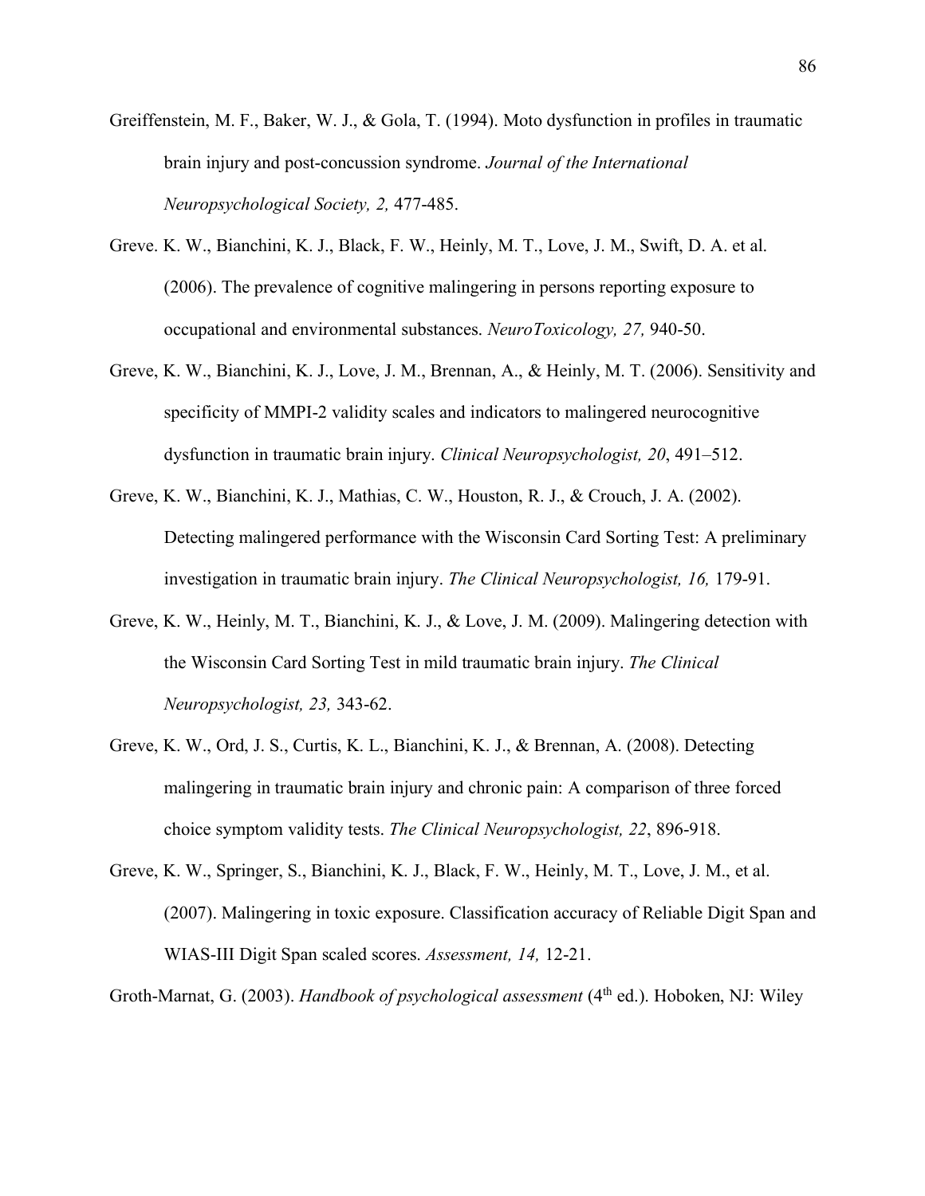Greiffenstein, M. F., Baker, W. J., & Gola, T. (1994). Moto dysfunction in profiles in traumatic brain injury and post-concussion syndrome. *Journal of the International Neuropsychological Society, 2,* 477-485.

Greve. K. W., Bianchini, K. J., Black, F. W., Heinly, M. T., Love, J. M., Swift, D. A. et al. (2006). The prevalence of cognitive malingering in persons reporting exposure to occupational and environmental substances. *NeuroToxicology, 27,* 940-50.

Greve, K. W., Bianchini, K. J., Love, J. M., Brennan, A., & Heinly, M. T. (2006). Sensitivity and specificity of MMPI-2 validity scales and indicators to malingered neurocognitive dysfunction in traumatic brain injury. *Clinical Neuropsychologist, 20*, 491–512.

Greve, K. W., Bianchini, K. J., Mathias, C. W., Houston, R. J., & Crouch, J. A. (2002). Detecting malingered performance with the Wisconsin Card Sorting Test: A preliminary investigation in traumatic brain injury. *The Clinical Neuropsychologist, 16,* 179-91.

Greve, K. W., Heinly, M. T., Bianchini, K. J., & Love, J. M. (2009). Malingering detection with the Wisconsin Card Sorting Test in mild traumatic brain injury. *The Clinical Neuropsychologist, 23,* 343-62.

Greve, K. W., Ord, J. S., Curtis, K. L., Bianchini, K. J., & Brennan, A. (2008). Detecting malingering in traumatic brain injury and chronic pain: A comparison of three forced choice symptom validity tests. *The Clinical Neuropsychologist, 22*, 896-918.

Greve, K. W., Springer, S., Bianchini, K. J., Black, F. W., Heinly, M. T., Love, J. M., et al. (2007). Malingering in toxic exposure. Classification accuracy of Reliable Digit Span and WIAS-III Digit Span scaled scores. *Assessment, 14,* 12-21.

Groth-Marnat, G. (2003). *Handbook of psychological assessment* (4th ed.). Hoboken, NJ: Wiley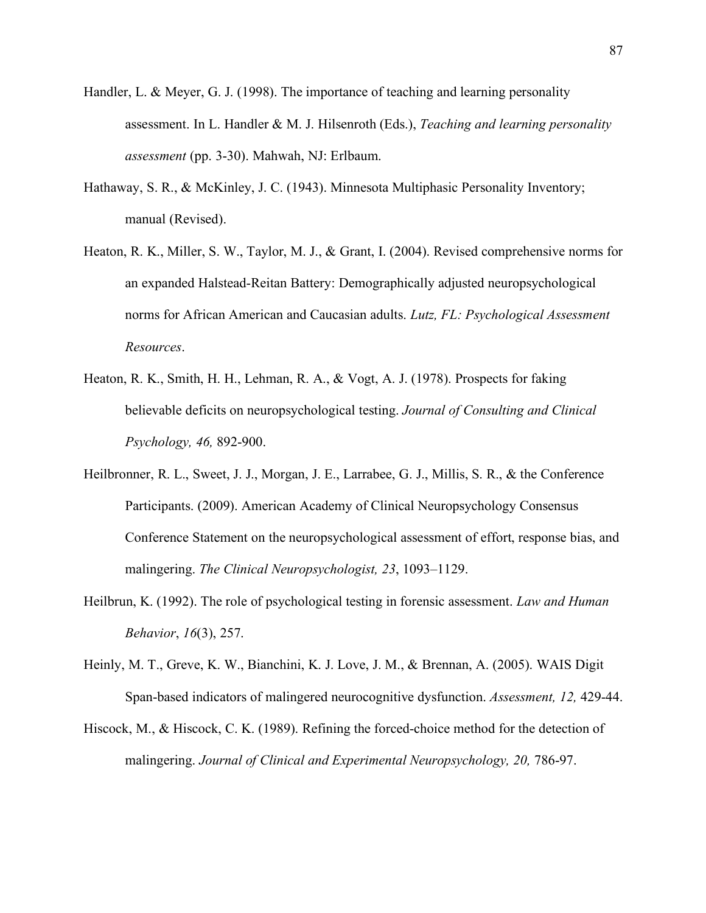Handler, L. & Meyer, G. J. (1998). The importance of teaching and learning personality assessment. In L. Handler & M. J. Hilsenroth (Eds.), *Teaching and learning personality assessment* (pp. 3-30). Mahwah, NJ: Erlbaum.

Hathaway, S. R., & McKinley, J. C. (1943). Minnesota Multiphasic Personality Inventory; manual (Revised).

Heaton, R. K., Miller, S. W., Taylor, M. J., & Grant, I. (2004). Revised comprehensive norms for an expanded Halstead-Reitan Battery: Demographically adjusted neuropsychological norms for African American and Caucasian adults. *Lutz, FL: Psychological Assessment Resources*.

Heaton, R. K., Smith, H. H., Lehman, R. A., & Vogt, A. J. (1978). Prospects for faking believable deficits on neuropsychological testing. *Journal of Consulting and Clinical Psychology, 46,* 892-900.

Heilbronner, R. L., Sweet, J. J., Morgan, J. E., Larrabee, G. J., Millis, S. R., & the Conference Participants. (2009). American Academy of Clinical Neuropsychology Consensus Conference Statement on the neuropsychological assessment of effort, response bias, and malingering. *The Clinical Neuropsychologist, 23*, 1093–1129.

Heilbrun, K. (1992). The role of psychological testing in forensic assessment. *Law and Human Behavior*, *16*(3), 257.

Heinly, M. T., Greve, K. W., Bianchini, K. J. Love, J. M., & Brennan, A. (2005). WAIS Digit Span-based indicators of malingered neurocognitive dysfunction. *Assessment, 12,* 429-44.

Hiscock, M., & Hiscock, C. K. (1989). Refining the forced-choice method for the detection of malingering. *Journal of Clinical and Experimental Neuropsychology, 20,* 786-97.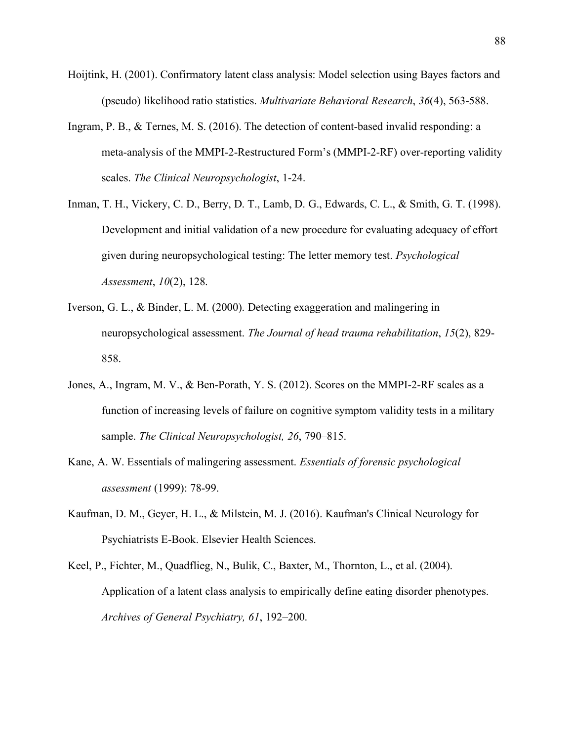Hoijtink, H. (2001). Confirmatory latent class analysis: Model selection using Bayes factors and (pseudo) likelihood ratio statistics. *Multivariate Behavioral Research*, *36*(4), 563-588.

Ingram, P. B., & Ternes, M. S. (2016). The detection of content-based invalid responding: a meta-analysis of the MMPI-2-Restructured Form's (MMPI-2-RF) over-reporting validity scales. *The Clinical Neuropsychologist*, 1-24.

Inman, T. H., Vickery, C. D., Berry, D. T., Lamb, D. G., Edwards, C. L., & Smith, G. T. (1998). Development and initial validation of a new procedure for evaluating adequacy of effort given during neuropsychological testing: The letter memory test. *Psychological Assessment*, *10*(2), 128.

Iverson, G. L., & Binder, L. M. (2000). Detecting exaggeration and malingering in neuropsychological assessment. *The Journal of head trauma rehabilitation*, *15*(2), 829-858.

Jones, A., Ingram, M. V., & Ben-Porath, Y. S. (2012). Scores on the MMPI-2-RF scales as a function of increasing levels of failure on cognitive symptom validity tests in a military sample. *The Clinical Neuropsychologist, 26*, 790–815.

Kane, A. W. Essentials of malingering assessment. *Essentials of forensic psychological assessment* (1999): 78-99.

Kaufman, D. M., Geyer, H. L., & Milstein, M. J. (2016). Kaufman's Clinical Neurology for Psychiatrists E-Book. Elsevier Health Sciences.

Keel, P., Fichter, M., Quadflieg, N., Bulik, C., Baxter, M., Thornton, L., et al. (2004). Application of a latent class analysis to empirically define eating disorder phenotypes. *Archives of General Psychiatry, 61*, 192–200.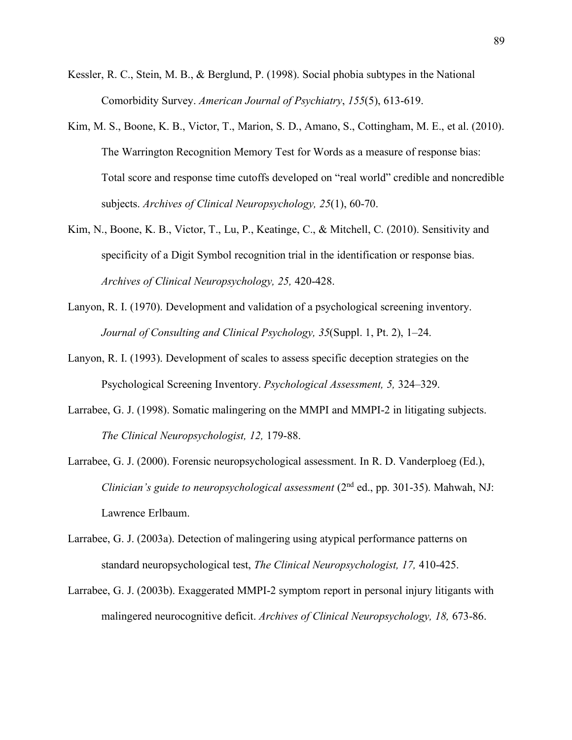Kessler, R. C., Stein, M. B., & Berglund, P. (1998). Social phobia subtypes in the National Comorbidity Survey. *American Journal of Psychiatry*, *155*(5), 613-619.

Kim, M. S., Boone, K. B., Victor, T., Marion, S. D., Amano, S., Cottingham, M. E., et al. (2010). The Warrington Recognition Memory Test for Words as a measure of response bias: Total score and response time cutoffs developed on "real world" credible and noncredible subjects. *Archives of Clinical Neuropsychology, 25*(1), 60-70.

Kim, N., Boone, K. B., Victor, T., Lu, P., Keatinge, C., & Mitchell, C. (2010). Sensitivity and specificity of a Digit Symbol recognition trial in the identification or response bias. *Archives of Clinical Neuropsychology, 25,* 420-428.

Lanyon, R. I. (1970). Development and validation of a psychological screening inventory. *Journal of Consulting and Clinical Psychology, 35*(Suppl. 1, Pt. 2), 1–24.

Lanyon, R. I. (1993). Development of scales to assess specific deception strategies on the Psychological Screening Inventory. *Psychological Assessment, 5,* 324–329.

Larrabee, G. J. (1998). Somatic malingering on the MMPI and MMPI-2 in litigating subjects. *The Clinical Neuropsychologist, 12,* 179-88.

Larrabee, G. J. (2000). Forensic neuropsychological assessment. In R. D. Vanderploeg (Ed.), *Clinician's guide to neuropsychological assessment* (2nd ed., pp. 301-35). Mahwah, NJ: Lawrence Erlbaum.

Larrabee, G. J. (2003a). Detection of malingering using atypical performance patterns on standard neuropsychological test, *The Clinical Neuropsychologist, 17,* 410-425.

Larrabee, G. J. (2003b). Exaggerated MMPI-2 symptom report in personal injury litigants with malingered neurocognitive deficit. *Archives of Clinical Neuropsychology, 18,* 673-86.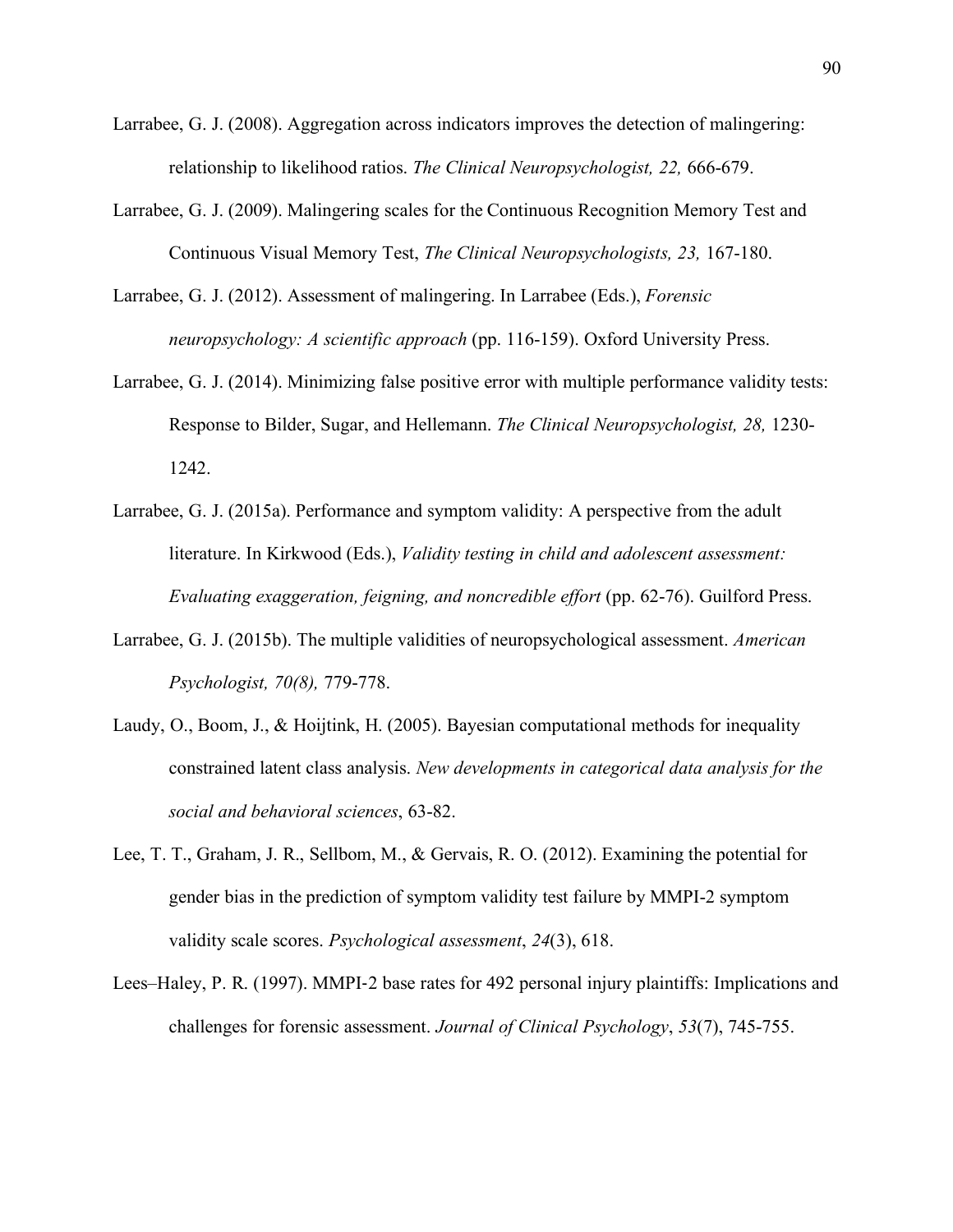Larrabee, G. J. (2008). Aggregation across indicators improves the detection of malingering: relationship to likelihood ratios. *The Clinical Neuropsychologist, 22,* 666-679.

Larrabee, G. J. (2009). Malingering scales for the Continuous Recognition Memory Test and Continuous Visual Memory Test, *The Clinical Neuropsychologists, 23,* 167-180.

Larrabee, G. J. (2012). Assessment of malingering. In Larrabee (Eds.), *Forensic neuropsychology: A scientific approach* (pp. 116-159). Oxford University Press.

Larrabee, G. J. (2014). Minimizing false positive error with multiple performance validity tests: Response to Bilder, Sugar, and Hellemann. *The Clinical Neuropsychologist, 28,* 1230-1242.

Larrabee, G. J. (2015a). Performance and symptom validity: A perspective from the adult literature. In Kirkwood (Eds.), *Validity testing in child and adolescent assessment: Evaluating exaggeration, feigning, and noncredible effort* (pp. 62-76). Guilford Press.

Larrabee, G. J. (2015b). The multiple validities of neuropsychological assessment. *American Psychologist, 70(8),* 779-778.

Laudy, O., Boom, J., & Hoijtink, H. (2005). Bayesian computational methods for inequality constrained latent class analysis. *New developments in categorical data analysis for the social and behavioral sciences*, 63-82.

Lee, T. T., Graham, J. R., Sellbom, M., & Gervais, R. O. (2012). Examining the potential for gender bias in the prediction of symptom validity test failure by MMPI-2 symptom validity scale scores. *Psychological assessment*, *24*(3), 618.

Lees–Haley, P. R. (1997). MMPI-2 base rates for 492 personal injury plaintiffs: Implications and challenges for forensic assessment. *Journal of Clinical Psychology*, *53*(7), 745-755.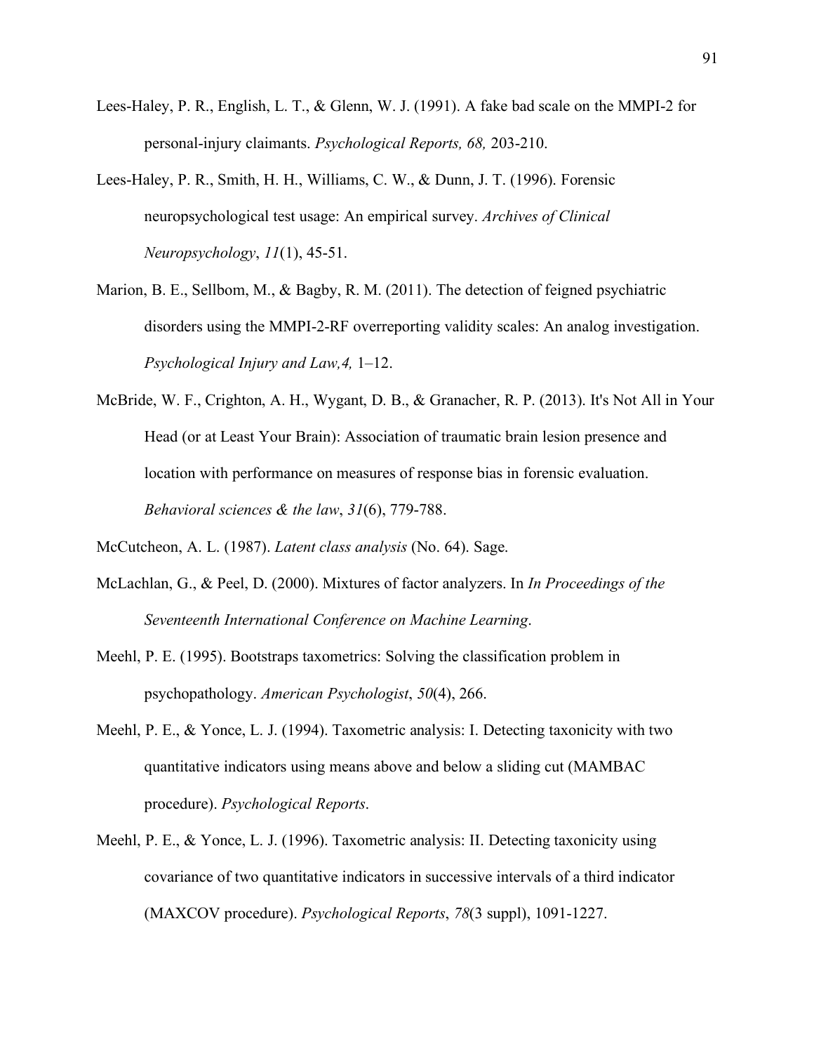Lees-Haley, P. R., English, L. T., & Glenn, W. J. (1991). A fake bad scale on the MMPI-2 for personal-injury claimants. *Psychological Reports, 68,* 203-210.

Lees-Haley, P. R., Smith, H. H., Williams, C. W., & Dunn, J. T. (1996). Forensic neuropsychological test usage: An empirical survey. *Archives of Clinical Neuropsychology*, *11*(1), 45-51.

Marion, B. E., Sellbom, M., & Bagby, R. M. (2011). The detection of feigned psychiatric disorders using the MMPI-2-RF overreporting validity scales: An analog investigation. *Psychological Injury and Law,4,* 1–12.

McBride, W. F., Crighton, A. H., Wygant, D. B., & Granacher, R. P. (2013). It's Not All in Your Head (or at Least Your Brain): Association of traumatic brain lesion presence and location with performance on measures of response bias in forensic evaluation. *Behavioral sciences & the law*, *31*(6), 779-788.

McCutcheon, A. L. (1987). *Latent class analysis* (No. 64). Sage.

McLachlan, G., & Peel, D. (2000). Mixtures of factor analyzers. In *In Proceedings of the Seventeenth International Conference on Machine Learning*.

Meehl, P. E. (1995). Bootstraps taxometrics: Solving the classification problem in psychopathology. *American Psychologist*, *50*(4), 266.

Meehl, P. E., & Yonce, L. J. (1994). Taxometric analysis: I. Detecting taxonicity with two quantitative indicators using means above and below a sliding cut (MAMBAC procedure). *Psychological Reports*.

Meehl, P. E., & Yonce, L. J. (1996). Taxometric analysis: II. Detecting taxonicity using covariance of two quantitative indicators in successive intervals of a third indicator (MAXCOV procedure). *Psychological Reports*, *78*(3 suppl), 1091-1227.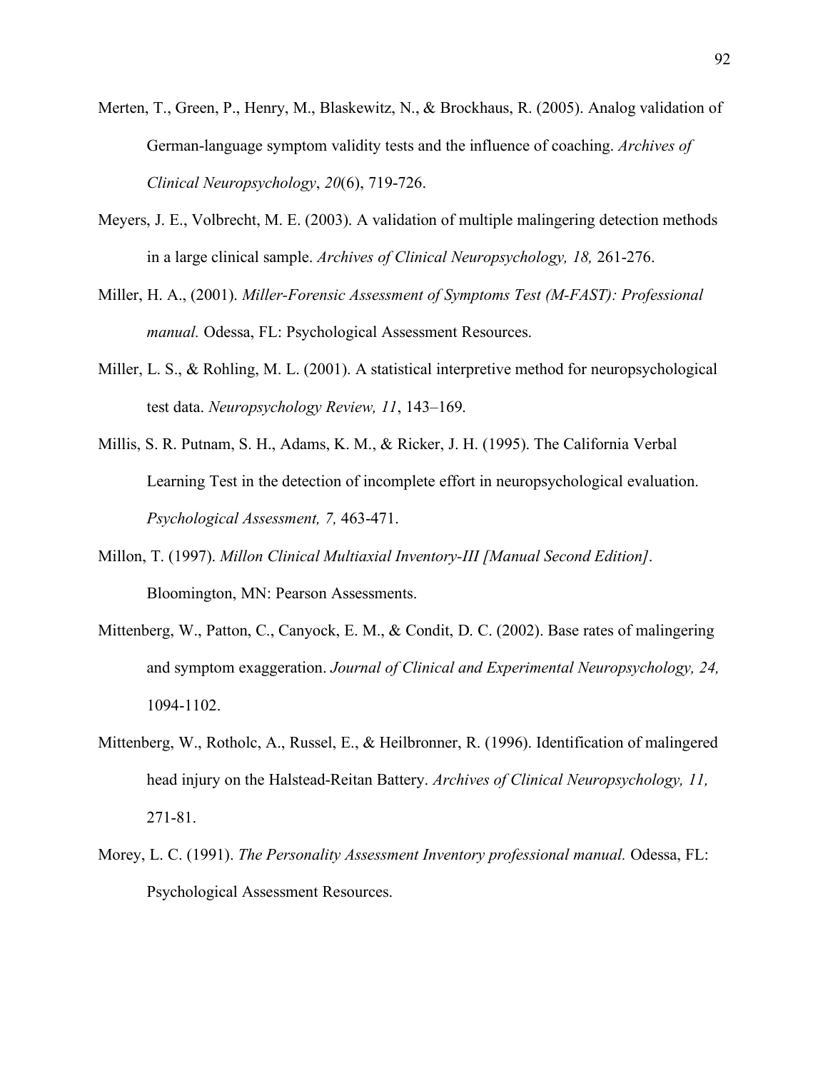Merten, T., Green, P., Henry, M., Blaskewitz, N., & Brockhaus, R. (2005). Analog validation of German-language symptom validity tests and the influence of coaching. *Archives of Clinical Neuropsychology*, *20*(6), 719-726.

Meyers, J. E., Volbrecht, M. E. (2003). A validation of multiple malingering detection methods in a large clinical sample. *Archives of Clinical Neuropsychology, 18,* 261-276.

Miller, H. A., (2001). *Miller-Forensic Assessment of Symptoms Test (M-FAST): Professional manual.* Odessa, FL: Psychological Assessment Resources.

Miller, L. S., & Rohling, M. L. (2001). A statistical interpretive method for neuropsychological test data. *Neuropsychology Review, 11*, 143–169.

Millis, S. R. Putnam, S. H., Adams, K. M., & Ricker, J. H. (1995). The California Verbal Learning Test in the detection of incomplete effort in neuropsychological evaluation. *Psychological Assessment, 7,* 463-471.

Millon, T. (1997). *Millon Clinical Multiaxial Inventory-III [Manual Second Edition]*. Bloomington, MN: Pearson Assessments.

Mittenberg, W., Patton, C., Canyock, E. M., & Condit, D. C. (2002). Base rates of malingering and symptom exaggeration. *Journal of Clinical and Experimental Neuropsychology, 24,* 1094-1102.

Mittenberg, W., Rotholc, A., Russel, E., & Heilbronner, R. (1996). Identification of malingered head injury on the Halstead-Reitan Battery. *Archives of Clinical Neuropsychology, 11,* 271-81.

Morey, L. C. (1991). *The Personality Assessment Inventory professional manual.* Odessa, FL: Psychological Assessment Resources.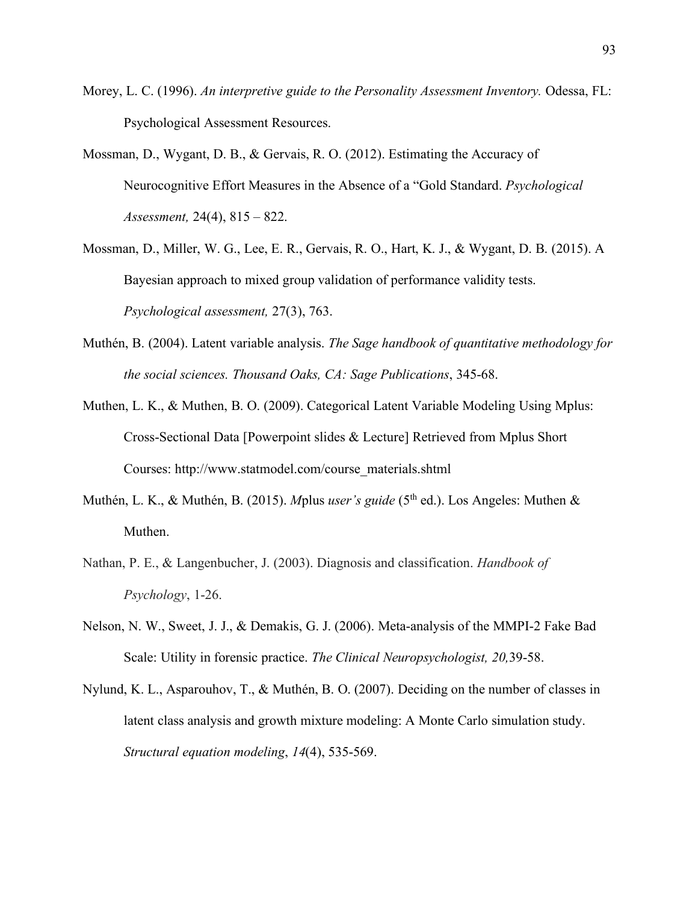Morey, L. C. (1996). *An interpretive guide to the Personality Assessment Inventory.* Odessa, FL: Psychological Assessment Resources.

Mossman, D., Wygant, D. B., & Gervais, R. O. (2012). Estimating the Accuracy of Neurocognitive Effort Measures in the Absence of a "Gold Standard. *Psychological Assessment,* 24(4), 815 – 822.

Mossman, D., Miller, W. G., Lee, E. R., Gervais, R. O., Hart, K. J., & Wygant, D. B. (2015). A Bayesian approach to mixed group validation of performance validity tests. *Psychological assessment,* 27(3), 763.

Muthén, B. (2004). Latent variable analysis. *The Sage handbook of quantitative methodology for the social sciences. Thousand Oaks, CA: Sage Publications*, 345-68.

Muthen, L. K., & Muthen, B. O. (2009). Categorical Latent Variable Modeling Using Mplus: Cross-Sectional Data [Powerpoint slides & Lecture] Retrieved from Mplus Short Courses: http://www.statmodel.com/course_materials.shtml

Muthén, L. K., & Muthén, B. (2015). *M*plus *user's guide* (5th ed.). Los Angeles: Muthen & Muthen.

Nathan, P. E., & Langenbucher, J. (2003). Diagnosis and classification. *Handbook of Psychology*, 1-26.

Nelson, N. W., Sweet, J. J., & Demakis, G. J. (2006). Meta-analysis of the MMPI-2 Fake Bad Scale: Utility in forensic practice. *The Clinical Neuropsychologist, 20,*39-58.

Nylund, K. L., Asparouhov, T., & Muthén, B. O. (2007). Deciding on the number of classes in latent class analysis and growth mixture modeling: A Monte Carlo simulation study. *Structural equation modeling*, *14*(4), 535-569.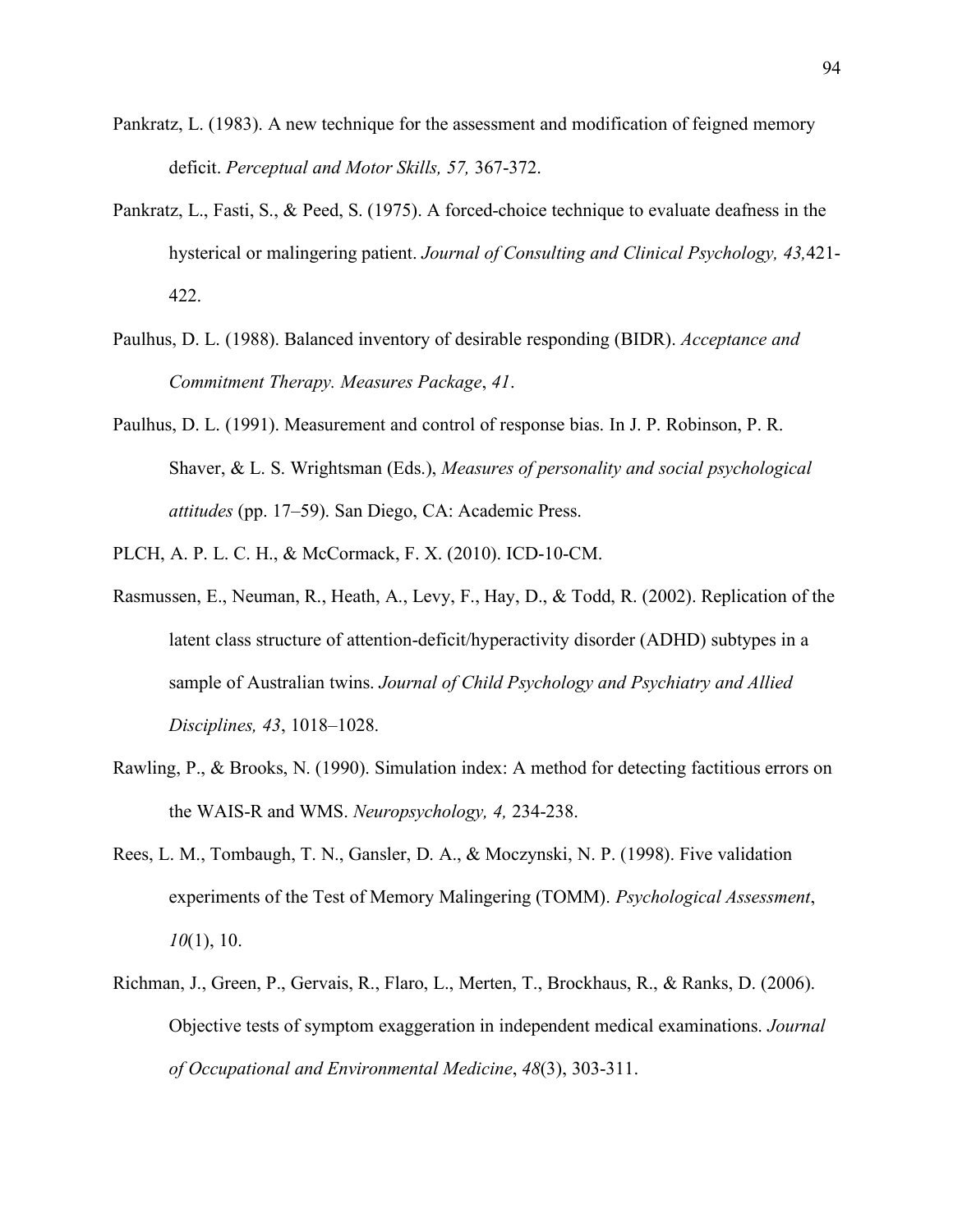Pankratz, L. (1983). A new technique for the assessment and modification of feigned memory deficit. *Perceptual and Motor Skills, 57,* 367-372.

Pankratz, L., Fasti, S., & Peed, S. (1975). A forced-choice technique to evaluate deafness in the hysterical or malingering patient. *Journal of Consulting and Clinical Psychology, 43,*421-422.

Paulhus, D. L. (1988). Balanced inventory of desirable responding (BIDR). *Acceptance and Commitment Therapy. Measures Package*, *41*.

Paulhus, D. L. (1991). Measurement and control of response bias. In J. P. Robinson, P. R. Shaver, & L. S. Wrightsman (Eds.), *Measures of personality and social psychological attitudes* (pp. 17–59). San Diego, CA: Academic Press.

PLCH, A. P. L. C. H., & McCormack, F. X. (2010). ICD-10-CM.

Rasmussen, E., Neuman, R., Heath, A., Levy, F., Hay, D., & Todd, R. (2002). Replication of the latent class structure of attention-deficit/hyperactivity disorder (ADHD) subtypes in a sample of Australian twins. *Journal of Child Psychology and Psychiatry and Allied Disciplines, 43*, 1018–1028.

Rawling, P., & Brooks, N. (1990). Simulation index: A method for detecting factitious errors on the WAIS-R and WMS. *Neuropsychology, 4,* 234-238.

Rees, L. M., Tombaugh, T. N., Gansler, D. A., & Moczynski, N. P. (1998). Five validation experiments of the Test of Memory Malingering (TOMM). *Psychological Assessment*, *10*(1), 10.

Richman, J., Green, P., Gervais, R., Flaro, L., Merten, T., Brockhaus, R., & Ranks, D. (2006). Objective tests of symptom exaggeration in independent medical examinations. *Journal of Occupational and Environmental Medicine*, *48*(3), 303-311.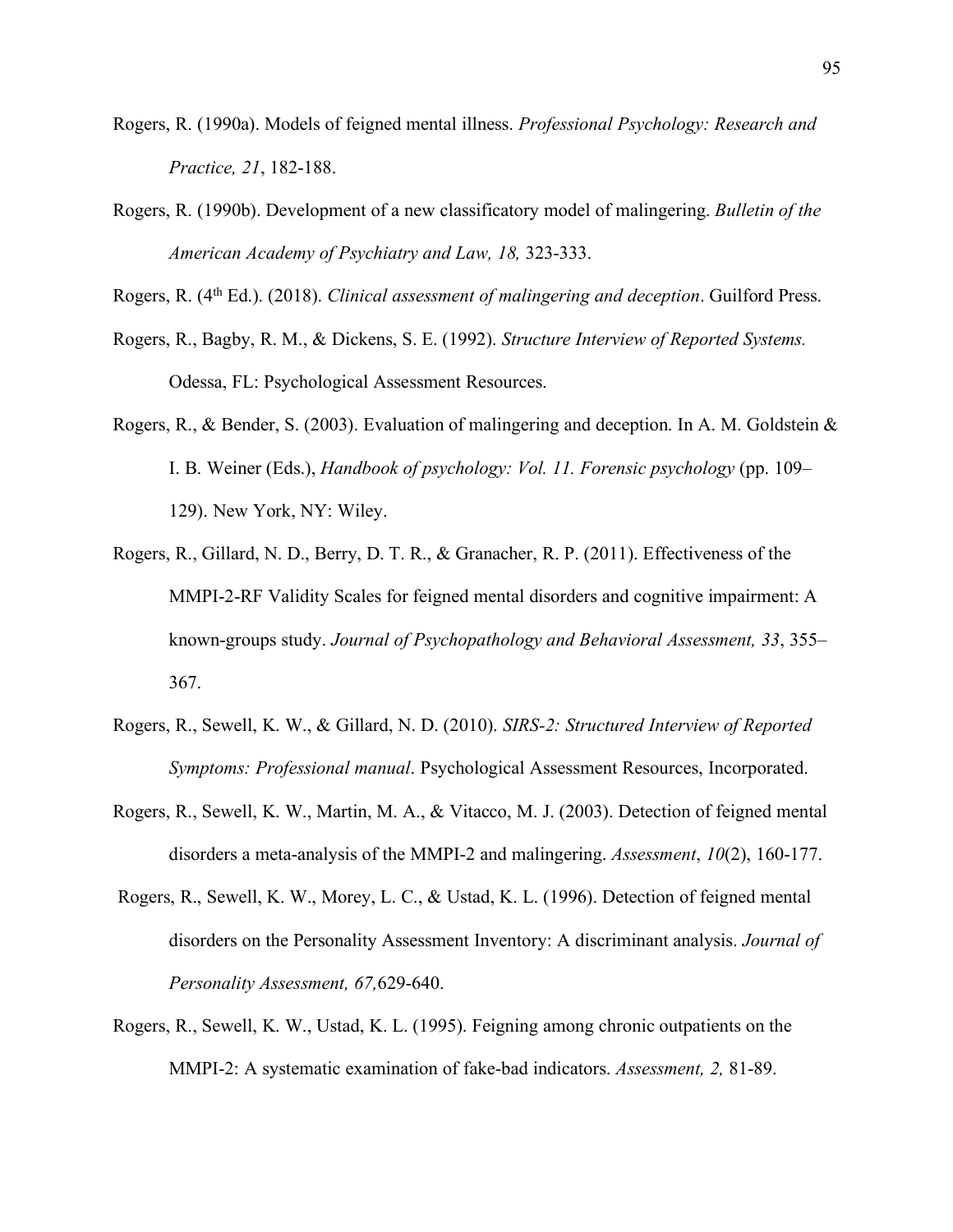Rogers, R. (1990a). Models of feigned mental illness. *Professional Psychology: Research and Practice, 21*, 182-188.

Rogers, R. (1990b). Development of a new classificatory model of malingering. *Bulletin of the American Academy of Psychiatry and Law, 18,* 323-333.

Rogers, R. (4th Ed.). (2018). *Clinical assessment of malingering and deception*. Guilford Press.

Rogers, R., Bagby, R. M., & Dickens, S. E. (1992). *Structure Interview of Reported Systems.* Odessa, FL: Psychological Assessment Resources.

Rogers, R., & Bender, S. (2003). Evaluation of malingering and deception. In A. M. Goldstein & I. B. Weiner (Eds.), *Handbook of psychology: Vol. 11. Forensic psychology* (pp. 109–129). New York, NY: Wiley.

Rogers, R., Gillard, N. D., Berry, D. T. R., & Granacher, R. P. (2011). Effectiveness of the MMPI-2-RF Validity Scales for feigned mental disorders and cognitive impairment: A known-groups study. *Journal of Psychopathology and Behavioral Assessment, 33*, 355–367.

Rogers, R., Sewell, K. W., & Gillard, N. D. (2010). *SIRS-2: Structured Interview of Reported Symptoms: Professional manual*. Psychological Assessment Resources, Incorporated.

Rogers, R., Sewell, K. W., Martin, M. A., & Vitacco, M. J. (2003). Detection of feigned mental disorders a meta-analysis of the MMPI-2 and malingering. *Assessment*, *10*(2), 160-177.

Rogers, R., Sewell, K. W., Morey, L. C., & Ustad, K. L. (1996). Detection of feigned mental disorders on the Personality Assessment Inventory: A discriminant analysis. *Journal of Personality Assessment, 67,*629-640.

Rogers, R., Sewell, K. W., Ustad, K. L. (1995). Feigning among chronic outpatients on the MMPI-2: A systematic examination of fake-bad indicators. *Assessment, 2,* 81-89.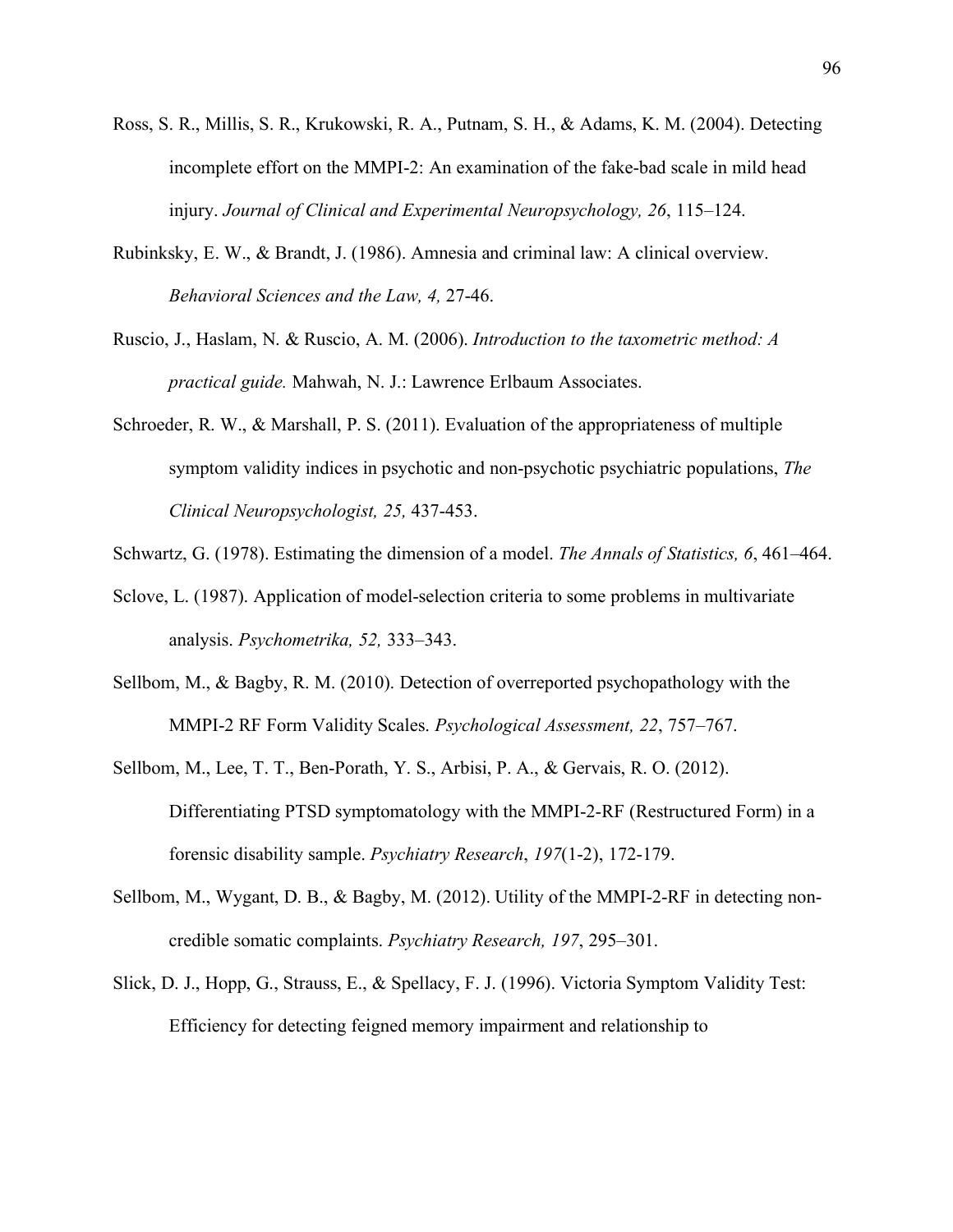Ross, S. R., Millis, S. R., Krukowski, R. A., Putnam, S. H., & Adams, K. M. (2004). Detecting incomplete effort on the MMPI-2: An examination of the fake-bad scale in mild head injury. *Journal of Clinical and Experimental Neuropsychology, 26*, 115–124.

Rubinksky, E. W., & Brandt, J. (1986). Amnesia and criminal law: A clinical overview. *Behavioral Sciences and the Law, 4,* 27-46.

Ruscio, J., Haslam, N. & Ruscio, A. M. (2006). *Introduction to the taxometric method: A practical guide.* Mahwah, N. J.: Lawrence Erlbaum Associates.

Schroeder, R. W., & Marshall, P. S. (2011). Evaluation of the appropriateness of multiple symptom validity indices in psychotic and non-psychotic psychiatric populations, *The Clinical Neuropsychologist, 25,* 437-453.

Schwartz, G. (1978). Estimating the dimension of a model. *The Annals of Statistics, 6*, 461–464.

Sclove, L. (1987). Application of model-selection criteria to some problems in multivariate analysis. *Psychometrika, 52,* 333–343.

Sellbom, M., & Bagby, R. M. (2010). Detection of overreported psychopathology with the MMPI-2 RF Form Validity Scales. *Psychological Assessment, 22*, 757–767.

Sellbom, M., Lee, T. T., Ben-Porath, Y. S., Arbisi, P. A., & Gervais, R. O. (2012). Differentiating PTSD symptomatology with the MMPI-2-RF (Restructured Form) in a forensic disability sample. *Psychiatry Research*, *197*(1-2), 172-179.

Sellbom, M., Wygant, D. B., & Bagby, M. (2012). Utility of the MMPI-2-RF in detecting non-credible somatic complaints. *Psychiatry Research, 197*, 295–301.

Slick, D. J., Hopp, G., Strauss, E., & Spellacy, F. J. (1996). Victoria Symptom Validity Test: Efficiency for detecting feigned memory impairment and relationship to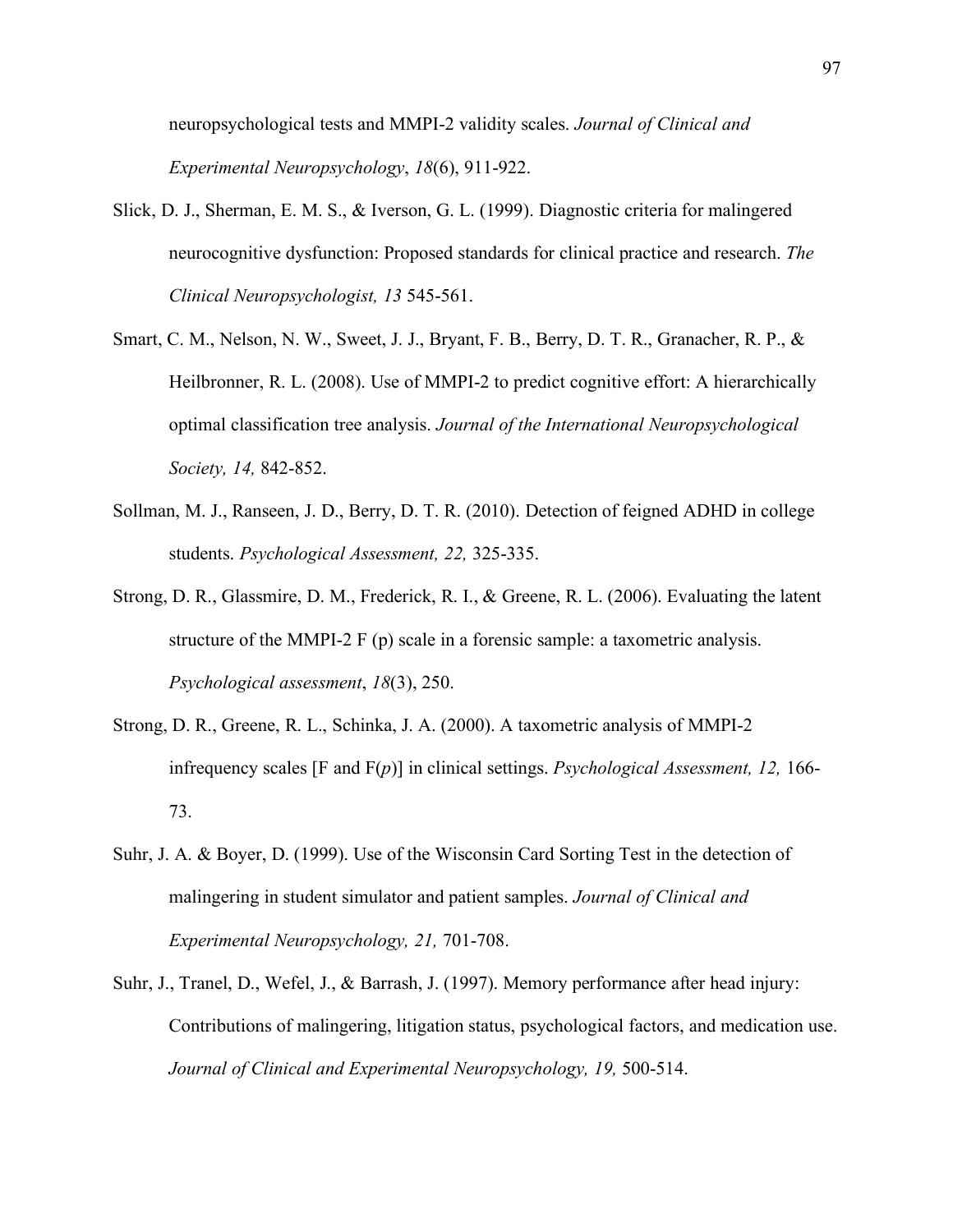neuropsychological tests and MMPI-2 validity scales. *Journal of Clinical and Experimental Neuropsychology*, *18*(6), 911-922.

Slick, D. J., Sherman, E. M. S., & Iverson, G. L. (1999). Diagnostic criteria for malingered neurocognitive dysfunction: Proposed standards for clinical practice and research. *The Clinical Neuropsychologist, 13* 545-561.

Smart, C. M., Nelson, N. W., Sweet, J. J., Bryant, F. B., Berry, D. T. R., Granacher, R. P., & Heilbronner, R. L. (2008). Use of MMPI-2 to predict cognitive effort: A hierarchically optimal classification tree analysis. *Journal of the International Neuropsychological Society, 14,* 842-852.

Sollman, M. J., Ranseen, J. D., Berry, D. T. R. (2010). Detection of feigned ADHD in college students. *Psychological Assessment, 22,* 325-335.

Strong, D. R., Glassmire, D. M., Frederick, R. I., & Greene, R. L. (2006). Evaluating the latent structure of the MMPI-2 F (p) scale in a forensic sample: a taxometric analysis. *Psychological assessment*, *18*(3), 250.

Strong, D. R., Greene, R. L., Schinka, J. A. (2000). A taxometric analysis of MMPI-2 infrequency scales [F and F(*p*)] in clinical settings. *Psychological Assessment, 12,* 166-73.

Suhr, J. A. & Boyer, D. (1999). Use of the Wisconsin Card Sorting Test in the detection of malingering in student simulator and patient samples. *Journal of Clinical and Experimental Neuropsychology, 21,* 701-708.

Suhr, J., Tranel, D., Wefel, J., & Barrash, J. (1997). Memory performance after head injury: Contributions of malingering, litigation status, psychological factors, and medication use. *Journal of Clinical and Experimental Neuropsychology, 19,* 500-514.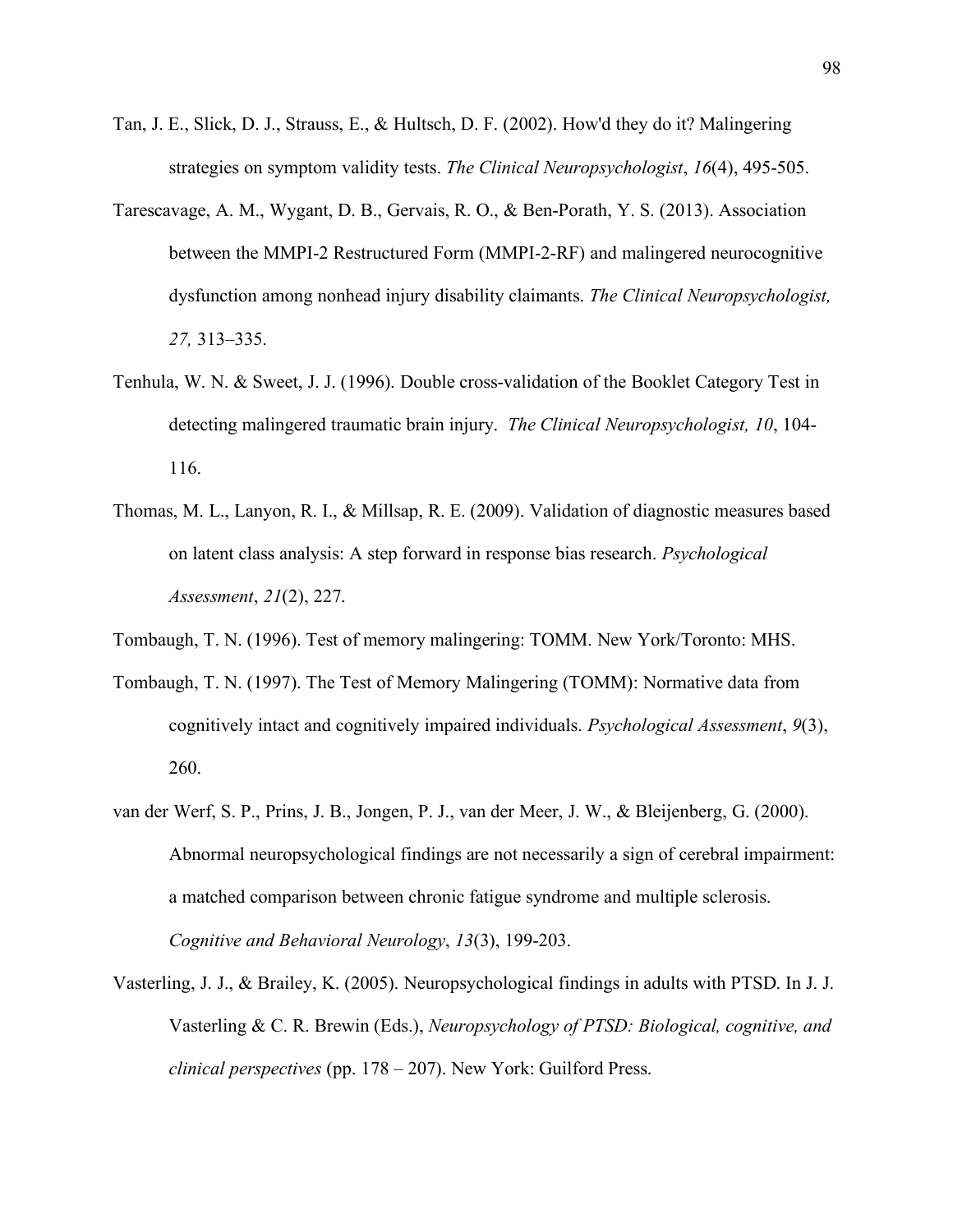Tan, J. E., Slick, D. J., Strauss, E., & Hultsch, D. F. (2002). How'd they do it? Malingering strategies on symptom validity tests. *The Clinical Neuropsychologist*, *16*(4), 495-505.

Tarescavage, A. M., Wygant, D. B., Gervais, R. O., & Ben-Porath, Y. S. (2013). Association between the MMPI-2 Restructured Form (MMPI-2-RF) and malingered neurocognitive dysfunction among nonhead injury disability claimants. *The Clinical Neuropsychologist, 27,* 313–335.

Tenhula, W. N. & Sweet, J. J. (1996). Double cross-validation of the Booklet Category Test in detecting malingered traumatic brain injury. *The Clinical Neuropsychologist, 10*, 104-116.

Thomas, M. L., Lanyon, R. I., & Millsap, R. E. (2009). Validation of diagnostic measures based on latent class analysis: A step forward in response bias research. *Psychological Assessment*, *21*(2), 227.

Tombaugh, T. N. (1996). Test of memory malingering: TOMM. New York/Toronto: MHS.

Tombaugh, T. N. (1997). The Test of Memory Malingering (TOMM): Normative data from cognitively intact and cognitively impaired individuals. *Psychological Assessment*, *9*(3), 260.

van der Werf, S. P., Prins, J. B., Jongen, P. J., van der Meer, J. W., & Bleijenberg, G. (2000). Abnormal neuropsychological findings are not necessarily a sign of cerebral impairment: a matched comparison between chronic fatigue syndrome and multiple sclerosis. *Cognitive and Behavioral Neurology*, *13*(3), 199-203.

Vasterling, J. J., & Brailey, K. (2005). Neuropsychological findings in adults with PTSD. In J. J. Vasterling & C. R. Brewin (Eds.), *Neuropsychology of PTSD: Biological, cognitive, and clinical perspectives* (pp. 178 – 207). New York: Guilford Press.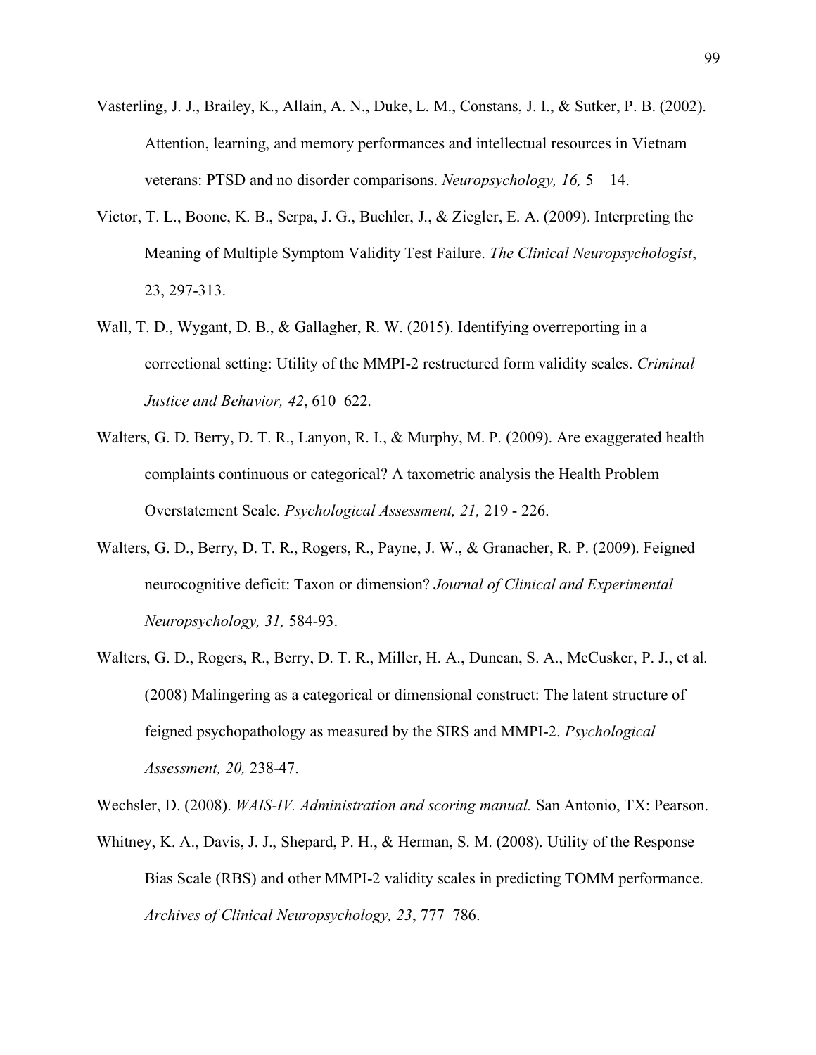Vasterling, J. J., Brailey, K., Allain, A. N., Duke, L. M., Constans, J. I., & Sutker, P. B. (2002). Attention, learning, and memory performances and intellectual resources in Vietnam veterans: PTSD and no disorder comparisons. *Neuropsychology, 16,* 5 – 14.

Victor, T. L., Boone, K. B., Serpa, J. G., Buehler, J., & Ziegler, E. A. (2009). Interpreting the Meaning of Multiple Symptom Validity Test Failure. *The Clinical Neuropsychologist*, 23, 297-313.

Wall, T. D., Wygant, D. B., & Gallagher, R. W. (2015). Identifying overreporting in a correctional setting: Utility of the MMPI-2 restructured form validity scales. *Criminal Justice and Behavior, 42*, 610–622.

Walters, G. D. Berry, D. T. R., Lanyon, R. I., & Murphy, M. P. (2009). Are exaggerated health complaints continuous or categorical? A taxometric analysis the Health Problem Overstatement Scale. *Psychological Assessment, 21,* 219 - 226.

Walters, G. D., Berry, D. T. R., Rogers, R., Payne, J. W., & Granacher, R. P. (2009). Feigned neurocognitive deficit: Taxon or dimension? *Journal of Clinical and Experimental Neuropsychology, 31,* 584-93.

Walters, G. D., Rogers, R., Berry, D. T. R., Miller, H. A., Duncan, S. A., McCusker, P. J., et al. (2008) Malingering as a categorical or dimensional construct: The latent structure of feigned psychopathology as measured by the SIRS and MMPI-2. *Psychological Assessment, 20,* 238-47.

Wechsler, D. (2008). *WAIS-IV. Administration and scoring manual.* San Antonio, TX: Pearson.

Whitney, K. A., Davis, J. J., Shepard, P. H., & Herman, S. M. (2008). Utility of the Response Bias Scale (RBS) and other MMPI-2 validity scales in predicting TOMM performance. *Archives of Clinical Neuropsychology, 23*, 777–786.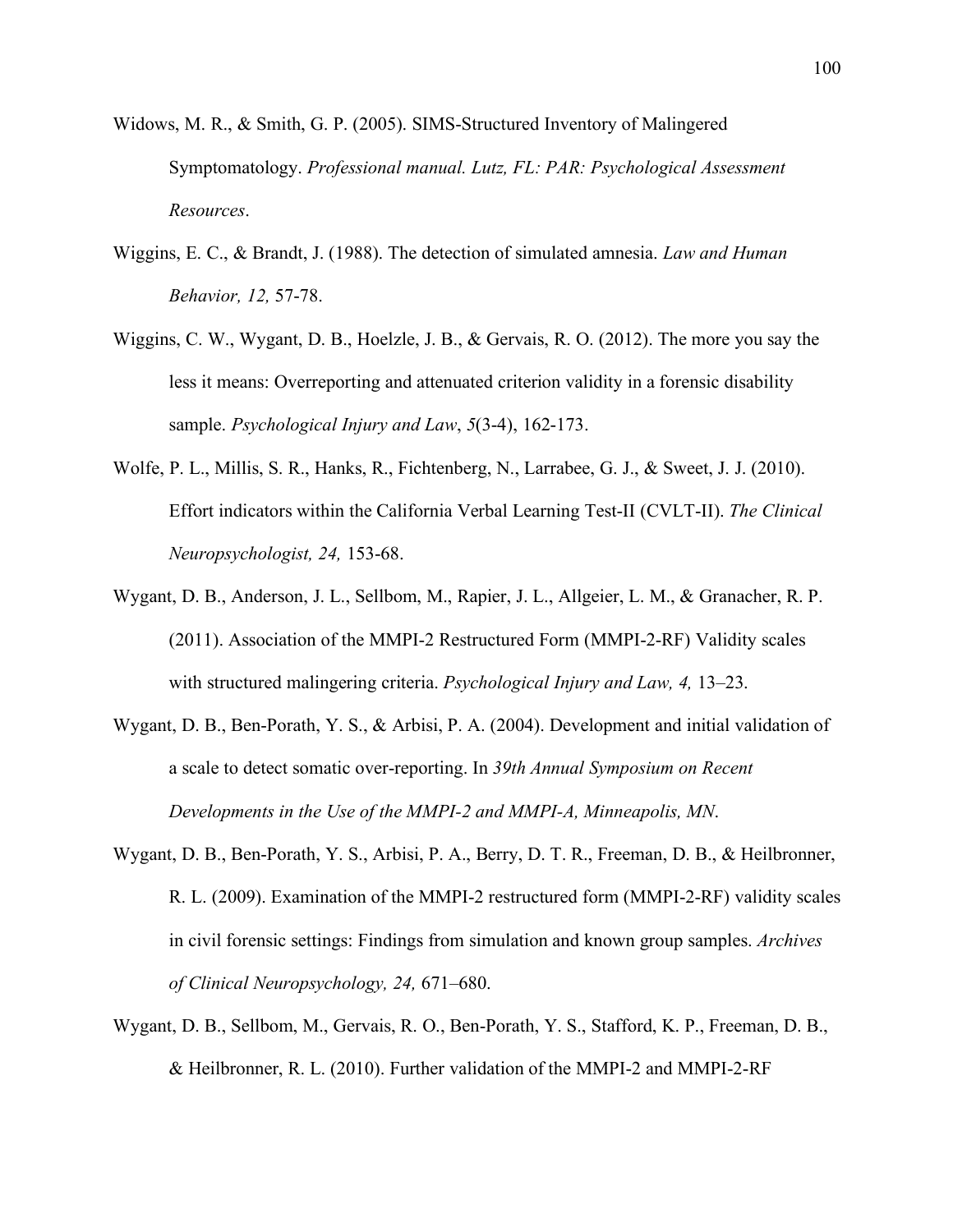Widows, M. R., & Smith, G. P. (2005). SIMS-Structured Inventory of Malingered Symptomatology. *Professional manual. Lutz, FL: PAR: Psychological Assessment Resources*.

Wiggins, E. C., & Brandt, J. (1988). The detection of simulated amnesia. *Law and Human Behavior, 12,* 57-78.

Wiggins, C. W., Wygant, D. B., Hoelzle, J. B., & Gervais, R. O. (2012). The more you say the less it means: Overreporting and attenuated criterion validity in a forensic disability sample. *Psychological Injury and Law*, *5*(3-4), 162-173.

Wolfe, P. L., Millis, S. R., Hanks, R., Fichtenberg, N., Larrabee, G. J., & Sweet, J. J. (2010). Effort indicators within the California Verbal Learning Test-II (CVLT-II). *The Clinical Neuropsychologist, 24,* 153-68.

Wygant, D. B., Anderson, J. L., Sellbom, M., Rapier, J. L., Allgeier, L. M., & Granacher, R. P. (2011). Association of the MMPI-2 Restructured Form (MMPI-2-RF) Validity scales with structured malingering criteria. *Psychological Injury and Law, 4,* 13–23.

Wygant, D. B., Ben-Porath, Y. S., & Arbisi, P. A. (2004). Development and initial validation of a scale to detect somatic over-reporting. In *39th Annual Symposium on Recent Developments in the Use of the MMPI-2 and MMPI-A, Minneapolis, MN*.

Wygant, D. B., Ben-Porath, Y. S., Arbisi, P. A., Berry, D. T. R., Freeman, D. B., & Heilbronner, R. L. (2009). Examination of the MMPI-2 restructured form (MMPI-2-RF) validity scales in civil forensic settings: Findings from simulation and known group samples. *Archives of Clinical Neuropsychology, 24,* 671–680.

Wygant, D. B., Sellbom, M., Gervais, R. O., Ben-Porath, Y. S., Stafford, K. P., Freeman, D. B., & Heilbronner, R. L. (2010). Further validation of the MMPI-2 and MMPI-2-RF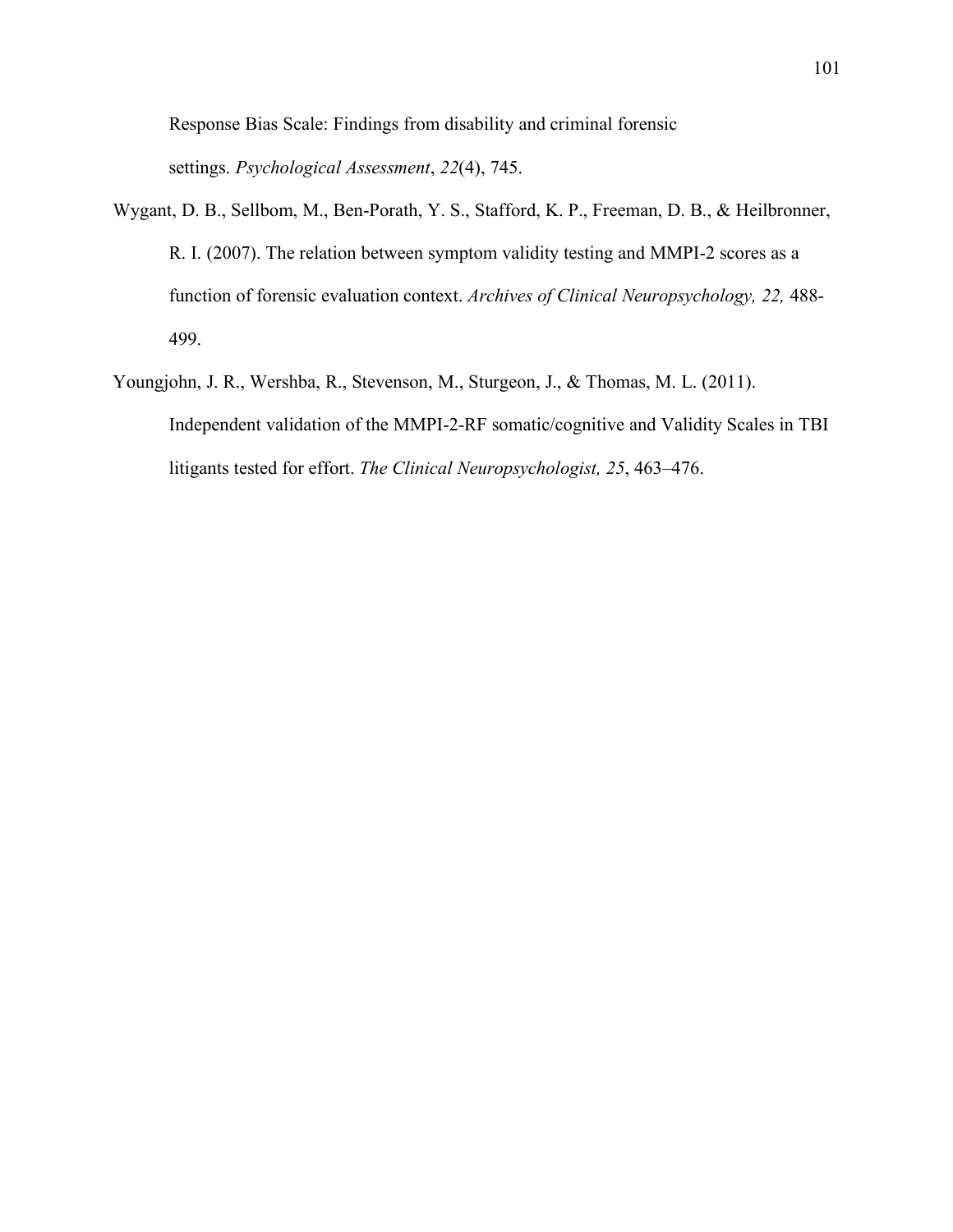Response Bias Scale: Findings from disability and criminal forensic settings. *Psychological Assessment*, *22*(4), 745.

Wygant, D. B., Sellbom, M., Ben-Porath, Y. S., Stafford, K. P., Freeman, D. B., & Heilbronner, R. I. (2007). The relation between symptom validity testing and MMPI-2 scores as a function of forensic evaluation context. *Archives of Clinical Neuropsychology, 22,* 488-499.

Youngjohn, J. R., Wershba, R., Stevenson, M., Sturgeon, J., & Thomas, M. L. (2011). Independent validation of the MMPI-2-RF somatic/cognitive and Validity Scales in TBI litigants tested for effort. *The Clinical Neuropsychologist, 25*, 463–476.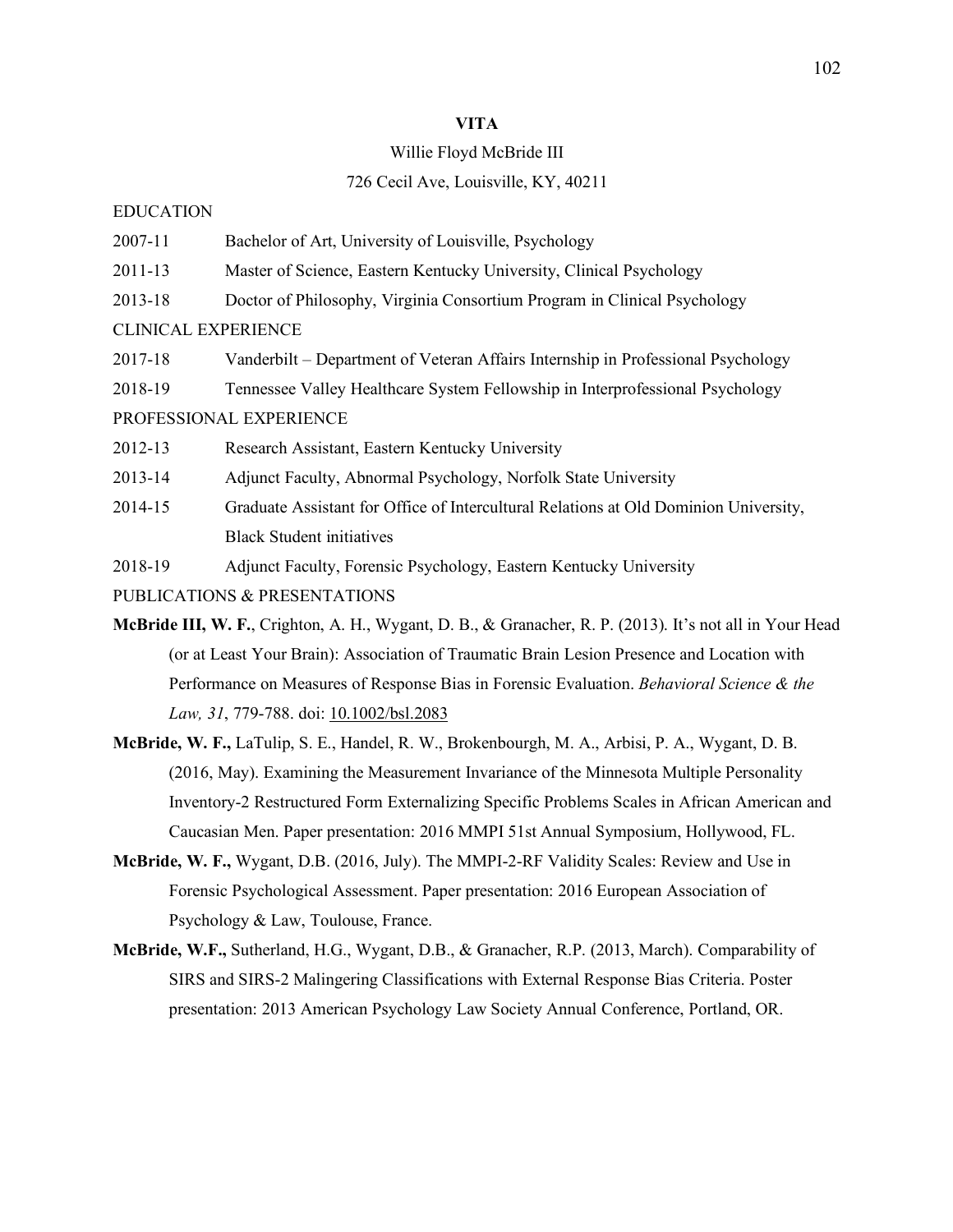# VITA

Willie Floyd McBride III

726 Cecil Ave, Louisville, KY, 40211

## EDUCATION

2007-11 Bachelor of Art, University of Louisville, Psychology

2011-13 Master of Science, Eastern Kentucky University, Clinical Psychology

2013-18 Doctor of Philosophy, Virginia Consortium Program in Clinical Psychology

## CLINICAL EXPERIENCE

2017-18 Vanderbilt – Department of Veteran Affairs Internship in Professional Psychology

2018-19 Tennessee Valley Healthcare System Fellowship in Interprofessional Psychology

## PROFESSIONAL EXPERIENCE

2012-13 Research Assistant, Eastern Kentucky University

2013-14 Adjunct Faculty, Abnormal Psychology, Norfolk State University

2014-15 Graduate Assistant for Office of Intercultural Relations at Old Dominion University, Black Student initiatives

2018-19 Adjunct Faculty, Forensic Psychology, Eastern Kentucky University

## PUBLICATIONS & PRESENTATIONS

**McBride III, W. F.**, Crighton, A. H., Wygant, D. B., & Granacher, R. P. (2013). It's not all in Your Head (or at Least Your Brain): Association of Traumatic Brain Lesion Presence and Location with Performance on Measures of Response Bias in Forensic Evaluation. *Behavioral Science & the Law, 31*, 779-788. doi: 10.1002/bsl.2083

**McBride, W. F.,** LaTulip, S. E., Handel, R. W., Brokenbourgh, M. A., Arbisi, P. A., Wygant, D. B. (2016, May). Examining the Measurement Invariance of the Minnesota Multiple Personality Inventory-2 Restructured Form Externalizing Specific Problems Scales in African American and Caucasian Men. Paper presentation: 2016 MMPI 51st Annual Symposium, Hollywood, FL.

**McBride, W. F.,** Wygant, D.B. (2016, July). The MMPI-2-RF Validity Scales: Review and Use in Forensic Psychological Assessment. Paper presentation: 2016 European Association of Psychology & Law, Toulouse, France.

**McBride, W.F.,** Sutherland, H.G., Wygant, D.B., & Granacher, R.P. (2013, March). Comparability of SIRS and SIRS-2 Malingering Classifications with External Response Bias Criteria. Poster presentation: 2013 American Psychology Law Society Annual Conference, Portland, OR.